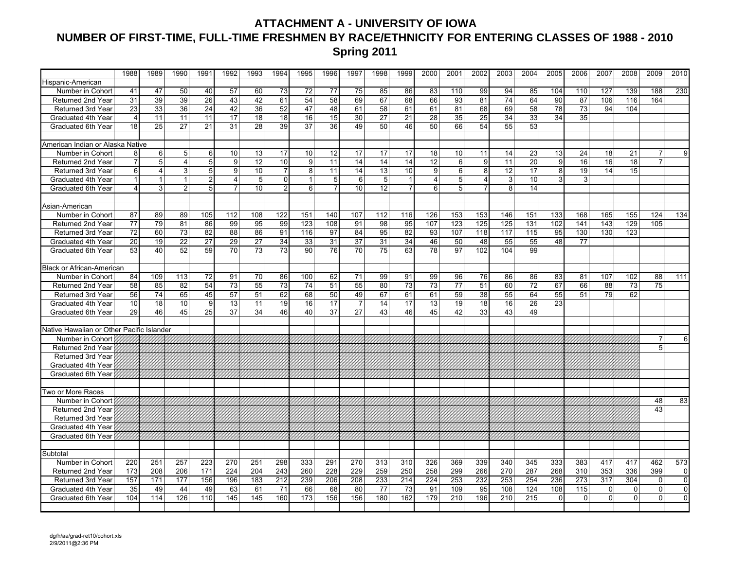# ATTACHMENT A - UNIVERSITY OF IOWA

## NUMBER OF FIRST-TIME, FULL-TIME FRESHMEN BY RACE/ETHNICITY FOR ENTERING CLASSES OF 1988 - 2010

### Spring 2011

| | 1988 | 1989 | 1990 | 1991 | 1992 | 1993 | 1994 | 1995 | 1996 | 1997 | 1998 | 1999 | 2000 | 2001 | 2002 | 2003 | 2004 | 2005 | 2006 | 2007 | 2008 | 2009 | 2010 |
|---|---|---|---|---|---|---|---|---|---|---|---|---|---|---|---|---|---|---|---|---|---|---|---|
| Hispanic-American | | | | | | | | | | | | | | | | | | | | | | | |
| Number in Cohort | 41 | 47 | 50 | 40 | 57 | 60 | 73 | 72 | 77 | 75 | 85 | 86 | 83 | 110 | 99 | 94 | 85 | 104 | 110 | 127 | 139 | 188 | 230 |
| Returned 2nd Year | 31 | 39 | 39 | 26 | 43 | 42 | 61 | 54 | 58 | 69 | 67 | 68 | 66 | 93 | 81 | 74 | 64 | 90 | 87 | 106 | 116 | 164 | |
| Returned 3rd Year | 23 | 33 | 36 | 24 | 42 | 36 | 52 | 47 | 48 | 61 | 58 | 61 | 61 | 81 | 68 | 69 | 58 | 78 | 73 | 94 | 104 | | |
| Graduated 4th Year | 4 | 11 | 11 | 11 | 17 | 18 | 18 | 16 | 15 | 30 | 27 | 21 | 28 | 35 | 25 | 34 | 33 | 34 | 35 | | | | |
| Graduated 6th Year | 18 | 25 | 27 | 21 | 31 | 28 | 39 | 37 | 36 | 49 | 50 | 46 | 50 | 66 | 54 | 55 | 53 | | | | | | |
| | | | | | | | | | | | | | | | | | | | | | | | |
| American Indian or Alaska Native | | | | | | | | | | | | | | | | | | | | | | | |
| Number in Cohort | 8 | 6 | 5 | 6 | 10 | 13 | 17 | 10 | 12 | 17 | 17 | 17 | 18 | 10 | 11 | 14 | 23 | 13 | 24 | 18 | 21 | 7 | 9 |
| Returned 2nd Year | 7 | 5 | 4 | 5 | 9 | 12 | 10 | 9 | 11 | 14 | 14 | 14 | 12 | 6 | 9 | 11 | 20 | 9 | 16 | 16 | 18 | 7 | |
| Returned 3rd Year | 6 | 4 | 3 | 5 | 9 | 10 | 7 | 8 | 11 | 14 | 13 | 10 | 9 | 6 | 8 | 12 | 17 | 8 | 19 | 14 | 15 | | |
| Graduated 4th Year | 1 | 1 | 1 | 2 | 4 | 5 | 0 | 1 | 5 | 6 | 5 | 1 | 4 | 5 | 4 | 3 | 10 | 3 | 3 | | | | |
| Graduated 6th Year | 4 | 3 | 2 | 5 | 7 | 10 | 2 | 6 | 7 | 10 | 12 | 7 | 6 | 5 | 7 | 8 | 14 | | | | | | |
| | | | | | | | | | | | | | | | | | | | | | | | |
| Asian-American | | | | | | | | | | | | | | | | | | | | | | | |
| Number in Cohort | 87 | 89 | 89 | 105 | 112 | 108 | 122 | 151 | 140 | 107 | 112 | 116 | 126 | 153 | 153 | 146 | 151 | 133 | 168 | 165 | 155 | 124 | 134 |
| Returned 2nd Year | 77 | 79 | 81 | 86 | 99 | 95 | 99 | 123 | 108 | 91 | 98 | 95 | 107 | 123 | 125 | 125 | 131 | 102 | 141 | 143 | 129 | 105 | |
| Returned 3rd Year | 72 | 60 | 73 | 82 | 88 | 86 | 91 | 116 | 97 | 84 | 95 | 82 | 93 | 107 | 118 | 117 | 115 | 95 | 130 | 130 | 123 | | |
| Graduated 4th Year | 20 | 19 | 22 | 27 | 29 | 27 | 34 | 33 | 31 | 37 | 31 | 34 | 46 | 50 | 48 | 55 | 55 | 48 | 77 | | | | |
| Graduated 6th Year | 53 | 40 | 52 | 59 | 70 | 73 | 73 | 90 | 76 | 70 | 75 | 63 | 78 | 97 | 102 | 104 | 99 | | | | | | |
| | | | | | | | | | | | | | | | | | | | | | | | |
| Black or African-American | | | | | | | | | | | | | | | | | | | | | | | |
| Number in Cohort | 84 | 109 | 113 | 72 | 91 | 70 | 86 | 100 | 62 | 71 | 99 | 91 | 99 | 96 | 76 | 86 | 86 | 83 | 81 | 107 | 102 | 88 | 111 |
| Returned 2nd Year | 58 | 85 | 82 | 54 | 73 | 55 | 73 | 74 | 51 | 55 | 80 | 73 | 73 | 77 | 51 | 60 | 72 | 67 | 66 | 88 | 73 | 75 | |
| Returned 3rd Year | 56 | 74 | 65 | 45 | 57 | 51 | 62 | 68 | 50 | 49 | 67 | 61 | 61 | 59 | 38 | 55 | 64 | 55 | 51 | 79 | 62 | | |
| Graduated 4th Year | 10 | 18 | 10 | 9 | 13 | 11 | 19 | 16 | 17 | 7 | 14 | 17 | 13 | 19 | 18 | 16 | 26 | 23 | | | | | |
| Graduated 6th Year | 29 | 46 | 45 | 25 | 37 | 34 | 46 | 40 | 37 | 27 | 43 | 46 | 45 | 42 | 33 | 43 | 49 | | | | | | |
| | | | | | | | | | | | | | | | | | | | | | | | |
| Native Hawaiian or Other Pacific Islander | | | | | | | | | | | | | | | | | | | | | | | |
| Number in Cohort | | | | | | | | | | | | | | | | | | | | | | 7 | 6 |
| Returned 2nd Year | | | | | | | | | | | | | | | | | | | | | | 5 | |
| Returned 3rd Year | | | | | | | | | | | | | | | | | | | | | | | |
| Graduated 4th Year | | | | | | | | | | | | | | | | | | | | | | | |
| Graduated 6th Year | | | | | | | | | | | | | | | | | | | | | | | |
| | | | | | | | | | | | | | | | | | | | | | | | |
| Two or More Races | | | | | | | | | | | | | | | | | | | | | | | |
| Number in Cohort | | | | | | | | | | | | | | | | | | | | | | 48 | 83 |
| Returned 2nd Year | | | | | | | | | | | | | | | | | | | | | | 43 | |
| Returned 3rd Year | | | | | | | | | | | | | | | | | | | | | | | |
| Graduated 4th Year | | | | | | | | | | | | | | | | | | | | | | | |
| Graduated 6th Year | | | | | | | | | | | | | | | | | | | | | | | |
| | | | | | | | | | | | | | | | | | | | | | | | |
| Subtotal | | | | | | | | | | | | | | | | | | | | | | | |
| Number in Cohort | 220 | 251 | 257 | 223 | 270 | 251 | 298 | 333 | 291 | 270 | 313 | 310 | 326 | 369 | 339 | 340 | 345 | 333 | 383 | 417 | 417 | 462 | 573 |
| Returned 2nd Year | 173 | 208 | 206 | 171 | 224 | 204 | 243 | 260 | 228 | 229 | 259 | 250 | 258 | 299 | 266 | 270 | 287 | 268 | 310 | 353 | 336 | 399 | 0 |
| Returned 3rd Year | 157 | 171 | 177 | 156 | 196 | 183 | 212 | 239 | 206 | 208 | 233 | 214 | 224 | 253 | 232 | 253 | 254 | 236 | 273 | 317 | 304 | 0 | 0 |
| Graduated 4th Year | 35 | 49 | 44 | 49 | 63 | 61 | 71 | 66 | 68 | 80 | 77 | 73 | 91 | 109 | 95 | 108 | 124 | 108 | 115 | 0 | 0 | 0 | 0 |
| Graduated 6th Year | 104 | 114 | 126 | 110 | 145 | 145 | 160 | 173 | 156 | 156 | 180 | 162 | 179 | 210 | 196 | 210 | 215 | 0 | 0 | 0 | 0 | 0 | 0 |

dg/h/aa/grad-ret10/cohort.xls
2/9/2011@2:36 PM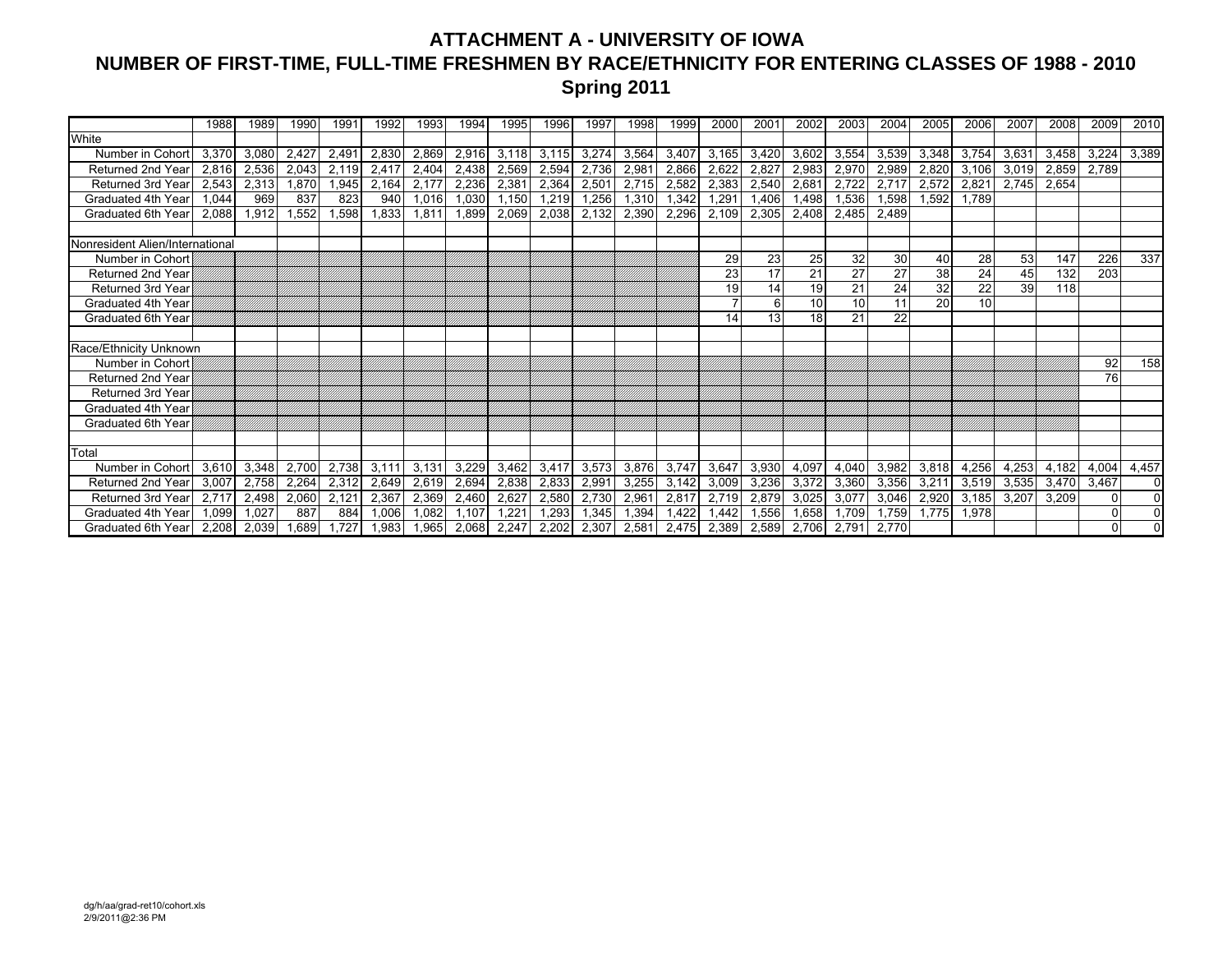# ATTACHMENT A - UNIVERSITY OF IOWA

## NUMBER OF FIRST-TIME, FULL-TIME FRESHMEN BY RACE/ETHNICITY FOR ENTERING CLASSES OF 1988 - 2010

### Spring 2011

| | 1988 | 1989 | 1990 | 1991 | 1992 | 1993 | 1994 | 1995 | 1996 | 1997 | 1998 | 1999 | 2000 | 2001 | 2002 | 2003 | 2004 | 2005 | 2006 | 2007 | 2008 | 2009 | 2010 |
|---|---|---|---|---|---|---|---|---|---|---|---|---|---|---|---|---|---|---|---|---|---|---|---|
| White | | | | | | | | | | | | | | | | | | | | | | | |
| Number in Cohort | 3,370 | 3,080 | 2,427 | 2,491 | 2,830 | 2,869 | 2,916 | 3,118 | 3,115 | 3,274 | 3,564 | 3,407 | 3,165 | 3,420 | 3,602 | 3,554 | 3,539 | 3,348 | 3,754 | 3,631 | 3,458 | 3,224 | 3,389 |
| Returned 2nd Year | 2,816 | 2,536 | 2,043 | 2,119 | 2,417 | 2,404 | 2,438 | 2,569 | 2,594 | 2,736 | 2,981 | 2,866 | 2,622 | 2,827 | 2,983 | 2,970 | 2,989 | 2,820 | 3,106 | 3,019 | 2,859 | 2,789 | |
| Returned 3rd Year | 2,543 | 2,313 | 1,870 | 1,945 | 2,164 | 2,177 | 2,236 | 2,381 | 2,364 | 2,501 | 2,715 | 2,582 | 2,383 | 2,540 | 2,681 | 2,722 | 2,717 | 2,572 | 2,821 | 2,745 | 2,654 | | |
| Graduated 4th Year | 1,044 | 969 | 837 | 823 | 940 | 1,016 | 1,030 | 1,150 | 1,219 | 1,256 | 1,310 | 1,342 | 1,291 | 1,406 | 1,498 | 1,536 | 1,598 | 1,592 | 1,789 | | | | |
| Graduated 6th Year | 2,088 | 1,912 | 1,552 | 1,598 | 1,833 | 1,811 | 1,899 | 2,069 | 2,038 | 2,132 | 2,390 | 2,296 | 2,109 | 2,305 | 2,408 | 2,485 | 2,489 | | | | | | |
| | | | | | | | | | | | | | | | | | | | | | | | |
| Nonresident Alien/International | | | | | | | | | | | | | | | | | | | | | | | |
| Number in Cohort | | | | | | | | | | | | | 29 | 23 | 25 | 32 | 30 | 40 | 28 | 53 | 147 | 226 | 337 |
| Returned 2nd Year | | | | | | | | | | | | | 23 | 17 | 21 | 27 | 27 | 38 | 24 | 45 | 132 | 203 | |
| Returned 3rd Year | | | | | | | | | | | | | 19 | 14 | 19 | 21 | 24 | 32 | 22 | 39 | 118 | | |
| Graduated 4th Year | | | | | | | | | | | | | 7 | 6 | 10 | 10 | 11 | 20 | 10 | | | | |
| Graduated 6th Year | | | | | | | | | | | | | 14 | 13 | 18 | 21 | 22 | | | | | | |
| | | | | | | | | | | | | | | | | | | | | | | | |
| Race/Ethnicity Unknown | | | | | | | | | | | | | | | | | | | | | | | |
| Number in Cohort | | | | | | | | | | | | | | | | | | | | | | 92 | 158 |
| Returned 2nd Year | | | | | | | | | | | | | | | | | | | | | | 76 | |
| Returned 3rd Year | | | | | | | | | | | | | | | | | | | | | | | |
| Graduated 4th Year | | | | | | | | | | | | | | | | | | | | | | | |
| Graduated 6th Year | | | | | | | | | | | | | | | | | | | | | | | |
| | | | | | | | | | | | | | | | | | | | | | | | |
| Total | | | | | | | | | | | | | | | | | | | | | | | |
| Number in Cohort | 3,610 | 3,348 | 2,700 | 2,738 | 3,111 | 3,131 | 3,229 | 3,462 | 3,417 | 3,573 | 3,876 | 3,747 | 3,647 | 3,930 | 4,097 | 4,040 | 3,982 | 3,818 | 4,256 | 4,253 | 4,182 | 4,004 | 4,457 |
| Returned 2nd Year | 3,007 | 2,758 | 2,264 | 2,312 | 2,649 | 2,619 | 2,694 | 2,838 | 2,833 | 2,991 | 3,255 | 3,142 | 3,009 | 3,236 | 3,372 | 3,360 | 3,356 | 3,211 | 3,519 | 3,535 | 3,470 | 3,467 | 0 |
| Returned 3rd Year | 2,717 | 2,498 | 2,060 | 2,121 | 2,367 | 2,369 | 2,460 | 2,627 | 2,580 | 2,730 | 2,961 | 2,817 | 2,719 | 2,879 | 3,025 | 3,077 | 3,046 | 2,920 | 3,185 | 3,207 | 3,209 | 0 | 0 |
| Graduated 4th Year | 1,099 | 1,027 | 887 | 884 | 1,006 | 1,082 | 1,107 | 1,221 | 1,293 | 1,345 | 1,394 | 1,422 | 1,442 | 1,556 | 1,658 | 1,709 | 1,759 | 1,775 | 1,978 | | | 0 | 0 |
| Graduated 6th Year | 2,208 | 2,039 | 1,689 | 1,727 | 1,983 | 1,965 | 2,068 | 2,247 | 2,202 | 2,307 | 2,581 | 2,475 | 2,389 | 2,589 | 2,706 | 2,791 | 2,770 | | | | | 0 | 0 |

dg/h/aa/grad-ret10/cohort.xls
2/9/2011@2:36 PM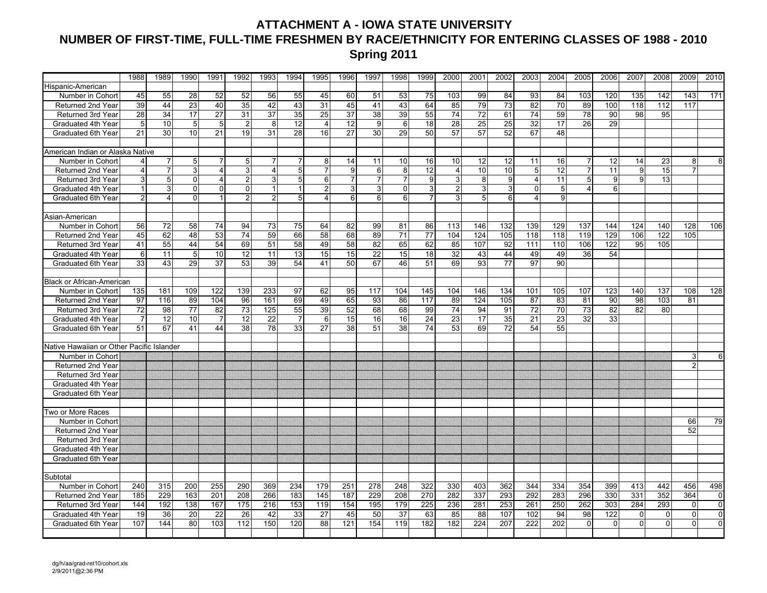# ATTACHMENT A - IOWA STATE UNIVERSITY

## NUMBER OF FIRST-TIME, FULL-TIME FRESHMEN BY RACE/ETHNICITY FOR ENTERING CLASSES OF 1988 - 2010

### Spring 2011

| | 1988 | 1989 | 1990 | 1991 | 1992 | 1993 | 1994 | 1995 | 1996 | 1997 | 1998 | 1999 | 2000 | 2001 | 2002 | 2003 | 2004 | 2005 | 2006 | 2007 | 2008 | 2009 | 2010 |
|---|---|---|---|---|---|---|---|---|---|---|---|---|---|---|---|---|---|---|---|---|---|---|---|
| Hispanic-American | | | | | | | | | | | | | | | | | | | | | | | |
| Number in Cohort | 45 | 55 | 28 | 52 | 52 | 56 | 55 | 45 | 60 | 51 | 53 | 75 | 103 | 99 | 84 | 93 | 84 | 103 | 120 | 135 | 142 | 143 | 171 |
| Returned 2nd Year | 39 | 44 | 23 | 40 | 35 | 42 | 43 | 31 | 45 | 41 | 43 | 64 | 85 | 79 | 73 | 82 | 70 | 89 | 100 | 118 | 112 | 117 | |
| Returned 3rd Year | 28 | 34 | 17 | 27 | 31 | 37 | 35 | 25 | 37 | 38 | 39 | 55 | 74 | 72 | 61 | 74 | 59 | 78 | 90 | 98 | 95 | | |
| Graduated 4th Year | 5 | 10 | 5 | 5 | 2 | 8 | 12 | 4 | 12 | 9 | 6 | 18 | 28 | 25 | 25 | 32 | 17 | 26 | 29 | | | | |
| Graduated 6th Year | 21 | 30 | 10 | 21 | 19 | 31 | 28 | 16 | 27 | 30 | 29 | 50 | 57 | 57 | 52 | 67 | 48 | | | | | | |
| | | | | | | | | | | | | | | | | | | | | | | | |
| American Indian or Alaska Native | | | | | | | | | | | | | | | | | | | | | | | |
| Number in Cohort | 4 | 7 | 5 | 7 | 5 | 7 | 7 | 8 | 14 | 11 | 10 | 16 | 10 | 12 | 12 | 11 | 16 | 7 | 12 | 14 | 23 | 8 | 8 |
| Returned 2nd Year | 4 | 7 | 3 | 4 | 3 | 4 | 5 | 7 | 9 | 6 | 8 | 12 | 4 | 10 | 10 | 5 | 12 | 7 | 11 | 9 | 15 | 7 | |
| Returned 3rd Year | 3 | 5 | 0 | 4 | 2 | 3 | 5 | 6 | 7 | 7 | 7 | 9 | 3 | 8 | 9 | 4 | 11 | 5 | 9 | 9 | 13 | | |
| Graduated 4th Year | 1 | 3 | 0 | 0 | 0 | 1 | 1 | 2 | 3 | 3 | 0 | 3 | 2 | 3 | 3 | 0 | 5 | 4 | 6 | | | | |
| Graduated 6th Year | 2 | 4 | 0 | 1 | 2 | 2 | 5 | 4 | 6 | 6 | 6 | 7 | 3 | 5 | 6 | 4 | 9 | | | | | | |
| | | | | | | | | | | | | | | | | | | | | | | | |
| Asian-American | | | | | | | | | | | | | | | | | | | | | | | |
| Number in Cohort | 56 | 72 | 58 | 74 | 94 | 73 | 75 | 64 | 82 | 99 | 81 | 86 | 113 | 146 | 132 | 139 | 129 | 137 | 144 | 124 | 140 | 128 | 106 |
| Returned 2nd Year | 45 | 62 | 48 | 53 | 74 | 59 | 66 | 58 | 68 | 89 | 71 | 77 | 104 | 124 | 105 | 118 | 118 | 119 | 129 | 106 | 122 | 105 | |
| Returned 3rd Year | 41 | 55 | 44 | 54 | 69 | 51 | 58 | 49 | 58 | 82 | 65 | 62 | 85 | 107 | 92 | 111 | 110 | 106 | 122 | 95 | 105 | | |
| Graduated 4th Year | 6 | 11 | 5 | 10 | 12 | 11 | 13 | 15 | 15 | 22 | 15 | 18 | 32 | 43 | 44 | 49 | 49 | 36 | 54 | | | | |
| Graduated 6th Year | 33 | 43 | 29 | 37 | 53 | 39 | 54 | 41 | 50 | 67 | 46 | 51 | 69 | 93 | 77 | 97 | 90 | | | | | | |
| | | | | | | | | | | | | | | | | | | | | | | | |
| Black or African-American | | | | | | | | | | | | | | | | | | | | | | | |
| Number in Cohort | 135 | 181 | 109 | 122 | 139 | 233 | 97 | 62 | 95 | 117 | 104 | 145 | 104 | 146 | 134 | 101 | 105 | 107 | 123 | 140 | 137 | 108 | 128 |
| Returned 2nd Year | 97 | 116 | 89 | 104 | 96 | 161 | 69 | 49 | 65 | 93 | 86 | 117 | 89 | 124 | 105 | 87 | 83 | 81 | 90 | 98 | 103 | 81 | |
| Returned 3rd Year | 72 | 98 | 77 | 82 | 73 | 125 | 55 | 39 | 52 | 68 | 68 | 99 | 74 | 94 | 91 | 72 | 70 | 73 | 82 | 82 | 80 | | |
| Graduated 4th Year | 7 | 12 | 10 | 7 | 12 | 22 | 7 | 6 | 15 | 16 | 16 | 24 | 23 | 17 | 35 | 21 | 23 | 32 | 33 | | | | |
| Graduated 6th Year | 51 | 67 | 41 | 44 | 38 | 78 | 33 | 27 | 38 | 51 | 38 | 74 | 53 | 69 | 72 | 54 | 55 | | | | | | |
| | | | | | | | | | | | | | | | | | | | | | | | |
| Native Hawaiian or Other Pacific Islander | | | | | | | | | | | | | | | | | | | | | | | |
| Number in Cohort | | | | | | | | | | | | | | | | | | | | | | 3 | 6 |
| Returned 2nd Year | | | | | | | | | | | | | | | | | | | | | | 2 | |
| Returned 3rd Year | | | | | | | | | | | | | | | | | | | | | | | |
| Graduated 4th Year | | | | | | | | | | | | | | | | | | | | | | | |
| Graduated 6th Year | | | | | | | | | | | | | | | | | | | | | | | |
| | | | | | | | | | | | | | | | | | | | | | | | |
| Two or More Races | | | | | | | | | | | | | | | | | | | | | | | |
| Number in Cohort | | | | | | | | | | | | | | | | | | | | | | 66 | 79 |
| Returned 2nd Year | | | | | | | | | | | | | | | | | | | | | | 52 | |
| Returned 3rd Year | | | | | | | | | | | | | | | | | | | | | | | |
| Graduated 4th Year | | | | | | | | | | | | | | | | | | | | | | | |
| Graduated 6th Year | | | | | | | | | | | | | | | | | | | | | | | |
| | | | | | | | | | | | | | | | | | | | | | | | |
| Subtotal | | | | | | | | | | | | | | | | | | | | | | | |
| Number in Cohort | 240 | 315 | 200 | 255 | 290 | 369 | 234 | 179 | 251 | 278 | 248 | 322 | 330 | 403 | 362 | 344 | 334 | 354 | 399 | 413 | 442 | 456 | 498 |
| Returned 2nd Year | 185 | 229 | 163 | 201 | 208 | 266 | 183 | 145 | 187 | 229 | 208 | 270 | 282 | 337 | 293 | 292 | 283 | 296 | 330 | 331 | 352 | 364 | 0 |
| Returned 3rd Year | 144 | 192 | 138 | 167 | 175 | 216 | 153 | 119 | 154 | 195 | 179 | 225 | 236 | 281 | 253 | 261 | 250 | 262 | 303 | 284 | 293 | 0 | 0 |
| Graduated 4th Year | 19 | 36 | 20 | 22 | 26 | 42 | 33 | 27 | 45 | 50 | 37 | 63 | 85 | 88 | 107 | 102 | 94 | 98 | 122 | 0 | 0 | 0 | 0 |
| Graduated 6th Year | 107 | 144 | 80 | 103 | 112 | 150 | 120 | 88 | 121 | 154 | 119 | 182 | 182 | 224 | 207 | 222 | 202 | 0 | 0 | 0 | 0 | 0 | 0 |

dg/h/aa/grad-ret10/cohort.xls
2/9/2011@2:36 PM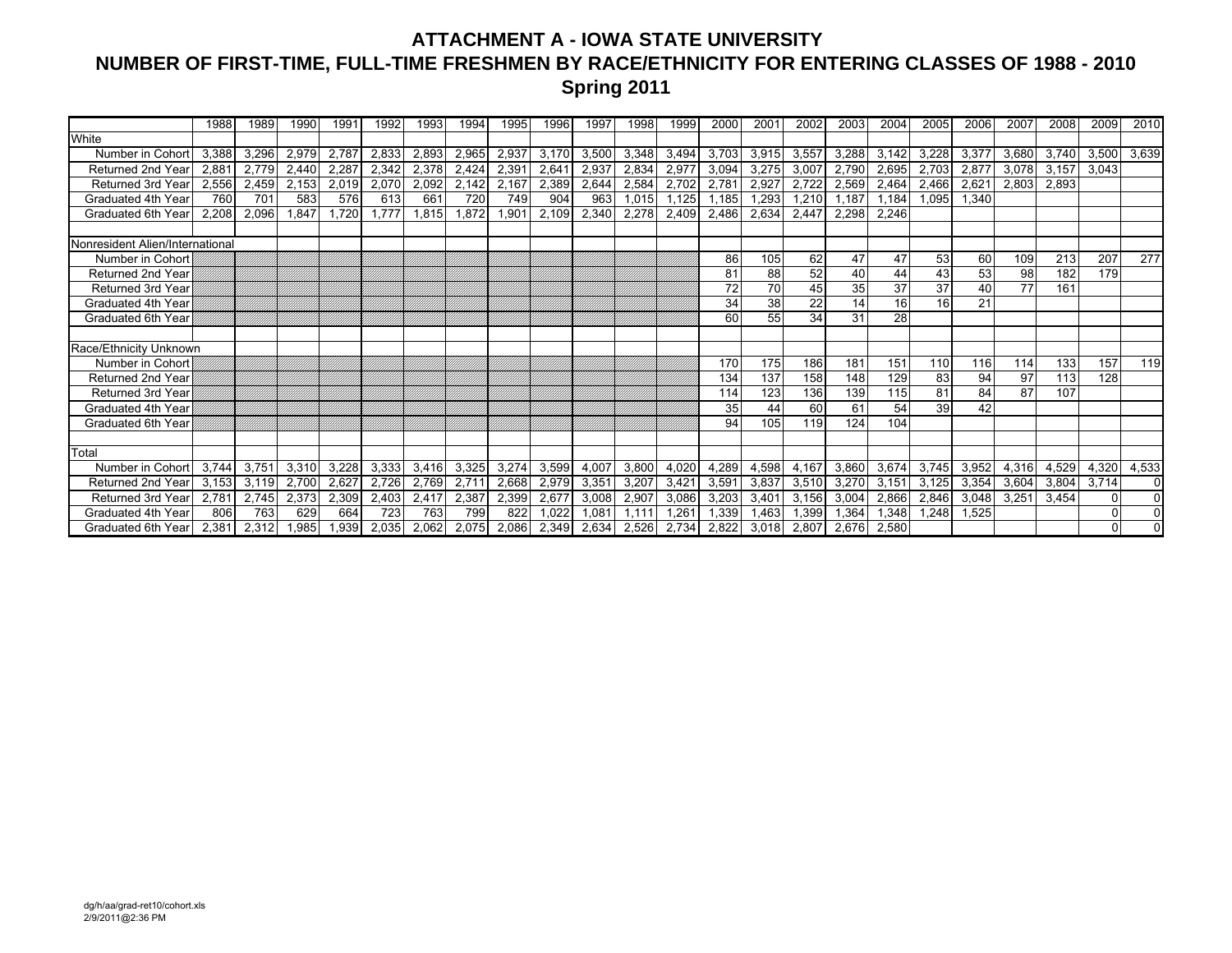# ATTACHMENT A - IOWA STATE UNIVERSITY
## NUMBER OF FIRST-TIME, FULL-TIME FRESHMEN BY RACE/ETHNICITY FOR ENTERING CLASSES OF 1988 - 2010
### Spring 2011

| | 1988 | 1989 | 1990 | 1991 | 1992 | 1993 | 1994 | 1995 | 1996 | 1997 | 1998 | 1999 | 2000 | 2001 | 2002 | 2003 | 2004 | 2005 | 2006 | 2007 | 2008 | 2009 | 2010 |
|---|---|---|---|---|---|---|---|---|---|---|---|---|---|---|---|---|---|---|---|---|---|---|---|
| White | | | | | | | | | | | | | | | | | | | | | | | |
| Number in Cohort | 3,388 | 3,296 | 2,979 | 2,787 | 2,833 | 2,893 | 2,965 | 2,937 | 3,170 | 3,500 | 3,348 | 3,494 | 3,703 | 3,915 | 3,557 | 3,288 | 3,142 | 3,228 | 3,377 | 3,680 | 3,740 | 3,500 | 3,639 |
| Returned 2nd Year | 2,881 | 2,779 | 2,440 | 2,287 | 2,342 | 2,378 | 2,424 | 2,391 | 2,641 | 2,937 | 2,834 | 2,977 | 3,094 | 3,275 | 3,007 | 2,790 | 2,695 | 2,703 | 2,877 | 3,078 | 3,157 | 3,043 | |
| Returned 3rd Year | 2,556 | 2,459 | 2,153 | 2,019 | 2,070 | 2,092 | 2,142 | 2,167 | 2,389 | 2,644 | 2,584 | 2,702 | 2,781 | 2,927 | 2,722 | 2,569 | 2,464 | 2,466 | 2,621 | 2,803 | 2,893 | | |
| Graduated 4th Year | 760 | 701 | 583 | 576 | 613 | 661 | 720 | 749 | 904 | 963 | 1,015 | 1,125 | 1,185 | 1,293 | 1,210 | 1,187 | 1,184 | 1,095 | 1,340 | | | | |
| Graduated 6th Year | 2,208 | 2,096 | 1,847 | 1,720 | 1,777 | 1,815 | 1,872 | 1,901 | 2,109 | 2,340 | 2,278 | 2,409 | 2,486 | 2,634 | 2,447 | 2,298 | 2,246 | | | | | | |
| | | | | | | | | | | | | | | | | | | | | | | | |
| Nonresident Alien/International | | | | | | | | | | | | | | | | | | | | | | | |
| Number in Cohort | | | | | | | | | | | | | 86 | 105 | 62 | 47 | 47 | 53 | 60 | 109 | 213 | 207 | 277 |
| Returned 2nd Year | | | | | | | | | | | | | 81 | 88 | 52 | 40 | 44 | 43 | 53 | 98 | 182 | 179 | |
| Returned 3rd Year | | | | | | | | | | | | | 72 | 70 | 45 | 35 | 37 | 37 | 40 | 77 | 161 | | |
| Graduated 4th Year | | | | | | | | | | | | | 34 | 38 | 22 | 14 | 16 | 16 | 21 | | | | |
| Graduated 6th Year | | | | | | | | | | | | | 60 | 55 | 34 | 31 | 28 | | | | | | |
| | | | | | | | | | | | | | | | | | | | | | | | |
| Race/Ethnicity Unknown | | | | | | | | | | | | | | | | | | | | | | | |
| Number in Cohort | | | | | | | | | | | | | 170 | 175 | 186 | 181 | 151 | 110 | 116 | 114 | 133 | 157 | 119 |
| Returned 2nd Year | | | | | | | | | | | | | 134 | 137 | 158 | 148 | 129 | 83 | 94 | 97 | 113 | 128 | |
| Returned 3rd Year | | | | | | | | | | | | | 114 | 123 | 136 | 139 | 115 | 81 | 84 | 87 | 107 | | |
| Graduated 4th Year | | | | | | | | | | | | | 35 | 44 | 60 | 61 | 54 | 39 | 42 | | | | |
| Graduated 6th Year | | | | | | | | | | | | | 94 | 105 | 119 | 124 | 104 | | | | | | |
| | | | | | | | | | | | | | | | | | | | | | | | |
| Total | | | | | | | | | | | | | | | | | | | | | | | |
| Number in Cohort | 3,744 | 3,751 | 3,310 | 3,228 | 3,333 | 3,416 | 3,325 | 3,274 | 3,599 | 4,007 | 3,800 | 4,020 | 4,289 | 4,598 | 4,167 | 3,860 | 3,674 | 3,745 | 3,952 | 4,316 | 4,529 | 4,320 | 4,533 |
| Returned 2nd Year | 3,153 | 3,119 | 2,700 | 2,627 | 2,726 | 2,769 | 2,711 | 2,668 | 2,979 | 3,351 | 3,207 | 3,421 | 3,591 | 3,837 | 3,510 | 3,270 | 3,151 | 3,125 | 3,354 | 3,604 | 3,804 | 3,714 | 0 |
| Returned 3rd Year | 2,781 | 2,745 | 2,373 | 2,309 | 2,403 | 2,417 | 2,387 | 2,399 | 2,677 | 3,008 | 2,907 | 3,086 | 3,203 | 3,401 | 3,156 | 3,004 | 2,866 | 2,846 | 3,048 | 3,251 | 3,454 | 0 | 0 |
| Graduated 4th Year | 806 | 763 | 629 | 664 | 723 | 763 | 799 | 822 | 1,022 | 1,081 | 1,111 | 1,261 | 1,339 | 1,463 | 1,399 | 1,364 | 1,348 | 1,248 | 1,525 | | | 0 | 0 |
| Graduated 6th Year | 2,381 | 2,312 | 1,985 | 1,939 | 2,035 | 2,062 | 2,075 | 2,086 | 2,349 | 2,634 | 2,526 | 2,734 | 2,822 | 3,018 | 2,807 | 2,676 | 2,580 | | | | | 0 | 0 |

dg/h/aa/grad-ret10/cohort.xls
2/9/2011@2:36 PM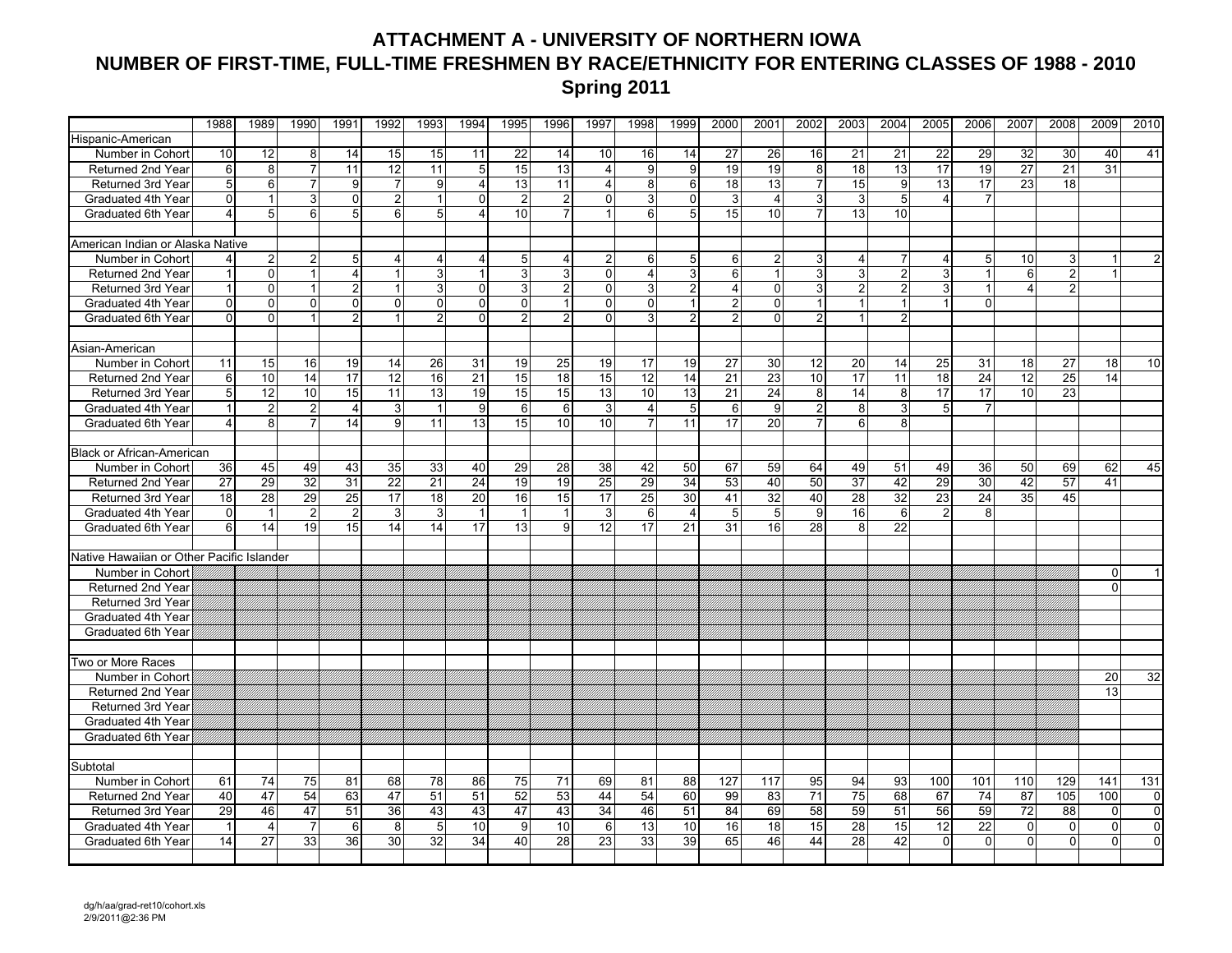# ATTACHMENT A - UNIVERSITY OF NORTHERN IOWA
## NUMBER OF FIRST-TIME, FULL-TIME FRESHMEN BY RACE/ETHNICITY FOR ENTERING CLASSES OF 1988 - 2010
### Spring 2011

| | 1988 | 1989 | 1990 | 1991 | 1992 | 1993 | 1994 | 1995 | 1996 | 1997 | 1998 | 1999 | 2000 | 2001 | 2002 | 2003 | 2004 | 2005 | 2006 | 2007 | 2008 | 2009 | 2010 |
|---|---|---|---|---|---|---|---|---|---|---|---|---|---|---|---|---|---|---|---|---|---|---|---|
| **Hispanic-American** | | | | | | | | | | | | | | | | | | | | | | | |
| Number in Cohort | 10 | 12 | 8 | 14 | 15 | 15 | 11 | 22 | 14 | 10 | 16 | 14 | 27 | 26 | 16 | 21 | 21 | 22 | 29 | 32 | 30 | 40 | 41 |
| Returned 2nd Year | 6 | 8 | 7 | 11 | 12 | 11 | 5 | 15 | 13 | 4 | 9 | 9 | 19 | 19 | 8 | 18 | 13 | 17 | 19 | 27 | 21 | 31 | |
| Returned 3rd Year | 5 | 6 | 7 | 9 | 7 | 9 | 4 | 13 | 11 | 4 | 8 | 6 | 18 | 13 | 7 | 15 | 9 | 13 | 17 | 23 | 18 | | |
| Graduated 4th Year | 0 | 1 | 3 | 0 | 2 | 1 | 0 | 2 | 2 | 0 | 3 | 0 | 3 | 4 | 3 | 3 | 5 | 4 | 7 | | | | |
| Graduated 6th Year | 4 | 5 | 6 | 5 | 6 | 5 | 4 | 10 | 7 | 1 | 6 | 5 | 15 | 10 | 7 | 13 | 10 | | | | | | |
| **American Indian or Alaska Native** | | | | | | | | | | | | | | | | | | | | | | | |
| Number in Cohort | 4 | 2 | 2 | 5 | 4 | 4 | 4 | 5 | 4 | 2 | 6 | 5 | 6 | 2 | 3 | 4 | 7 | 4 | 5 | 10 | 3 | 1 | 2 |
| Returned 2nd Year | 1 | 0 | 1 | 4 | 1 | 3 | 1 | 3 | 3 | 0 | 4 | 3 | 6 | 1 | 3 | 3 | 2 | 3 | 1 | 6 | 2 | 1 | |
| Returned 3rd Year | 1 | 0 | 1 | 2 | 1 | 3 | 0 | 3 | 2 | 0 | 3 | 2 | 4 | 0 | 3 | 2 | 2 | 3 | 1 | 4 | 2 | | |
| Graduated 4th Year | 0 | 0 | 0 | 0 | 0 | 0 | 0 | 0 | 1 | 0 | 0 | 1 | 2 | 0 | 1 | 1 | 1 | 1 | 0 | | | | |
| Graduated 6th Year | 0 | 0 | 1 | 2 | 1 | 2 | 0 | 2 | 2 | 0 | 3 | 2 | 2 | 0 | 2 | 1 | 2 | | | | | | |
| **Asian-American** | | | | | | | | | | | | | | | | | | | | | | | |
| Number in Cohort | 11 | 15 | 16 | 19 | 14 | 26 | 31 | 19 | 25 | 19 | 17 | 19 | 27 | 30 | 12 | 20 | 14 | 25 | 31 | 18 | 27 | 18 | 10 |
| Returned 2nd Year | 6 | 10 | 14 | 17 | 12 | 16 | 21 | 15 | 18 | 15 | 12 | 14 | 21 | 23 | 10 | 17 | 11 | 18 | 24 | 12 | 25 | 14 | |
| Returned 3rd Year | 5 | 12 | 10 | 15 | 11 | 13 | 19 | 15 | 15 | 13 | 10 | 13 | 21 | 24 | 8 | 14 | 8 | 17 | 17 | 10 | 23 | | |
| Graduated 4th Year | 1 | 2 | 2 | 4 | 3 | 1 | 9 | 6 | 6 | 3 | 4 | 5 | 6 | 9 | 2 | 8 | 3 | 5 | 7 | | | | |
| Graduated 6th Year | 4 | 8 | 7 | 14 | 9 | 11 | 13 | 15 | 10 | 10 | 7 | 11 | 17 | 20 | 7 | 6 | 8 | | | | | | |
| **Black or African-American** | | | | | | | | | | | | | | | | | | | | | | | |
| Number in Cohort | 36 | 45 | 49 | 43 | 35 | 33 | 40 | 29 | 28 | 38 | 42 | 50 | 67 | 59 | 64 | 49 | 51 | 49 | 36 | 50 | 69 | 62 | 45 |
| Returned 2nd Year | 27 | 29 | 32 | 31 | 22 | 21 | 24 | 19 | 19 | 25 | 29 | 34 | 53 | 40 | 50 | 37 | 42 | 29 | 30 | 42 | 57 | 41 | |
| Returned 3rd Year | 18 | 28 | 29 | 25 | 17 | 18 | 20 | 16 | 15 | 17 | 25 | 30 | 41 | 32 | 40 | 28 | 32 | 23 | 24 | 35 | 45 | | |
| Graduated 4th Year | 0 | 1 | 2 | 2 | 3 | 3 | 1 | 1 | 1 | 3 | 6 | 4 | 5 | 5 | 9 | 16 | 6 | 2 | 8 | | | | |
| Graduated 6th Year | 6 | 14 | 19 | 15 | 14 | 14 | 17 | 13 | 9 | 12 | 17 | 21 | 31 | 16 | 28 | 8 | 22 | | | | | | |
| **Native Hawaiian or Other Pacific Islander** | | | | | | | | | | | | | | | | | | | | | | | |
| Number in Cohort | | | | | | | | | | | | | | | | | | | | | | 0 | 1 |
| Returned 2nd Year | | | | | | | | | | | | | | | | | | | | | | 0 | |
| Returned 3rd Year | | | | | | | | | | | | | | | | | | | | | | | |
| Graduated 4th Year | | | | | | | | | | | | | | | | | | | | | | | |
| Graduated 6th Year | | | | | | | | | | | | | | | | | | | | | | | |
| **Two or More Races** | | | | | | | | | | | | | | | | | | | | | | | |
| Number in Cohort | | | | | | | | | | | | | | | | | | | | | | 20 | 32 |
| Returned 2nd Year | | | | | | | | | | | | | | | | | | | | | | 13 | |
| Returned 3rd Year | | | | | | | | | | | | | | | | | | | | | | | |
| Graduated 4th Year | | | | | | | | | | | | | | | | | | | | | | | |
| Graduated 6th Year | | | | | | | | | | | | | | | | | | | | | | | |
| **Subtotal** | | | | | | | | | | | | | | | | | | | | | | | |
| Number in Cohort | 61 | 74 | 75 | 81 | 68 | 78 | 86 | 75 | 71 | 69 | 81 | 88 | 127 | 117 | 95 | 94 | 93 | 100 | 101 | 110 | 129 | 141 | 131 |
| Returned 2nd Year | 40 | 47 | 54 | 63 | 47 | 51 | 51 | 52 | 53 | 44 | 54 | 60 | 99 | 83 | 71 | 75 | 68 | 67 | 74 | 87 | 105 | 100 | 0 |
| Returned 3rd Year | 29 | 46 | 47 | 51 | 36 | 43 | 43 | 47 | 43 | 34 | 46 | 51 | 84 | 69 | 58 | 59 | 51 | 56 | 59 | 72 | 88 | 0 | 0 |
| Graduated 4th Year | 1 | 4 | 7 | 6 | 8 | 5 | 10 | 9 | 10 | 6 | 13 | 10 | 16 | 18 | 15 | 28 | 15 | 12 | 22 | 0 | 0 | 0 | 0 |
| Graduated 6th Year | 14 | 27 | 33 | 36 | 30 | 32 | 34 | 40 | 28 | 23 | 33 | 39 | 65 | 46 | 44 | 28 | 42 | 0 | 0 | 0 | 0 | 0 | 0 |

dg/h/aa/grad-ret10/cohort.xls
2/9/2011@2:36 PM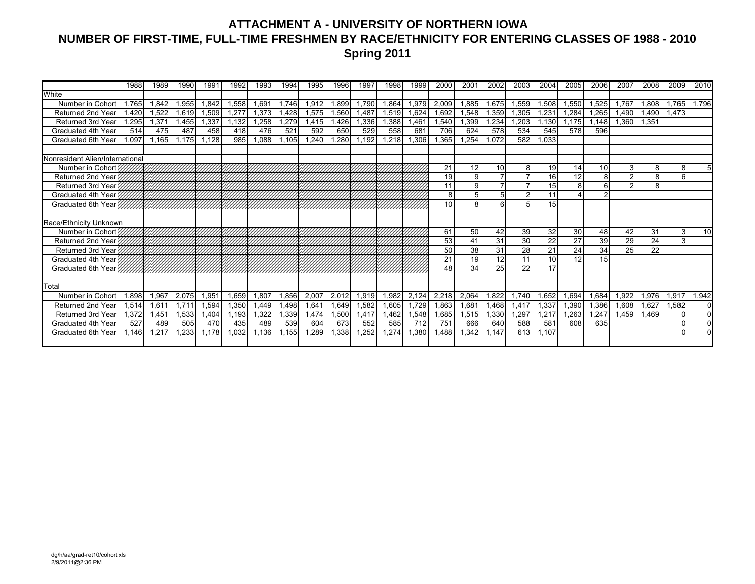# ATTACHMENT A - UNIVERSITY OF NORTHERN IOWA

## NUMBER OF FIRST-TIME, FULL-TIME FRESHMEN BY RACE/ETHNICITY FOR ENTERING CLASSES OF 1988 - 2010

### Spring 2011

| | 1988 | 1989 | 1990 | 1991 | 1992 | 1993 | 1994 | 1995 | 1996 | 1997 | 1998 | 1999 | 2000 | 2001 | 2002 | 2003 | 2004 | 2005 | 2006 | 2007 | 2008 | 2009 | 2010 |
|---|---|---|---|---|---|---|---|---|---|---|---|---|---|---|---|---|---|---|---|---|---|---|---|
| White | | | | | | | | | | | | | | | | | | | | | | | |
| Number in Cohort | 1,765 | 1,842 | 1,955 | 1,842 | 1,558 | 1,691 | 1,746 | 1,912 | 1,899 | 1,790 | 1,864 | 1,979 | 2,009 | 1,885 | 1,675 | 1,559 | 1,508 | 1,550 | 1,525 | 1,767 | 1,808 | 1,765 | 1,796 |
| Returned 2nd Year | 1,420 | 1,522 | 1,619 | 1,509 | 1,277 | 1,373 | 1,428 | 1,575 | 1,560 | 1,487 | 1,519 | 1,624 | 1,692 | 1,548 | 1,359 | 1,305 | 1,231 | 1,284 | 1,265 | 1,490 | 1,490 | 1,473 | |
| Returned 3rd Year | 1,295 | 1,371 | 1,455 | 1,337 | 1,132 | 1,258 | 1,279 | 1,415 | 1,426 | 1,336 | 1,388 | 1,461 | 1,540 | 1,399 | 1,234 | 1,203 | 1,130 | 1,175 | 1,148 | 1,360 | 1,351 | | |
| Graduated 4th Year | 514 | 475 | 487 | 458 | 418 | 476 | 521 | 592 | 650 | 529 | 558 | 681 | 706 | 624 | 578 | 534 | 545 | 578 | 596 | | | | |
| Graduated 6th Year | 1,097 | 1,165 | 1,175 | 1,128 | 985 | 1,088 | 1,105 | 1,240 | 1,280 | 1,192 | 1,218 | 1,306 | 1,365 | 1,254 | 1,072 | 582 | 1,033 | | | | | | |
| | | | | | | | | | | | | | | | | | | | | | | | |
| Nonresident Alien/International | | | | | | | | | | | | | | | | | | | | | | | |
| Number in Cohort | | | | | | | | | | | | | 21 | 12 | 10 | 8 | 19 | 14 | 10 | 3 | 8 | 8 | 5 |
| Returned 2nd Year | | | | | | | | | | | | | 19 | 9 | 7 | 7 | 16 | 12 | 8 | 2 | 8 | 6 | |
| Returned 3rd Year | | | | | | | | | | | | | 11 | 9 | 7 | 7 | 15 | 8 | 6 | 2 | 8 | | |
| Graduated 4th Year | | | | | | | | | | | | | 8 | 5 | 5 | 2 | 11 | 4 | 2 | | | | |
| Graduated 6th Year | | | | | | | | | | | | | 10 | 8 | 6 | 5 | 15 | | | | | | |
| | | | | | | | | | | | | | | | | | | | | | | | |
| Race/Ethnicity Unknown | | | | | | | | | | | | | | | | | | | | | | | |
| Number in Cohort | | | | | | | | | | | | | 61 | 50 | 42 | 39 | 32 | 30 | 48 | 42 | 31 | 3 | 10 |
| Returned 2nd Year | | | | | | | | | | | | | 53 | 41 | 31 | 30 | 22 | 27 | 39 | 29 | 24 | 3 | |
| Returned 3rd Year | | | | | | | | | | | | | 50 | 38 | 31 | 28 | 21 | 24 | 34 | 25 | 22 | | |
| Graduated 4th Year | | | | | | | | | | | | | 21 | 19 | 12 | 11 | 10 | 12 | 15 | | | | |
| Graduated 6th Year | | | | | | | | | | | | | 48 | 34 | 25 | 22 | 17 | | | | | | |
| | | | | | | | | | | | | | | | | | | | | | | | |
| Total | | | | | | | | | | | | | | | | | | | | | | | |
| Number in Cohort | 1,898 | 1,967 | 2,075 | 1,951 | 1,659 | 1,807 | 1,856 | 2,007 | 2,012 | 1,919 | 1,982 | 2,124 | 2,218 | 2,064 | 1,822 | 1,740 | 1,652 | 1,694 | 1,684 | 1,922 | 1,976 | 1,917 | 1,942 |
| Returned 2nd Year | 1,514 | 1,611 | 1,711 | 1,594 | 1,350 | 1,449 | 1,498 | 1,641 | 1,649 | 1,582 | 1,605 | 1,729 | 1,863 | 1,681 | 1,468 | 1,417 | 1,337 | 1,390 | 1,386 | 1,608 | 1,627 | 1,582 | 0 |
| Returned 3rd Year | 1,372 | 1,451 | 1,533 | 1,404 | 1,193 | 1,322 | 1,339 | 1,474 | 1,500 | 1,417 | 1,462 | 1,548 | 1,685 | 1,515 | 1,330 | 1,297 | 1,217 | 1,263 | 1,247 | 1,459 | 1,469 | 0 | 0 |
| Graduated 4th Year | 527 | 489 | 505 | 470 | 435 | 489 | 539 | 604 | 673 | 552 | 585 | 712 | 751 | 666 | 640 | 588 | 581 | 608 | 635 | | | 0 | 0 |
| Graduated 6th Year | 1,146 | 1,217 | 1,233 | 1,178 | 1,032 | 1,136 | 1,155 | 1,289 | 1,338 | 1,252 | 1,274 | 1,380 | 1,488 | 1,342 | 1,147 | 613 | 1,107 | | | | | 0 | 0 |

dg/h/aa/grad-ret10/cohort.xls
2/9/2011@2:36 PM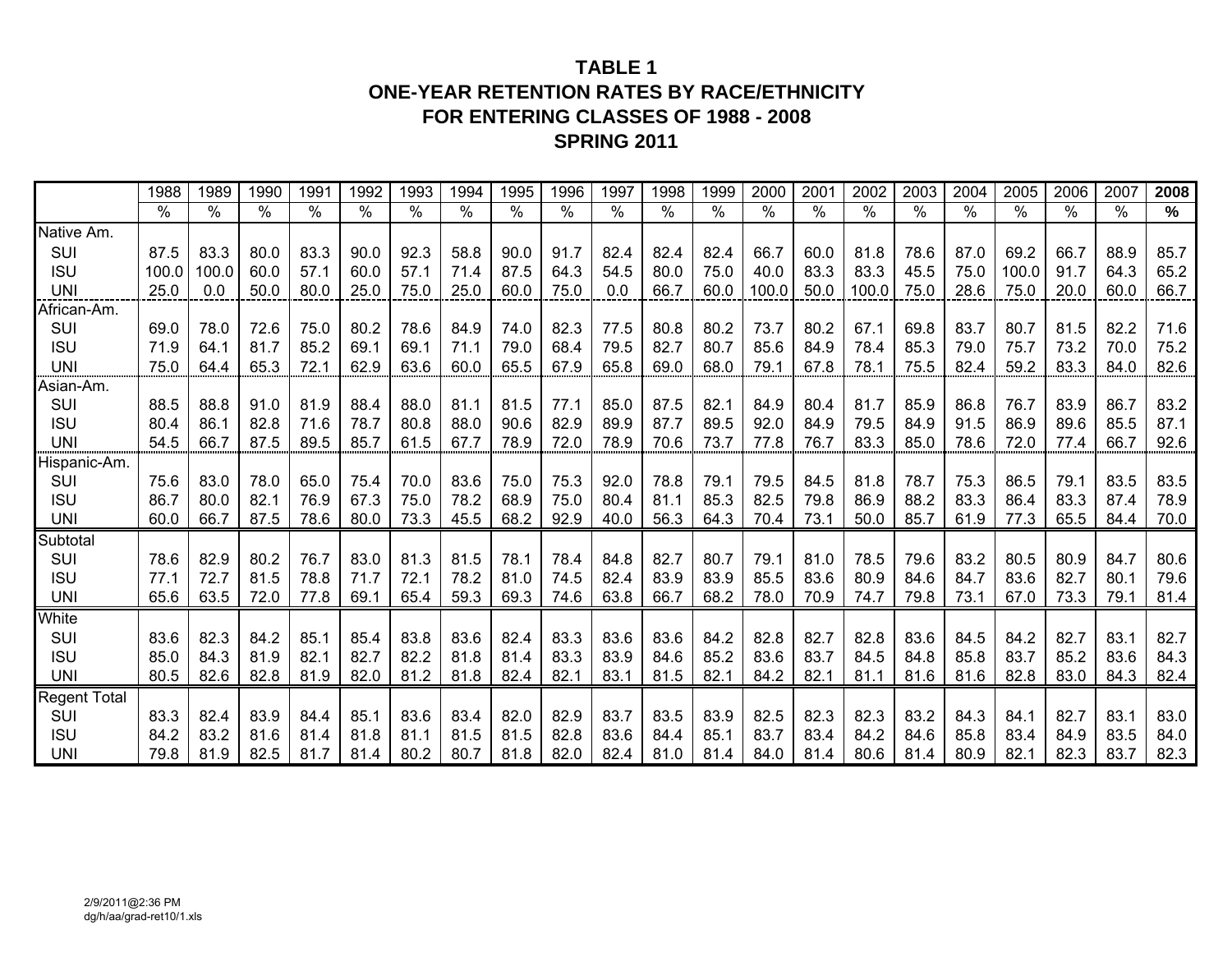# TABLE 1
## ONE-YEAR RETENTION RATES BY RACE/ETHNICITY FOR ENTERING CLASSES OF 1988 - 2008
## SPRING 2011

| | 1988 | 1989 | 1990 | 1991 | 1992 | 1993 | 1994 | 1995 | 1996 | 1997 | 1998 | 1999 | 2000 | 2001 | 2002 | 2003 | 2004 | 2005 | 2006 | 2007 | **2008** |
|---|---|---|---|---|---|---|---|---|---|---|---|---|---|---|---|---|---|---|---|---|---|
| | % | % | % | % | % | % | % | % | % | % | % | % | % | % | % | % | % | % | % | % | **%** |
| Native Am. | | | | | | | | | | | | | | | | | | | | | |
| SUI | 87.5 | 83.3 | 80.0 | 83.3 | 90.0 | 92.3 | 58.8 | 90.0 | 91.7 | 82.4 | 82.4 | 82.4 | 66.7 | 60.0 | 81.8 | 78.6 | 87.0 | 69.2 | 66.7 | 88.9 | 85.7 |
| ISU | 100.0 | 100.0 | 60.0 | 57.1 | 60.0 | 57.1 | 71.4 | 87.5 | 64.3 | 54.5 | 80.0 | 75.0 | 40.0 | 83.3 | 83.3 | 45.5 | 75.0 | 100.0 | 91.7 | 64.3 | 65.2 |
| UNI | 25.0 | 0.0 | 50.0 | 80.0 | 25.0 | 75.0 | 25.0 | 60.0 | 75.0 | 0.0 | 66.7 | 60.0 | 100.0 | 50.0 | 100.0 | 75.0 | 28.6 | 75.0 | 20.0 | 60.0 | 66.7 |
| African-Am. | | | | | | | | | | | | | | | | | | | | | |
| SUI | 69.0 | 78.0 | 72.6 | 75.0 | 80.2 | 78.6 | 84.9 | 74.0 | 82.3 | 77.5 | 80.8 | 80.2 | 73.7 | 80.2 | 67.1 | 69.8 | 83.7 | 80.7 | 81.5 | 82.2 | 71.6 |
| ISU | 71.9 | 64.1 | 81.7 | 85.2 | 69.1 | 69.1 | 71.1 | 79.0 | 68.4 | 79.5 | 82.7 | 80.7 | 85.6 | 84.9 | 78.4 | 85.3 | 79.0 | 75.7 | 73.2 | 70.0 | 75.2 |
| UNI | 75.0 | 64.4 | 65.3 | 72.1 | 62.9 | 63.6 | 60.0 | 65.5 | 67.9 | 65.8 | 69.0 | 68.0 | 79.1 | 67.8 | 78.1 | 75.5 | 82.4 | 59.2 | 83.3 | 84.0 | 82.6 |
| Asian-Am. | | | | | | | | | | | | | | | | | | | | | |
| SUI | 88.5 | 88.8 | 91.0 | 81.9 | 88.4 | 88.0 | 81.1 | 81.5 | 77.1 | 85.0 | 87.5 | 82.1 | 84.9 | 80.4 | 81.7 | 85.9 | 86.8 | 76.7 | 83.9 | 86.7 | 83.2 |
| ISU | 80.4 | 86.1 | 82.8 | 71.6 | 78.7 | 80.8 | 88.0 | 90.6 | 82.9 | 89.9 | 87.7 | 89.5 | 92.0 | 84.9 | 79.5 | 84.9 | 91.5 | 86.9 | 89.6 | 85.5 | 87.1 |
| UNI | 54.5 | 66.7 | 87.5 | 89.5 | 85.7 | 61.5 | 67.7 | 78.9 | 72.0 | 78.9 | 70.6 | 73.7 | 77.8 | 76.7 | 83.3 | 85.0 | 78.6 | 72.0 | 77.4 | 66.7 | 92.6 |
| Hispanic-Am. | | | | | | | | | | | | | | | | | | | | | |
| SUI | 75.6 | 83.0 | 78.0 | 65.0 | 75.4 | 70.0 | 83.6 | 75.0 | 75.3 | 92.0 | 78.8 | 79.1 | 79.5 | 84.5 | 81.8 | 78.7 | 75.3 | 86.5 | 79.1 | 83.5 | 83.5 |
| ISU | 86.7 | 80.0 | 82.1 | 76.9 | 67.3 | 75.0 | 78.2 | 68.9 | 75.0 | 80.4 | 81.1 | 85.3 | 82.5 | 79.8 | 86.9 | 88.2 | 83.3 | 86.4 | 83.3 | 87.4 | 78.9 |
| UNI | 60.0 | 66.7 | 87.5 | 78.6 | 80.0 | 73.3 | 45.5 | 68.2 | 92.9 | 40.0 | 56.3 | 64.3 | 70.4 | 73.1 | 50.0 | 85.7 | 61.9 | 77.3 | 65.5 | 84.4 | 70.0 |
| Subtotal | | | | | | | | | | | | | | | | | | | | | |
| SUI | 78.6 | 82.9 | 80.2 | 76.7 | 83.0 | 81.3 | 81.5 | 78.1 | 78.4 | 84.8 | 82.7 | 80.7 | 79.1 | 81.0 | 78.5 | 79.6 | 83.2 | 80.5 | 80.9 | 84.7 | 80.6 |
| ISU | 77.1 | 72.7 | 81.5 | 78.8 | 71.7 | 72.1 | 78.2 | 81.0 | 74.5 | 82.4 | 83.9 | 83.9 | 85.5 | 83.6 | 80.9 | 84.6 | 84.7 | 83.6 | 82.7 | 80.1 | 79.6 |
| UNI | 65.6 | 63.5 | 72.0 | 77.8 | 69.1 | 65.4 | 59.3 | 69.3 | 74.6 | 63.8 | 66.7 | 68.2 | 78.0 | 70.9 | 74.7 | 79.8 | 73.1 | 67.0 | 73.3 | 79.1 | 81.4 |
| White | | | | | | | | | | | | | | | | | | | | | |
| SUI | 83.6 | 82.3 | 84.2 | 85.1 | 85.4 | 83.8 | 83.6 | 82.4 | 83.3 | 83.6 | 83.6 | 84.2 | 82.8 | 82.7 | 82.8 | 83.6 | 84.5 | 84.2 | 82.7 | 83.1 | 82.7 |
| ISU | 85.0 | 84.3 | 81.9 | 82.1 | 82.7 | 82.2 | 81.8 | 81.4 | 83.3 | 83.9 | 84.6 | 85.2 | 83.6 | 83.7 | 84.5 | 84.8 | 85.8 | 83.7 | 85.2 | 83.6 | 84.3 |
| UNI | 80.5 | 82.6 | 82.8 | 81.9 | 82.0 | 81.2 | 81.8 | 82.4 | 82.1 | 83.1 | 81.5 | 82.1 | 84.2 | 82.1 | 81.1 | 81.6 | 81.6 | 82.8 | 83.0 | 84.3 | 82.4 |
| Regent Total | | | | | | | | | | | | | | | | | | | | | |
| SUI | 83.3 | 82.4 | 83.9 | 84.4 | 85.1 | 83.6 | 83.4 | 82.0 | 82.9 | 83.7 | 83.5 | 83.9 | 82.5 | 82.3 | 82.3 | 83.2 | 84.3 | 84.1 | 82.7 | 83.1 | 83.0 |
| ISU | 84.2 | 83.2 | 81.6 | 81.4 | 81.8 | 81.1 | 81.5 | 81.5 | 82.8 | 83.6 | 84.4 | 85.1 | 83.7 | 83.4 | 84.2 | 84.6 | 85.8 | 83.4 | 84.9 | 83.5 | 84.0 |
| UNI | 79.8 | 81.9 | 82.5 | 81.7 | 81.4 | 80.2 | 80.7 | 81.8 | 82.0 | 82.4 | 81.0 | 81.4 | 84.0 | 81.4 | 80.6 | 81.4 | 80.9 | 82.1 | 82.3 | 83.7 | 82.3 |

2/9/2011@2:36 PM
dg/h/aa/grad-ret10/1.xls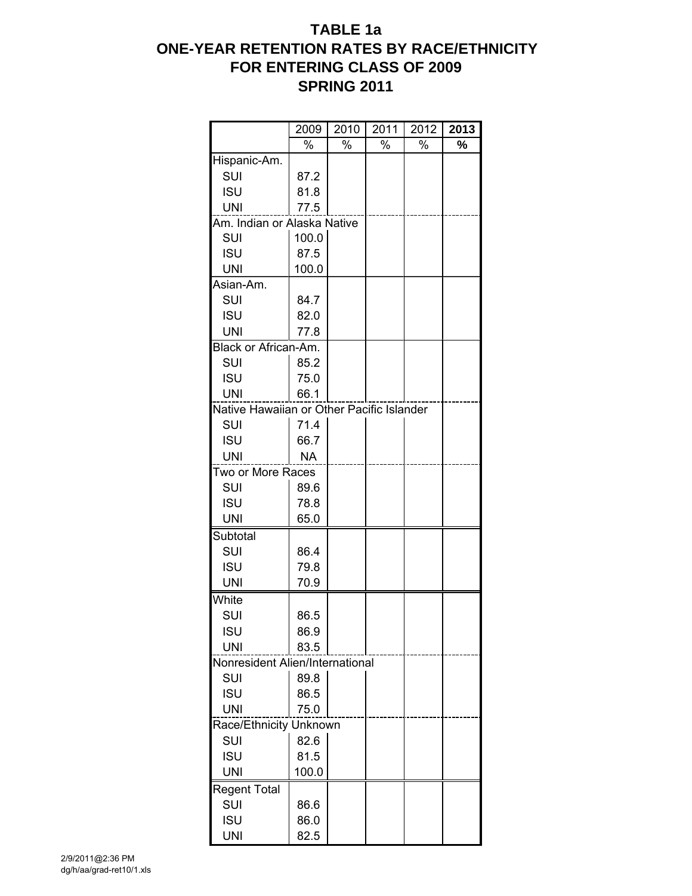# TABLE 1a
# ONE-YEAR RETENTION RATES BY RACE/ETHNICITY
# FOR ENTERING CLASS OF 2009
# SPRING 2011

| | 2009 | 2010 | 2011 | 2012 | **2013** |
|---|---|---|---|---|---|
| | % | % | % | % | **%** |
| Hispanic-Am. | | | | | |
| SUI | 87.2 | | | | |
| ISU | 81.8 | | | | |
| UNI | 77.5 | | | | |
| Am. Indian or Alaska Native | | | | | |
| SUI | 100.0 | | | | |
| ISU | 87.5 | | | | |
| UNI | 100.0 | | | | |
| Asian-Am. | | | | | |
| SUI | 84.7 | | | | |
| ISU | 82.0 | | | | |
| UNI | 77.8 | | | | |
| Black or African-Am. | | | | | |
| SUI | 85.2 | | | | |
| ISU | 75.0 | | | | |
| UNI | 66.1 | | | | |
| Native Hawaiian or Other Pacific Islander | | | | | |
| SUI | 71.4 | | | | |
| ISU | 66.7 | | | | |
| UNI | NA | | | | |
| Two or More Races | | | | | |
| SUI | 89.6 | | | | |
| ISU | 78.8 | | | | |
| UNI | 65.0 | | | | |
| Subtotal | | | | | |
| SUI | 86.4 | | | | |
| ISU | 79.8 | | | | |
| UNI | 70.9 | | | | |
| White | | | | | |
| SUI | 86.5 | | | | |
| ISU | 86.9 | | | | |
| UNI | 83.5 | | | | |
| Nonresident Alien/International | | | | | |
| SUI | 89.8 | | | | |
| ISU | 86.5 | | | | |
| UNI | 75.0 | | | | |
| Race/Ethnicity Unknown | | | | | |
| SUI | 82.6 | | | | |
| ISU | 81.5 | | | | |
| UNI | 100.0 | | | | |
| Regent Total | | | | | |
| SUI | 86.6 | | | | |
| ISU | 86.0 | | | | |
| UNI | 82.5 | | | | |

2/9/2011@2:36 PM
dg/h/aa/grad-ret10/1.xls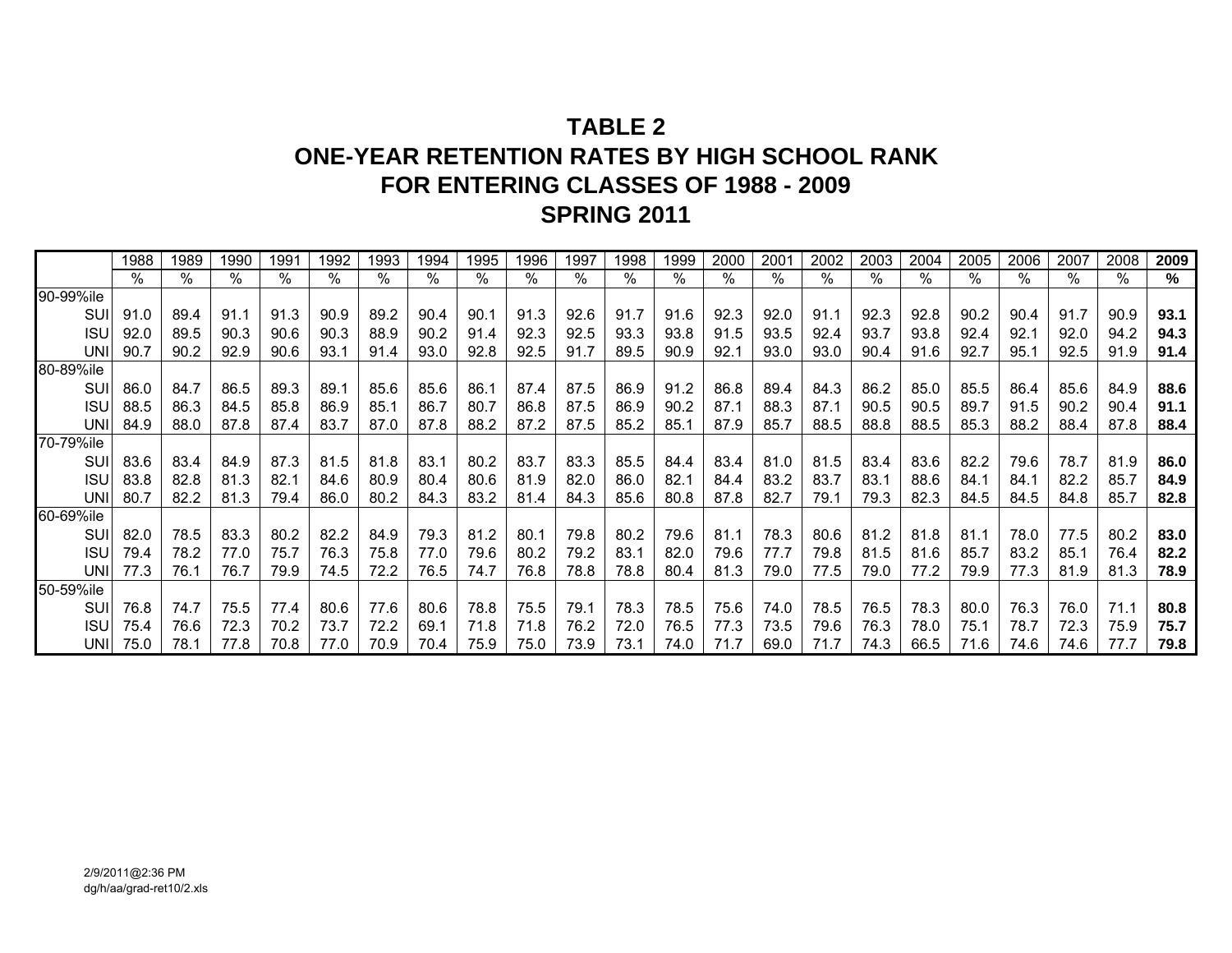# TABLE 2
# ONE-YEAR RETENTION RATES BY HIGH SCHOOL RANK
# FOR ENTERING CLASSES OF 1988 - 2009
# SPRING 2011

| | 1988 | 1989 | 1990 | 1991 | 1992 | 1993 | 1994 | 1995 | 1996 | 1997 | 1998 | 1999 | 2000 | 2001 | 2002 | 2003 | 2004 | 2005 | 2006 | 2007 | 2008 | **2009** |
|---|---|---|---|---|---|---|---|---|---|---|---|---|---|---|---|---|---|---|---|---|---|---|
| | % | % | % | % | % | % | % | % | % | % | % | % | % | % | % | % | % | % | % | % | % | **%** |
| 90-99%ile | | | | | | | | | | | | | | | | | | | | | | |
| SUI | 91.0 | 89.4 | 91.1 | 91.3 | 90.9 | 89.2 | 90.4 | 90.1 | 91.3 | 92.6 | 91.7 | 91.6 | 92.3 | 92.0 | 91.1 | 92.3 | 92.8 | 90.2 | 90.4 | 91.7 | 90.9 | **93.1** |
| ISU | 92.0 | 89.5 | 90.3 | 90.6 | 90.3 | 88.9 | 90.2 | 91.4 | 92.3 | 92.5 | 93.3 | 93.8 | 91.5 | 93.5 | 92.4 | 93.7 | 93.8 | 92.4 | 92.1 | 92.0 | 94.2 | **94.3** |
| UNI | 90.7 | 90.2 | 92.9 | 90.6 | 93.1 | 91.4 | 93.0 | 92.8 | 92.5 | 91.7 | 89.5 | 90.9 | 92.1 | 93.0 | 93.0 | 90.4 | 91.6 | 92.7 | 95.1 | 92.5 | 91.9 | **91.4** |
| 80-89%ile | | | | | | | | | | | | | | | | | | | | | | |
| SUI | 86.0 | 84.7 | 86.5 | 89.3 | 89.1 | 85.6 | 85.6 | 86.1 | 87.4 | 87.5 | 86.9 | 91.2 | 86.8 | 89.4 | 84.3 | 86.2 | 85.0 | 85.5 | 86.4 | 85.6 | 84.9 | **88.6** |
| ISU | 88.5 | 86.3 | 84.5 | 85.8 | 86.9 | 85.1 | 86.7 | 80.7 | 86.8 | 87.5 | 86.9 | 90.2 | 87.1 | 88.3 | 87.1 | 90.5 | 90.5 | 89.7 | 91.5 | 90.2 | 90.4 | **91.1** |
| UNI | 84.9 | 88.0 | 87.8 | 87.4 | 83.7 | 87.0 | 87.8 | 88.2 | 87.2 | 87.5 | 85.2 | 85.1 | 87.9 | 85.7 | 88.5 | 88.8 | 88.5 | 85.3 | 88.2 | 88.4 | 87.8 | **88.4** |
| 70-79%ile | | | | | | | | | | | | | | | | | | | | | | |
| SUI | 83.6 | 83.4 | 84.9 | 87.3 | 81.5 | 81.8 | 83.1 | 80.2 | 83.7 | 83.3 | 85.5 | 84.4 | 83.4 | 81.0 | 81.5 | 83.4 | 83.6 | 82.2 | 79.6 | 78.7 | 81.9 | **86.0** |
| ISU | 83.8 | 82.8 | 81.3 | 82.1 | 84.6 | 80.9 | 80.4 | 80.6 | 81.9 | 82.0 | 86.0 | 82.1 | 84.4 | 83.2 | 83.7 | 83.1 | 88.6 | 84.1 | 84.1 | 82.2 | 85.7 | **84.9** |
| UNI | 80.7 | 82.2 | 81.3 | 79.4 | 86.0 | 80.2 | 84.3 | 83.2 | 81.4 | 84.3 | 85.6 | 80.8 | 87.8 | 82.7 | 79.1 | 79.3 | 82.3 | 84.5 | 84.5 | 84.8 | 85.7 | **82.8** |
| 60-69%ile | | | | | | | | | | | | | | | | | | | | | | |
| SUI | 82.0 | 78.5 | 83.3 | 80.2 | 82.2 | 84.9 | 79.3 | 81.2 | 80.1 | 79.8 | 80.2 | 79.6 | 81.1 | 78.3 | 80.6 | 81.2 | 81.8 | 81.1 | 78.0 | 77.5 | 80.2 | **83.0** |
| ISU | 79.4 | 78.2 | 77.0 | 75.7 | 76.3 | 75.8 | 77.0 | 79.6 | 80.2 | 79.2 | 83.1 | 82.0 | 79.6 | 77.7 | 79.8 | 81.5 | 81.6 | 85.7 | 83.2 | 85.1 | 76.4 | **82.2** |
| UNI | 77.3 | 76.1 | 76.7 | 79.9 | 74.5 | 72.2 | 76.5 | 74.7 | 76.8 | 78.8 | 78.8 | 80.4 | 81.3 | 79.0 | 77.5 | 79.0 | 77.2 | 79.9 | 77.3 | 81.9 | 81.3 | **78.9** |
| 50-59%ile | | | | | | | | | | | | | | | | | | | | | | |
| SUI | 76.8 | 74.7 | 75.5 | 77.4 | 80.6 | 77.6 | 80.6 | 78.8 | 75.5 | 79.1 | 78.3 | 78.5 | 75.6 | 74.0 | 78.5 | 76.5 | 78.3 | 80.0 | 76.3 | 76.0 | 71.1 | **80.8** |
| ISU | 75.4 | 76.6 | 72.3 | 70.2 | 73.7 | 72.2 | 69.1 | 71.8 | 71.8 | 76.2 | 72.0 | 76.5 | 77.3 | 73.5 | 79.6 | 76.3 | 78.0 | 75.1 | 78.7 | 72.3 | 75.9 | **75.7** |
| UNI | 75.0 | 78.1 | 77.8 | 70.8 | 77.0 | 70.9 | 70.4 | 75.9 | 75.0 | 73.9 | 73.1 | 74.0 | 71.7 | 69.0 | 71.7 | 74.3 | 66.5 | 71.6 | 74.6 | 74.6 | 77.7 | **79.8** |

2/9/2011@2:36 PM
dg/h/aa/grad-ret10/2.xls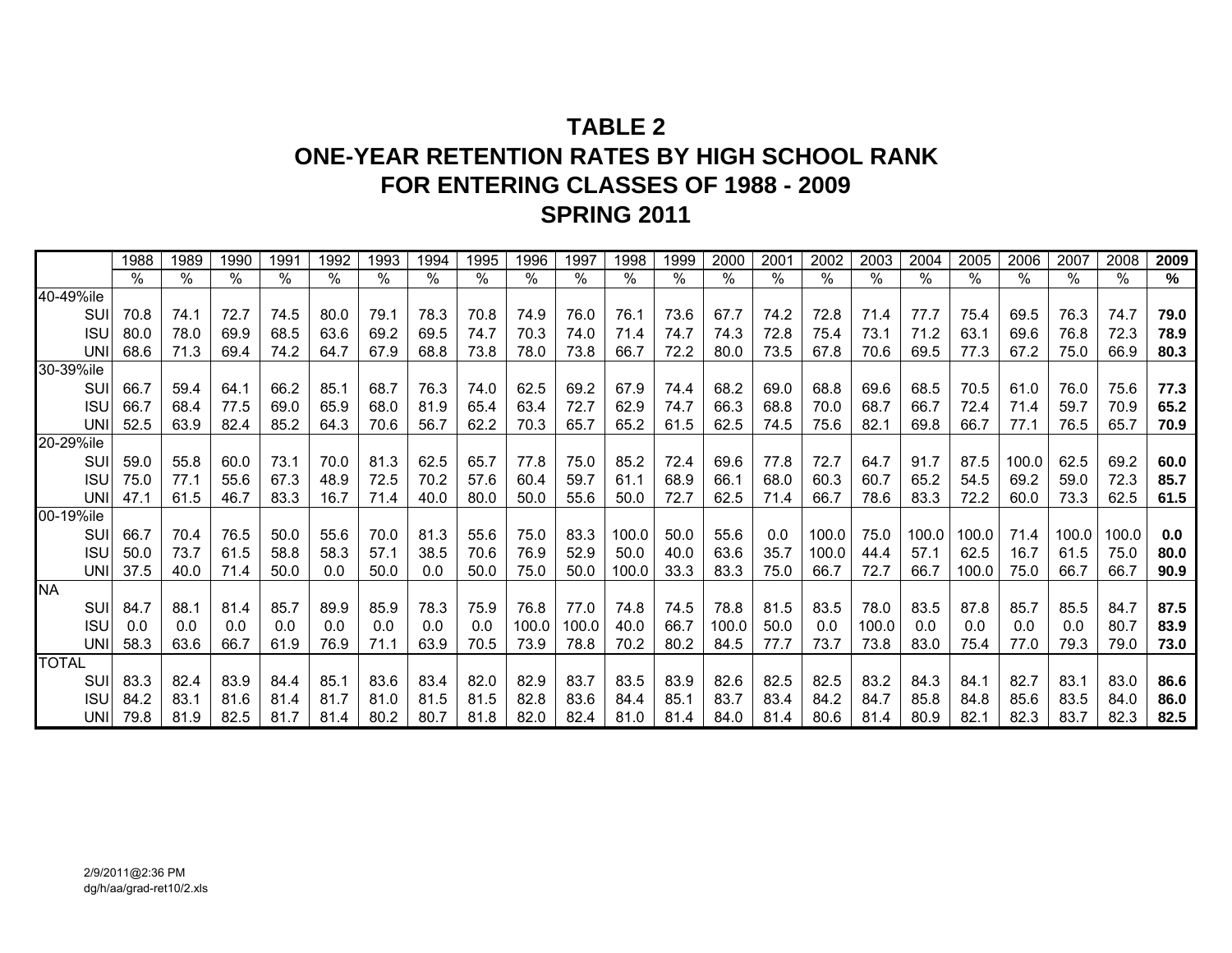# TABLE 2
# ONE-YEAR RETENTION RATES BY HIGH SCHOOL RANK
# FOR ENTERING CLASSES OF 1988 - 2009
# SPRING 2011

| | 1988 | 1989 | 1990 | 1991 | 1992 | 1993 | 1994 | 1995 | 1996 | 1997 | 1998 | 1999 | 2000 | 2001 | 2002 | 2003 | 2004 | 2005 | 2006 | 2007 | 2008 | **2009** |
|---|---|---|---|---|---|---|---|---|---|---|---|---|---|---|---|---|---|---|---|---|---|---|
| | % | % | % | % | % | % | % | % | % | % | % | % | % | % | % | % | % | % | % | % | % | **%** |
| 40-49%ile | | | | | | | | | | | | | | | | | | | | | | |
| SUI | 70.8 | 74.1 | 72.7 | 74.5 | 80.0 | 79.1 | 78.3 | 70.8 | 74.9 | 76.0 | 76.1 | 73.6 | 67.7 | 74.2 | 72.8 | 71.4 | 77.7 | 75.4 | 69.5 | 76.3 | 74.7 | **79.0** |
| ISU | 80.0 | 78.0 | 69.9 | 68.5 | 63.6 | 69.2 | 69.5 | 74.7 | 70.3 | 74.0 | 71.4 | 74.7 | 74.3 | 72.8 | 75.4 | 73.1 | 71.2 | 63.1 | 69.6 | 76.8 | 72.3 | **78.9** |
| UNI | 68.6 | 71.3 | 69.4 | 74.2 | 64.7 | 67.9 | 68.8 | 73.8 | 78.0 | 73.8 | 66.7 | 72.2 | 80.0 | 73.5 | 67.8 | 70.6 | 69.5 | 77.3 | 67.2 | 75.0 | 66.9 | **80.3** |
| 30-39%ile | | | | | | | | | | | | | | | | | | | | | | |
| SUI | 66.7 | 59.4 | 64.1 | 66.2 | 85.1 | 68.7 | 76.3 | 74.0 | 62.5 | 69.2 | 67.9 | 74.4 | 68.2 | 69.0 | 68.8 | 69.6 | 68.5 | 70.5 | 61.0 | 76.0 | 75.6 | **77.3** |
| ISU | 66.7 | 68.4 | 77.5 | 69.0 | 65.9 | 68.0 | 81.9 | 65.4 | 63.4 | 72.7 | 62.9 | 74.7 | 66.3 | 68.8 | 70.0 | 68.7 | 66.7 | 72.4 | 71.4 | 59.7 | 70.9 | **65.2** |
| UNI | 52.5 | 63.9 | 82.4 | 85.2 | 64.3 | 70.6 | 56.7 | 62.2 | 70.3 | 65.7 | 65.2 | 61.5 | 62.5 | 74.5 | 75.6 | 82.1 | 69.8 | 66.7 | 77.1 | 76.5 | 65.7 | **70.9** |
| 20-29%ile | | | | | | | | | | | | | | | | | | | | | | |
| SUI | 59.0 | 55.8 | 60.0 | 73.1 | 70.0 | 81.3 | 62.5 | 65.7 | 77.8 | 75.0 | 85.2 | 72.4 | 69.6 | 77.8 | 72.7 | 64.7 | 91.7 | 87.5 | 100.0 | 62.5 | 69.2 | **60.0** |
| ISU | 75.0 | 77.1 | 55.6 | 67.3 | 48.9 | 72.5 | 70.2 | 57.6 | 60.4 | 59.7 | 61.1 | 68.9 | 66.1 | 68.0 | 60.3 | 60.7 | 65.2 | 54.5 | 69.2 | 59.0 | 72.3 | **85.7** |
| UNI | 47.1 | 61.5 | 46.7 | 83.3 | 16.7 | 71.4 | 40.0 | 80.0 | 50.0 | 55.6 | 50.0 | 72.7 | 62.5 | 71.4 | 66.7 | 78.6 | 83.3 | 72.2 | 60.0 | 73.3 | 62.5 | **61.5** |
| 00-19%ile | | | | | | | | | | | | | | | | | | | | | | |
| SUI | 66.7 | 70.4 | 76.5 | 50.0 | 55.6 | 70.0 | 81.3 | 55.6 | 75.0 | 83.3 | 100.0 | 50.0 | 55.6 | 0.0 | 100.0 | 75.0 | 100.0 | 100.0 | 71.4 | 100.0 | 100.0 | **0.0** |
| ISU | 50.0 | 73.7 | 61.5 | 58.8 | 58.3 | 57.1 | 38.5 | 70.6 | 76.9 | 52.9 | 50.0 | 40.0 | 63.6 | 35.7 | 100.0 | 44.4 | 57.1 | 62.5 | 16.7 | 61.5 | 75.0 | **80.0** |
| UNI | 37.5 | 40.0 | 71.4 | 50.0 | 0.0 | 50.0 | 0.0 | 50.0 | 75.0 | 50.0 | 100.0 | 33.3 | 83.3 | 75.0 | 66.7 | 72.7 | 66.7 | 100.0 | 75.0 | 66.7 | 66.7 | **90.9** |
| NA | | | | | | | | | | | | | | | | | | | | | | |
| SUI | 84.7 | 88.1 | 81.4 | 85.7 | 89.9 | 85.9 | 78.3 | 75.9 | 76.8 | 77.0 | 74.8 | 74.5 | 78.8 | 81.5 | 83.5 | 78.0 | 83.5 | 87.8 | 85.7 | 85.5 | 84.7 | **87.5** |
| ISU | 0.0 | 0.0 | 0.0 | 0.0 | 0.0 | 0.0 | 0.0 | 0.0 | 100.0 | 100.0 | 40.0 | 66.7 | 100.0 | 50.0 | 0.0 | 100.0 | 0.0 | 0.0 | 0.0 | 0.0 | 80.7 | **83.9** |
| UNI | 58.3 | 63.6 | 66.7 | 61.9 | 76.9 | 71.1 | 63.9 | 70.5 | 73.9 | 78.8 | 70.2 | 80.2 | 84.5 | 77.7 | 73.7 | 73.8 | 83.0 | 75.4 | 77.0 | 79.3 | 79.0 | **73.0** |
| TOTAL | | | | | | | | | | | | | | | | | | | | | | |
| SUI | 83.3 | 82.4 | 83.9 | 84.4 | 85.1 | 83.6 | 83.4 | 82.0 | 82.9 | 83.7 | 83.5 | 83.9 | 82.6 | 82.5 | 82.5 | 83.2 | 84.3 | 84.1 | 82.7 | 83.1 | 83.0 | **86.6** |
| ISU | 84.2 | 83.1 | 81.6 | 81.4 | 81.7 | 81.0 | 81.5 | 81.5 | 82.8 | 83.6 | 84.4 | 85.1 | 83.7 | 83.4 | 84.2 | 84.7 | 85.8 | 84.8 | 85.6 | 83.5 | 84.0 | **86.0** |
| UNI | 79.8 | 81.9 | 82.5 | 81.7 | 81.4 | 80.2 | 80.7 | 81.8 | 82.0 | 82.4 | 81.0 | 81.4 | 84.0 | 81.4 | 80.6 | 81.4 | 80.9 | 82.1 | 82.3 | 83.7 | 82.3 | **82.5** |

2/9/2011@2:36 PM
dg/h/aa/grad-ret10/2.xls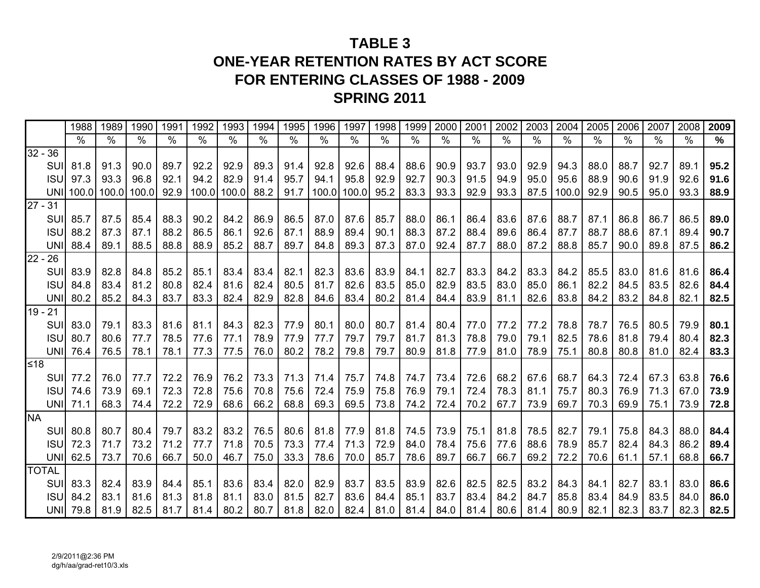# TABLE 3
# ONE-YEAR RETENTION RATES BY ACT SCORE
# FOR ENTERING CLASSES OF 1988 - 2009
# SPRING 2011

| | 1988 | 1989 | 1990 | 1991 | 1992 | 1993 | 1994 | 1995 | 1996 | 1997 | 1998 | 1999 | 2000 | 2001 | 2002 | 2003 | 2004 | 2005 | 2006 | 2007 | 2008 | **2009** |
|---|---|---|---|---|---|---|---|---|---|---|---|---|---|---|---|---|---|---|---|---|---|---|
| | % | % | % | % | % | % | % | % | % | % | % | % | % | % | % | % | % | % | % | % | % | **%** |
| 32 - 36 | | | | | | | | | | | | | | | | | | | | | | |
| SUI | 81.8 | 91.3 | 90.0 | 89.7 | 92.2 | 92.9 | 89.3 | 91.4 | 92.8 | 92.6 | 88.4 | 88.6 | 90.9 | 93.7 | 93.0 | 92.9 | 94.3 | 88.0 | 88.7 | 92.7 | 89.1 | **95.2** |
| ISU | 97.3 | 93.3 | 96.8 | 92.1 | 94.2 | 82.9 | 91.4 | 95.7 | 94.1 | 95.8 | 92.9 | 92.7 | 90.3 | 91.5 | 94.9 | 95.0 | 95.6 | 88.9 | 90.6 | 91.9 | 92.6 | **91.6** |
| UNI | 100.0 | 100.0 | 100.0 | 92.9 | 100.0 | 100.0 | 88.2 | 91.7 | 100.0 | 100.0 | 95.2 | 83.3 | 93.3 | 92.9 | 93.3 | 87.5 | 100.0 | 92.9 | 90.5 | 95.0 | 93.3 | **88.9** |
| 27 - 31 | | | | | | | | | | | | | | | | | | | | | | |
| SUI | 85.7 | 87.5 | 85.4 | 88.3 | 90.2 | 84.2 | 86.9 | 86.5 | 87.0 | 87.6 | 85.7 | 88.0 | 86.1 | 86.4 | 83.6 | 87.6 | 88.7 | 87.1 | 86.8 | 86.7 | 86.5 | **89.0** |
| ISU | 88.2 | 87.3 | 87.1 | 88.2 | 86.5 | 86.1 | 92.6 | 87.1 | 88.9 | 89.4 | 90.1 | 88.3 | 87.2 | 88.4 | 89.6 | 86.4 | 87.7 | 88.7 | 88.6 | 87.1 | 89.4 | **90.7** |
| UNI | 88.4 | 89.1 | 88.5 | 88.8 | 88.9 | 85.2 | 88.7 | 89.7 | 84.8 | 89.3 | 87.3 | 87.0 | 92.4 | 87.7 | 88.0 | 87.2 | 88.8 | 85.7 | 90.0 | 89.8 | 87.5 | **86.2** |
| 22 - 26 | | | | | | | | | | | | | | | | | | | | | | |
| SUI | 83.9 | 82.8 | 84.8 | 85.2 | 85.1 | 83.4 | 83.4 | 82.1 | 82.3 | 83.6 | 83.9 | 84.1 | 82.7 | 83.3 | 84.2 | 83.3 | 84.2 | 85.5 | 83.0 | 81.6 | 81.6 | **86.4** |
| ISU | 84.8 | 83.4 | 81.2 | 80.8 | 82.4 | 81.6 | 82.4 | 80.5 | 81.7 | 82.6 | 83.5 | 85.0 | 82.9 | 83.5 | 83.0 | 85.0 | 86.1 | 82.2 | 84.5 | 83.5 | 82.6 | **84.4** |
| UNI | 80.2 | 85.2 | 84.3 | 83.7 | 83.3 | 82.4 | 82.9 | 82.8 | 84.6 | 83.4 | 80.2 | 81.4 | 84.4 | 83.9 | 81.1 | 82.6 | 83.8 | 84.2 | 83.2 | 84.8 | 82.1 | **82.5** |
| 19 - 21 | | | | | | | | | | | | | | | | | | | | | | |
| SUI | 83.0 | 79.1 | 83.3 | 81.6 | 81.1 | 84.3 | 82.3 | 77.9 | 80.1 | 80.0 | 80.7 | 81.4 | 80.4 | 77.0 | 77.2 | 77.2 | 78.8 | 78.7 | 76.5 | 80.5 | 79.9 | **80.1** |
| ISU | 80.7 | 80.6 | 77.7 | 78.5 | 77.6 | 77.1 | 78.9 | 77.9 | 77.7 | 79.7 | 79.7 | 81.7 | 81.3 | 78.8 | 79.0 | 79.1 | 82.5 | 78.6 | 81.8 | 79.4 | 80.4 | **82.3** |
| UNI | 76.4 | 76.5 | 78.1 | 78.1 | 77.3 | 77.5 | 76.0 | 80.2 | 78.2 | 79.8 | 79.7 | 80.9 | 81.8 | 77.9 | 81.0 | 78.9 | 75.1 | 80.8 | 80.8 | 81.0 | 82.4 | **83.3** |
| ≤18 | | | | | | | | | | | | | | | | | | | | | | |
| SUI | 77.2 | 76.0 | 77.7 | 72.2 | 76.9 | 76.2 | 73.3 | 71.3 | 71.4 | 75.7 | 74.8 | 74.7 | 73.4 | 72.6 | 68.2 | 67.6 | 68.7 | 64.3 | 72.4 | 67.3 | 63.8 | **76.6** |
| ISU | 74.6 | 73.9 | 69.1 | 72.3 | 72.8 | 75.6 | 70.8 | 75.6 | 72.4 | 75.9 | 75.8 | 76.9 | 79.1 | 72.4 | 78.3 | 81.1 | 75.7 | 80.3 | 76.9 | 71.3 | 67.0 | **73.9** |
| UNI | 71.1 | 68.3 | 74.4 | 72.2 | 72.9 | 68.6 | 66.2 | 68.8 | 69.3 | 69.5 | 73.8 | 74.2 | 72.4 | 70.2 | 67.7 | 73.9 | 69.7 | 70.3 | 69.9 | 75.1 | 73.9 | **72.8** |
| NA | | | | | | | | | | | | | | | | | | | | | | |
| SUI | 80.8 | 80.7 | 80.4 | 79.7 | 83.2 | 83.2 | 76.5 | 80.6 | 81.8 | 77.9 | 81.8 | 74.5 | 73.9 | 75.1 | 81.8 | 78.5 | 82.7 | 79.1 | 75.8 | 84.3 | 88.0 | **84.4** |
| ISU | 72.3 | 71.7 | 73.2 | 71.2 | 77.7 | 71.8 | 70.5 | 73.3 | 77.4 | 71.3 | 72.9 | 84.0 | 78.4 | 75.6 | 77.6 | 88.6 | 78.9 | 85.7 | 82.4 | 84.3 | 86.2 | **89.4** |
| UNI | 62.5 | 73.7 | 70.6 | 66.7 | 50.0 | 46.7 | 75.0 | 33.3 | 78.6 | 70.0 | 85.7 | 78.6 | 89.7 | 66.7 | 66.7 | 69.2 | 72.2 | 70.6 | 61.1 | 57.1 | 68.8 | **66.7** |
| TOTAL | | | | | | | | | | | | | | | | | | | | | | |
| SUI | 83.3 | 82.4 | 83.9 | 84.4 | 85.1 | 83.6 | 83.4 | 82.0 | 82.9 | 83.7 | 83.5 | 83.9 | 82.6 | 82.5 | 82.5 | 83.2 | 84.3 | 84.1 | 82.7 | 83.1 | 83.0 | **86.6** |
| ISU | 84.2 | 83.1 | 81.6 | 81.3 | 81.8 | 81.1 | 83.0 | 81.5 | 82.7 | 83.6 | 84.4 | 85.1 | 83.7 | 83.4 | 84.2 | 84.7 | 85.8 | 83.4 | 84.9 | 83.5 | 84.0 | **86.0** |
| UNI | 79.8 | 81.9 | 82.5 | 81.7 | 81.4 | 80.2 | 80.7 | 81.8 | 82.0 | 82.4 | 81.0 | 81.4 | 84.0 | 81.4 | 80.6 | 81.4 | 80.9 | 82.1 | 82.3 | 83.7 | 82.3 | **82.5** |

2/9/2011@2:36 PM
dg/h/aa/grad-ret10/3.xls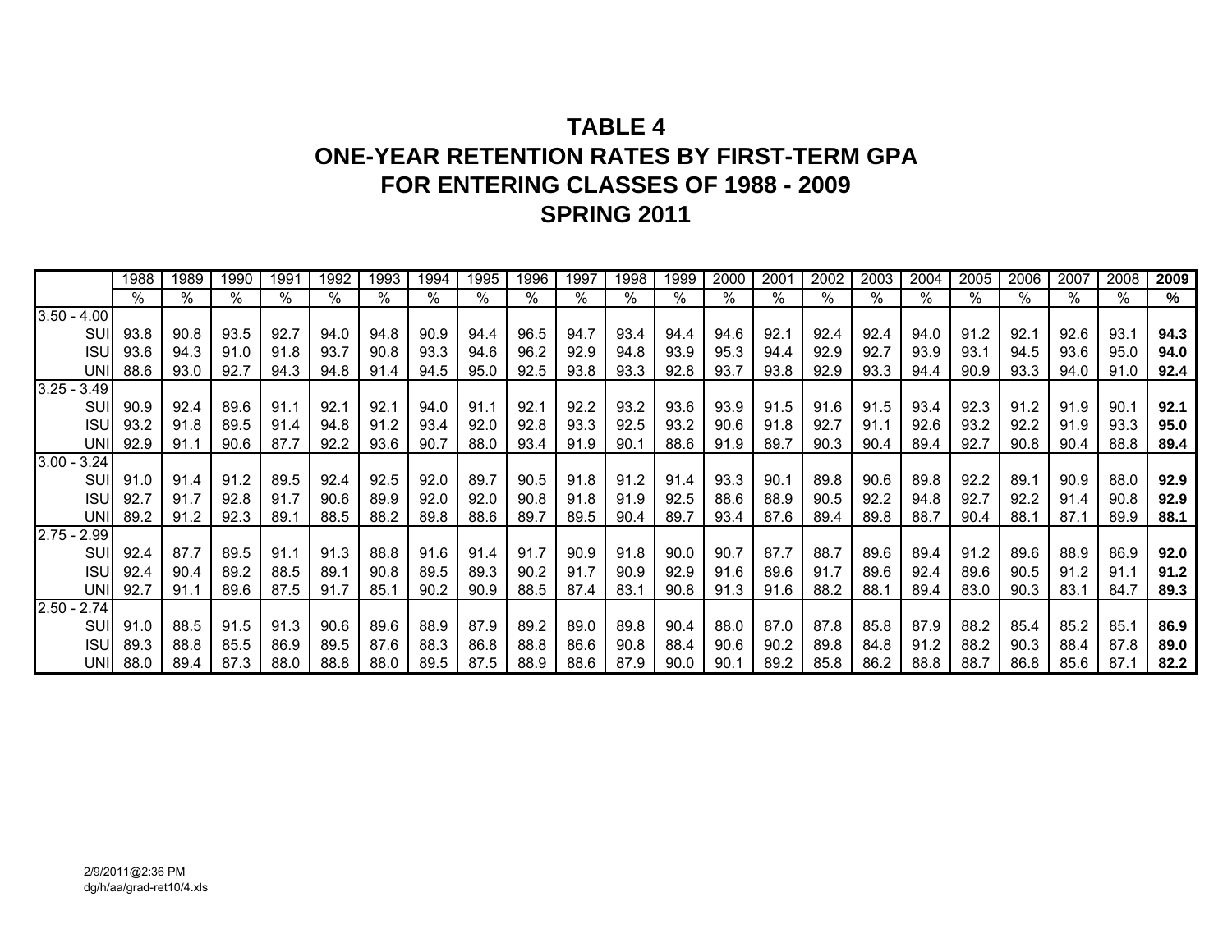# TABLE 4
# ONE-YEAR RETENTION RATES BY FIRST-TERM GPA
# FOR ENTERING CLASSES OF 1988 - 2009
# SPRING 2011

| | 1988 | 1989 | 1990 | 1991 | 1992 | 1993 | 1994 | 1995 | 1996 | 1997 | 1998 | 1999 | 2000 | 2001 | 2002 | 2003 | 2004 | 2005 | 2006 | 2007 | 2008 | **2009** |
|---|---|---|---|---|---|---|---|---|---|---|---|---|---|---|---|---|---|---|---|---|---|---|
| | % | % | % | % | % | % | % | % | % | % | % | % | % | % | % | % | % | % | % | % | % | **%** |
| 3.50 - 4.00 | | | | | | | | | | | | | | | | | | | | | | |
| SUI | 93.8 | 90.8 | 93.5 | 92.7 | 94.0 | 94.8 | 90.9 | 94.4 | 96.5 | 94.7 | 93.4 | 94.4 | 94.6 | 92.1 | 92.4 | 92.4 | 94.0 | 91.2 | 92.1 | 92.6 | 93.1 | **94.3** |
| ISU | 93.6 | 94.3 | 91.0 | 91.8 | 93.7 | 90.8 | 93.3 | 94.6 | 96.2 | 92.9 | 94.8 | 93.9 | 95.3 | 94.4 | 92.9 | 92.7 | 93.9 | 93.1 | 94.5 | 93.6 | 95.0 | **94.0** |
| UNI | 88.6 | 93.0 | 92.7 | 94.3 | 94.8 | 91.4 | 94.5 | 95.0 | 92.5 | 93.8 | 93.3 | 92.8 | 93.7 | 93.8 | 92.9 | 93.3 | 94.4 | 90.9 | 93.3 | 94.0 | 91.0 | **92.4** |
| 3.25 - 3.49 | | | | | | | | | | | | | | | | | | | | | | |
| SUI | 90.9 | 92.4 | 89.6 | 91.1 | 92.1 | 92.1 | 94.0 | 91.1 | 92.1 | 92.2 | 93.2 | 93.6 | 93.9 | 91.5 | 91.6 | 91.5 | 93.4 | 92.3 | 91.2 | 91.9 | 90.1 | **92.1** |
| ISU | 93.2 | 91.8 | 89.5 | 91.4 | 94.8 | 91.2 | 93.4 | 92.0 | 92.8 | 93.3 | 92.5 | 93.2 | 90.6 | 91.8 | 92.7 | 91.1 | 92.6 | 93.2 | 92.2 | 91.9 | 93.3 | **95.0** |
| UNI | 92.9 | 91.1 | 90.6 | 87.7 | 92.2 | 93.6 | 90.7 | 88.0 | 93.4 | 91.9 | 90.1 | 88.6 | 91.9 | 89.7 | 90.3 | 90.4 | 89.4 | 92.7 | 90.8 | 90.4 | 88.8 | **89.4** |
| 3.00 - 3.24 | | | | | | | | | | | | | | | | | | | | | | |
| SUI | 91.0 | 91.4 | 91.2 | 89.5 | 92.4 | 92.5 | 92.0 | 89.7 | 90.5 | 91.8 | 91.2 | 91.4 | 93.3 | 90.1 | 89.8 | 90.6 | 89.8 | 92.2 | 89.1 | 90.9 | 88.0 | **92.9** |
| ISU | 92.7 | 91.7 | 92.8 | 91.7 | 90.6 | 89.9 | 92.0 | 92.0 | 90.8 | 91.8 | 91.9 | 92.5 | 88.6 | 88.9 | 90.5 | 92.2 | 94.8 | 92.7 | 92.2 | 91.4 | 90.8 | **92.9** |
| UNI | 89.2 | 91.2 | 92.3 | 89.1 | 88.5 | 88.2 | 89.8 | 88.6 | 89.7 | 89.5 | 90.4 | 89.7 | 93.4 | 87.6 | 89.4 | 89.8 | 88.7 | 90.4 | 88.1 | 87.1 | 89.9 | **88.1** |
| 2.75 - 2.99 | | | | | | | | | | | | | | | | | | | | | | |
| SUI | 92.4 | 87.7 | 89.5 | 91.1 | 91.3 | 88.8 | 91.6 | 91.4 | 91.7 | 90.9 | 91.8 | 90.0 | 90.7 | 87.7 | 88.7 | 89.6 | 89.4 | 91.2 | 89.6 | 88.9 | 86.9 | **92.0** |
| ISU | 92.4 | 90.4 | 89.2 | 88.5 | 89.1 | 90.8 | 89.5 | 89.3 | 90.2 | 91.7 | 90.9 | 92.9 | 91.6 | 89.6 | 91.7 | 89.6 | 92.4 | 89.6 | 90.5 | 91.2 | 91.1 | **91.2** |
| UNI | 92.7 | 91.1 | 89.6 | 87.5 | 91.7 | 85.1 | 90.2 | 90.9 | 88.5 | 87.4 | 83.1 | 90.8 | 91.3 | 91.6 | 88.2 | 88.1 | 89.4 | 83.0 | 90.3 | 83.1 | 84.7 | **89.3** |
| 2.50 - 2.74 | | | | | | | | | | | | | | | | | | | | | | |
| SUI | 91.0 | 88.5 | 91.5 | 91.3 | 90.6 | 89.6 | 88.9 | 87.9 | 89.2 | 89.0 | 89.8 | 90.4 | 88.0 | 87.0 | 87.8 | 85.8 | 87.9 | 88.2 | 85.4 | 85.2 | 85.1 | **86.9** |
| ISU | 89.3 | 88.8 | 85.5 | 86.9 | 89.5 | 87.6 | 88.3 | 86.8 | 88.8 | 86.6 | 90.8 | 88.4 | 90.6 | 90.2 | 89.8 | 84.8 | 91.2 | 88.2 | 90.3 | 88.4 | 87.8 | **89.0** |
| UNI | 88.0 | 89.4 | 87.3 | 88.0 | 88.8 | 88.0 | 89.5 | 87.5 | 88.9 | 88.6 | 87.9 | 90.0 | 90.1 | 89.2 | 85.8 | 86.2 | 88.8 | 88.7 | 86.8 | 85.6 | 87.1 | **82.2** |

2/9/2011@2:36 PM
dg/h/aa/grad-ret10/4.xls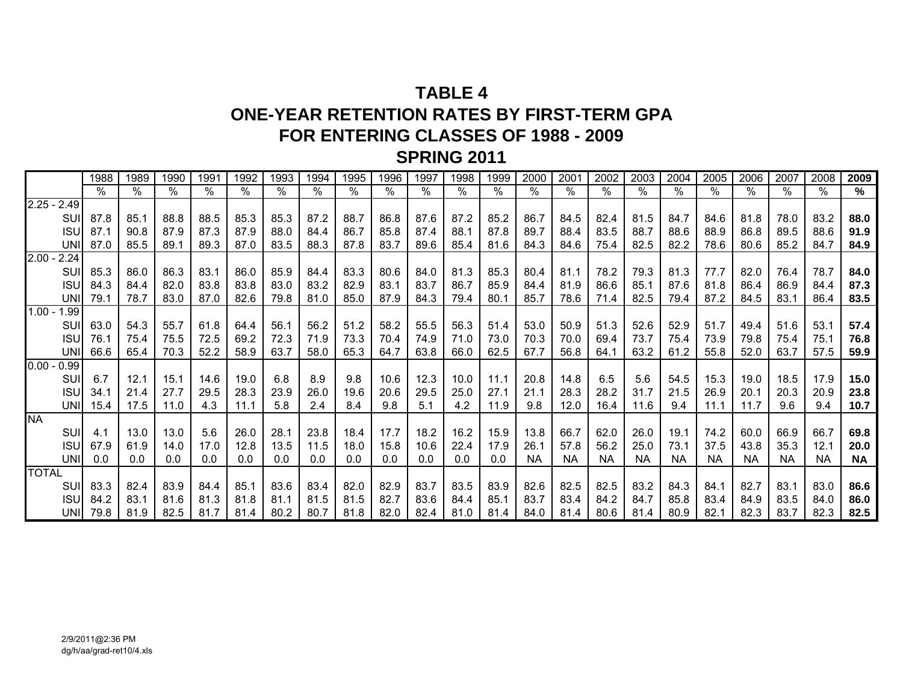# TABLE 4
# ONE-YEAR RETENTION RATES BY FIRST-TERM GPA
# FOR ENTERING CLASSES OF 1988 - 2009
# SPRING 2011

| | 1988 | 1989 | 1990 | 1991 | 1992 | 1993 | 1994 | 1995 | 1996 | 1997 | 1998 | 1999 | 2000 | 2001 | 2002 | 2003 | 2004 | 2005 | 2006 | 2007 | 2008 | **2009** |
|---|---|---|---|---|---|---|---|---|---|---|---|---|---|---|---|---|---|---|---|---|---|---|
| | % | % | % | % | % | % | % | % | % | % | % | % | % | % | % | % | % | % | % | % | % | **%** |
| 2.25 - 2.49 | | | | | | | | | | | | | | | | | | | | | | |
| SUI | 87.8 | 85.1 | 88.8 | 88.5 | 85.3 | 85.3 | 87.2 | 88.7 | 86.8 | 87.6 | 87.2 | 85.2 | 86.7 | 84.5 | 82.4 | 81.5 | 84.7 | 84.6 | 81.8 | 78.0 | 83.2 | **88.0** |
| ISU | 87.1 | 90.8 | 87.9 | 87.3 | 87.9 | 88.0 | 84.4 | 86.7 | 85.8 | 87.4 | 88.1 | 87.8 | 89.7 | 88.4 | 83.5 | 88.7 | 88.6 | 88.9 | 86.8 | 89.5 | 88.6 | **91.9** |
| UNI | 87.0 | 85.5 | 89.1 | 89.3 | 87.0 | 83.5 | 88.3 | 87.8 | 83.7 | 89.6 | 85.4 | 81.6 | 84.3 | 84.6 | 75.4 | 82.5 | 82.2 | 78.6 | 80.6 | 85.2 | 84.7 | **84.9** |
| 2.00 - 2.24 | | | | | | | | | | | | | | | | | | | | | | |
| SUI | 85.3 | 86.0 | 86.3 | 83.1 | 86.0 | 85.9 | 84.4 | 83.3 | 80.6 | 84.0 | 81.3 | 85.3 | 80.4 | 81.1 | 78.2 | 79.3 | 81.3 | 77.7 | 82.0 | 76.4 | 78.7 | **84.0** |
| ISU | 84.3 | 84.4 | 82.0 | 83.8 | 83.8 | 83.0 | 83.2 | 82.9 | 83.1 | 83.7 | 86.7 | 85.9 | 84.4 | 81.9 | 86.6 | 85.1 | 87.6 | 81.8 | 86.4 | 86.9 | 84.4 | **87.3** |
| UNI | 79.1 | 78.7 | 83.0 | 87.0 | 82.6 | 79.8 | 81.0 | 85.0 | 87.9 | 84.3 | 79.4 | 80.1 | 85.7 | 78.6 | 71.4 | 82.5 | 79.4 | 87.2 | 84.5 | 83.1 | 86.4 | **83.5** |
| 1.00 - 1.99 | | | | | | | | | | | | | | | | | | | | | | |
| SUI | 63.0 | 54.3 | 55.7 | 61.8 | 64.4 | 56.1 | 56.2 | 51.2 | 58.2 | 55.5 | 56.3 | 51.4 | 53.0 | 50.9 | 51.3 | 52.6 | 52.9 | 51.7 | 49.4 | 51.6 | 53.1 | **57.4** |
| ISU | 76.1 | 75.4 | 75.5 | 72.5 | 69.2 | 72.3 | 71.9 | 73.3 | 70.4 | 74.9 | 71.0 | 73.0 | 70.3 | 70.0 | 69.4 | 73.7 | 75.4 | 73.9 | 79.8 | 75.4 | 75.1 | **76.8** |
| UNI | 66.6 | 65.4 | 70.3 | 52.2 | 58.9 | 63.7 | 58.0 | 65.3 | 64.7 | 63.8 | 66.0 | 62.5 | 67.7 | 56.8 | 64.1 | 63.2 | 61.2 | 55.8 | 52.0 | 63.7 | 57.5 | **59.9** |
| 0.00 - 0.99 | | | | | | | | | | | | | | | | | | | | | | |
| SUI | 6.7 | 12.1 | 15.1 | 14.6 | 19.0 | 6.8 | 8.9 | 9.8 | 10.6 | 12.3 | 10.0 | 11.1 | 20.8 | 14.8 | 6.5 | 5.6 | 54.5 | 15.3 | 19.0 | 18.5 | 17.9 | **15.0** |
| ISU | 34.1 | 21.4 | 27.7 | 29.5 | 28.3 | 23.9 | 26.0 | 19.6 | 20.6 | 29.5 | 25.0 | 27.1 | 21.1 | 28.3 | 28.2 | 31.7 | 21.5 | 26.9 | 20.1 | 20.3 | 20.9 | **23.8** |
| UNI | 15.4 | 17.5 | 11.0 | 4.3 | 11.1 | 5.8 | 2.4 | 8.4 | 9.8 | 5.1 | 4.2 | 11.9 | 9.8 | 12.0 | 16.4 | 11.6 | 9.4 | 11.1 | 11.7 | 9.6 | 9.4 | **10.7** |
| NA | | | | | | | | | | | | | | | | | | | | | | |
| SUI | 4.1 | 13.0 | 13.0 | 5.6 | 26.0 | 28.1 | 23.8 | 18.4 | 17.7 | 18.2 | 16.2 | 15.9 | 13.8 | 66.7 | 62.0 | 26.0 | 19.1 | 74.2 | 60.0 | 66.9 | 66.7 | **69.8** |
| ISU | 67.9 | 61.9 | 14.0 | 17.0 | 12.8 | 13.5 | 11.5 | 18.0 | 15.8 | 10.6 | 22.4 | 17.9 | 26.1 | 57.8 | 56.2 | 25.0 | 73.1 | 37.5 | 43.8 | 35.3 | 12.1 | **20.0** |
| UNI | 0.0 | 0.0 | 0.0 | 0.0 | 0.0 | 0.0 | 0.0 | 0.0 | 0.0 | 0.0 | 0.0 | 0.0 | NA | NA | NA | NA | NA | NA | NA | NA | NA | **NA** |
| TOTAL | | | | | | | | | | | | | | | | | | | | | | |
| SUI | 83.3 | 82.4 | 83.9 | 84.4 | 85.1 | 83.6 | 83.4 | 82.0 | 82.9 | 83.7 | 83.5 | 83.9 | 82.6 | 82.5 | 82.5 | 83.2 | 84.3 | 84.1 | 82.7 | 83.1 | 83.0 | **86.6** |
| ISU | 84.2 | 83.1 | 81.6 | 81.3 | 81.8 | 81.1 | 81.5 | 81.5 | 82.7 | 83.6 | 84.4 | 85.1 | 83.7 | 83.4 | 84.2 | 84.7 | 85.8 | 83.4 | 84.9 | 83.5 | 84.0 | **86.0** |
| UNI | 79.8 | 81.9 | 82.5 | 81.7 | 81.4 | 80.2 | 80.7 | 81.8 | 82.0 | 82.4 | 81.0 | 81.4 | 84.0 | 81.4 | 80.6 | 81.4 | 80.9 | 82.1 | 82.3 | 83.7 | 82.3 | **82.5** |

2/9/2011@2:36 PM
dg/h/aa/grad-ret10/4.xls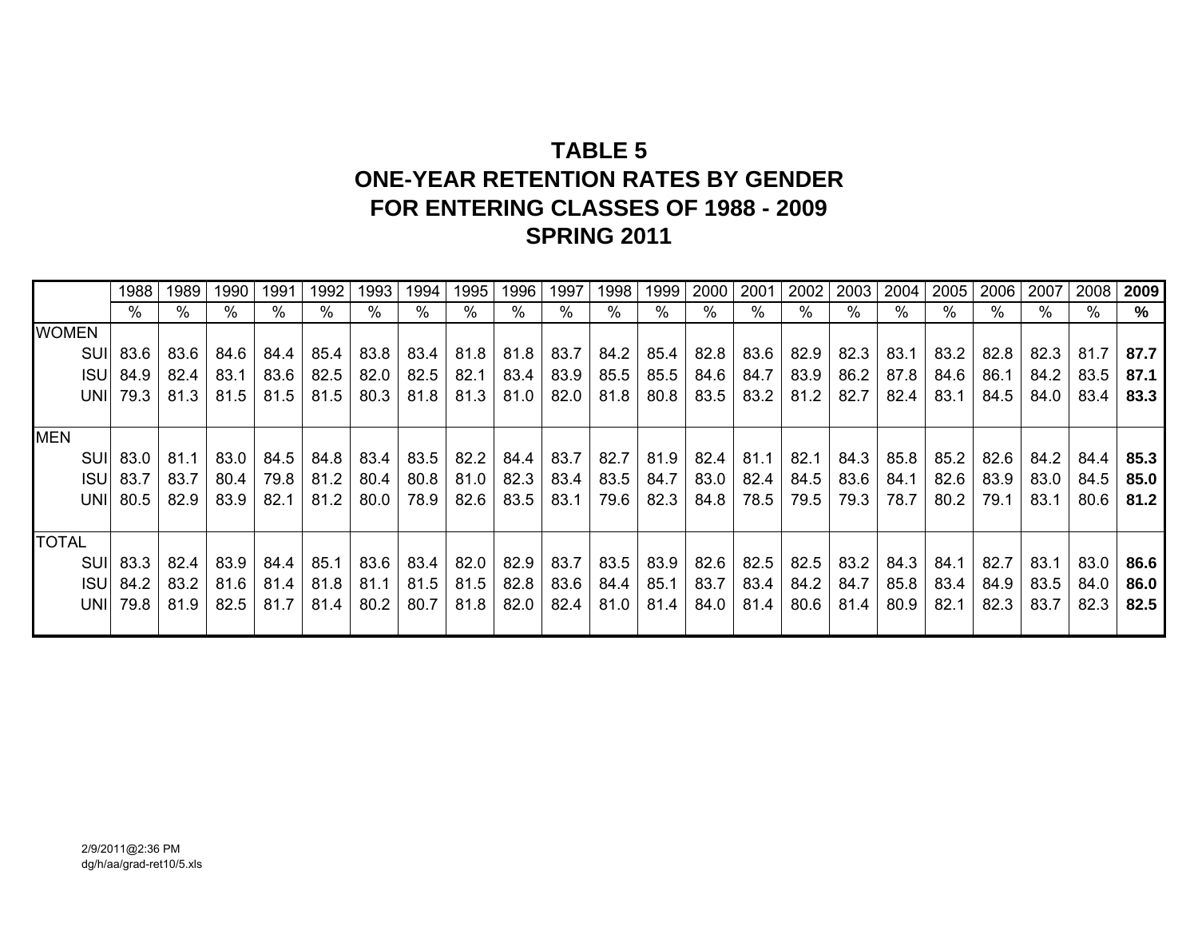# TABLE 5
# ONE-YEAR RETENTION RATES BY GENDER
# FOR ENTERING CLASSES OF 1988 - 2009
# SPRING 2011

| | 1988 | 1989 | 1990 | 1991 | 1992 | 1993 | 1994 | 1995 | 1996 | 1997 | 1998 | 1999 | 2000 | 2001 | 2002 | 2003 | 2004 | 2005 | 2006 | 2007 | 2008 | **2009** |
|---|---|---|---|---|---|---|---|---|---|---|---|---|---|---|---|---|---|---|---|---|---|---|
| | % | % | % | % | % | % | % | % | % | % | % | % | % | % | % | % | % | % | % | % | % | **%** |
| WOMEN | | | | | | | | | | | | | | | | | | | | | | |
| SUI | 83.6 | 83.6 | 84.6 | 84.4 | 85.4 | 83.8 | 83.4 | 81.8 | 81.8 | 83.7 | 84.2 | 85.4 | 82.8 | 83.6 | 82.9 | 82.3 | 83.1 | 83.2 | 82.8 | 82.3 | 81.7 | **87.7** |
| ISU | 84.9 | 82.4 | 83.1 | 83.6 | 82.5 | 82.0 | 82.5 | 82.1 | 83.4 | 83.9 | 85.5 | 85.5 | 84.6 | 84.7 | 83.9 | 86.2 | 87.8 | 84.6 | 86.1 | 84.2 | 83.5 | **87.1** |
| UNI | 79.3 | 81.3 | 81.5 | 81.5 | 81.5 | 80.3 | 81.8 | 81.3 | 81.0 | 82.0 | 81.8 | 80.8 | 83.5 | 83.2 | 81.2 | 82.7 | 82.4 | 83.1 | 84.5 | 84.0 | 83.4 | **83.3** |
| MEN | | | | | | | | | | | | | | | | | | | | | | |
| SUI | 83.0 | 81.1 | 83.0 | 84.5 | 84.8 | 83.4 | 83.5 | 82.2 | 84.4 | 83.7 | 82.7 | 81.9 | 82.4 | 81.1 | 82.1 | 84.3 | 85.8 | 85.2 | 82.6 | 84.2 | 84.4 | **85.3** |
| ISU | 83.7 | 83.7 | 80.4 | 79.8 | 81.2 | 80.4 | 80.8 | 81.0 | 82.3 | 83.4 | 83.5 | 84.7 | 83.0 | 82.4 | 84.5 | 83.6 | 84.1 | 82.6 | 83.9 | 83.0 | 84.5 | **85.0** |
| UNI | 80.5 | 82.9 | 83.9 | 82.1 | 81.2 | 80.0 | 78.9 | 82.6 | 83.5 | 83.1 | 79.6 | 82.3 | 84.8 | 78.5 | 79.5 | 79.3 | 78.7 | 80.2 | 79.1 | 83.1 | 80.6 | **81.2** |
| TOTAL | | | | | | | | | | | | | | | | | | | | | | |
| SUI | 83.3 | 82.4 | 83.9 | 84.4 | 85.1 | 83.6 | 83.4 | 82.0 | 82.9 | 83.7 | 83.5 | 83.9 | 82.6 | 82.5 | 82.5 | 83.2 | 84.3 | 84.1 | 82.7 | 83.1 | 83.0 | **86.6** |
| ISU | 84.2 | 83.2 | 81.6 | 81.4 | 81.8 | 81.1 | 81.5 | 81.5 | 82.8 | 83.6 | 84.4 | 85.1 | 83.7 | 83.4 | 84.2 | 84.7 | 85.8 | 83.4 | 84.9 | 83.5 | 84.0 | **86.0** |
| UNI | 79.8 | 81.9 | 82.5 | 81.7 | 81.4 | 80.2 | 80.7 | 81.8 | 82.0 | 82.4 | 81.0 | 81.4 | 84.0 | 81.4 | 80.6 | 81.4 | 80.9 | 82.1 | 82.3 | 83.7 | 82.3 | **82.5** |

2/9/2011@2:36 PM
dg/h/aa/grad-ret10/5.xls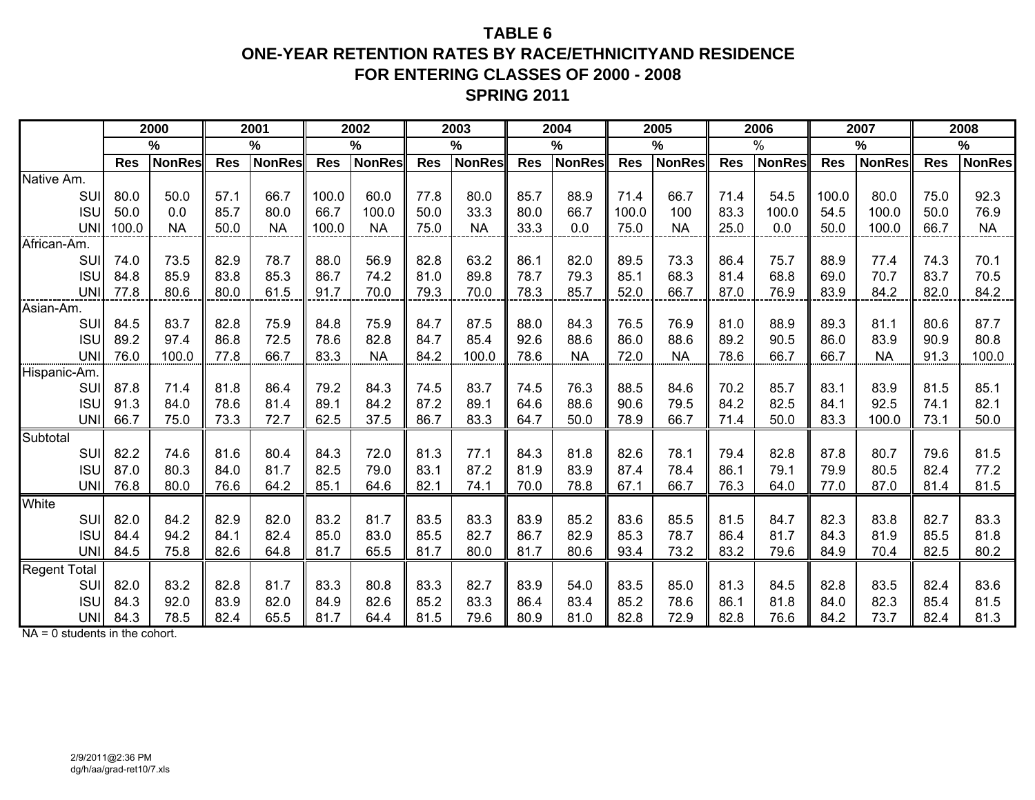# TABLE 6
## ONE-YEAR RETENTION RATES BY RACE/ETHNICITYAND RESIDENCE
## FOR ENTERING CLASSES OF 2000 - 2008
## SPRING 2011

| | 2000 | | 2001 | | 2002 | | 2003 | | 2004 | | 2005 | | 2006 | | 2007 | | 2008 | |
|---|---|---|---|---|---|---|---|---|---|---|---|---|---|---|---|---|---|---|
| | % | | % | | % | | % | | % | | % | | % | | % | | % | |
| | Res | NonRes | Res | NonRes | Res | NonRes | Res | NonRes | Res | NonRes | Res | NonRes | Res | NonRes | Res | NonRes | Res | NonRes |
| Native Am. | | | | | | | | | | | | | | | | | | |
| SUI | 80.0 | 50.0 | 57.1 | 66.7 | 100.0 | 60.0 | 77.8 | 80.0 | 85.7 | 88.9 | 71.4 | 66.7 | 71.4 | 54.5 | 100.0 | 80.0 | 75.0 | 92.3 |
| ISU | 50.0 | 0.0 | 85.7 | 80.0 | 66.7 | 100.0 | 50.0 | 33.3 | 80.0 | 66.7 | 100.0 | 100 | 83.3 | 100.0 | 54.5 | 100.0 | 50.0 | 76.9 |
| UNI | 100.0 | NA | 50.0 | NA | 100.0 | NA | 75.0 | NA | 33.3 | 0.0 | 75.0 | NA | 25.0 | 0.0 | 50.0 | 100.0 | 66.7 | NA |
| African-Am. | | | | | | | | | | | | | | | | | | |
| SUI | 74.0 | 73.5 | 82.9 | 78.7 | 88.0 | 56.9 | 82.8 | 63.2 | 86.1 | 82.0 | 89.5 | 73.3 | 86.4 | 75.7 | 88.9 | 77.4 | 74.3 | 70.1 |
| ISU | 84.8 | 85.9 | 83.8 | 85.3 | 86.7 | 74.2 | 81.0 | 89.8 | 78.7 | 79.3 | 85.1 | 68.3 | 81.4 | 68.8 | 69.0 | 70.7 | 83.7 | 70.5 |
| UNI | 77.8 | 80.6 | 80.0 | 61.5 | 91.7 | 70.0 | 79.3 | 70.0 | 78.3 | 85.7 | 52.0 | 66.7 | 87.0 | 76.9 | 83.9 | 84.2 | 82.0 | 84.2 |
| Asian-Am. | | | | | | | | | | | | | | | | | | |
| SUI | 84.5 | 83.7 | 82.8 | 75.9 | 84.8 | 75.9 | 84.7 | 87.5 | 88.0 | 84.3 | 76.5 | 76.9 | 81.0 | 88.9 | 89.3 | 81.1 | 80.6 | 87.7 |
| ISU | 89.2 | 97.4 | 86.8 | 72.5 | 78.6 | 82.8 | 84.7 | 85.4 | 92.6 | 88.6 | 86.0 | 88.6 | 89.2 | 90.5 | 86.0 | 83.9 | 90.9 | 80.8 |
| UNI | 76.0 | 100.0 | 77.8 | 66.7 | 83.3 | NA | 84.2 | 100.0 | 78.6 | NA | 72.0 | NA | 78.6 | 66.7 | 66.7 | NA | 91.3 | 100.0 |
| Hispanic-Am. | | | | | | | | | | | | | | | | | | |
| SUI | 87.8 | 71.4 | 81.8 | 86.4 | 79.2 | 84.3 | 74.5 | 83.7 | 74.5 | 76.3 | 88.5 | 84.6 | 70.2 | 85.7 | 83.1 | 83.9 | 81.5 | 85.1 |
| ISU | 91.3 | 84.0 | 78.6 | 81.4 | 89.1 | 84.2 | 87.2 | 89.1 | 64.6 | 88.6 | 90.6 | 79.5 | 84.2 | 82.5 | 84.1 | 92.5 | 74.1 | 82.1 |
| UNI | 66.7 | 75.0 | 73.3 | 72.7 | 62.5 | 37.5 | 86.7 | 83.3 | 64.7 | 50.0 | 78.9 | 66.7 | 71.4 | 50.0 | 83.3 | 100.0 | 73.1 | 50.0 |
| Subtotal | | | | | | | | | | | | | | | | | | |
| SUI | 82.2 | 74.6 | 81.6 | 80.4 | 84.3 | 72.0 | 81.3 | 77.1 | 84.3 | 81.8 | 82.6 | 78.1 | 79.4 | 82.8 | 87.8 | 80.7 | 79.6 | 81.5 |
| ISU | 87.0 | 80.3 | 84.0 | 81.7 | 82.5 | 79.0 | 83.1 | 87.2 | 81.9 | 83.9 | 87.4 | 78.4 | 86.1 | 79.1 | 79.9 | 80.5 | 82.4 | 77.2 |
| UNI | 76.8 | 80.0 | 76.6 | 64.2 | 85.1 | 64.6 | 82.1 | 74.1 | 70.0 | 78.8 | 67.1 | 66.7 | 76.3 | 64.0 | 77.0 | 87.0 | 81.4 | 81.5 |
| White | | | | | | | | | | | | | | | | | | |
| SUI | 82.0 | 84.2 | 82.9 | 82.0 | 83.2 | 81.7 | 83.5 | 83.3 | 83.9 | 85.2 | 83.6 | 85.5 | 81.5 | 84.7 | 82.3 | 83.8 | 82.7 | 83.3 |
| ISU | 84.4 | 94.2 | 84.1 | 82.4 | 85.0 | 83.0 | 85.5 | 82.7 | 86.7 | 82.9 | 85.3 | 78.7 | 86.4 | 81.7 | 84.3 | 81.9 | 85.5 | 81.8 |
| UNI | 84.5 | 75.8 | 82.6 | 64.8 | 81.7 | 65.5 | 81.7 | 80.0 | 81.7 | 80.6 | 93.4 | 73.2 | 83.2 | 79.6 | 84.9 | 70.4 | 82.5 | 80.2 |
| Regent Total | | | | | | | | | | | | | | | | | | |
| SUI | 82.0 | 83.2 | 82.8 | 81.7 | 83.3 | 80.8 | 83.3 | 82.7 | 83.9 | 54.0 | 83.5 | 85.0 | 81.3 | 84.5 | 82.8 | 83.5 | 82.4 | 83.6 |
| ISU | 84.3 | 92.0 | 83.9 | 82.0 | 84.9 | 82.6 | 85.2 | 83.3 | 86.4 | 83.4 | 85.2 | 78.6 | 86.1 | 81.8 | 84.0 | 82.3 | 85.4 | 81.5 |
| UNI | 84.3 | 78.5 | 82.4 | 65.5 | 81.7 | 64.4 | 81.5 | 79.6 | 80.9 | 81.0 | 82.8 | 72.9 | 82.8 | 76.6 | 84.2 | 73.7 | 82.4 | 81.3 |

NA = 0 students in the cohort.

2/9/2011@2:36 PM
dg/h/aa/grad-ret10/7.xls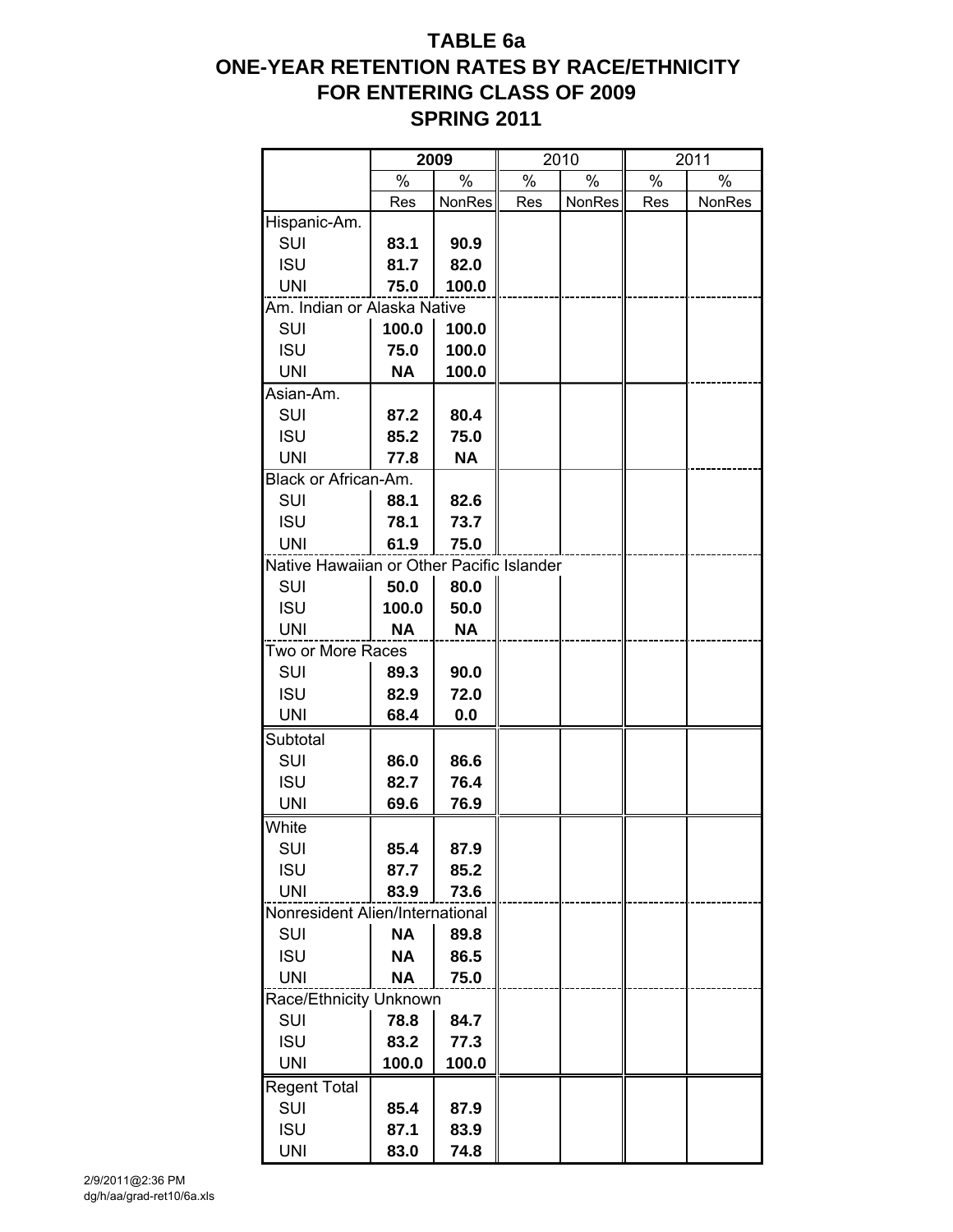# TABLE 6a
# ONE-YEAR RETENTION RATES BY RACE/ETHNICITY
# FOR ENTERING CLASS OF 2009
# SPRING 2011

| | 2009 | | 2010 | | 2011 | |
|---|---|---|---|---|---|---|
| | % Res | % NonRes | % Res | % NonRes | % Res | % NonRes |
| **Hispanic-Am.** | | | | | | |
| SUI | **83.1** | **90.9** | | | | |
| ISU | **81.7** | **82.0** | | | | |
| UNI | **75.0** | **100.0** | | | | |
| **Am. Indian or Alaska Native** | | | | | | |
| SUI | **100.0** | **100.0** | | | | |
| ISU | **75.0** | **100.0** | | | | |
| UNI | **NA** | **100.0** | | | | |
| **Asian-Am.** | | | | | | |
| SUI | **87.2** | **80.4** | | | | |
| ISU | **85.2** | **75.0** | | | | |
| UNI | **77.8** | **NA** | | | | |
| **Black or African-Am.** | | | | | | |
| SUI | **88.1** | **82.6** | | | | |
| ISU | **78.1** | **73.7** | | | | |
| UNI | **61.9** | **75.0** | | | | |
| **Native Hawaiian or Other Pacific Islander** | | | | | | |
| SUI | **50.0** | **80.0** | | | | |
| ISU | **100.0** | **50.0** | | | | |
| UNI | **NA** | **NA** | | | | |
| **Two or More Races** | | | | | | |
| SUI | **89.3** | **90.0** | | | | |
| ISU | **82.9** | **72.0** | | | | |
| UNI | **68.4** | **0.0** | | | | |
| **Subtotal** | | | | | | |
| SUI | **86.0** | **86.6** | | | | |
| ISU | **82.7** | **76.4** | | | | |
| UNI | **69.6** | **76.9** | | | | |
| **White** | | | | | | |
| SUI | **85.4** | **87.9** | | | | |
| ISU | **87.7** | **85.2** | | | | |
| UNI | **83.9** | **73.6** | | | | |
| **Nonresident Alien/International** | | | | | | |
| SUI | **NA** | **89.8** | | | | |
| ISU | **NA** | **86.5** | | | | |
| UNI | **NA** | **75.0** | | | | |
| **Race/Ethnicity Unknown** | | | | | | |
| SUI | **78.8** | **84.7** | | | | |
| ISU | **83.2** | **77.3** | | | | |
| UNI | **100.0** | **100.0** | | | | |
| **Regent Total** | | | | | | |
| SUI | **85.4** | **87.9** | | | | |
| ISU | **87.1** | **83.9** | | | | |
| UNI | **83.0** | **74.8** | | | | |

2/9/2011@2:36 PM
dg/h/aa/grad-ret10/6a.xls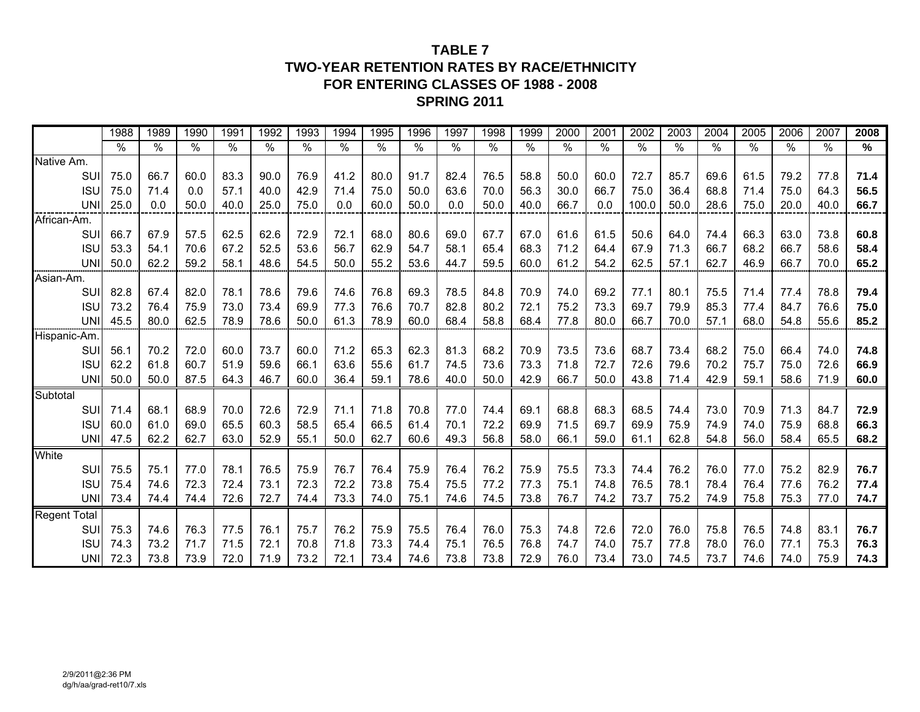# TABLE 7
## TWO-YEAR RETENTION RATES BY RACE/ETHNICITY
## FOR ENTERING CLASSES OF 1988 - 2008
## SPRING 2011

| | 1988 | 1989 | 1990 | 1991 | 1992 | 1993 | 1994 | 1995 | 1996 | 1997 | 1998 | 1999 | 2000 | 2001 | 2002 | 2003 | 2004 | 2005 | 2006 | 2007 | **2008** |
|---|---|---|---|---|---|---|---|---|---|---|---|---|---|---|---|---|---|---|---|---|---|
| | % | % | % | % | % | % | % | % | % | % | % | % | % | % | % | % | % | % | % | % | **%** |
| Native Am. | | | | | | | | | | | | | | | | | | | | | |
| SUI | 75.0 | 66.7 | 60.0 | 83.3 | 90.0 | 76.9 | 41.2 | 80.0 | 91.7 | 82.4 | 76.5 | 58.8 | 50.0 | 60.0 | 72.7 | 85.7 | 69.6 | 61.5 | 79.2 | 77.8 | **71.4** |
| ISU | 75.0 | 71.4 | 0.0 | 57.1 | 40.0 | 42.9 | 71.4 | 75.0 | 50.0 | 63.6 | 70.0 | 56.3 | 30.0 | 66.7 | 75.0 | 36.4 | 68.8 | 71.4 | 75.0 | 64.3 | **56.5** |
| UNI | 25.0 | 0.0 | 50.0 | 40.0 | 25.0 | 75.0 | 0.0 | 60.0 | 50.0 | 0.0 | 50.0 | 40.0 | 66.7 | 0.0 | 100.0 | 50.0 | 28.6 | 75.0 | 20.0 | 40.0 | **66.7** |
| African-Am. | | | | | | | | | | | | | | | | | | | | | |
| SUI | 66.7 | 67.9 | 57.5 | 62.5 | 62.6 | 72.9 | 72.1 | 68.0 | 80.6 | 69.0 | 67.7 | 67.0 | 61.6 | 61.5 | 50.6 | 64.0 | 74.4 | 66.3 | 63.0 | 73.8 | **60.8** |
| ISU | 53.3 | 54.1 | 70.6 | 67.2 | 52.5 | 53.6 | 56.7 | 62.9 | 54.7 | 58.1 | 65.4 | 68.3 | 71.2 | 64.4 | 67.9 | 71.3 | 66.7 | 68.2 | 66.7 | 58.6 | **58.4** |
| UNI | 50.0 | 62.2 | 59.2 | 58.1 | 48.6 | 54.5 | 50.0 | 55.2 | 53.6 | 44.7 | 59.5 | 60.0 | 61.2 | 54.2 | 62.5 | 57.1 | 62.7 | 46.9 | 66.7 | 70.0 | **65.2** |
| Asian-Am. | | | | | | | | | | | | | | | | | | | | | |
| SUI | 82.8 | 67.4 | 82.0 | 78.1 | 78.6 | 79.6 | 74.6 | 76.8 | 69.3 | 78.5 | 84.8 | 70.9 | 74.0 | 69.2 | 77.1 | 80.1 | 75.5 | 71.4 | 77.4 | 78.8 | **79.4** |
| ISU | 73.2 | 76.4 | 75.9 | 73.0 | 73.4 | 69.9 | 77.3 | 76.6 | 70.7 | 82.8 | 80.2 | 72.1 | 75.2 | 73.3 | 69.7 | 79.9 | 85.3 | 77.4 | 84.7 | 76.6 | **75.0** |
| UNI | 45.5 | 80.0 | 62.5 | 78.9 | 78.6 | 50.0 | 61.3 | 78.9 | 60.0 | 68.4 | 58.8 | 68.4 | 77.8 | 80.0 | 66.7 | 70.0 | 57.1 | 68.0 | 54.8 | 55.6 | **85.2** |
| Hispanic-Am. | | | | | | | | | | | | | | | | | | | | | |
| SUI | 56.1 | 70.2 | 72.0 | 60.0 | 73.7 | 60.0 | 71.2 | 65.3 | 62.3 | 81.3 | 68.2 | 70.9 | 73.5 | 73.6 | 68.7 | 73.4 | 68.2 | 75.0 | 66.4 | 74.0 | **74.8** |
| ISU | 62.2 | 61.8 | 60.7 | 51.9 | 59.6 | 66.1 | 63.6 | 55.6 | 61.7 | 74.5 | 73.6 | 73.3 | 71.8 | 72.7 | 72.6 | 79.6 | 70.2 | 75.7 | 75.0 | 72.6 | **66.9** |
| UNI | 50.0 | 50.0 | 87.5 | 64.3 | 46.7 | 60.0 | 36.4 | 59.1 | 78.6 | 40.0 | 50.0 | 42.9 | 66.7 | 50.0 | 43.8 | 71.4 | 42.9 | 59.1 | 58.6 | 71.9 | **60.0** |
| Subtotal | | | | | | | | | | | | | | | | | | | | | |
| SUI | 71.4 | 68.1 | 68.9 | 70.0 | 72.6 | 72.9 | 71.1 | 71.8 | 70.8 | 77.0 | 74.4 | 69.1 | 68.8 | 68.3 | 68.5 | 74.4 | 73.0 | 70.9 | 71.3 | 84.7 | **72.9** |
| ISU | 60.0 | 61.0 | 69.0 | 65.5 | 60.3 | 58.5 | 65.4 | 66.5 | 61.4 | 70.1 | 72.2 | 69.9 | 71.5 | 69.7 | 69.9 | 75.9 | 74.9 | 74.0 | 75.9 | 68.8 | **66.3** |
| UNI | 47.5 | 62.2 | 62.7 | 63.0 | 52.9 | 55.1 | 50.0 | 62.7 | 60.6 | 49.3 | 56.8 | 58.0 | 66.1 | 59.0 | 61.1 | 62.8 | 54.8 | 56.0 | 58.4 | 65.5 | **68.2** |
| White | | | | | | | | | | | | | | | | | | | | | |
| SUI | 75.5 | 75.1 | 77.0 | 78.1 | 76.5 | 75.9 | 76.7 | 76.4 | 75.9 | 76.4 | 76.2 | 75.9 | 75.5 | 73.3 | 74.4 | 76.2 | 76.0 | 77.0 | 75.2 | 82.9 | **76.7** |
| ISU | 75.4 | 74.6 | 72.3 | 72.4 | 73.1 | 72.3 | 72.2 | 73.8 | 75.4 | 75.5 | 77.2 | 77.3 | 75.1 | 74.8 | 76.5 | 78.1 | 78.4 | 76.4 | 77.6 | 76.2 | **77.4** |
| UNI | 73.4 | 74.4 | 74.4 | 72.6 | 72.7 | 74.4 | 73.3 | 74.0 | 75.1 | 74.6 | 74.5 | 73.8 | 76.7 | 74.2 | 73.7 | 75.2 | 74.9 | 75.8 | 75.3 | 77.0 | **74.7** |
| Regent Total | | | | | | | | | | | | | | | | | | | | | |
| SUI | 75.3 | 74.6 | 76.3 | 77.5 | 76.1 | 75.7 | 76.2 | 75.9 | 75.5 | 76.4 | 76.0 | 75.3 | 74.8 | 72.6 | 72.0 | 76.0 | 75.8 | 76.5 | 74.8 | 83.1 | **76.7** |
| ISU | 74.3 | 73.2 | 71.7 | 71.5 | 72.1 | 70.8 | 71.8 | 73.3 | 74.4 | 75.1 | 76.5 | 76.8 | 74.7 | 74.0 | 75.7 | 77.8 | 78.0 | 76.0 | 77.1 | 75.3 | **76.3** |
| UNI | 72.3 | 73.8 | 73.9 | 72.0 | 71.9 | 73.2 | 72.1 | 73.4 | 74.6 | 73.8 | 73.8 | 72.9 | 76.0 | 73.4 | 73.0 | 74.5 | 73.7 | 74.6 | 74.0 | 75.9 | **74.3** |

2/9/2011@2:36 PM
dg/h/aa/grad-ret10/7.xls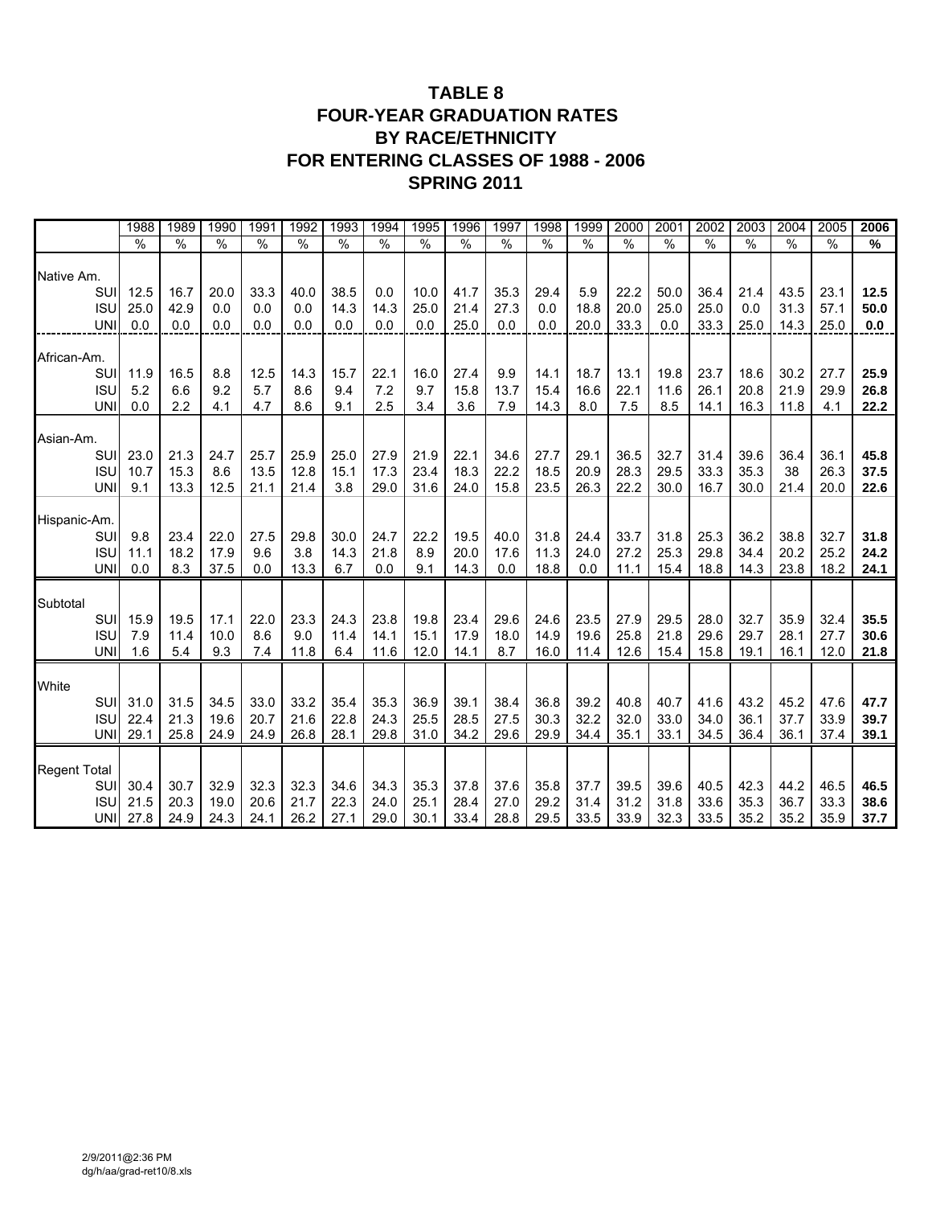# TABLE 8
# FOUR-YEAR GRADUATION RATES
# BY RACE/ETHNICITY
# FOR ENTERING CLASSES OF 1988 - 2006
# SPRING 2011

| | 1988 | 1989 | 1990 | 1991 | 1992 | 1993 | 1994 | 1995 | 1996 | 1997 | 1998 | 1999 | 2000 | 2001 | 2002 | 2003 | 2004 | 2005 | **2006** |
|---|---|---|---|---|---|---|---|---|---|---|---|---|---|---|---|---|---|---|---|
| | % | % | % | % | % | % | % | % | % | % | % | % | % | % | % | % | % | % | **%** |
| Native Am. | | | | | | | | | | | | | | | | | | | |
| SUI | 12.5 | 16.7 | 20.0 | 33.3 | 40.0 | 38.5 | 0.0 | 10.0 | 41.7 | 35.3 | 29.4 | 5.9 | 22.2 | 50.0 | 36.4 | 21.4 | 43.5 | 23.1 | **12.5** |
| ISU | 25.0 | 42.9 | 0.0 | 0.0 | 0.0 | 14.3 | 14.3 | 25.0 | 21.4 | 27.3 | 0.0 | 18.8 | 20.0 | 25.0 | 25.0 | 0.0 | 31.3 | 57.1 | **50.0** |
| UNI | 0.0 | 0.0 | 0.0 | 0.0 | 0.0 | 0.0 | 0.0 | 0.0 | 25.0 | 0.0 | 0.0 | 20.0 | 33.3 | 0.0 | 33.3 | 25.0 | 14.3 | 25.0 | **0.0** |
| African-Am. | | | | | | | | | | | | | | | | | | | |
| SUI | 11.9 | 16.5 | 8.8 | 12.5 | 14.3 | 15.7 | 22.1 | 16.0 | 27.4 | 9.9 | 14.1 | 18.7 | 13.1 | 19.8 | 23.7 | 18.6 | 30.2 | 27.7 | **25.9** |
| ISU | 5.2 | 6.6 | 9.2 | 5.7 | 8.6 | 9.4 | 7.2 | 9.7 | 15.8 | 13.7 | 15.4 | 16.6 | 22.1 | 11.6 | 26.1 | 20.8 | 21.9 | 29.9 | **26.8** |
| UNI | 0.0 | 2.2 | 4.1 | 4.7 | 8.6 | 9.1 | 2.5 | 3.4 | 3.6 | 7.9 | 14.3 | 8.0 | 7.5 | 8.5 | 14.1 | 16.3 | 11.8 | 4.1 | **22.2** |
| Asian-Am. | | | | | | | | | | | | | | | | | | | |
| SUI | 23.0 | 21.3 | 24.7 | 25.7 | 25.9 | 25.0 | 27.9 | 21.9 | 22.1 | 34.6 | 27.7 | 29.1 | 36.5 | 32.7 | 31.4 | 39.6 | 36.4 | 36.1 | **45.8** |
| ISU | 10.7 | 15.3 | 8.6 | 13.5 | 12.8 | 15.1 | 17.3 | 23.4 | 18.3 | 22.2 | 18.5 | 20.9 | 28.3 | 29.5 | 33.3 | 35.3 | 38 | 26.3 | **37.5** |
| UNI | 9.1 | 13.3 | 12.5 | 21.1 | 21.4 | 3.8 | 29.0 | 31.6 | 24.0 | 15.8 | 23.5 | 26.3 | 22.2 | 30.0 | 16.7 | 30.0 | 21.4 | 20.0 | **22.6** |
| Hispanic-Am. | | | | | | | | | | | | | | | | | | | |
| SUI | 9.8 | 23.4 | 22.0 | 27.5 | 29.8 | 30.0 | 24.7 | 22.2 | 19.5 | 40.0 | 31.8 | 24.4 | 33.7 | 31.8 | 25.3 | 36.2 | 38.8 | 32.7 | **31.8** |
| ISU | 11.1 | 18.2 | 17.9 | 9.6 | 3.8 | 14.3 | 21.8 | 8.9 | 20.0 | 17.6 | 11.3 | 24.0 | 27.2 | 25.3 | 29.8 | 34.4 | 20.2 | 25.2 | **24.2** |
| UNI | 0.0 | 8.3 | 37.5 | 0.0 | 13.3 | 6.7 | 0.0 | 9.1 | 14.3 | 0.0 | 18.8 | 0.0 | 11.1 | 15.4 | 18.8 | 14.3 | 23.8 | 18.2 | **24.1** |
| Subtotal | | | | | | | | | | | | | | | | | | | |
| SUI | 15.9 | 19.5 | 17.1 | 22.0 | 23.3 | 24.3 | 23.8 | 19.8 | 23.4 | 29.6 | 24.6 | 23.5 | 27.9 | 29.5 | 28.0 | 32.7 | 35.9 | 32.4 | **35.5** |
| ISU | 7.9 | 11.4 | 10.0 | 8.6 | 9.0 | 11.4 | 14.1 | 15.1 | 17.9 | 18.0 | 14.9 | 19.6 | 25.8 | 21.8 | 29.6 | 29.7 | 28.1 | 27.7 | **30.6** |
| UNI | 1.6 | 5.4 | 9.3 | 7.4 | 11.8 | 6.4 | 11.6 | 12.0 | 14.1 | 8.7 | 16.0 | 11.4 | 12.6 | 15.4 | 15.8 | 19.1 | 16.1 | 12.0 | **21.8** |
| White | | | | | | | | | | | | | | | | | | | |
| SUI | 31.0 | 31.5 | 34.5 | 33.0 | 33.2 | 35.4 | 35.3 | 36.9 | 39.1 | 38.4 | 36.8 | 39.2 | 40.8 | 40.7 | 41.6 | 43.2 | 45.2 | 47.6 | **47.7** |
| ISU | 22.4 | 21.3 | 19.6 | 20.7 | 21.6 | 22.8 | 24.3 | 25.5 | 28.5 | 27.5 | 30.3 | 32.2 | 32.0 | 33.0 | 34.0 | 36.1 | 37.7 | 33.9 | **39.7** |
| UNI | 29.1 | 25.8 | 24.9 | 24.9 | 26.8 | 28.1 | 29.8 | 31.0 | 34.2 | 29.6 | 29.9 | 34.4 | 35.1 | 33.1 | 34.5 | 36.4 | 36.1 | 37.4 | **39.1** |
| Regent Total | | | | | | | | | | | | | | | | | | | |
| SUI | 30.4 | 30.7 | 32.9 | 32.3 | 32.3 | 34.6 | 34.3 | 35.3 | 37.8 | 37.6 | 35.8 | 37.7 | 39.5 | 39.6 | 40.5 | 42.3 | 44.2 | 46.5 | **46.5** |
| ISU | 21.5 | 20.3 | 19.0 | 20.6 | 21.7 | 22.3 | 24.0 | 25.1 | 28.4 | 27.0 | 29.2 | 31.4 | 31.2 | 31.8 | 33.6 | 35.3 | 36.7 | 33.3 | **38.6** |
| UNI | 27.8 | 24.9 | 24.3 | 24.1 | 26.2 | 27.1 | 29.0 | 30.1 | 33.4 | 28.8 | 29.5 | 33.5 | 33.9 | 32.3 | 33.5 | 35.2 | 35.2 | 35.9 | **37.7** |

2/9/2011@2:36 PM
dg/h/aa/grad-ret10/8.xls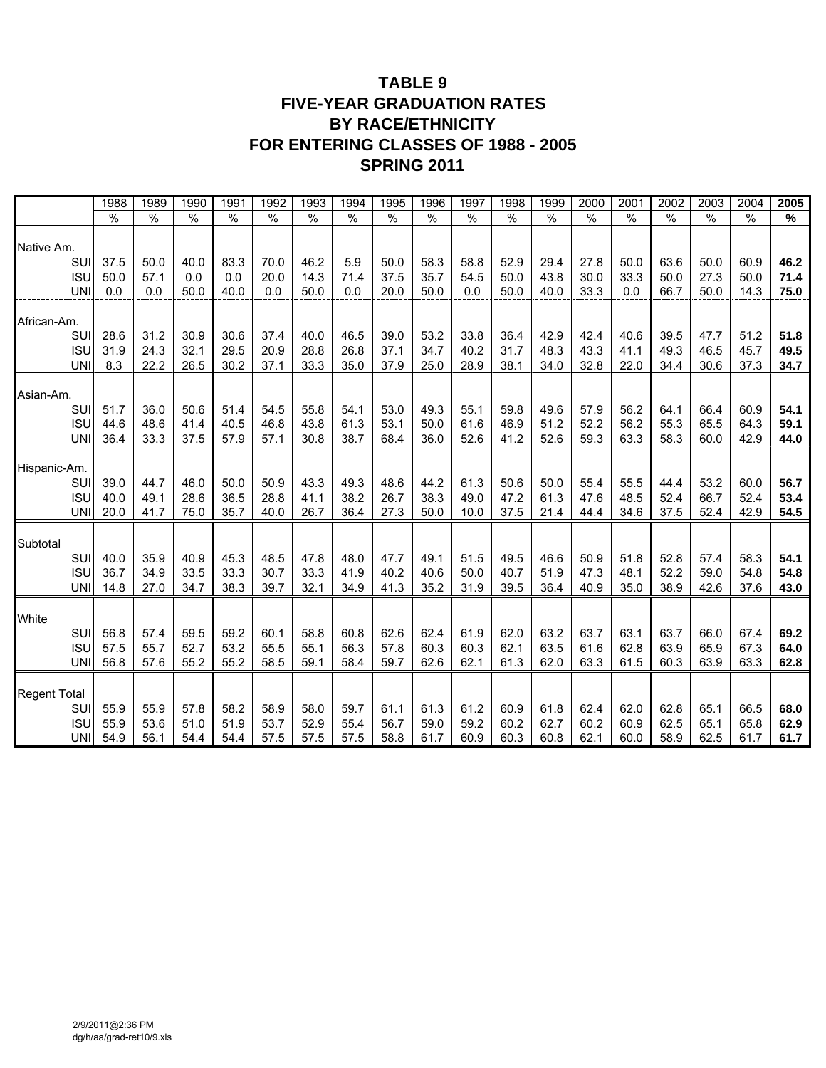# TABLE 9
# FIVE-YEAR GRADUATION RATES BY RACE/ETHNICITY FOR ENTERING CLASSES OF 1988 - 2005
## SPRING 2011

| | 1988 | 1989 | 1990 | 1991 | 1992 | 1993 | 1994 | 1995 | 1996 | 1997 | 1998 | 1999 | 2000 | 2001 | 2002 | 2003 | 2004 | **2005** |
|---|---|---|---|---|---|---|---|---|---|---|---|---|---|---|---|---|---|---|
| | % | % | % | % | % | % | % | % | % | % | % | % | % | % | % | % | % | **%** |
| Native Am. | | | | | | | | | | | | | | | | | | |
| SUI | 37.5 | 50.0 | 40.0 | 83.3 | 70.0 | 46.2 | 5.9 | 50.0 | 58.3 | 58.8 | 52.9 | 29.4 | 27.8 | 50.0 | 63.6 | 50.0 | 60.9 | **46.2** |
| ISU | 50.0 | 57.1 | 0.0 | 0.0 | 20.0 | 14.3 | 71.4 | 37.5 | 35.7 | 54.5 | 50.0 | 43.8 | 30.0 | 33.3 | 50.0 | 27.3 | 50.0 | **71.4** |
| UNI | 0.0 | 0.0 | 50.0 | 40.0 | 0.0 | 50.0 | 0.0 | 20.0 | 50.0 | 0.0 | 50.0 | 40.0 | 33.3 | 0.0 | 66.7 | 50.0 | 14.3 | **75.0** |
| African-Am. | | | | | | | | | | | | | | | | | | |
| SUI | 28.6 | 31.2 | 30.9 | 30.6 | 37.4 | 40.0 | 46.5 | 39.0 | 53.2 | 33.8 | 36.4 | 42.9 | 42.4 | 40.6 | 39.5 | 47.7 | 51.2 | **51.8** |
| ISU | 31.9 | 24.3 | 32.1 | 29.5 | 20.9 | 28.8 | 26.8 | 37.1 | 34.7 | 40.2 | 31.7 | 48.3 | 43.3 | 41.1 | 49.3 | 46.5 | 45.7 | **49.5** |
| UNI | 8.3 | 22.2 | 26.5 | 30.2 | 37.1 | 33.3 | 35.0 | 37.9 | 25.0 | 28.9 | 38.1 | 34.0 | 32.8 | 22.0 | 34.4 | 30.6 | 37.3 | **34.7** |
| Asian-Am. | | | | | | | | | | | | | | | | | | |
| SUI | 51.7 | 36.0 | 50.6 | 51.4 | 54.5 | 55.8 | 54.1 | 53.0 | 49.3 | 55.1 | 59.8 | 49.6 | 57.9 | 56.2 | 64.1 | 66.4 | 60.9 | **54.1** |
| ISU | 44.6 | 48.6 | 41.4 | 40.5 | 46.8 | 43.8 | 61.3 | 53.1 | 50.0 | 61.6 | 46.9 | 51.2 | 52.2 | 56.2 | 55.3 | 65.5 | 64.3 | **59.1** |
| UNI | 36.4 | 33.3 | 37.5 | 57.9 | 57.1 | 30.8 | 38.7 | 68.4 | 36.0 | 52.6 | 41.2 | 52.6 | 59.3 | 63.3 | 58.3 | 60.0 | 42.9 | **44.0** |
| Hispanic-Am. | | | | | | | | | | | | | | | | | | |
| SUI | 39.0 | 44.7 | 46.0 | 50.0 | 50.9 | 43.3 | 49.3 | 48.6 | 44.2 | 61.3 | 50.6 | 50.0 | 55.4 | 55.5 | 44.4 | 53.2 | 60.0 | **56.7** |
| ISU | 40.0 | 49.1 | 28.6 | 36.5 | 28.8 | 41.1 | 38.2 | 26.7 | 38.3 | 49.0 | 47.2 | 61.3 | 47.6 | 48.5 | 52.4 | 66.7 | 52.4 | **53.4** |
| UNI | 20.0 | 41.7 | 75.0 | 35.7 | 40.0 | 26.7 | 36.4 | 27.3 | 50.0 | 10.0 | 37.5 | 21.4 | 44.4 | 34.6 | 37.5 | 52.4 | 42.9 | **54.5** |
| Subtotal | | | | | | | | | | | | | | | | | | |
| SUI | 40.0 | 35.9 | 40.9 | 45.3 | 48.5 | 47.8 | 48.0 | 47.7 | 49.1 | 51.5 | 49.5 | 46.6 | 50.9 | 51.8 | 52.8 | 57.4 | 58.3 | **54.1** |
| ISU | 36.7 | 34.9 | 33.5 | 33.3 | 30.7 | 33.3 | 41.9 | 40.2 | 40.6 | 50.0 | 40.7 | 51.9 | 47.3 | 48.1 | 52.2 | 59.0 | 54.8 | **54.8** |
| UNI | 14.8 | 27.0 | 34.7 | 38.3 | 39.7 | 32.1 | 34.9 | 41.3 | 35.2 | 31.9 | 39.5 | 36.4 | 40.9 | 35.0 | 38.9 | 42.6 | 37.6 | **43.0** |
| White | | | | | | | | | | | | | | | | | | |
| SUI | 56.8 | 57.4 | 59.5 | 59.2 | 60.1 | 58.8 | 60.8 | 62.6 | 62.4 | 61.9 | 62.0 | 63.2 | 63.7 | 63.1 | 63.7 | 66.0 | 67.4 | **69.2** |
| ISU | 57.5 | 55.7 | 52.7 | 53.2 | 55.5 | 55.1 | 56.3 | 57.8 | 60.3 | 60.3 | 62.1 | 63.5 | 61.6 | 62.8 | 63.9 | 65.9 | 67.3 | **64.0** |
| UNI | 56.8 | 57.6 | 55.2 | 55.2 | 58.5 | 59.1 | 58.4 | 59.7 | 62.6 | 62.1 | 61.3 | 62.0 | 63.3 | 61.5 | 60.3 | 63.9 | 63.3 | **62.8** |
| Regent Total | | | | | | | | | | | | | | | | | | |
| SUI | 55.9 | 55.9 | 57.8 | 58.2 | 58.9 | 58.0 | 59.7 | 61.1 | 61.3 | 61.2 | 60.9 | 61.8 | 62.4 | 62.0 | 62.8 | 65.1 | 66.5 | **68.0** |
| ISU | 55.9 | 53.6 | 51.0 | 51.9 | 53.7 | 52.9 | 55.4 | 56.7 | 59.0 | 59.2 | 60.2 | 62.7 | 60.2 | 60.9 | 62.5 | 65.1 | 65.8 | **62.9** |
| UNI | 54.9 | 56.1 | 54.4 | 54.4 | 57.5 | 57.5 | 57.5 | 58.8 | 61.7 | 60.9 | 60.3 | 60.8 | 62.1 | 60.0 | 58.9 | 62.5 | 61.7 | **61.7** |

2/9/2011@2:36 PM
dg/h/aa/grad-ret10/9.xls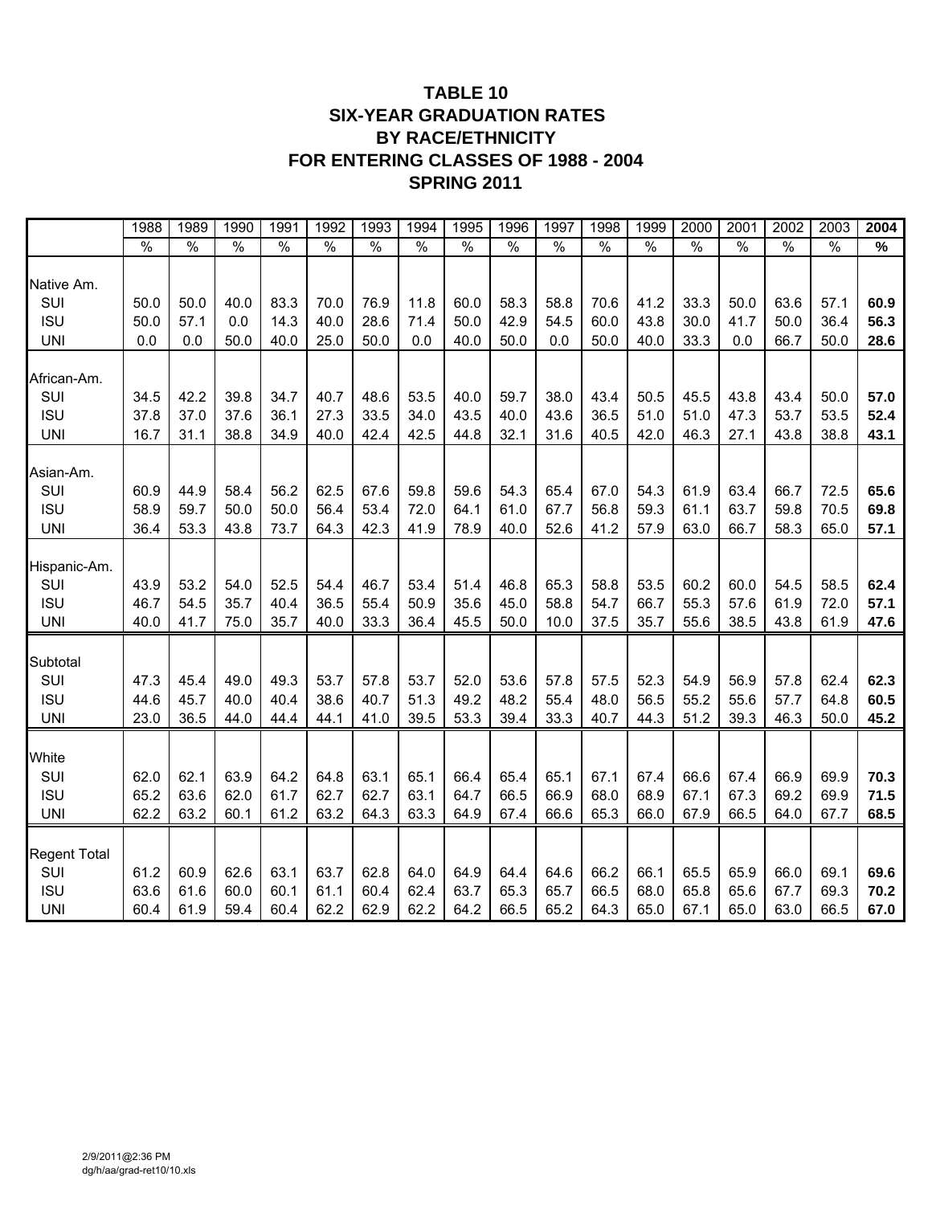# TABLE 10
# SIX-YEAR GRADUATION RATES
# BY RACE/ETHNICITY
# FOR ENTERING CLASSES OF 1988 - 2004
# SPRING 2011

| | 1988 | 1989 | 1990 | 1991 | 1992 | 1993 | 1994 | 1995 | 1996 | 1997 | 1998 | 1999 | 2000 | 2001 | 2002 | 2003 | **2004** |
|---|---|---|---|---|---|---|---|---|---|---|---|---|---|---|---|---|---|
| | % | % | % | % | % | % | % | % | % | % | % | % | % | % | % | % | **%** |
| Native Am. | | | | | | | | | | | | | | | | | |
| SUI | 50.0 | 50.0 | 40.0 | 83.3 | 70.0 | 76.9 | 11.8 | 60.0 | 58.3 | 58.8 | 70.6 | 41.2 | 33.3 | 50.0 | 63.6 | 57.1 | **60.9** |
| ISU | 50.0 | 57.1 | 0.0 | 14.3 | 40.0 | 28.6 | 71.4 | 50.0 | 42.9 | 54.5 | 60.0 | 43.8 | 30.0 | 41.7 | 50.0 | 36.4 | **56.3** |
| UNI | 0.0 | 0.0 | 50.0 | 40.0 | 25.0 | 50.0 | 0.0 | 40.0 | 50.0 | 0.0 | 50.0 | 40.0 | 33.3 | 0.0 | 66.7 | 50.0 | **28.6** |
| African-Am. | | | | | | | | | | | | | | | | | |
| SUI | 34.5 | 42.2 | 39.8 | 34.7 | 40.7 | 48.6 | 53.5 | 40.0 | 59.7 | 38.0 | 43.4 | 50.5 | 45.5 | 43.8 | 43.4 | 50.0 | **57.0** |
| ISU | 37.8 | 37.0 | 37.6 | 36.1 | 27.3 | 33.5 | 34.0 | 43.5 | 40.0 | 43.6 | 36.5 | 51.0 | 51.0 | 47.3 | 53.7 | 53.5 | **52.4** |
| UNI | 16.7 | 31.1 | 38.8 | 34.9 | 40.0 | 42.4 | 42.5 | 44.8 | 32.1 | 31.6 | 40.5 | 42.0 | 46.3 | 27.1 | 43.8 | 38.8 | **43.1** |
| Asian-Am. | | | | | | | | | | | | | | | | | |
| SUI | 60.9 | 44.9 | 58.4 | 56.2 | 62.5 | 67.6 | 59.8 | 59.6 | 54.3 | 65.4 | 67.0 | 54.3 | 61.9 | 63.4 | 66.7 | 72.5 | **65.6** |
| ISU | 58.9 | 59.7 | 50.0 | 50.0 | 56.4 | 53.4 | 72.0 | 64.1 | 61.0 | 67.7 | 56.8 | 59.3 | 61.1 | 63.7 | 59.8 | 70.5 | **69.8** |
| UNI | 36.4 | 53.3 | 43.8 | 73.7 | 64.3 | 42.3 | 41.9 | 78.9 | 40.0 | 52.6 | 41.2 | 57.9 | 63.0 | 66.7 | 58.3 | 65.0 | **57.1** |
| Hispanic-Am. | | | | | | | | | | | | | | | | | |
| SUI | 43.9 | 53.2 | 54.0 | 52.5 | 54.4 | 46.7 | 53.4 | 51.4 | 46.8 | 65.3 | 58.8 | 53.5 | 60.2 | 60.0 | 54.5 | 58.5 | **62.4** |
| ISU | 46.7 | 54.5 | 35.7 | 40.4 | 36.5 | 55.4 | 50.9 | 35.6 | 45.0 | 58.8 | 54.7 | 66.7 | 55.3 | 57.6 | 61.9 | 72.0 | **57.1** |
| UNI | 40.0 | 41.7 | 75.0 | 35.7 | 40.0 | 33.3 | 36.4 | 45.5 | 50.0 | 10.0 | 37.5 | 35.7 | 55.6 | 38.5 | 43.8 | 61.9 | **47.6** |
| Subtotal | | | | | | | | | | | | | | | | | |
| SUI | 47.3 | 45.4 | 49.0 | 49.3 | 53.7 | 57.8 | 53.7 | 52.0 | 53.6 | 57.8 | 57.5 | 52.3 | 54.9 | 56.9 | 57.8 | 62.4 | **62.3** |
| ISU | 44.6 | 45.7 | 40.0 | 40.4 | 38.6 | 40.7 | 51.3 | 49.2 | 48.2 | 55.4 | 48.0 | 56.5 | 55.2 | 55.6 | 57.7 | 64.8 | **60.5** |
| UNI | 23.0 | 36.5 | 44.0 | 44.4 | 44.1 | 41.0 | 39.5 | 53.3 | 39.4 | 33.3 | 40.7 | 44.3 | 51.2 | 39.3 | 46.3 | 50.0 | **45.2** |
| White | | | | | | | | | | | | | | | | | |
| SUI | 62.0 | 62.1 | 63.9 | 64.2 | 64.8 | 63.1 | 65.1 | 66.4 | 65.4 | 65.1 | 67.1 | 67.4 | 66.6 | 67.4 | 66.9 | 69.9 | **70.3** |
| ISU | 65.2 | 63.6 | 62.0 | 61.7 | 62.7 | 62.7 | 63.1 | 64.7 | 66.5 | 66.9 | 68.0 | 68.9 | 67.1 | 67.3 | 69.2 | 69.9 | **71.5** |
| UNI | 62.2 | 63.2 | 60.1 | 61.2 | 63.2 | 64.3 | 63.3 | 64.9 | 67.4 | 66.6 | 65.3 | 66.0 | 67.9 | 66.5 | 64.0 | 67.7 | **68.5** |
| Regent Total | | | | | | | | | | | | | | | | | |
| SUI | 61.2 | 60.9 | 62.6 | 63.1 | 63.7 | 62.8 | 64.0 | 64.9 | 64.4 | 64.6 | 66.2 | 66.1 | 65.5 | 65.9 | 66.0 | 69.1 | **69.6** |
| ISU | 63.6 | 61.6 | 60.0 | 60.1 | 61.1 | 60.4 | 62.4 | 63.7 | 65.3 | 65.7 | 66.5 | 68.0 | 65.8 | 65.6 | 67.7 | 69.3 | **70.2** |
| UNI | 60.4 | 61.9 | 59.4 | 60.4 | 62.2 | 62.9 | 62.2 | 64.2 | 66.5 | 65.2 | 64.3 | 65.0 | 67.1 | 65.0 | 63.0 | 66.5 | **67.0** |

2/9/2011@2:36 PM
dg/h/aa/grad-ret10/10.xls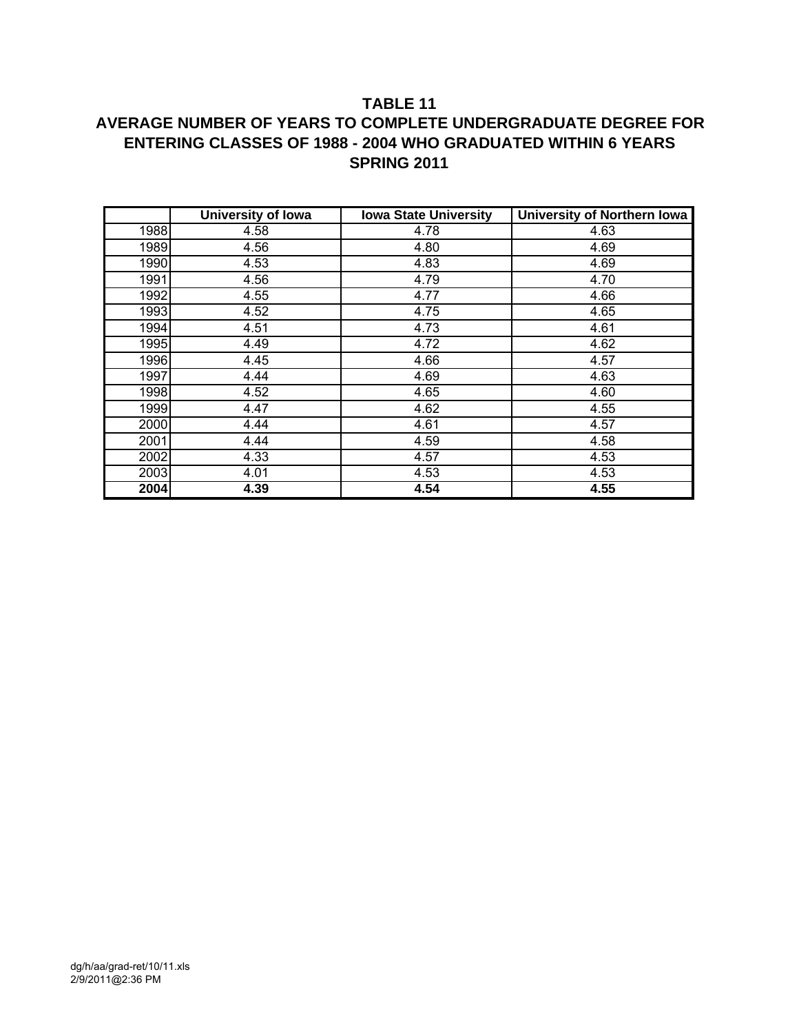**TABLE 11**

**AVERAGE NUMBER OF YEARS TO COMPLETE UNDERGRADUATE DEGREE FOR ENTERING CLASSES OF 1988 - 2004 WHO GRADUATED WITHIN 6 YEARS**

**SPRING 2011**

| | University of Iowa | Iowa State University | University of Northern Iowa |
|---|---|---|---|
| 1988 | 4.58 | 4.78 | 4.63 |
| 1989 | 4.56 | 4.80 | 4.69 |
| 1990 | 4.53 | 4.83 | 4.69 |
| 1991 | 4.56 | 4.79 | 4.70 |
| 1992 | 4.55 | 4.77 | 4.66 |
| 1993 | 4.52 | 4.75 | 4.65 |
| 1994 | 4.51 | 4.73 | 4.61 |
| 1995 | 4.49 | 4.72 | 4.62 |
| 1996 | 4.45 | 4.66 | 4.57 |
| 1997 | 4.44 | 4.69 | 4.63 |
| 1998 | 4.52 | 4.65 | 4.60 |
| 1999 | 4.47 | 4.62 | 4.55 |
| 2000 | 4.44 | 4.61 | 4.57 |
| 2001 | 4.44 | 4.59 | 4.58 |
| 2002 | 4.33 | 4.57 | 4.53 |
| 2003 | 4.01 | 4.53 | 4.53 |
| **2004** | **4.39** | **4.54** | **4.55** |

dg/h/aa/grad-ret/10/11.xls
2/9/2011@2:36 PM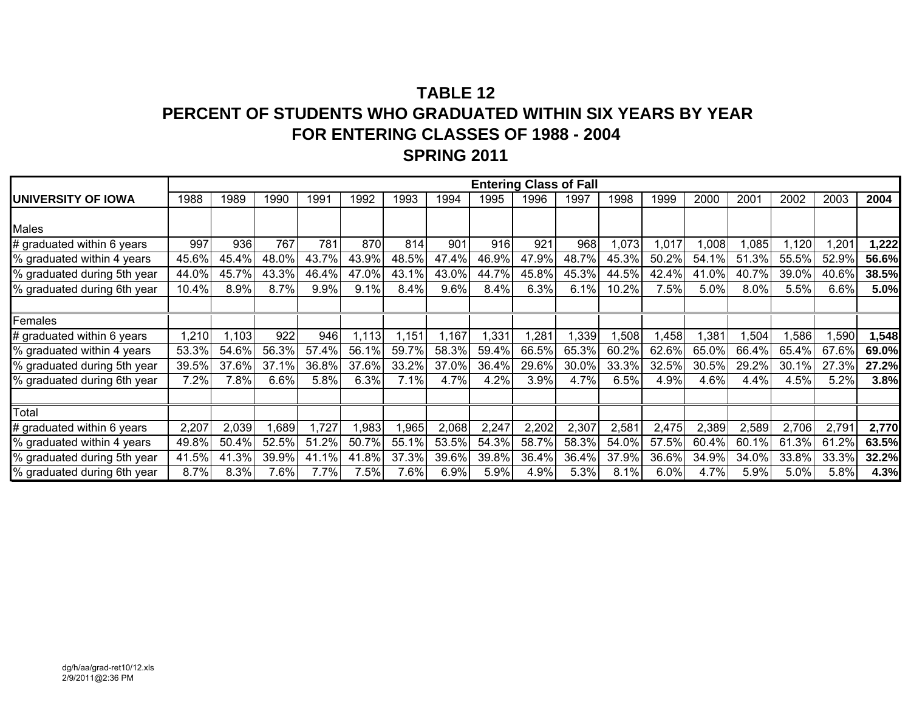# TABLE 12
## PERCENT OF STUDENTS WHO GRADUATED WITHIN SIX YEARS BY YEAR
## FOR ENTERING CLASSES OF 1988 - 2004
## SPRING 2011

| | Entering Class of Fall | | | | | | | | | | | | | | | | |
|---|---|---|---|---|---|---|---|---|---|---|---|---|---|---|---|---|---|
| **UNIVERSITY OF IOWA** | 1988 | 1989 | 1990 | 1991 | 1992 | 1993 | 1994 | 1995 | 1996 | 1997 | 1998 | 1999 | 2000 | 2001 | 2002 | 2003 | **2004** |
| Males | | | | | | | | | | | | | | | | | |
| # graduated within 6 years | 997 | 936 | 767 | 781 | 870 | 814 | 901 | 916 | 921 | 968 | 1,073 | 1,017 | 1,008 | 1,085 | 1,120 | 1,201 | **1,222** |
| % graduated within 4 years | 45.6% | 45.4% | 48.0% | 43.7% | 43.9% | 48.5% | 47.4% | 46.9% | 47.9% | 48.7% | 45.3% | 50.2% | 54.1% | 51.3% | 55.5% | 52.9% | **56.6%** |
| % graduated during 5th year | 44.0% | 45.7% | 43.3% | 46.4% | 47.0% | 43.1% | 43.0% | 44.7% | 45.8% | 45.3% | 44.5% | 42.4% | 41.0% | 40.7% | 39.0% | 40.6% | **38.5%** |
| % graduated during 6th year | 10.4% | 8.9% | 8.7% | 9.9% | 9.1% | 8.4% | 9.6% | 8.4% | 6.3% | 6.1% | 10.2% | 7.5% | 5.0% | 8.0% | 5.5% | 6.6% | **5.0%** |
| | | | | | | | | | | | | | | | | | |
| Females | | | | | | | | | | | | | | | | | |
| # graduated within 6 years | 1,210 | 1,103 | 922 | 946 | 1,113 | 1,151 | 1,167 | 1,331 | 1,281 | 1,339 | 1,508 | 1,458 | 1,381 | 1,504 | 1,586 | 1,590 | **1,548** |
| % graduated within 4 years | 53.3% | 54.6% | 56.3% | 57.4% | 56.1% | 59.7% | 58.3% | 59.4% | 66.5% | 65.3% | 60.2% | 62.6% | 65.0% | 66.4% | 65.4% | 67.6% | **69.0%** |
| % graduated during 5th year | 39.5% | 37.6% | 37.1% | 36.8% | 37.6% | 33.2% | 37.0% | 36.4% | 29.6% | 30.0% | 33.3% | 32.5% | 30.5% | 29.2% | 30.1% | 27.3% | **27.2%** |
| % graduated during 6th year | 7.2% | 7.8% | 6.6% | 5.8% | 6.3% | 7.1% | 4.7% | 4.2% | 3.9% | 4.7% | 6.5% | 4.9% | 4.6% | 4.4% | 4.5% | 5.2% | **3.8%** |
| | | | | | | | | | | | | | | | | | |
| Total | | | | | | | | | | | | | | | | | |
| # graduated within 6 years | 2,207 | 2,039 | 1,689 | 1,727 | 1,983 | 1,965 | 2,068 | 2,247 | 2,202 | 2,307 | 2,581 | 2,475 | 2,389 | 2,589 | 2,706 | 2,791 | **2,770** |
| % graduated within 4 years | 49.8% | 50.4% | 52.5% | 51.2% | 50.7% | 55.1% | 53.5% | 54.3% | 58.7% | 58.3% | 54.0% | 57.5% | 60.4% | 60.1% | 61.3% | 61.2% | **63.5%** |
| % graduated during 5th year | 41.5% | 41.3% | 39.9% | 41.1% | 41.8% | 37.3% | 39.6% | 39.8% | 36.4% | 36.4% | 37.9% | 36.6% | 34.9% | 34.0% | 33.8% | 33.3% | **32.2%** |
| % graduated during 6th year | 8.7% | 8.3% | 7.6% | 7.7% | 7.5% | 7.6% | 6.9% | 5.9% | 4.9% | 5.3% | 8.1% | 6.0% | 4.7% | 5.9% | 5.0% | 5.8% | **4.3%** |

dg/h/aa/grad-ret10/12.xls
2/9/2011@2:36 PM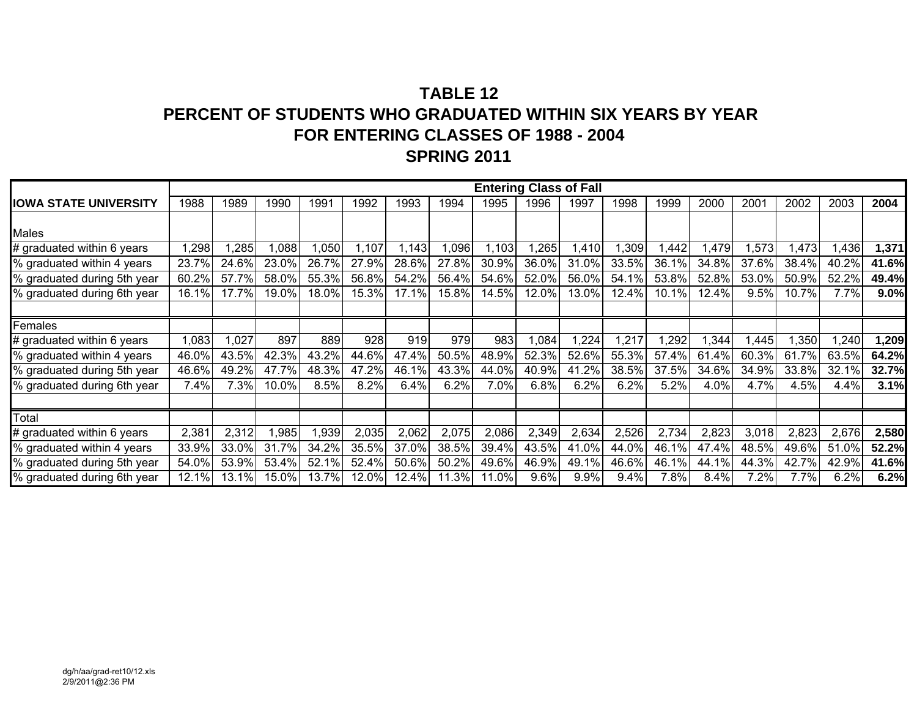# TABLE 12
# PERCENT OF STUDENTS WHO GRADUATED WITHIN SIX YEARS BY YEAR FOR ENTERING CLASSES OF 1988 - 2004
# SPRING 2011

| | Entering Class of Fall | | | | | | | | | | | | | | | | |
|---|---|---|---|---|---|---|---|---|---|---|---|---|---|---|---|---|---|
| **IOWA STATE UNIVERSITY** | 1988 | 1989 | 1990 | 1991 | 1992 | 1993 | 1994 | 1995 | 1996 | 1997 | 1998 | 1999 | 2000 | 2001 | 2002 | 2003 | **2004** |
| Males | | | | | | | | | | | | | | | | | |
| # graduated within 6 years | 1,298 | 1,285 | 1,088 | 1,050 | 1,107 | 1,143 | 1,096 | 1,103 | 1,265 | 1,410 | 1,309 | 1,442 | 1,479 | 1,573 | 1,473 | 1,436 | **1,371** |
| % graduated within 4 years | 23.7% | 24.6% | 23.0% | 26.7% | 27.9% | 28.6% | 27.8% | 30.9% | 36.0% | 31.0% | 33.5% | 36.1% | 34.8% | 37.6% | 38.4% | 40.2% | **41.6%** |
| % graduated during 5th year | 60.2% | 57.7% | 58.0% | 55.3% | 56.8% | 54.2% | 56.4% | 54.6% | 52.0% | 56.0% | 54.1% | 53.8% | 52.8% | 53.0% | 50.9% | 52.2% | **49.4%** |
| % graduated during 6th year | 16.1% | 17.7% | 19.0% | 18.0% | 15.3% | 17.1% | 15.8% | 14.5% | 12.0% | 13.0% | 12.4% | 10.1% | 12.4% | 9.5% | 10.7% | 7.7% | **9.0%** |
| | | | | | | | | | | | | | | | | | |
| Females | | | | | | | | | | | | | | | | | |
| # graduated within 6 years | 1,083 | 1,027 | 897 | 889 | 928 | 919 | 979 | 983 | 1,084 | 1,224 | 1,217 | 1,292 | 1,344 | 1,445 | 1,350 | 1,240 | **1,209** |
| % graduated within 4 years | 46.0% | 43.5% | 42.3% | 43.2% | 44.6% | 47.4% | 50.5% | 48.9% | 52.3% | 52.6% | 55.3% | 57.4% | 61.4% | 60.3% | 61.7% | 63.5% | **64.2%** |
| % graduated during 5th year | 46.6% | 49.2% | 47.7% | 48.3% | 47.2% | 46.1% | 43.3% | 44.0% | 40.9% | 41.2% | 38.5% | 37.5% | 34.6% | 34.9% | 33.8% | 32.1% | **32.7%** |
| % graduated during 6th year | 7.4% | 7.3% | 10.0% | 8.5% | 8.2% | 6.4% | 6.2% | 7.0% | 6.8% | 6.2% | 6.2% | 5.2% | 4.0% | 4.7% | 4.5% | 4.4% | **3.1%** |
| | | | | | | | | | | | | | | | | | |
| Total | | | | | | | | | | | | | | | | | |
| # graduated within 6 years | 2,381 | 2,312 | 1,985 | 1,939 | 2,035 | 2,062 | 2,075 | 2,086 | 2,349 | 2,634 | 2,526 | 2,734 | 2,823 | 3,018 | 2,823 | 2,676 | **2,580** |
| % graduated within 4 years | 33.9% | 33.0% | 31.7% | 34.2% | 35.5% | 37.0% | 38.5% | 39.4% | 43.5% | 41.0% | 44.0% | 46.1% | 47.4% | 48.5% | 49.6% | 51.0% | **52.2%** |
| % graduated during 5th year | 54.0% | 53.9% | 53.4% | 52.1% | 52.4% | 50.6% | 50.2% | 49.6% | 46.9% | 49.1% | 46.6% | 46.1% | 44.1% | 44.3% | 42.7% | 42.9% | **41.6%** |
| % graduated during 6th year | 12.1% | 13.1% | 15.0% | 13.7% | 12.0% | 12.4% | 11.3% | 11.0% | 9.6% | 9.9% | 9.4% | 7.8% | 8.4% | 7.2% | 7.7% | 6.2% | **6.2%** |

dg/h/aa/grad-ret10/12.xls
2/9/2011@2:36 PM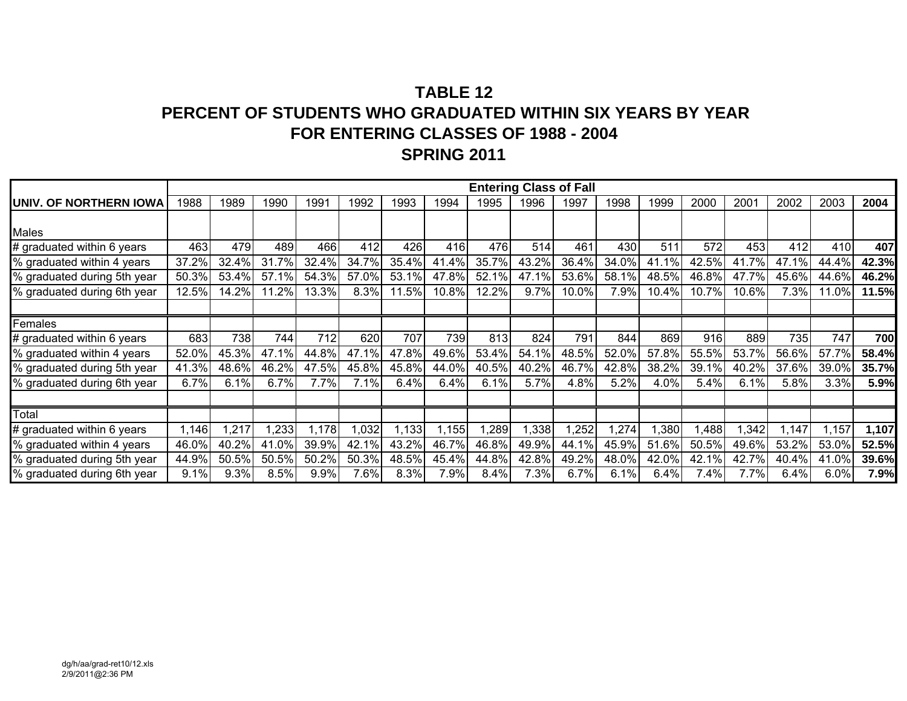# TABLE 12
# PERCENT OF STUDENTS WHO GRADUATED WITHIN SIX YEARS BY YEAR FOR ENTERING CLASSES OF 1988 - 2004
# SPRING 2011

| | Entering Class of Fall | | | | | | | | | | | | | | | | |
|---|---|---|---|---|---|---|---|---|---|---|---|---|---|---|---|---|---|
| **UNIV. OF NORTHERN IOWA** | 1988 | 1989 | 1990 | 1991 | 1992 | 1993 | 1994 | 1995 | 1996 | 1997 | 1998 | 1999 | 2000 | 2001 | 2002 | 2003 | **2004** |
| Males | | | | | | | | | | | | | | | | | |
| # graduated within 6 years | 463 | 479 | 489 | 466 | 412 | 426 | 416 | 476 | 514 | 461 | 430 | 511 | 572 | 453 | 412 | 410 | **407** |
| % graduated within 4 years | 37.2% | 32.4% | 31.7% | 32.4% | 34.7% | 35.4% | 41.4% | 35.7% | 43.2% | 36.4% | 34.0% | 41.1% | 42.5% | 41.7% | 47.1% | 44.4% | **42.3%** |
| % graduated during 5th year | 50.3% | 53.4% | 57.1% | 54.3% | 57.0% | 53.1% | 47.8% | 52.1% | 47.1% | 53.6% | 58.1% | 48.5% | 46.8% | 47.7% | 45.6% | 44.6% | **46.2%** |
| % graduated during 6th year | 12.5% | 14.2% | 11.2% | 13.3% | 8.3% | 11.5% | 10.8% | 12.2% | 9.7% | 10.0% | 7.9% | 10.4% | 10.7% | 10.6% | 7.3% | 11.0% | **11.5%** |
| | | | | | | | | | | | | | | | | | |
| Females | | | | | | | | | | | | | | | | | |
| # graduated within 6 years | 683 | 738 | 744 | 712 | 620 | 707 | 739 | 813 | 824 | 791 | 844 | 869 | 916 | 889 | 735 | 747 | **700** |
| % graduated within 4 years | 52.0% | 45.3% | 47.1% | 44.8% | 47.1% | 47.8% | 49.6% | 53.4% | 54.1% | 48.5% | 52.0% | 57.8% | 55.5% | 53.7% | 56.6% | 57.7% | **58.4%** |
| % graduated during 5th year | 41.3% | 48.6% | 46.2% | 47.5% | 45.8% | 45.8% | 44.0% | 40.5% | 40.2% | 46.7% | 42.8% | 38.2% | 39.1% | 40.2% | 37.6% | 39.0% | **35.7%** |
| % graduated during 6th year | 6.7% | 6.1% | 6.7% | 7.7% | 7.1% | 6.4% | 6.4% | 6.1% | 5.7% | 4.8% | 5.2% | 4.0% | 5.4% | 6.1% | 5.8% | 3.3% | **5.9%** |
| | | | | | | | | | | | | | | | | | |
| Total | | | | | | | | | | | | | | | | | |
| # graduated within 6 years | 1,146 | 1,217 | 1,233 | 1,178 | 1,032 | 1,133 | 1,155 | 1,289 | 1,338 | 1,252 | 1,274 | 1,380 | 1,488 | 1,342 | 1,147 | 1,157 | **1,107** |
| % graduated within 4 years | 46.0% | 40.2% | 41.0% | 39.9% | 42.1% | 43.2% | 46.7% | 46.8% | 49.9% | 44.1% | 45.9% | 51.6% | 50.5% | 49.6% | 53.2% | 53.0% | **52.5%** |
| % graduated during 5th year | 44.9% | 50.5% | 50.5% | 50.2% | 50.3% | 48.5% | 45.4% | 44.8% | 42.8% | 49.2% | 48.0% | 42.0% | 42.1% | 42.7% | 40.4% | 41.0% | **39.6%** |
| % graduated during 6th year | 9.1% | 9.3% | 8.5% | 9.9% | 7.6% | 8.3% | 7.9% | 8.4% | 7.3% | 6.7% | 6.1% | 6.4% | 7.4% | 7.7% | 6.4% | 6.0% | **7.9%** |

dg/h/aa/grad-ret10/12.xls
2/9/2011@2:36 PM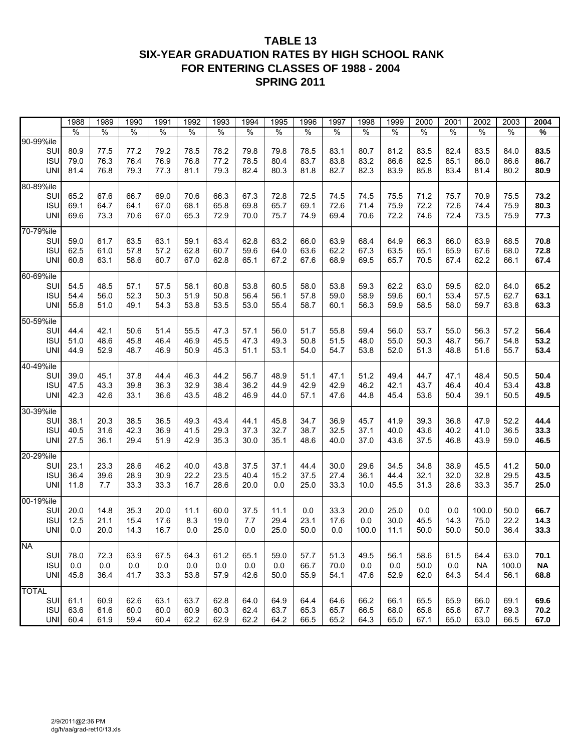# TABLE 13
## SIX-YEAR GRADUATION RATES BY HIGH SCHOOL RANK
## FOR ENTERING CLASSES OF 1988 - 2004
## SPRING 2011

| | 1988 | 1989 | 1990 | 1991 | 1992 | 1993 | 1994 | 1995 | 1996 | 1997 | 1998 | 1999 | 2000 | 2001 | 2002 | 2003 | **2004** |
|---|---|---|---|---|---|---|---|---|---|---|---|---|---|---|---|---|---|
| | % | % | % | % | % | % | % | % | % | % | % | % | % | % | % | % | **%** |
| 90-99%ile | | | | | | | | | | | | | | | | | |
| SUI | 80.9 | 77.5 | 77.2 | 79.2 | 78.5 | 78.2 | 79.8 | 79.8 | 78.5 | 83.1 | 80.7 | 81.2 | 83.5 | 82.4 | 83.5 | 84.0 | **83.5** |
| ISU | 79.0 | 76.3 | 76.4 | 76.9 | 76.8 | 77.2 | 78.5 | 80.4 | 83.7 | 83.8 | 83.2 | 86.6 | 82.5 | 85.1 | 86.0 | 86.6 | **86.7** |
| UNI | 81.4 | 76.8 | 79.3 | 77.3 | 81.1 | 79.3 | 82.4 | 80.3 | 81.8 | 82.7 | 82.3 | 83.9 | 85.8 | 83.4 | 81.4 | 80.2 | **80.9** |
| 80-89%ile | | | | | | | | | | | | | | | | | |
| SUI | 65.2 | 67.6 | 66.7 | 69.0 | 70.6 | 66.3 | 67.3 | 72.8 | 72.5 | 74.5 | 74.5 | 75.5 | 71.2 | 75.7 | 70.9 | 75.5 | **73.2** |
| ISU | 69.1 | 64.7 | 64.1 | 67.0 | 68.1 | 65.8 | 69.8 | 65.7 | 69.1 | 72.6 | 71.4 | 75.9 | 72.2 | 72.6 | 74.4 | 75.9 | **80.3** |
| UNI | 69.6 | 73.3 | 70.6 | 67.0 | 65.3 | 72.9 | 70.0 | 75.7 | 74.9 | 69.4 | 70.6 | 72.2 | 74.6 | 72.4 | 73.5 | 75.9 | **77.3** |
| 70-79%ile | | | | | | | | | | | | | | | | | |
| SUI | 59.0 | 61.7 | 63.5 | 63.1 | 59.1 | 63.4 | 62.8 | 63.2 | 66.0 | 63.9 | 68.4 | 64.9 | 66.3 | 66.0 | 63.9 | 68.5 | **70.8** |
| ISU | 62.5 | 61.0 | 57.8 | 57.2 | 62.8 | 60.7 | 59.6 | 64.0 | 63.6 | 62.2 | 67.3 | 63.5 | 65.1 | 65.9 | 67.6 | 68.0 | **72.8** |
| UNI | 60.8 | 63.1 | 58.6 | 60.7 | 67.0 | 62.8 | 65.1 | 67.2 | 67.6 | 68.9 | 69.5 | 65.7 | 70.5 | 67.4 | 62.2 | 66.1 | **67.4** |
| 60-69%ile | | | | | | | | | | | | | | | | | |
| SUI | 54.5 | 48.5 | 57.1 | 57.5 | 58.1 | 60.8 | 53.8 | 60.5 | 58.0 | 53.8 | 59.3 | 62.2 | 63.0 | 59.5 | 62.0 | 64.0 | **65.2** |
| ISU | 54.4 | 56.0 | 52.3 | 50.3 | 51.9 | 50.8 | 56.4 | 56.1 | 57.8 | 59.0 | 58.9 | 59.6 | 60.1 | 53.4 | 57.5 | 62.7 | **63.1** |
| UNI | 55.8 | 51.0 | 49.1 | 54.3 | 53.8 | 53.5 | 53.0 | 55.4 | 58.7 | 60.1 | 56.3 | 59.9 | 58.5 | 58.0 | 59.7 | 63.8 | **63.3** |
| 50-59%ile | | | | | | | | | | | | | | | | | |
| SUI | 44.4 | 42.1 | 50.6 | 51.4 | 55.5 | 47.3 | 57.1 | 56.0 | 51.7 | 55.8 | 59.4 | 56.0 | 53.7 | 55.0 | 56.3 | 57.2 | **56.4** |
| ISU | 51.0 | 48.6 | 45.8 | 46.4 | 46.9 | 45.5 | 47.3 | 49.3 | 50.8 | 51.5 | 48.0 | 55.0 | 50.3 | 48.7 | 56.7 | 54.8 | **53.2** |
| UNI | 44.9 | 52.9 | 48.7 | 46.9 | 50.9 | 45.3 | 51.1 | 53.1 | 54.0 | 54.7 | 53.8 | 52.0 | 51.3 | 48.8 | 51.6 | 55.7 | **53.4** |
| 40-49%ile | | | | | | | | | | | | | | | | | |
| SUI | 39.0 | 45.1 | 37.8 | 44.4 | 46.3 | 44.2 | 56.7 | 48.9 | 51.1 | 47.1 | 51.2 | 49.4 | 44.7 | 47.1 | 48.4 | 50.5 | **50.4** |
| ISU | 47.5 | 43.3 | 39.8 | 36.3 | 32.9 | 38.4 | 36.2 | 44.9 | 42.9 | 42.9 | 46.2 | 42.1 | 43.7 | 46.4 | 40.4 | 53.4 | **43.8** |
| UNI | 42.3 | 42.6 | 33.1 | 36.6 | 43.5 | 48.2 | 46.9 | 44.0 | 57.1 | 47.6 | 44.8 | 45.4 | 53.6 | 50.4 | 39.1 | 50.5 | **49.5** |
| 30-39%ile | | | | | | | | | | | | | | | | | |
| SUI | 38.1 | 20.3 | 38.5 | 36.5 | 49.3 | 43.4 | 44.1 | 45.8 | 34.7 | 36.9 | 45.7 | 41.9 | 39.3 | 36.8 | 47.9 | 52.2 | **44.4** |
| ISU | 40.5 | 31.6 | 42.3 | 36.9 | 41.5 | 29.3 | 37.3 | 32.7 | 38.7 | 32.5 | 37.1 | 40.0 | 43.6 | 40.2 | 41.0 | 36.5 | **33.3** |
| UNI | 27.5 | 36.1 | 29.4 | 51.9 | 42.9 | 35.3 | 30.0 | 35.1 | 48.6 | 40.0 | 37.0 | 43.6 | 37.5 | 46.8 | 43.9 | 59.0 | **46.5** |
| 20-29%ile | | | | | | | | | | | | | | | | | |
| SUI | 23.1 | 23.3 | 28.6 | 46.2 | 40.0 | 43.8 | 37.5 | 37.1 | 44.4 | 30.0 | 29.6 | 34.5 | 34.8 | 38.9 | 45.5 | 41.2 | **50.0** |
| ISU | 36.4 | 39.6 | 28.9 | 30.9 | 22.2 | 23.5 | 40.4 | 15.2 | 37.5 | 27.4 | 36.1 | 44.4 | 32.1 | 32.0 | 32.8 | 29.5 | **43.5** |
| UNI | 11.8 | 7.7 | 33.3 | 33.3 | 16.7 | 28.6 | 20.0 | 0.0 | 25.0 | 33.3 | 10.0 | 45.5 | 31.3 | 28.6 | 33.3 | 35.7 | **25.0** |
| 00-19%ile | | | | | | | | | | | | | | | | | |
| SUI | 20.0 | 14.8 | 35.3 | 20.0 | 11.1 | 60.0 | 37.5 | 11.1 | 0.0 | 33.3 | 20.0 | 25.0 | 0.0 | 0.0 | 100.0 | 50.0 | **66.7** |
| ISU | 12.5 | 21.1 | 15.4 | 17.6 | 8.3 | 19.0 | 7.7 | 29.4 | 23.1 | 17.6 | 0.0 | 30.0 | 45.5 | 14.3 | 75.0 | 22.2 | **14.3** |
| UNI | 0.0 | 20.0 | 14.3 | 16.7 | 0.0 | 25.0 | 0.0 | 25.0 | 50.0 | 0.0 | 100.0 | 11.1 | 50.0 | 50.0 | 50.0 | 36.4 | **33.3** |
| NA | | | | | | | | | | | | | | | | | |
| SUI | 78.0 | 72.3 | 63.9 | 67.5 | 64.3 | 61.2 | 65.1 | 59.0 | 57.7 | 51.3 | 49.5 | 56.1 | 58.6 | 61.5 | 64.4 | 63.0 | **70.1** |
| ISU | 0.0 | 0.0 | 0.0 | 0.0 | 0.0 | 0.0 | 0.0 | 0.0 | 66.7 | 70.0 | 0.0 | 0.0 | 50.0 | 0.0 | NA | 100.0 | **NA** |
| UNI | 45.8 | 36.4 | 41.7 | 33.3 | 53.8 | 57.9 | 42.6 | 50.0 | 55.9 | 54.1 | 47.6 | 52.9 | 62.0 | 64.3 | 54.4 | 56.1 | **68.8** |
| TOTAL | | | | | | | | | | | | | | | | | |
| SUI | 61.1 | 60.9 | 62.6 | 63.1 | 63.7 | 62.8 | 64.0 | 64.9 | 64.4 | 64.6 | 66.2 | 66.1 | 65.5 | 65.9 | 66.0 | 69.1 | **69.6** |
| ISU | 63.6 | 61.6 | 60.0 | 60.0 | 60.9 | 60.3 | 62.4 | 63.7 | 65.3 | 65.7 | 66.5 | 68.0 | 65.8 | 65.6 | 67.7 | 69.3 | **70.2** |
| UNI | 60.4 | 61.9 | 59.4 | 60.4 | 62.2 | 62.9 | 62.2 | 64.2 | 66.5 | 65.2 | 64.3 | 65.0 | 67.1 | 65.0 | 63.0 | 66.5 | **67.0** |

2/9/2011@2:36 PM
dg/h/aa/grad-ret10/13.xls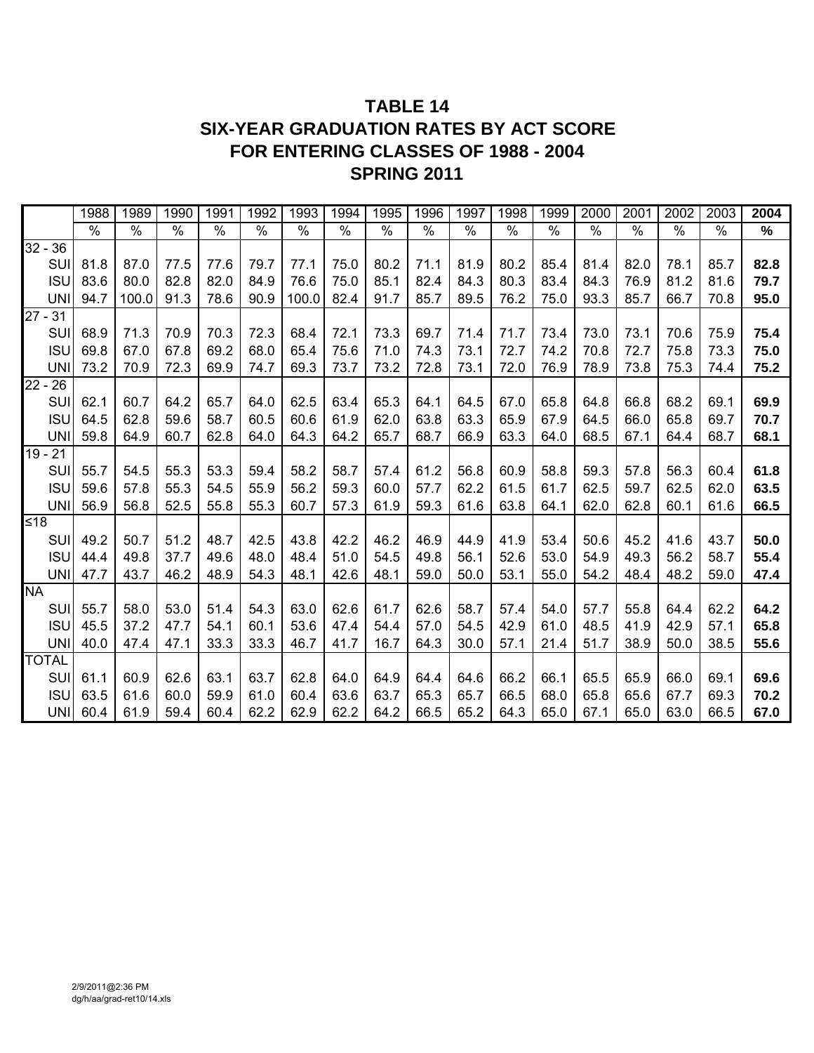# TABLE 14
# SIX-YEAR GRADUATION RATES BY ACT SCORE
# FOR ENTERING CLASSES OF 1988 - 2004
# SPRING 2011

| | 1988 | 1989 | 1990 | 1991 | 1992 | 1993 | 1994 | 1995 | 1996 | 1997 | 1998 | 1999 | 2000 | 2001 | 2002 | 2003 | **2004** |
|---|---|---|---|---|---|---|---|---|---|---|---|---|---|---|---|---|---|
| | % | % | % | % | % | % | % | % | % | % | % | % | % | % | % | % | **%** |
| 32 - 36 | | | | | | | | | | | | | | | | | |
| SUI | 81.8 | 87.0 | 77.5 | 77.6 | 79.7 | 77.1 | 75.0 | 80.2 | 71.1 | 81.9 | 80.2 | 85.4 | 81.4 | 82.0 | 78.1 | 85.7 | **82.8** |
| ISU | 83.6 | 80.0 | 82.8 | 82.0 | 84.9 | 76.6 | 75.0 | 85.1 | 82.4 | 84.3 | 80.3 | 83.4 | 84.3 | 76.9 | 81.2 | 81.6 | **79.7** |
| UNI | 94.7 | 100.0 | 91.3 | 78.6 | 90.9 | 100.0 | 82.4 | 91.7 | 85.7 | 89.5 | 76.2 | 75.0 | 93.3 | 85.7 | 66.7 | 70.8 | **95.0** |
| 27 - 31 | | | | | | | | | | | | | | | | | |
| SUI | 68.9 | 71.3 | 70.9 | 70.3 | 72.3 | 68.4 | 72.1 | 73.3 | 69.7 | 71.4 | 71.7 | 73.4 | 73.0 | 73.1 | 70.6 | 75.9 | **75.4** |
| ISU | 69.8 | 67.0 | 67.8 | 69.2 | 68.0 | 65.4 | 75.6 | 71.0 | 74.3 | 73.1 | 72.7 | 74.2 | 70.8 | 72.7 | 75.8 | 73.3 | **75.0** |
| UNI | 73.2 | 70.9 | 72.3 | 69.9 | 74.7 | 69.3 | 73.7 | 73.2 | 72.8 | 73.1 | 72.0 | 76.9 | 78.9 | 73.8 | 75.3 | 74.4 | **75.2** |
| 22 - 26 | | | | | | | | | | | | | | | | | |
| SUI | 62.1 | 60.7 | 64.2 | 65.7 | 64.0 | 62.5 | 63.4 | 65.3 | 64.1 | 64.5 | 67.0 | 65.8 | 64.8 | 66.8 | 68.2 | 69.1 | **69.9** |
| ISU | 64.5 | 62.8 | 59.6 | 58.7 | 60.5 | 60.6 | 61.9 | 62.0 | 63.8 | 63.3 | 65.9 | 67.9 | 64.5 | 66.0 | 65.8 | 69.7 | **70.7** |
| UNI | 59.8 | 64.9 | 60.7 | 62.8 | 64.0 | 64.3 | 64.2 | 65.7 | 68.7 | 66.9 | 63.3 | 64.0 | 68.5 | 67.1 | 64.4 | 68.7 | **68.1** |
| 19 - 21 | | | | | | | | | | | | | | | | | |
| SUI | 55.7 | 54.5 | 55.3 | 53.3 | 59.4 | 58.2 | 58.7 | 57.4 | 61.2 | 56.8 | 60.9 | 58.8 | 59.3 | 57.8 | 56.3 | 60.4 | **61.8** |
| ISU | 59.6 | 57.8 | 55.3 | 54.5 | 55.9 | 56.2 | 59.3 | 60.0 | 57.7 | 62.2 | 61.5 | 61.7 | 62.5 | 59.7 | 62.5 | 62.0 | **63.5** |
| UNI | 56.9 | 56.8 | 52.5 | 55.8 | 55.3 | 60.7 | 57.3 | 61.9 | 59.3 | 61.6 | 63.8 | 64.1 | 62.0 | 62.8 | 60.1 | 61.6 | **66.5** |
| ≤18 | | | | | | | | | | | | | | | | | |
| SUI | 49.2 | 50.7 | 51.2 | 48.7 | 42.5 | 43.8 | 42.2 | 46.2 | 46.9 | 44.9 | 41.9 | 53.4 | 50.6 | 45.2 | 41.6 | 43.7 | **50.0** |
| ISU | 44.4 | 49.8 | 37.7 | 49.6 | 48.0 | 48.4 | 51.0 | 54.5 | 49.8 | 56.1 | 52.6 | 53.0 | 54.9 | 49.3 | 56.2 | 58.7 | **55.4** |
| UNI | 47.7 | 43.7 | 46.2 | 48.9 | 54.3 | 48.1 | 42.6 | 48.1 | 59.0 | 50.0 | 53.1 | 55.0 | 54.2 | 48.4 | 48.2 | 59.0 | **47.4** |
| NA | | | | | | | | | | | | | | | | | |
| SUI | 55.7 | 58.0 | 53.0 | 51.4 | 54.3 | 63.0 | 62.6 | 61.7 | 62.6 | 58.7 | 57.4 | 54.0 | 57.7 | 55.8 | 64.4 | 62.2 | **64.2** |
| ISU | 45.5 | 37.2 | 47.7 | 54.1 | 60.1 | 53.6 | 47.4 | 54.4 | 57.0 | 54.5 | 42.9 | 61.0 | 48.5 | 41.9 | 42.9 | 57.1 | **65.8** |
| UNI | 40.0 | 47.4 | 47.1 | 33.3 | 33.3 | 46.7 | 41.7 | 16.7 | 64.3 | 30.0 | 57.1 | 21.4 | 51.7 | 38.9 | 50.0 | 38.5 | **55.6** |
| TOTAL | | | | | | | | | | | | | | | | | |
| SUI | 61.1 | 60.9 | 62.6 | 63.1 | 63.7 | 62.8 | 64.0 | 64.9 | 64.4 | 64.6 | 66.2 | 66.1 | 65.5 | 65.9 | 66.0 | 69.1 | **69.6** |
| ISU | 63.5 | 61.6 | 60.0 | 59.9 | 61.0 | 60.4 | 63.6 | 63.7 | 65.3 | 65.7 | 66.5 | 68.0 | 65.8 | 65.6 | 67.7 | 69.3 | **70.2** |
| UNI | 60.4 | 61.9 | 59.4 | 60.4 | 62.2 | 62.9 | 62.2 | 64.2 | 66.5 | 65.2 | 64.3 | 65.0 | 67.1 | 65.0 | 63.0 | 66.5 | **67.0** |

2/9/2011@2:36 PM
dg/h/aa/grad-ret10/14.xls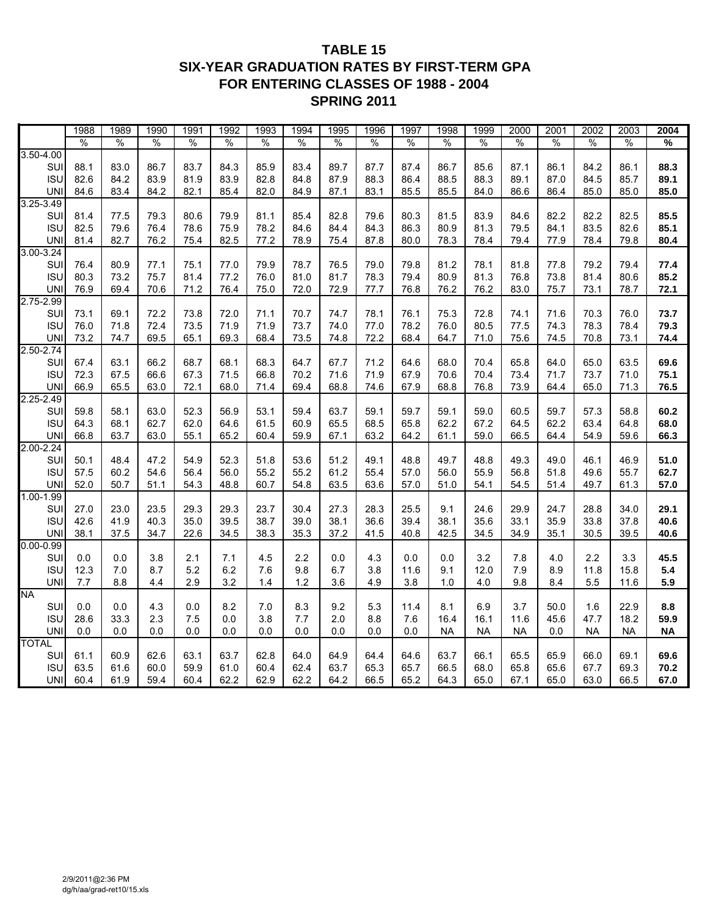# TABLE 15
## SIX-YEAR GRADUATION RATES BY FIRST-TERM GPA
## FOR ENTERING CLASSES OF 1988 - 2004
## SPRING 2011

| | 1988 | 1989 | 1990 | 1991 | 1992 | 1993 | 1994 | 1995 | 1996 | 1997 | 1998 | 1999 | 2000 | 2001 | 2002 | 2003 | **2004** |
|---|---|---|---|---|---|---|---|---|---|---|---|---|---|---|---|---|---|
| | % | % | % | % | % | % | % | % | % | % | % | % | % | % | % | % | **%** |
| 3.50-4.00 | | | | | | | | | | | | | | | | | |
| SUI | 88.1 | 83.0 | 86.7 | 83.7 | 84.3 | 85.9 | 83.4 | 89.7 | 87.7 | 87.4 | 86.7 | 85.6 | 87.1 | 86.1 | 84.2 | 86.1 | **88.3** |
| ISU | 82.6 | 84.2 | 83.9 | 81.9 | 83.9 | 82.8 | 84.8 | 87.9 | 88.3 | 86.4 | 88.5 | 88.3 | 89.1 | 87.0 | 84.5 | 85.7 | **89.1** |
| UNI | 84.6 | 83.4 | 84.2 | 82.1 | 85.4 | 82.0 | 84.9 | 87.1 | 83.1 | 85.5 | 85.5 | 84.0 | 86.6 | 86.4 | 85.0 | 85.0 | **85.0** |
| 3.25-3.49 | | | | | | | | | | | | | | | | | |
| SUI | 81.4 | 77.5 | 79.3 | 80.6 | 79.9 | 81.1 | 85.4 | 82.8 | 79.6 | 80.3 | 81.5 | 83.9 | 84.6 | 82.2 | 82.2 | 82.5 | **85.5** |
| ISU | 82.5 | 79.6 | 76.4 | 78.6 | 75.9 | 78.2 | 84.6 | 84.4 | 84.3 | 86.3 | 80.9 | 81.3 | 79.5 | 84.1 | 83.5 | 82.6 | **85.1** |
| UNI | 81.4 | 82.7 | 76.2 | 75.4 | 82.5 | 77.2 | 78.9 | 75.4 | 87.8 | 80.0 | 78.3 | 78.4 | 79.4 | 77.9 | 78.4 | 79.8 | **80.4** |
| 3.00-3.24 | | | | | | | | | | | | | | | | | |
| SUI | 76.4 | 80.9 | 77.1 | 75.1 | 77.0 | 79.9 | 78.7 | 76.5 | 79.0 | 79.8 | 81.2 | 78.1 | 81.8 | 77.8 | 79.2 | 79.4 | **77.4** |
| ISU | 80.3 | 73.2 | 75.7 | 81.4 | 77.2 | 76.0 | 81.0 | 81.7 | 78.3 | 79.4 | 80.9 | 81.3 | 76.8 | 73.8 | 81.4 | 80.6 | **85.2** |
| UNI | 76.9 | 69.4 | 70.6 | 71.2 | 76.4 | 75.0 | 72.0 | 72.9 | 77.7 | 76.8 | 76.2 | 76.2 | 83.0 | 75.7 | 73.1 | 78.7 | **72.1** |
| 2.75-2.99 | | | | | | | | | | | | | | | | | |
| SUI | 73.1 | 69.1 | 72.2 | 73.8 | 72.0 | 71.1 | 70.7 | 74.7 | 78.1 | 76.1 | 75.3 | 72.8 | 74.1 | 71.6 | 70.3 | 76.0 | **73.7** |
| ISU | 76.0 | 71.8 | 72.4 | 73.5 | 71.9 | 71.9 | 73.7 | 74.0 | 77.0 | 78.2 | 76.0 | 80.5 | 77.5 | 74.3 | 78.3 | 78.4 | **79.3** |
| UNI | 73.2 | 74.7 | 69.5 | 65.1 | 69.3 | 68.4 | 73.5 | 74.8 | 72.2 | 68.4 | 64.7 | 71.0 | 75.6 | 74.5 | 70.8 | 73.1 | **74.4** |
| 2.50-2.74 | | | | | | | | | | | | | | | | | |
| SUI | 67.4 | 63.1 | 66.2 | 68.7 | 68.1 | 68.3 | 64.7 | 67.7 | 71.2 | 64.6 | 68.0 | 70.4 | 65.8 | 64.0 | 65.0 | 63.5 | **69.6** |
| ISU | 72.3 | 67.5 | 66.6 | 67.3 | 71.5 | 66.8 | 70.2 | 71.6 | 71.9 | 67.9 | 70.6 | 70.4 | 73.4 | 71.7 | 73.7 | 71.0 | **75.1** |
| UNI | 66.9 | 65.5 | 63.0 | 72.1 | 68.0 | 71.4 | 69.4 | 68.8 | 74.6 | 67.9 | 68.8 | 76.8 | 73.9 | 64.4 | 65.0 | 71.3 | **76.5** |
| 2.25-2.49 | | | | | | | | | | | | | | | | | |
| SUI | 59.8 | 58.1 | 63.0 | 52.3 | 56.9 | 53.1 | 59.4 | 63.7 | 59.1 | 59.7 | 59.1 | 59.0 | 60.5 | 59.7 | 57.3 | 58.8 | **60.2** |
| ISU | 64.3 | 68.1 | 62.7 | 62.0 | 64.6 | 61.5 | 60.9 | 65.5 | 68.5 | 65.8 | 62.2 | 67.2 | 64.5 | 62.2 | 63.4 | 64.8 | **68.0** |
| UNI | 66.8 | 63.7 | 63.0 | 55.1 | 65.2 | 60.4 | 59.9 | 67.1 | 63.2 | 64.2 | 61.1 | 59.0 | 66.5 | 64.4 | 54.9 | 59.6 | **66.3** |
| 2.00-2.24 | | | | | | | | | | | | | | | | | |
| SUI | 50.1 | 48.4 | 47.2 | 54.9 | 52.3 | 51.8 | 53.6 | 51.2 | 49.1 | 48.8 | 49.7 | 48.8 | 49.3 | 49.0 | 46.1 | 46.9 | **51.0** |
| ISU | 57.5 | 60.2 | 54.6 | 56.4 | 56.0 | 55.2 | 55.2 | 61.2 | 55.4 | 57.0 | 56.0 | 55.9 | 56.8 | 51.8 | 49.6 | 55.7 | **62.7** |
| UNI | 52.0 | 50.7 | 51.1 | 54.3 | 48.8 | 60.7 | 54.8 | 63.5 | 63.6 | 57.0 | 51.0 | 54.1 | 54.5 | 51.4 | 49.7 | 61.3 | **57.0** |
| 1.00-1.99 | | | | | | | | | | | | | | | | | |
| SUI | 27.0 | 23.0 | 23.5 | 29.3 | 29.3 | 23.7 | 30.4 | 27.3 | 28.3 | 25.5 | 9.1 | 24.6 | 29.9 | 24.7 | 28.8 | 34.0 | **29.1** |
| ISU | 42.6 | 41.9 | 40.3 | 35.0 | 39.5 | 38.7 | 39.0 | 38.1 | 36.6 | 39.4 | 38.1 | 35.6 | 33.1 | 35.9 | 33.8 | 37.8 | **40.6** |
| UNI | 38.1 | 37.5 | 34.7 | 22.6 | 34.5 | 38.3 | 35.3 | 37.2 | 41.5 | 40.8 | 42.5 | 34.5 | 34.9 | 35.1 | 30.5 | 39.5 | **40.6** |
| 0.00-0.99 | | | | | | | | | | | | | | | | | |
| SUI | 0.0 | 0.0 | 3.8 | 2.1 | 7.1 | 4.5 | 2.2 | 0.0 | 4.3 | 0.0 | 0.0 | 3.2 | 7.8 | 4.0 | 2.2 | 3.3 | **45.5** |
| ISU | 12.3 | 7.0 | 8.7 | 5.2 | 6.2 | 7.6 | 9.8 | 6.7 | 3.8 | 11.6 | 9.1 | 12.0 | 7.9 | 8.9 | 11.8 | 15.8 | **5.4** |
| UNI | 7.7 | 8.8 | 4.4 | 2.9 | 3.2 | 1.4 | 1.2 | 3.6 | 4.9 | 3.8 | 1.0 | 4.0 | 9.8 | 8.4 | 5.5 | 11.6 | **5.9** |
| NA | | | | | | | | | | | | | | | | | |
| SUI | 0.0 | 0.0 | 4.3 | 0.0 | 8.2 | 7.0 | 8.3 | 9.2 | 5.3 | 11.4 | 8.1 | 6.9 | 3.7 | 50.0 | 1.6 | 22.9 | **8.8** |
| ISU | 28.6 | 33.3 | 2.3 | 7.5 | 0.0 | 3.8 | 7.7 | 2.0 | 8.8 | 7.6 | 16.4 | 16.1 | 11.6 | 45.6 | 47.7 | 18.2 | **59.9** |
| UNI | 0.0 | 0.0 | 0.0 | 0.0 | 0.0 | 0.0 | 0.0 | 0.0 | 0.0 | 0.0 | NA | NA | NA | 0.0 | NA | NA | **NA** |
| TOTAL | | | | | | | | | | | | | | | | | |
| SUI | 61.1 | 60.9 | 62.6 | 63.1 | 63.7 | 62.8 | 64.0 | 64.9 | 64.4 | 64.6 | 63.7 | 66.1 | 65.5 | 65.9 | 66.0 | 69.1 | **69.6** |
| ISU | 63.5 | 61.6 | 60.0 | 59.9 | 61.0 | 60.4 | 62.4 | 63.7 | 65.3 | 65.7 | 66.5 | 68.0 | 65.8 | 65.6 | 67.7 | 69.3 | **70.2** |
| UNI | 60.4 | 61.9 | 59.4 | 60.4 | 62.2 | 62.9 | 62.2 | 64.2 | 66.5 | 65.2 | 64.3 | 65.0 | 67.1 | 65.0 | 63.0 | 66.5 | **67.0** |

2/9/2011@2:36 PM
dg/h/aa/grad-ret10/15.xls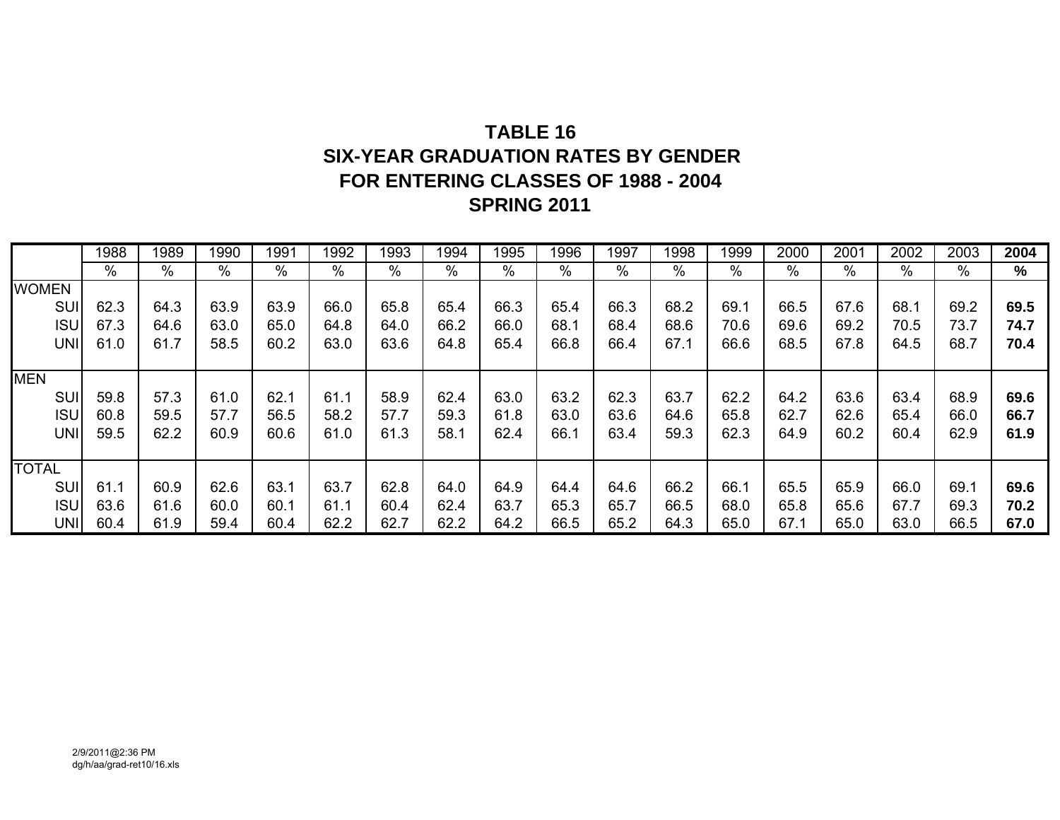# TABLE 16
## SIX-YEAR GRADUATION RATES BY GENDER
## FOR ENTERING CLASSES OF 1988 - 2004
## SPRING 2011

| | 1988 | 1989 | 1990 | 1991 | 1992 | 1993 | 1994 | 1995 | 1996 | 1997 | 1998 | 1999 | 2000 | 2001 | 2002 | 2003 | **2004** |
|---|---|---|---|---|---|---|---|---|---|---|---|---|---|---|---|---|---|
| | % | % | % | % | % | % | % | % | % | % | % | % | % | % | % | % | **%** |
| WOMEN | | | | | | | | | | | | | | | | | |
| SUI | 62.3 | 64.3 | 63.9 | 63.9 | 66.0 | 65.8 | 65.4 | 66.3 | 65.4 | 66.3 | 68.2 | 69.1 | 66.5 | 67.6 | 68.1 | 69.2 | **69.5** |
| ISU | 67.3 | 64.6 | 63.0 | 65.0 | 64.8 | 64.0 | 66.2 | 66.0 | 68.1 | 68.4 | 68.6 | 70.6 | 69.6 | 69.2 | 70.5 | 73.7 | **74.7** |
| UNI | 61.0 | 61.7 | 58.5 | 60.2 | 63.0 | 63.6 | 64.8 | 65.4 | 66.8 | 66.4 | 67.1 | 66.6 | 68.5 | 67.8 | 64.5 | 68.7 | **70.4** |
| MEN | | | | | | | | | | | | | | | | | |
| SUI | 59.8 | 57.3 | 61.0 | 62.1 | 61.1 | 58.9 | 62.4 | 63.0 | 63.2 | 62.3 | 63.7 | 62.2 | 64.2 | 63.6 | 63.4 | 68.9 | **69.6** |
| ISU | 60.8 | 59.5 | 57.7 | 56.5 | 58.2 | 57.7 | 59.3 | 61.8 | 63.0 | 63.6 | 64.6 | 65.8 | 62.7 | 62.6 | 65.4 | 66.0 | **66.7** |
| UNI | 59.5 | 62.2 | 60.9 | 60.6 | 61.0 | 61.3 | 58.1 | 62.4 | 66.1 | 63.4 | 59.3 | 62.3 | 64.9 | 60.2 | 60.4 | 62.9 | **61.9** |
| TOTAL | | | | | | | | | | | | | | | | | |
| SUI | 61.1 | 60.9 | 62.6 | 63.1 | 63.7 | 62.8 | 64.0 | 64.9 | 64.4 | 64.6 | 66.2 | 66.1 | 65.5 | 65.9 | 66.0 | 69.1 | **69.6** |
| ISU | 63.6 | 61.6 | 60.0 | 60.1 | 61.1 | 60.4 | 62.4 | 63.7 | 65.3 | 65.7 | 66.5 | 68.0 | 65.8 | 65.6 | 67.7 | 69.3 | **70.2** |
| UNI | 60.4 | 61.9 | 59.4 | 60.4 | 62.2 | 62.7 | 62.2 | 64.2 | 66.5 | 65.2 | 64.3 | 65.0 | 67.1 | 65.0 | 63.0 | 66.5 | **67.0** |

2/9/2011@2:36 PM
dg/h/aa/grad-ret10/16.xls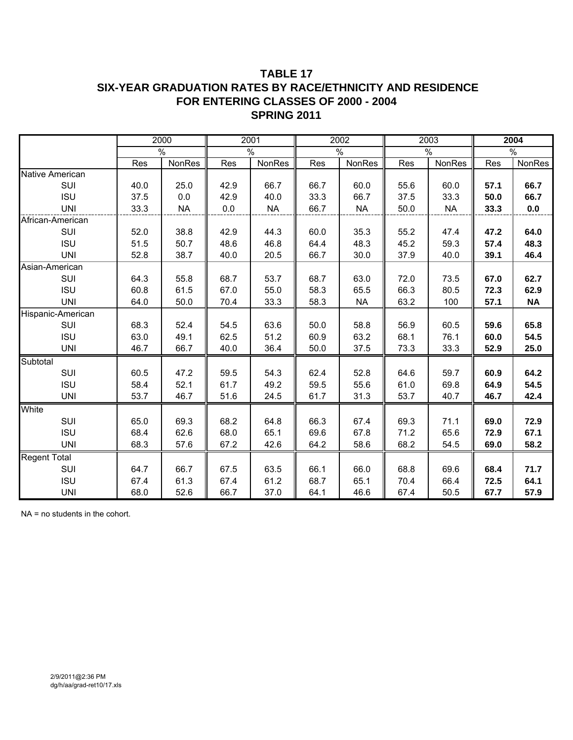# TABLE 17
# SIX-YEAR GRADUATION RATES BY RACE/ETHNICITY AND RESIDENCE
# FOR ENTERING CLASSES OF 2000 - 2004
# SPRING 2011

| | 2000 | | 2001 | | 2002 | | 2003 | | **2004** | |
|---|---|---|---|---|---|---|---|---|---|---|
| | % | | % | | % | | % | | % | |
| | Res | NonRes | Res | NonRes | Res | NonRes | Res | NonRes | Res | NonRes |
| Native American | | | | | | | | | | |
| SUI | 40.0 | 25.0 | 42.9 | 66.7 | 66.7 | 60.0 | 55.6 | 60.0 | **57.1** | **66.7** |
| ISU | 37.5 | 0.0 | 42.9 | 40.0 | 33.3 | 66.7 | 37.5 | 33.3 | **50.0** | **66.7** |
| UNI | 33.3 | NA | 0.0 | NA | 66.7 | NA | 50.0 | NA | **33.3** | **0.0** |
| African-American | | | | | | | | | | |
| SUI | 52.0 | 38.8 | 42.9 | 44.3 | 60.0 | 35.3 | 55.2 | 47.4 | **47.2** | **64.0** |
| ISU | 51.5 | 50.7 | 48.6 | 46.8 | 64.4 | 48.3 | 45.2 | 59.3 | **57.4** | **48.3** |
| UNI | 52.8 | 38.7 | 40.0 | 20.5 | 66.7 | 30.0 | 37.9 | 40.0 | **39.1** | **46.4** |
| Asian-American | | | | | | | | | | |
| SUI | 64.3 | 55.8 | 68.7 | 53.7 | 68.7 | 63.0 | 72.0 | 73.5 | **67.0** | **62.7** |
| ISU | 60.8 | 61.5 | 67.0 | 55.0 | 58.3 | 65.5 | 66.3 | 80.5 | **72.3** | **62.9** |
| UNI | 64.0 | 50.0 | 70.4 | 33.3 | 58.3 | NA | 63.2 | 100 | **57.1** | **NA** |
| Hispanic-American | | | | | | | | | | |
| SUI | 68.3 | 52.4 | 54.5 | 63.6 | 50.0 | 58.8 | 56.9 | 60.5 | **59.6** | **65.8** |
| ISU | 63.0 | 49.1 | 62.5 | 51.2 | 60.9 | 63.2 | 68.1 | 76.1 | **60.0** | **54.5** |
| UNI | 46.7 | 66.7 | 40.0 | 36.4 | 50.0 | 37.5 | 73.3 | 33.3 | **52.9** | **25.0** |
| Subtotal | | | | | | | | | | |
| SUI | 60.5 | 47.2 | 59.5 | 54.3 | 62.4 | 52.8 | 64.6 | 59.7 | **60.9** | **64.2** |
| ISU | 58.4 | 52.1 | 61.7 | 49.2 | 59.5 | 55.6 | 61.0 | 69.8 | **64.9** | **54.5** |
| UNI | 53.7 | 46.7 | 51.6 | 24.5 | 61.7 | 31.3 | 53.7 | 40.7 | **46.7** | **42.4** |
| White | | | | | | | | | | |
| SUI | 65.0 | 69.3 | 68.2 | 64.8 | 66.3 | 67.4 | 69.3 | 71.1 | **69.0** | **72.9** |
| ISU | 68.4 | 62.6 | 68.0 | 65.1 | 69.6 | 67.8 | 71.2 | 65.6 | **72.9** | **67.1** |
| UNI | 68.3 | 57.6 | 67.2 | 42.6 | 64.2 | 58.6 | 68.2 | 54.5 | **69.0** | **58.2** |
| Regent Total | | | | | | | | | | |
| SUI | 64.7 | 66.7 | 67.5 | 63.5 | 66.1 | 66.0 | 68.8 | 69.6 | **68.4** | **71.7** |
| ISU | 67.4 | 61.3 | 67.4 | 61.2 | 68.7 | 65.1 | 70.4 | 66.4 | **72.5** | **64.1** |
| UNI | 68.0 | 52.6 | 66.7 | 37.0 | 64.1 | 46.6 | 67.4 | 50.5 | **67.7** | **57.9** |

NA = no students in the cohort.

2/9/2011@2:36 PM
dg/h/aa/grad-ret10/17.xls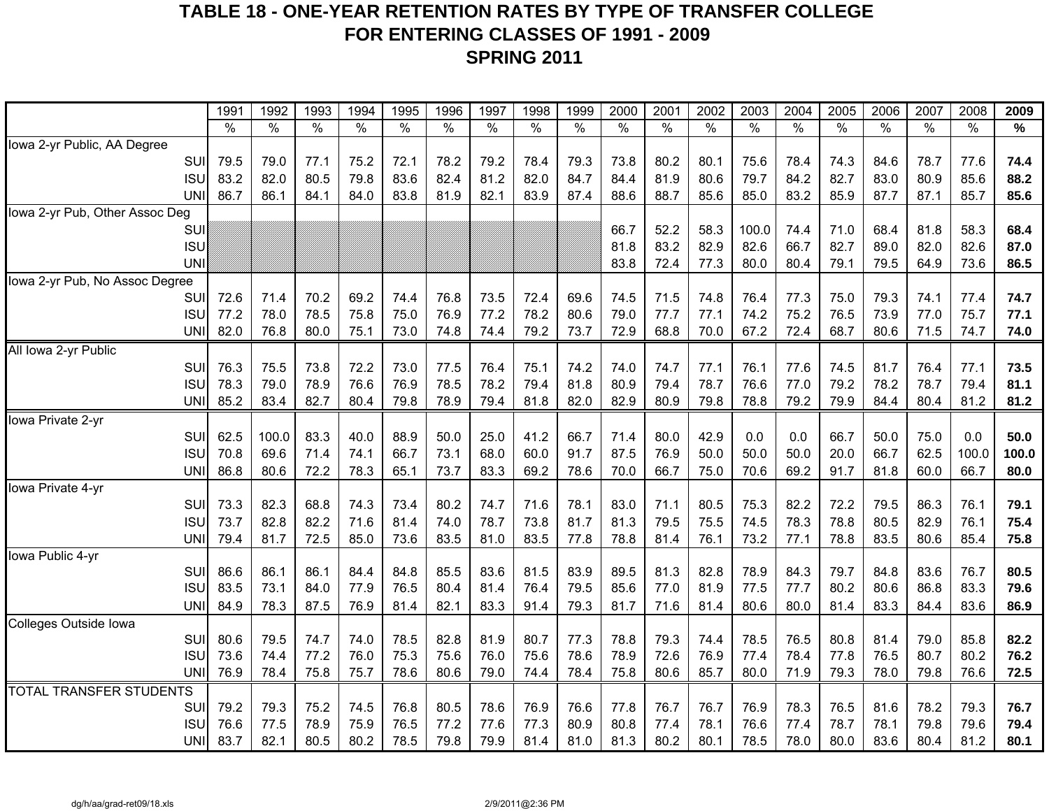# TABLE 18 - ONE-YEAR RETENTION RATES BY TYPE OF TRANSFER COLLEGE
## FOR ENTERING CLASSES OF 1991 - 2009
## SPRING 2011

| | 1991 | 1992 | 1993 | 1994 | 1995 | 1996 | 1997 | 1998 | 1999 | 2000 | 2001 | 2002 | 2003 | 2004 | 2005 | 2006 | 2007 | 2008 | **2009** |
|---|---|---|---|---|---|---|---|---|---|---|---|---|---|---|---|---|---|---|---|
| | % | % | % | % | % | % | % | % | % | % | % | % | % | % | % | % | % | % | **%** |
| Iowa 2-yr Public, AA Degree | | | | | | | | | | | | | | | | | | | |
| SUI | 79.5 | 79.0 | 77.1 | 75.2 | 72.1 | 78.2 | 79.2 | 78.4 | 79.3 | 73.8 | 80.2 | 80.1 | 75.6 | 78.4 | 74.3 | 84.6 | 78.7 | 77.6 | **74.4** |
| ISU | 83.2 | 82.0 | 80.5 | 79.8 | 83.6 | 82.4 | 81.2 | 82.0 | 84.7 | 84.4 | 81.9 | 80.6 | 79.7 | 84.2 | 82.7 | 83.0 | 80.9 | 85.6 | **88.2** |
| UNI | 86.7 | 86.1 | 84.1 | 84.0 | 83.8 | 81.9 | 82.1 | 83.9 | 87.4 | 88.6 | 88.7 | 85.6 | 85.0 | 83.2 | 85.9 | 87.7 | 87.1 | 85.7 | **85.6** |
| Iowa 2-yr Pub, Other Assoc Deg | | | | | | | | | | | | | | | | | | | |
| SUI | | | | | | | | | | 66.7 | 52.2 | 58.3 | 100.0 | 74.4 | 71.0 | 68.4 | 81.8 | 58.3 | **68.4** |
| ISU | | | | | | | | | | 81.8 | 83.2 | 82.9 | 82.6 | 66.7 | 82.7 | 89.0 | 82.0 | 82.6 | **87.0** |
| UNI | | | | | | | | | | 83.8 | 72.4 | 77.3 | 80.0 | 80.4 | 79.1 | 79.5 | 64.9 | 73.6 | **86.5** |
| Iowa 2-yr Pub, No Assoc Degree | | | | | | | | | | | | | | | | | | | |
| SUI | 72.6 | 71.4 | 70.2 | 69.2 | 74.4 | 76.8 | 73.5 | 72.4 | 69.6 | 74.5 | 71.5 | 74.8 | 76.4 | 77.3 | 75.0 | 79.3 | 74.1 | 77.4 | **74.7** |
| ISU | 77.2 | 78.0 | 78.5 | 75.8 | 75.0 | 76.9 | 77.2 | 78.2 | 80.6 | 79.0 | 77.7 | 77.1 | 74.2 | 75.2 | 76.5 | 73.9 | 77.0 | 75.7 | **77.1** |
| UNI | 82.0 | 76.8 | 80.0 | 75.1 | 73.0 | 74.8 | 74.4 | 79.2 | 73.7 | 72.9 | 68.8 | 70.0 | 67.2 | 72.4 | 68.7 | 80.6 | 71.5 | 74.7 | **74.0** |
| All Iowa 2-yr Public | | | | | | | | | | | | | | | | | | | |
| SUI | 76.3 | 75.5 | 73.8 | 72.2 | 73.0 | 77.5 | 76.4 | 75.1 | 74.2 | 74.0 | 74.7 | 77.1 | 76.1 | 77.6 | 74.5 | 81.7 | 76.4 | 77.1 | **73.5** |
| ISU | 78.3 | 79.0 | 78.9 | 76.6 | 76.9 | 78.5 | 78.2 | 79.4 | 81.8 | 80.9 | 79.4 | 78.7 | 76.6 | 77.0 | 79.2 | 78.2 | 78.7 | 79.4 | **81.1** |
| UNI | 85.2 | 83.4 | 82.7 | 80.4 | 79.8 | 78.9 | 79.4 | 81.8 | 82.0 | 82.9 | 80.9 | 79.8 | 78.8 | 79.2 | 79.9 | 84.4 | 80.4 | 81.2 | **81.2** |
| Iowa Private 2-yr | | | | | | | | | | | | | | | | | | | |
| SUI | 62.5 | 100.0 | 83.3 | 40.0 | 88.9 | 50.0 | 25.0 | 41.2 | 66.7 | 71.4 | 80.0 | 42.9 | 0.0 | 0.0 | 66.7 | 50.0 | 75.0 | 0.0 | **50.0** |
| ISU | 70.8 | 69.6 | 71.4 | 74.1 | 66.7 | 73.1 | 68.0 | 60.0 | 91.7 | 87.5 | 76.9 | 50.0 | 50.0 | 50.0 | 20.0 | 66.7 | 62.5 | 100.0 | **100.0** |
| UNI | 86.8 | 80.6 | 72.2 | 78.3 | 65.1 | 73.7 | 83.3 | 69.2 | 78.6 | 70.0 | 66.7 | 75.0 | 70.6 | 69.2 | 91.7 | 81.8 | 60.0 | 66.7 | **80.0** |
| Iowa Private 4-yr | | | | | | | | | | | | | | | | | | | |
| SUI | 73.3 | 82.3 | 68.8 | 74.3 | 73.4 | 80.2 | 74.7 | 71.6 | 78.1 | 83.0 | 71.1 | 80.5 | 75.3 | 82.2 | 72.2 | 79.5 | 86.3 | 76.1 | **79.1** |
| ISU | 73.7 | 82.8 | 82.2 | 71.6 | 81.4 | 74.0 | 78.7 | 73.8 | 81.7 | 81.3 | 79.5 | 75.5 | 74.5 | 78.3 | 78.8 | 80.5 | 82.9 | 76.1 | **75.4** |
| UNI | 79.4 | 81.7 | 72.5 | 85.0 | 73.6 | 83.5 | 81.0 | 83.5 | 77.8 | 78.8 | 81.4 | 76.1 | 73.2 | 77.1 | 78.8 | 83.5 | 80.6 | 85.4 | **75.8** |
| Iowa Public 4-yr | | | | | | | | | | | | | | | | | | | |
| SUI | 86.6 | 86.1 | 86.1 | 84.4 | 84.8 | 85.5 | 83.6 | 81.5 | 83.9 | 89.5 | 81.3 | 82.8 | 78.9 | 84.3 | 79.7 | 84.8 | 83.6 | 76.7 | **80.5** |
| ISU | 83.5 | 73.1 | 84.0 | 77.9 | 76.5 | 80.4 | 81.4 | 76.4 | 79.5 | 85.6 | 77.0 | 81.9 | 77.5 | 77.7 | 80.2 | 80.6 | 86.8 | 83.3 | **79.6** |
| UNI | 84.9 | 78.3 | 87.5 | 76.9 | 81.4 | 82.1 | 83.3 | 91.4 | 79.3 | 81.7 | 71.6 | 81.4 | 80.6 | 80.0 | 81.4 | 83.3 | 84.4 | 83.6 | **86.9** |
| Colleges Outside Iowa | | | | | | | | | | | | | | | | | | | |
| SUI | 80.6 | 79.5 | 74.7 | 74.0 | 78.5 | 82.8 | 81.9 | 80.7 | 77.3 | 78.8 | 79.3 | 74.4 | 78.5 | 76.5 | 80.8 | 81.4 | 79.0 | 85.8 | **82.2** |
| ISU | 73.6 | 74.4 | 77.2 | 76.0 | 75.3 | 75.6 | 76.0 | 75.6 | 78.6 | 78.9 | 72.6 | 76.9 | 77.4 | 78.4 | 77.8 | 76.5 | 80.7 | 80.2 | **76.2** |
| UNI | 76.9 | 78.4 | 75.8 | 75.7 | 78.6 | 80.6 | 79.0 | 74.4 | 78.4 | 75.8 | 80.6 | 85.7 | 80.0 | 71.9 | 79.3 | 78.0 | 79.8 | 76.6 | **72.5** |
| TOTAL TRANSFER STUDENTS | | | | | | | | | | | | | | | | | | | |
| SUI | 79.2 | 79.3 | 75.2 | 74.5 | 76.8 | 80.5 | 78.6 | 76.9 | 76.6 | 77.8 | 76.7 | 76.7 | 76.9 | 78.3 | 76.5 | 81.6 | 78.2 | 79.3 | **76.7** |
| ISU | 76.6 | 77.5 | 78.9 | 75.9 | 76.5 | 77.2 | 77.6 | 77.3 | 80.9 | 80.8 | 77.4 | 78.1 | 76.6 | 77.4 | 78.7 | 78.1 | 79.8 | 79.6 | **79.4** |
| UNI | 83.7 | 82.1 | 80.5 | 80.2 | 78.5 | 79.8 | 79.9 | 81.4 | 81.0 | 81.3 | 80.2 | 80.1 | 78.5 | 78.0 | 80.0 | 83.6 | 80.4 | 81.2 | **80.1** |

dg/h/aa/grad-ret09/18.xls 2/9/2011@2:36 PM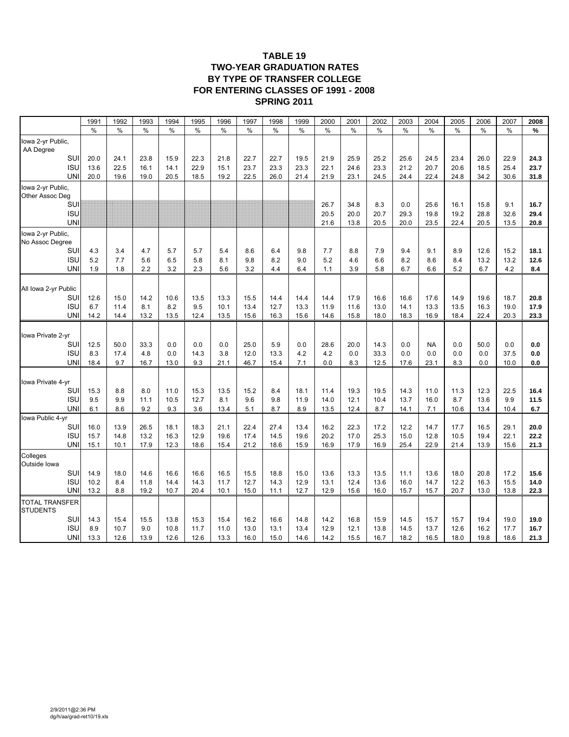# TABLE 19
## TWO-YEAR GRADUATION RATES
## BY TYPE OF TRANSFER COLLEGE
## FOR ENTERING CLASSES OF 1991 - 2008
## SPRING 2011

| | 1991 | 1992 | 1993 | 1994 | 1995 | 1996 | 1997 | 1998 | 1999 | 2000 | 2001 | 2002 | 2003 | 2004 | 2005 | 2006 | 2007 | **2008** |
|---|---|---|---|---|---|---|---|---|---|---|---|---|---|---|---|---|---|---|
| | % | % | % | % | % | % | % | % | % | % | % | % | % | % | % | % | % | **%** |
| Iowa 2-yr Public, AA Degree | | | | | | | | | | | | | | | | | | |
| SUI | 20.0 | 24.1 | 23.8 | 15.9 | 22.3 | 21.8 | 22.7 | 22.7 | 19.5 | 21.9 | 25.9 | 25.2 | 25.6 | 24.5 | 23.4 | 26.0 | 22.9 | **24.3** |
| ISU | 13.6 | 22.5 | 16.1 | 14.1 | 22.9 | 15.1 | 23.7 | 23.3 | 23.3 | 22.1 | 24.6 | 23.3 | 21.2 | 20.7 | 20.6 | 18.5 | 25.4 | **23.7** |
| UNI | 20.0 | 19.6 | 19.0 | 20.5 | 18.5 | 19.2 | 22.5 | 26.0 | 21.4 | 21.9 | 23.1 | 24.5 | 24.4 | 22.4 | 24.8 | 34.2 | 30.6 | **31.8** |
| Iowa 2-yr Public, Other Assoc Deg | | | | | | | | | | | | | | | | | | |
| SUI | | | | | | | | | | 26.7 | 34.8 | 8.3 | 0.0 | 25.6 | 16.1 | 15.8 | 9.1 | **16.7** |
| ISU | | | | | | | | | | 20.5 | 20.0 | 20.7 | 29.3 | 19.8 | 19.2 | 28.8 | 32.6 | **29.4** |
| UNI | | | | | | | | | | 21.6 | 13.8 | 20.5 | 20.0 | 23.5 | 22.4 | 20.5 | 13.5 | **20.8** |
| Iowa 2-yr Public, No Assoc Degree | | | | | | | | | | | | | | | | | | |
| SUI | 4.3 | 3.4 | 4.7 | 5.7 | 5.7 | 5.4 | 8.6 | 6.4 | 9.8 | 7.7 | 8.8 | 7.9 | 9.4 | 9.1 | 8.9 | 12.6 | 15.2 | **18.1** |
| ISU | 5.2 | 7.7 | 5.6 | 6.5 | 5.8 | 8.1 | 9.8 | 8.2 | 9.0 | 5.2 | 4.6 | 6.6 | 8.2 | 8.6 | 8.4 | 13.2 | 13.2 | **12.6** |
| UNI | 1.9 | 1.8 | 2.2 | 3.2 | 2.3 | 5.6 | 3.2 | 4.4 | 6.4 | 1.1 | 3.9 | 5.8 | 6.7 | 6.6 | 5.2 | 6.7 | 4.2 | **8.4** |
| All Iowa 2-yr Public | | | | | | | | | | | | | | | | | | |
| SUI | 12.6 | 15.0 | 14.2 | 10.6 | 13.5 | 13.3 | 15.5 | 14.4 | 14.4 | 14.4 | 17.9 | 16.6 | 16.6 | 17.6 | 14.9 | 19.6 | 18.7 | **20.8** |
| ISU | 6.7 | 11.4 | 8.1 | 8.2 | 9.5 | 10.1 | 13.4 | 12.7 | 13.3 | 11.9 | 11.6 | 13.0 | 14.1 | 13.3 | 13.5 | 16.3 | 19.0 | **17.9** |
| UNI | 14.2 | 14.4 | 13.2 | 13.5 | 12.4 | 13.5 | 15.6 | 16.3 | 15.6 | 14.6 | 15.8 | 18.0 | 18.3 | 16.9 | 18.4 | 22.4 | 20.3 | **23.3** |
| Iowa Private 2-yr | | | | | | | | | | | | | | | | | | |
| SUI | 12.5 | 50.0 | 33.3 | 0.0 | 0.0 | 0.0 | 25.0 | 5.9 | 0.0 | 28.6 | 20.0 | 14.3 | 0.0 | NA | 0.0 | 50.0 | 0.0 | **0.0** |
| ISU | 8.3 | 17.4 | 4.8 | 0.0 | 14.3 | 3.8 | 12.0 | 13.3 | 4.2 | 4.2 | 0.0 | 33.3 | 0.0 | 0.0 | 0.0 | 0.0 | 37.5 | **0.0** |
| UNI | 18.4 | 9.7 | 16.7 | 13.0 | 9.3 | 21.1 | 46.7 | 15.4 | 7.1 | 0.0 | 8.3 | 12.5 | 17.6 | 23.1 | 8.3 | 0.0 | 10.0 | **0.0** |
| Iowa Private 4-yr | | | | | | | | | | | | | | | | | | |
| SUI | 15.3 | 8.8 | 8.0 | 11.0 | 15.3 | 13.5 | 15.2 | 8.4 | 18.1 | 11.4 | 19.3 | 19.5 | 14.3 | 11.0 | 11.3 | 12.3 | 22.5 | **16.4** |
| ISU | 9.5 | 9.9 | 11.1 | 10.5 | 12.7 | 8.1 | 9.6 | 9.8 | 11.9 | 14.0 | 12.1 | 10.4 | 13.7 | 16.0 | 8.7 | 13.6 | 9.9 | **11.5** |
| UNI | 6.1 | 8.6 | 9.2 | 9.3 | 3.6 | 13.4 | 5.1 | 8.7 | 8.9 | 13.5 | 12.4 | 8.7 | 14.1 | 7.1 | 10.6 | 13.4 | 10.4 | **6.7** |
| Iowa Public 4-yr | | | | | | | | | | | | | | | | | | |
| SUI | 16.0 | 13.9 | 26.5 | 18.1 | 18.3 | 21.1 | 22.4 | 27.4 | 13.4 | 16.2 | 22.3 | 17.2 | 12.2 | 14.7 | 17.7 | 16.5 | 29.1 | **20.0** |
| ISU | 15.7 | 14.8 | 13.2 | 16.3 | 12.9 | 19.6 | 17.4 | 14.5 | 19.6 | 20.2 | 17.0 | 25.3 | 15.0 | 12.8 | 10.5 | 19.4 | 22.1 | **22.2** |
| UNI | 15.1 | 10.1 | 17.9 | 12.3 | 18.6 | 15.4 | 21.2 | 18.6 | 15.9 | 16.9 | 17.9 | 16.9 | 25.4 | 22.9 | 21.4 | 13.9 | 15.6 | **21.3** |
| Colleges Outside Iowa | | | | | | | | | | | | | | | | | | |
| SUI | 14.9 | 18.0 | 14.6 | 16.6 | 16.6 | 16.5 | 15.5 | 18.8 | 15.0 | 13.6 | 13.3 | 13.5 | 11.1 | 13.6 | 18.0 | 20.8 | 17.2 | **15.6** |
| ISU | 10.2 | 8.4 | 11.8 | 14.4 | 14.3 | 11.7 | 12.7 | 14.3 | 12.9 | 13.1 | 12.4 | 13.6 | 16.0 | 14.7 | 12.2 | 16.3 | 15.5 | **14.0** |
| UNI | 13.2 | 8.8 | 19.2 | 10.7 | 20.4 | 10.1 | 15.0 | 11.1 | 12.7 | 12.9 | 15.6 | 16.0 | 15.7 | 15.7 | 20.7 | 13.0 | 13.8 | **22.3** |
| TOTAL TRANSFER STUDENTS | | | | | | | | | | | | | | | | | | |
| SUI | 14.3 | 15.4 | 15.5 | 13.8 | 15.3 | 15.4 | 16.2 | 16.6 | 14.8 | 14.2 | 16.8 | 15.9 | 14.5 | 15.7 | 15.7 | 19.4 | 19.0 | **19.0** |
| ISU | 8.9 | 10.7 | 9.0 | 10.8 | 11.7 | 11.0 | 13.0 | 13.1 | 13.4 | 12.9 | 12.1 | 13.8 | 14.5 | 13.7 | 12.6 | 16.2 | 17.7 | **16.7** |
| UNI | 13.3 | 12.6 | 13.9 | 12.6 | 12.6 | 13.3 | 16.0 | 15.0 | 14.6 | 14.2 | 15.5 | 16.7 | 18.2 | 16.5 | 18.0 | 19.8 | 18.6 | **21.3** |

2/9/2011@2:36 PM
dg/h/aa/grad-ret10/19.xls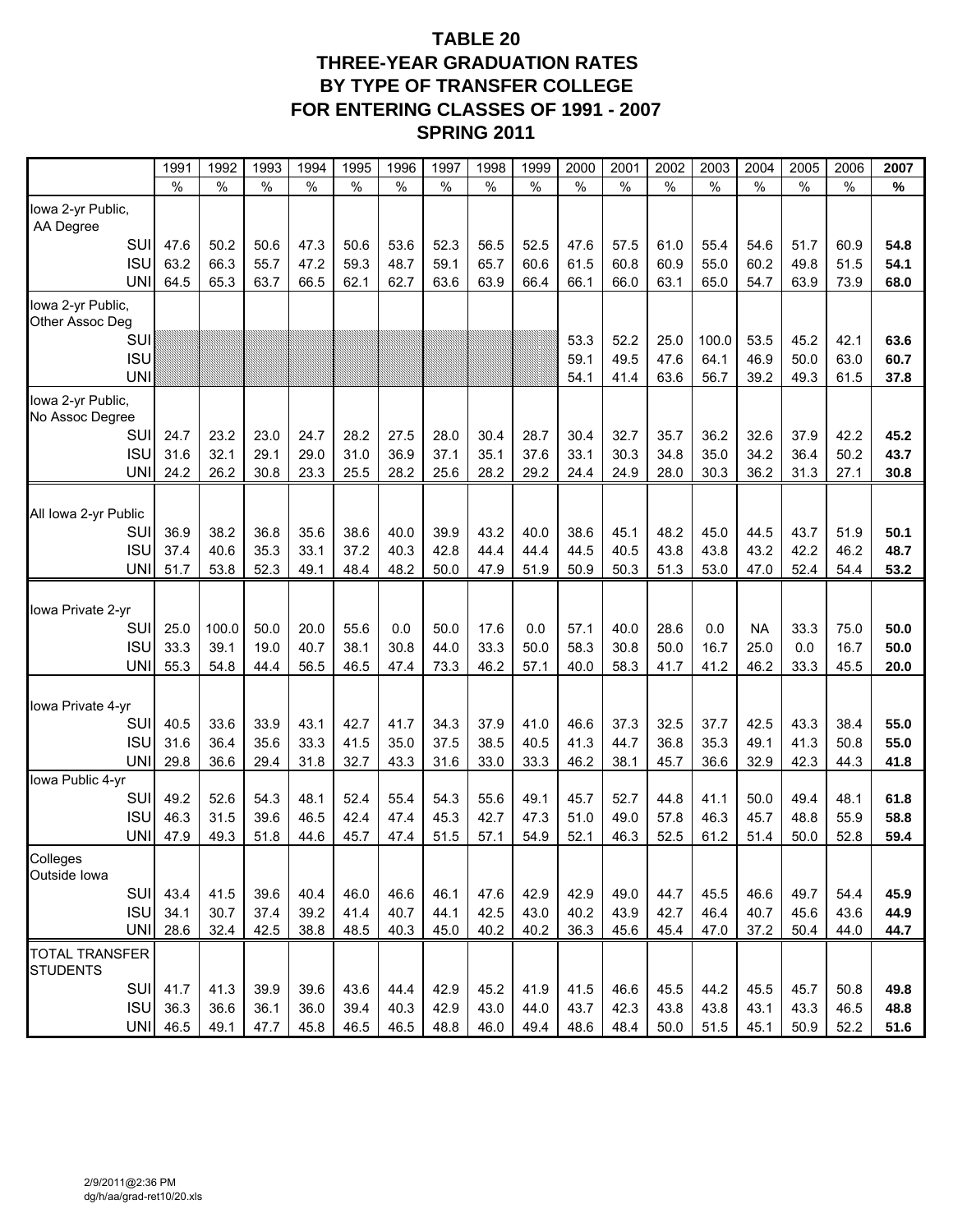# TABLE 20
## THREE-YEAR GRADUATION RATES BY TYPE OF TRANSFER COLLEGE FOR ENTERING CLASSES OF 1991 - 2007
## SPRING 2011

| | 1991 | 1992 | 1993 | 1994 | 1995 | 1996 | 1997 | 1998 | 1999 | 2000 | 2001 | 2002 | 2003 | 2004 | 2005 | 2006 | **2007** |
|---|---|---|---|---|---|---|---|---|---|---|---|---|---|---|---|---|---|
| | % | % | % | % | % | % | % | % | % | % | % | % | % | % | % | % | **%** |
| Iowa 2-yr Public, AA Degree | | | | | | | | | | | | | | | | | |
| SUI | 47.6 | 50.2 | 50.6 | 47.3 | 50.6 | 53.6 | 52.3 | 56.5 | 52.5 | 47.6 | 57.5 | 61.0 | 55.4 | 54.6 | 51.7 | 60.9 | **54.8** |
| ISU | 63.2 | 66.3 | 55.7 | 47.2 | 59.3 | 48.7 | 59.1 | 65.7 | 60.6 | 61.5 | 60.8 | 60.9 | 55.0 | 60.2 | 49.8 | 51.5 | **54.1** |
| UNI | 64.5 | 65.3 | 63.7 | 66.5 | 62.1 | 62.7 | 63.6 | 63.9 | 66.4 | 66.1 | 66.0 | 63.1 | 65.0 | 54.7 | 63.9 | 73.9 | **68.0** |
| Iowa 2-yr Public, Other Assoc Deg | | | | | | | | | | | | | | | | | |
| SUI | | | | | | | | | | 53.3 | 52.2 | 25.0 | 100.0 | 53.5 | 45.2 | 42.1 | **63.6** |
| ISU | | | | | | | | | | 59.1 | 49.5 | 47.6 | 64.1 | 46.9 | 50.0 | 63.0 | **60.7** |
| UNI | | | | | | | | | | 54.1 | 41.4 | 63.6 | 56.7 | 39.2 | 49.3 | 61.5 | **37.8** |
| Iowa 2-yr Public, No Assoc Degree | | | | | | | | | | | | | | | | | |
| SUI | 24.7 | 23.2 | 23.0 | 24.7 | 28.2 | 27.5 | 28.0 | 30.4 | 28.7 | 30.4 | 32.7 | 35.7 | 36.2 | 32.6 | 37.9 | 42.2 | **45.2** |
| ISU | 31.6 | 32.1 | 29.1 | 29.0 | 31.0 | 36.9 | 37.1 | 35.1 | 37.6 | 33.1 | 30.3 | 34.8 | 35.0 | 34.2 | 36.4 | 50.2 | **43.7** |
| UNI | 24.2 | 26.2 | 30.8 | 23.3 | 25.5 | 28.2 | 25.6 | 28.2 | 29.2 | 24.4 | 24.9 | 28.0 | 30.3 | 36.2 | 31.3 | 27.1 | **30.8** |
| All Iowa 2-yr Public | | | | | | | | | | | | | | | | | |
| SUI | 36.9 | 38.2 | 36.8 | 35.6 | 38.6 | 40.0 | 39.9 | 43.2 | 40.0 | 38.6 | 45.1 | 48.2 | 45.0 | 44.5 | 43.7 | 51.9 | **50.1** |
| ISU | 37.4 | 40.6 | 35.3 | 33.1 | 37.2 | 40.3 | 42.8 | 44.4 | 44.4 | 44.5 | 40.5 | 43.8 | 43.8 | 43.2 | 42.2 | 46.2 | **48.7** |
| UNI | 51.7 | 53.8 | 52.3 | 49.1 | 48.4 | 48.2 | 50.0 | 47.9 | 51.9 | 50.9 | 50.3 | 51.3 | 53.0 | 47.0 | 52.4 | 54.4 | **53.2** |
| Iowa Private 2-yr | | | | | | | | | | | | | | | | | |
| SUI | 25.0 | 100.0 | 50.0 | 20.0 | 55.6 | 0.0 | 50.0 | 17.6 | 0.0 | 57.1 | 40.0 | 28.6 | 0.0 | NA | 33.3 | 75.0 | **50.0** |
| ISU | 33.3 | 39.1 | 19.0 | 40.7 | 38.1 | 30.8 | 44.0 | 33.3 | 50.0 | 58.3 | 30.8 | 50.0 | 16.7 | 25.0 | 0.0 | 16.7 | **50.0** |
| UNI | 55.3 | 54.8 | 44.4 | 56.5 | 46.5 | 47.4 | 73.3 | 46.2 | 57.1 | 40.0 | 58.3 | 41.7 | 41.2 | 46.2 | 33.3 | 45.5 | **20.0** |
| Iowa Private 4-yr | | | | | | | | | | | | | | | | | |
| SUI | 40.5 | 33.6 | 33.9 | 43.1 | 42.7 | 41.7 | 34.3 | 37.9 | 41.0 | 46.6 | 37.3 | 32.5 | 37.7 | 42.5 | 43.3 | 38.4 | **55.0** |
| ISU | 31.6 | 36.4 | 35.6 | 33.3 | 41.5 | 35.0 | 37.5 | 38.5 | 40.5 | 41.3 | 44.7 | 36.8 | 35.3 | 49.1 | 41.3 | 50.8 | **55.0** |
| UNI | 29.8 | 36.6 | 29.4 | 31.8 | 32.7 | 43.3 | 31.6 | 33.0 | 33.3 | 46.2 | 38.1 | 45.7 | 36.6 | 32.9 | 42.3 | 44.3 | **41.8** |
| Iowa Public 4-yr | | | | | | | | | | | | | | | | | |
| SUI | 49.2 | 52.6 | 54.3 | 48.1 | 52.4 | 55.4 | 54.3 | 55.6 | 49.1 | 45.7 | 52.7 | 44.8 | 41.1 | 50.0 | 49.4 | 48.1 | **61.8** |
| ISU | 46.3 | 31.5 | 39.6 | 46.5 | 42.4 | 47.4 | 45.3 | 42.7 | 47.3 | 51.0 | 49.0 | 57.8 | 46.3 | 45.7 | 48.8 | 55.9 | **58.8** |
| UNI | 47.9 | 49.3 | 51.8 | 44.6 | 45.7 | 47.4 | 51.5 | 57.1 | 54.9 | 52.1 | 46.3 | 52.5 | 61.2 | 51.4 | 50.0 | 52.8 | **59.4** |
| Colleges Outside Iowa | | | | | | | | | | | | | | | | | |
| SUI | 43.4 | 41.5 | 39.6 | 40.4 | 46.0 | 46.6 | 46.1 | 47.6 | 42.9 | 42.9 | 49.0 | 44.7 | 45.5 | 46.6 | 49.7 | 54.4 | **45.9** |
| ISU | 34.1 | 30.7 | 37.4 | 39.2 | 41.4 | 40.7 | 44.1 | 42.5 | 43.0 | 40.2 | 43.9 | 42.7 | 46.4 | 40.7 | 45.6 | 43.6 | **44.9** |
| UNI | 28.6 | 32.4 | 42.5 | 38.8 | 48.5 | 40.3 | 45.0 | 40.2 | 40.2 | 36.3 | 45.6 | 45.4 | 47.0 | 37.2 | 50.4 | 44.0 | **44.7** |
| TOTAL TRANSFER STUDENTS | | | | | | | | | | | | | | | | | |
| SUI | 41.7 | 41.3 | 39.9 | 39.6 | 43.6 | 44.4 | 42.9 | 45.2 | 41.9 | 41.5 | 46.6 | 45.5 | 44.2 | 45.5 | 45.7 | 50.8 | **49.8** |
| ISU | 36.3 | 36.6 | 36.1 | 36.0 | 39.4 | 40.3 | 42.9 | 43.0 | 44.0 | 43.7 | 42.3 | 43.8 | 43.8 | 43.1 | 43.3 | 46.5 | **48.8** |
| UNI | 46.5 | 49.1 | 47.7 | 45.8 | 46.5 | 46.5 | 48.8 | 46.0 | 49.4 | 48.6 | 48.4 | 50.0 | 51.5 | 45.1 | 50.9 | 52.2 | **51.6** |

2/9/2011@2:36 PM
dg/h/aa/grad-ret10/20.xls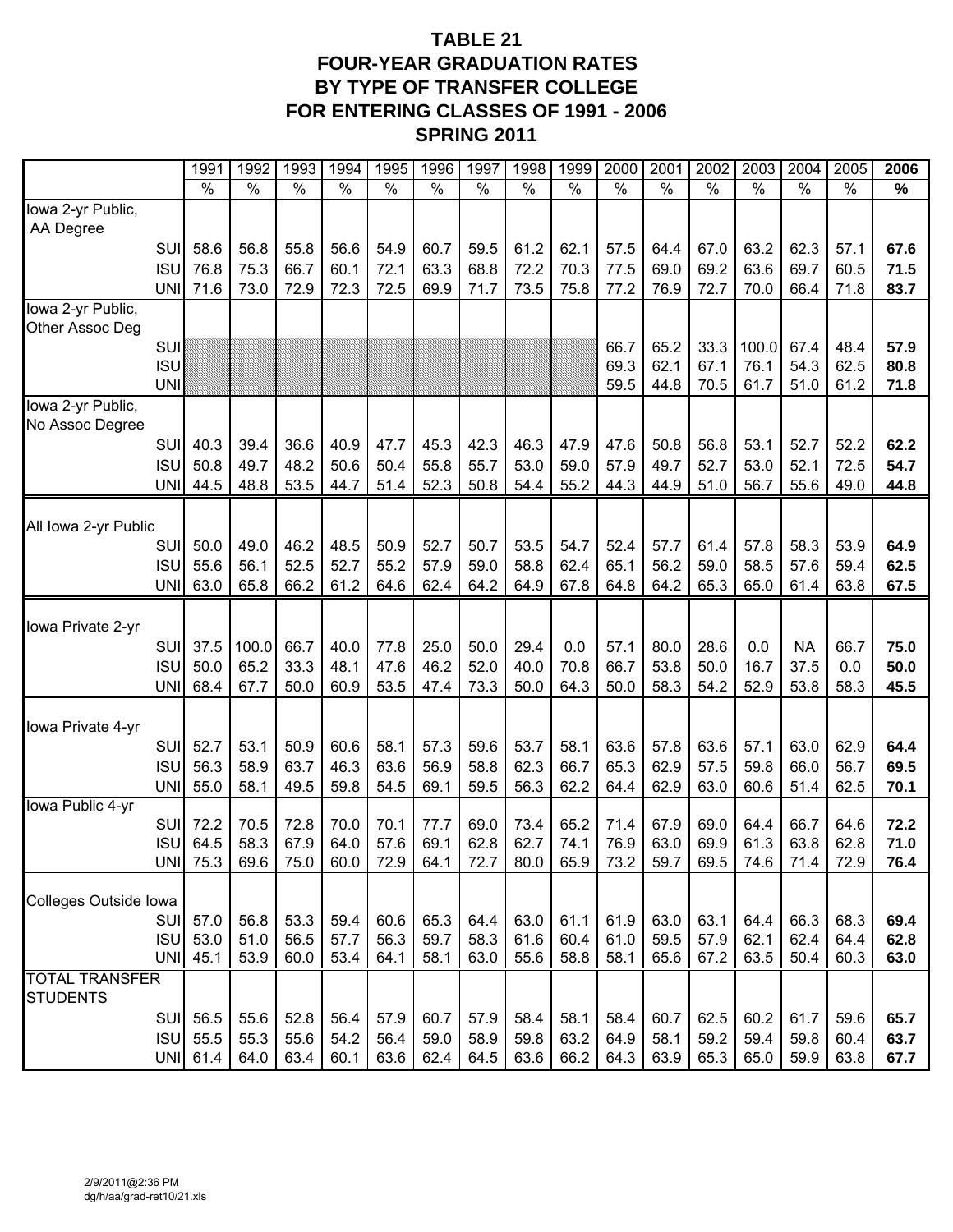# TABLE 21
## FOUR-YEAR GRADUATION RATES
## BY TYPE OF TRANSFER COLLEGE
## FOR ENTERING CLASSES OF 1991 - 2006
## SPRING 2011

| | 1991 | 1992 | 1993 | 1994 | 1995 | 1996 | 1997 | 1998 | 1999 | 2000 | 2001 | 2002 | 2003 | 2004 | 2005 | **2006** |
|---|---|---|---|---|---|---|---|---|---|---|---|---|---|---|---|---|
| | % | % | % | % | % | % | % | % | % | % | % | % | % | % | % | **%** |
| Iowa 2-yr Public, AA Degree | | | | | | | | | | | | | | | | |
| SUI | 58.6 | 56.8 | 55.8 | 56.6 | 54.9 | 60.7 | 59.5 | 61.2 | 62.1 | 57.5 | 64.4 | 67.0 | 63.2 | 62.3 | 57.1 | **67.6** |
| ISU | 76.8 | 75.3 | 66.7 | 60.1 | 72.1 | 63.3 | 68.8 | 72.2 | 70.3 | 77.5 | 69.0 | 69.2 | 63.6 | 69.7 | 60.5 | **71.5** |
| UNI | 71.6 | 73.0 | 72.9 | 72.3 | 72.5 | 69.9 | 71.7 | 73.5 | 75.8 | 77.2 | 76.9 | 72.7 | 70.0 | 66.4 | 71.8 | **83.7** |
| Iowa 2-yr Public, Other Assoc Deg | | | | | | | | | | | | | | | | |
| SUI | | | | | | | | | | 66.7 | 65.2 | 33.3 | 100.0 | 67.4 | 48.4 | **57.9** |
| ISU | | | | | | | | | | 69.3 | 62.1 | 67.1 | 76.1 | 54.3 | 62.5 | **80.8** |
| UNI | | | | | | | | | | 59.5 | 44.8 | 70.5 | 61.7 | 51.0 | 61.2 | **71.8** |
| Iowa 2-yr Public, No Assoc Degree | | | | | | | | | | | | | | | | |
| SUI | 40.3 | 39.4 | 36.6 | 40.9 | 47.7 | 45.3 | 42.3 | 46.3 | 47.9 | 47.6 | 50.8 | 56.8 | 53.1 | 52.7 | 52.2 | **62.2** |
| ISU | 50.8 | 49.7 | 48.2 | 50.6 | 50.4 | 55.8 | 55.7 | 53.0 | 59.0 | 57.9 | 49.7 | 52.7 | 53.0 | 52.1 | 72.5 | **54.7** |
| UNI | 44.5 | 48.8 | 53.5 | 44.7 | 51.4 | 52.3 | 50.8 | 54.4 | 55.2 | 44.3 | 44.9 | 51.0 | 56.7 | 55.6 | 49.0 | **44.8** |
| All Iowa 2-yr Public | | | | | | | | | | | | | | | | |
| SUI | 50.0 | 49.0 | 46.2 | 48.5 | 50.9 | 52.7 | 50.7 | 53.5 | 54.7 | 52.4 | 57.7 | 61.4 | 57.8 | 58.3 | 53.9 | **64.9** |
| ISU | 55.6 | 56.1 | 52.5 | 52.7 | 55.2 | 57.9 | 59.0 | 58.8 | 62.4 | 65.1 | 56.2 | 59.0 | 58.5 | 57.6 | 59.4 | **62.5** |
| UNI | 63.0 | 65.8 | 66.2 | 61.2 | 64.6 | 62.4 | 64.2 | 64.9 | 67.8 | 64.8 | 64.2 | 65.3 | 65.0 | 61.4 | 63.8 | **67.5** |
| Iowa Private 2-yr | | | | | | | | | | | | | | | | |
| SUI | 37.5 | 100.0 | 66.7 | 40.0 | 77.8 | 25.0 | 50.0 | 29.4 | 0.0 | 57.1 | 80.0 | 28.6 | 0.0 | NA | 66.7 | **75.0** |
| ISU | 50.0 | 65.2 | 33.3 | 48.1 | 47.6 | 46.2 | 52.0 | 40.0 | 70.8 | 66.7 | 53.8 | 50.0 | 16.7 | 37.5 | 0.0 | **50.0** |
| UNI | 68.4 | 67.7 | 50.0 | 60.9 | 53.5 | 47.4 | 73.3 | 50.0 | 64.3 | 50.0 | 58.3 | 54.2 | 52.9 | 53.8 | 58.3 | **45.5** |
| Iowa Private 4-yr | | | | | | | | | | | | | | | | |
| SUI | 52.7 | 53.1 | 50.9 | 60.6 | 58.1 | 57.3 | 59.6 | 53.7 | 58.1 | 63.6 | 57.8 | 63.6 | 57.1 | 63.0 | 62.9 | **64.4** |
| ISU | 56.3 | 58.9 | 63.7 | 46.3 | 63.6 | 56.9 | 58.8 | 62.3 | 66.7 | 65.3 | 62.9 | 57.5 | 59.8 | 66.0 | 56.7 | **69.5** |
| UNI | 55.0 | 58.1 | 49.5 | 59.8 | 54.5 | 69.1 | 59.5 | 56.3 | 62.2 | 64.4 | 62.9 | 63.0 | 60.6 | 51.4 | 62.5 | **70.1** |
| Iowa Public 4-yr | | | | | | | | | | | | | | | | |
| SUI | 72.2 | 70.5 | 72.8 | 70.0 | 70.1 | 77.7 | 69.0 | 73.4 | 65.2 | 71.4 | 67.9 | 69.0 | 64.4 | 66.7 | 64.6 | **72.2** |
| ISU | 64.5 | 58.3 | 67.9 | 64.0 | 57.6 | 69.1 | 62.8 | 62.7 | 74.1 | 76.9 | 63.0 | 69.9 | 61.3 | 63.8 | 62.8 | **71.0** |
| UNI | 75.3 | 69.6 | 75.0 | 60.0 | 72.9 | 64.1 | 72.7 | 80.0 | 65.9 | 73.2 | 59.7 | 69.5 | 74.6 | 71.4 | 72.9 | **76.4** |
| Colleges Outside Iowa | | | | | | | | | | | | | | | | |
| SUI | 57.0 | 56.8 | 53.3 | 59.4 | 60.6 | 65.3 | 64.4 | 63.0 | 61.1 | 61.9 | 63.0 | 63.1 | 64.4 | 66.3 | 68.3 | **69.4** |
| ISU | 53.0 | 51.0 | 56.5 | 57.7 | 56.3 | 59.7 | 58.3 | 61.6 | 60.4 | 61.0 | 59.5 | 57.9 | 62.1 | 62.4 | 64.4 | **62.8** |
| UNI | 45.1 | 53.9 | 60.0 | 53.4 | 64.1 | 58.1 | 63.0 | 55.6 | 58.8 | 58.1 | 65.6 | 67.2 | 63.5 | 50.4 | 60.3 | **63.0** |
| TOTAL TRANSFER STUDENTS | | | | | | | | | | | | | | | | |
| SUI | 56.5 | 55.6 | 52.8 | 56.4 | 57.9 | 60.7 | 57.9 | 58.4 | 58.1 | 58.4 | 60.7 | 62.5 | 60.2 | 61.7 | 59.6 | **65.7** |
| ISU | 55.5 | 55.3 | 55.6 | 54.2 | 56.4 | 59.0 | 58.9 | 59.8 | 63.2 | 64.9 | 58.1 | 59.2 | 59.4 | 59.8 | 60.4 | **63.7** |
| UNI | 61.4 | 64.0 | 63.4 | 60.1 | 63.6 | 62.4 | 64.5 | 63.6 | 66.2 | 64.3 | 63.9 | 65.3 | 65.0 | 59.9 | 63.8 | **67.7** |

2/9/2011@2:36 PM
dg/h/aa/grad-ret10/21.xls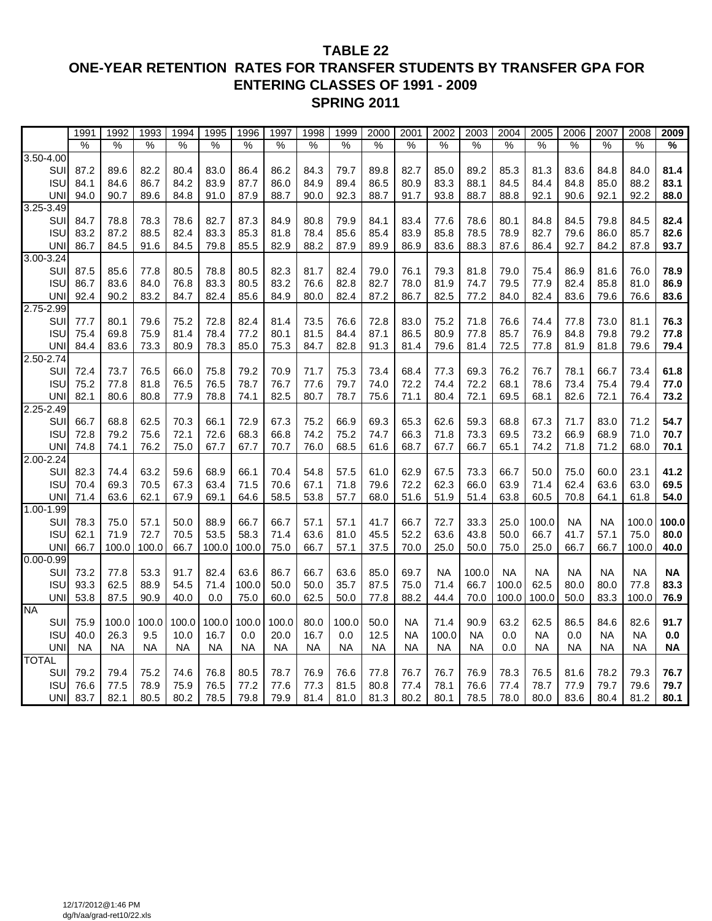# TABLE 22
## ONE-YEAR RETENTION RATES FOR TRANSFER STUDENTS BY TRANSFER GPA FOR ENTERING CLASSES OF 1991 - 2009
## SPRING 2011

| | 1991 | 1992 | 1993 | 1994 | 1995 | 1996 | 1997 | 1998 | 1999 | 2000 | 2001 | 2002 | 2003 | 2004 | 2005 | 2006 | 2007 | 2008 | **2009** |
|---|---|---|---|---|---|---|---|---|---|---|---|---|---|---|---|---|---|---|---|
| | % | % | % | % | % | % | % | % | % | % | % | % | % | % | % | % | % | % | **%** |
| 3.50-4.00 | | | | | | | | | | | | | | | | | | | |
| SUI | 87.2 | 89.6 | 82.2 | 80.4 | 83.0 | 86.4 | 86.2 | 84.3 | 79.7 | 89.8 | 82.7 | 85.0 | 89.2 | 85.3 | 81.3 | 83.6 | 84.8 | 84.0 | **81.4** |
| ISU | 84.1 | 84.6 | 86.7 | 84.2 | 83.9 | 87.7 | 86.0 | 84.9 | 89.4 | 86.5 | 80.9 | 83.3 | 88.1 | 84.5 | 84.4 | 84.8 | 85.0 | 88.2 | **83.1** |
| UNI | 94.0 | 90.7 | 89.6 | 84.8 | 91.0 | 87.9 | 88.7 | 90.0 | 92.3 | 88.7 | 91.7 | 93.8 | 88.7 | 88.8 | 92.1 | 90.6 | 92.1 | 92.2 | **88.0** |
| 3.25-3.49 | | | | | | | | | | | | | | | | | | | |
| SUI | 84.7 | 78.8 | 78.3 | 78.6 | 82.7 | 87.3 | 84.9 | 80.8 | 79.9 | 84.1 | 83.4 | 77.6 | 78.6 | 80.1 | 84.8 | 84.5 | 79.8 | 84.5 | **82.4** |
| ISU | 83.2 | 87.2 | 88.5 | 82.4 | 83.3 | 85.3 | 81.8 | 78.4 | 85.6 | 85.4 | 83.9 | 85.8 | 78.5 | 78.9 | 82.7 | 79.6 | 86.0 | 85.7 | **82.6** |
| UNI | 86.7 | 84.5 | 91.6 | 84.5 | 79.8 | 85.5 | 82.9 | 88.2 | 87.9 | 89.9 | 86.9 | 83.6 | 88.3 | 87.6 | 86.4 | 92.7 | 84.2 | 87.8 | **93.7** |
| 3.00-3.24 | | | | | | | | | | | | | | | | | | | |
| SUI | 87.5 | 85.6 | 77.8 | 80.5 | 78.8 | 80.5 | 82.3 | 81.7 | 82.4 | 79.0 | 76.1 | 79.3 | 81.8 | 79.0 | 75.4 | 86.9 | 81.6 | 76.0 | **78.9** |
| ISU | 86.7 | 83.6 | 84.0 | 76.8 | 83.3 | 80.5 | 83.2 | 76.6 | 82.8 | 82.7 | 78.0 | 81.9 | 74.7 | 79.5 | 77.9 | 82.4 | 85.8 | 81.0 | **86.9** |
| UNI | 92.4 | 90.2 | 83.2 | 84.7 | 82.4 | 85.6 | 84.9 | 80.0 | 82.4 | 87.2 | 86.7 | 82.5 | 77.2 | 84.0 | 82.4 | 83.6 | 79.6 | 76.6 | **83.6** |
| 2.75-2.99 | | | | | | | | | | | | | | | | | | | |
| SUI | 77.7 | 80.1 | 79.6 | 75.2 | 72.8 | 82.4 | 81.4 | 73.5 | 76.6 | 72.8 | 83.0 | 75.2 | 71.8 | 76.6 | 74.4 | 77.8 | 73.0 | 81.1 | **76.3** |
| ISU | 75.4 | 69.8 | 75.9 | 81.4 | 78.4 | 77.2 | 80.1 | 81.5 | 84.4 | 87.1 | 86.5 | 80.9 | 77.8 | 85.7 | 76.9 | 84.8 | 79.8 | 79.2 | **77.8** |
| UNI | 84.4 | 83.6 | 73.3 | 80.9 | 78.3 | 85.0 | 75.3 | 84.7 | 82.8 | 91.3 | 81.4 | 79.6 | 81.4 | 72.5 | 77.8 | 81.9 | 81.8 | 79.6 | **79.4** |
| 2.50-2.74 | | | | | | | | | | | | | | | | | | | |
| SUI | 72.4 | 73.7 | 76.5 | 66.0 | 75.8 | 79.2 | 70.9 | 71.7 | 75.3 | 73.4 | 68.4 | 77.3 | 69.3 | 76.2 | 76.7 | 78.1 | 66.7 | 73.4 | **61.8** |
| ISU | 75.2 | 77.8 | 81.8 | 76.5 | 76.5 | 78.7 | 76.7 | 77.6 | 79.7 | 74.0 | 72.2 | 74.4 | 72.2 | 68.1 | 78.6 | 73.4 | 75.4 | 79.4 | **77.0** |
| UNI | 82.1 | 80.6 | 80.8 | 77.9 | 78.8 | 74.1 | 82.5 | 80.7 | 78.7 | 75.6 | 71.1 | 80.4 | 72.1 | 69.5 | 68.1 | 82.6 | 72.1 | 76.4 | **73.2** |
| 2.25-2.49 | | | | | | | | | | | | | | | | | | | |
| SUI | 66.7 | 68.8 | 62.5 | 70.3 | 66.1 | 72.9 | 67.3 | 75.2 | 66.9 | 69.3 | 65.3 | 62.6 | 59.3 | 68.8 | 67.3 | 71.7 | 83.0 | 71.2 | **54.7** |
| ISU | 72.8 | 79.2 | 75.6 | 72.1 | 72.6 | 68.3 | 66.8 | 74.2 | 75.2 | 74.7 | 66.3 | 71.8 | 73.3 | 69.5 | 73.2 | 66.9 | 68.9 | 71.0 | **70.7** |
| UNI | 74.8 | 74.1 | 76.2 | 75.0 | 67.7 | 67.7 | 70.7 | 76.0 | 68.5 | 61.6 | 68.7 | 67.7 | 66.7 | 65.1 | 74.2 | 71.8 | 71.2 | 68.0 | **70.1** |
| 2.00-2.24 | | | | | | | | | | | | | | | | | | | |
| SUI | 82.3 | 74.4 | 63.2 | 59.6 | 68.9 | 66.1 | 70.4 | 54.8 | 57.5 | 61.0 | 62.9 | 67.5 | 73.3 | 66.7 | 50.0 | 75.0 | 60.0 | 23.1 | **41.2** |
| ISU | 70.4 | 69.3 | 70.5 | 67.3 | 63.4 | 71.5 | 70.6 | 67.1 | 71.8 | 79.6 | 72.2 | 62.3 | 66.0 | 63.9 | 71.4 | 62.4 | 63.6 | 63.0 | **69.5** |
| UNI | 71.4 | 63.6 | 62.1 | 67.9 | 69.1 | 64.6 | 58.5 | 53.8 | 57.7 | 68.0 | 51.6 | 51.9 | 51.4 | 63.8 | 60.5 | 70.8 | 64.1 | 61.8 | **54.0** |
| 1.00-1.99 | | | | | | | | | | | | | | | | | | | |
| SUI | 78.3 | 75.0 | 57.1 | 50.0 | 88.9 | 66.7 | 66.7 | 57.1 | 57.1 | 41.7 | 66.7 | 72.7 | 33.3 | 25.0 | 100.0 | NA | NA | 100.0 | **100.0** |
| ISU | 62.1 | 71.9 | 72.7 | 70.5 | 53.5 | 58.3 | 71.4 | 63.6 | 81.0 | 45.5 | 52.2 | 63.6 | 43.8 | 50.0 | 66.7 | 41.7 | 57.1 | 75.0 | **80.0** |
| UNI | 66.7 | 100.0 | 100.0 | 66.7 | 100.0 | 100.0 | 75.0 | 66.7 | 57.1 | 37.5 | 70.0 | 25.0 | 50.0 | 75.0 | 25.0 | 66.7 | 66.7 | 100.0 | **40.0** |
| 0.00-0.99 | | | | | | | | | | | | | | | | | | | |
| SUI | 73.2 | 77.8 | 53.3 | 91.7 | 82.4 | 63.6 | 86.7 | 66.7 | 63.6 | 85.0 | 69.7 | NA | 100.0 | NA | NA | NA | NA | NA | **NA** |
| ISU | 93.3 | 62.5 | 88.9 | 54.5 | 71.4 | 100.0 | 50.0 | 50.0 | 35.7 | 87.5 | 75.0 | 71.4 | 66.7 | 100.0 | 62.5 | 80.0 | 80.0 | 77.8 | **83.3** |
| UNI | 53.8 | 87.5 | 90.9 | 40.0 | 0.0 | 75.0 | 60.0 | 62.5 | 50.0 | 77.8 | 88.2 | 44.4 | 70.0 | 100.0 | 100.0 | 50.0 | 83.3 | 100.0 | **76.9** |
| NA | | | | | | | | | | | | | | | | | | | |
| SUI | 75.9 | 100.0 | 100.0 | 100.0 | 100.0 | 100.0 | 100.0 | 80.0 | 100.0 | 50.0 | NA | 71.4 | 90.9 | 63.2 | 62.5 | 86.5 | 84.6 | 82.6 | **91.7** |
| ISU | 40.0 | 26.3 | 9.5 | 10.0 | 16.7 | 0.0 | 20.0 | 16.7 | 0.0 | 12.5 | NA | 100.0 | NA | 0.0 | NA | 0.0 | NA | NA | **0.0** |
| UNI | NA | NA | NA | NA | NA | NA | NA | NA | NA | NA | NA | NA | NA | 0.0 | NA | NA | NA | NA | **NA** |
| TOTAL | | | | | | | | | | | | | | | | | | | |
| SUI | 79.2 | 79.4 | 75.2 | 74.6 | 76.8 | 80.5 | 78.7 | 76.9 | 76.6 | 77.8 | 76.7 | 76.7 | 76.9 | 78.3 | 76.5 | 81.6 | 78.2 | 79.3 | **76.7** |
| ISU | 76.6 | 77.5 | 78.9 | 75.9 | 76.5 | 77.2 | 77.6 | 77.3 | 81.5 | 80.8 | 77.4 | 78.1 | 76.6 | 77.4 | 78.7 | 77.9 | 79.7 | 79.6 | **79.7** |
| UNI | 83.7 | 82.1 | 80.5 | 80.2 | 78.5 | 79.8 | 79.9 | 81.4 | 81.0 | 81.3 | 80.2 | 80.1 | 78.5 | 78.0 | 80.0 | 83.6 | 80.4 | 81.2 | **80.1** |

12/17/2012@1:46 PM
dg/h/aa/grad-ret10/22.xls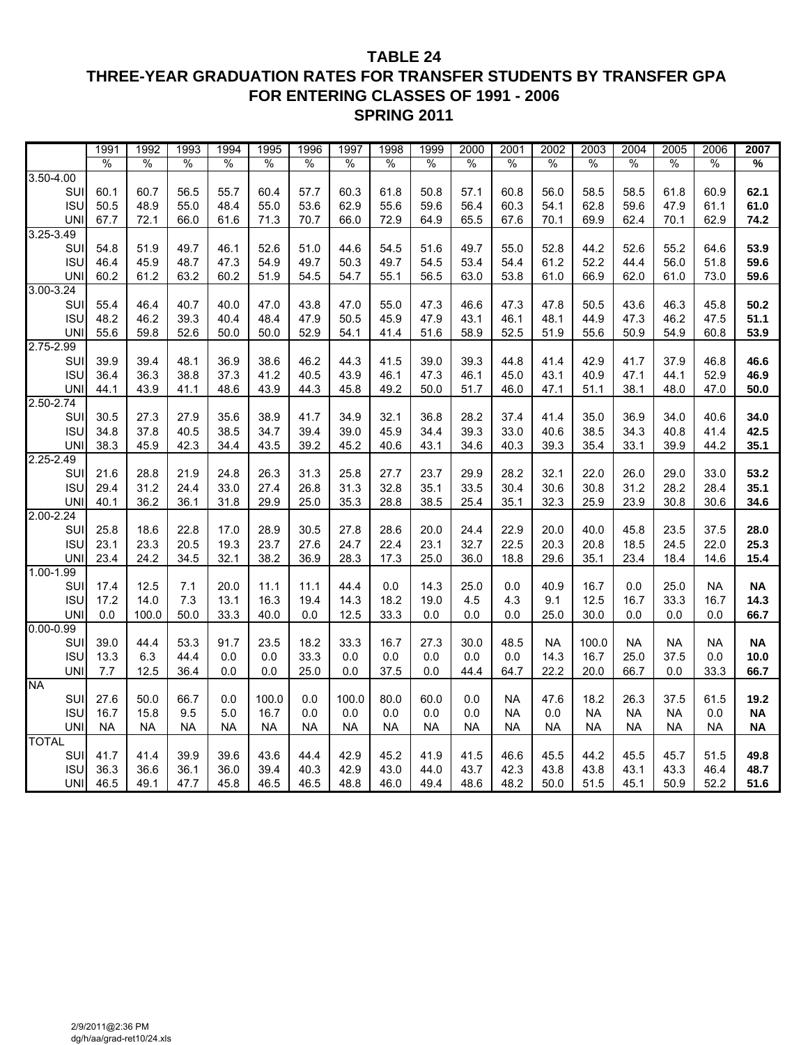# TABLE 24
# THREE-YEAR GRADUATION RATES FOR TRANSFER STUDENTS BY TRANSFER GPA
# FOR ENTERING CLASSES OF 1991 - 2006
# SPRING 2011

| | 1991 | 1992 | 1993 | 1994 | 1995 | 1996 | 1997 | 1998 | 1999 | 2000 | 2001 | 2002 | 2003 | 2004 | 2005 | 2006 | **2007** |
|---|---|---|---|---|---|---|---|---|---|---|---|---|---|---|---|---|---|
| | % | % | % | % | % | % | % | % | % | % | % | % | % | % | % | % | **%** |
| 3.50-4.00 | | | | | | | | | | | | | | | | | |
| SUI | 60.1 | 60.7 | 56.5 | 55.7 | 60.4 | 57.7 | 60.3 | 61.8 | 50.8 | 57.1 | 60.8 | 56.0 | 58.5 | 58.5 | 61.8 | 60.9 | **62.1** |
| ISU | 50.5 | 48.9 | 55.0 | 48.4 | 55.0 | 53.6 | 62.9 | 55.6 | 59.6 | 56.4 | 60.3 | 54.1 | 62.8 | 59.6 | 47.9 | 61.1 | **61.0** |
| UNI | 67.7 | 72.1 | 66.0 | 61.6 | 71.3 | 70.7 | 66.0 | 72.9 | 64.9 | 65.5 | 67.6 | 70.1 | 69.9 | 62.4 | 70.1 | 62.9 | **74.2** |
| 3.25-3.49 | | | | | | | | | | | | | | | | | |
| SUI | 54.8 | 51.9 | 49.7 | 46.1 | 52.6 | 51.0 | 44.6 | 54.5 | 51.6 | 49.7 | 55.0 | 52.8 | 44.2 | 52.6 | 55.2 | 64.6 | **53.9** |
| ISU | 46.4 | 45.9 | 48.7 | 47.3 | 54.9 | 49.7 | 50.3 | 49.7 | 54.5 | 53.4 | 54.4 | 61.2 | 52.2 | 44.4 | 56.0 | 51.8 | **59.6** |
| UNI | 60.2 | 61.2 | 63.2 | 60.2 | 51.9 | 54.5 | 54.7 | 55.1 | 56.5 | 63.0 | 53.8 | 61.0 | 66.9 | 62.0 | 61.0 | 73.0 | **59.6** |
| 3.00-3.24 | | | | | | | | | | | | | | | | | |
| SUI | 55.4 | 46.4 | 40.7 | 40.0 | 47.0 | 43.8 | 47.0 | 55.0 | 47.3 | 46.6 | 47.3 | 47.8 | 50.5 | 43.6 | 46.3 | 45.8 | **50.2** |
| ISU | 48.2 | 46.2 | 39.3 | 40.4 | 48.4 | 47.9 | 50.5 | 45.9 | 47.9 | 43.1 | 46.1 | 48.1 | 44.9 | 47.3 | 46.2 | 47.5 | **51.1** |
| UNI | 55.6 | 59.8 | 52.6 | 50.0 | 50.0 | 52.9 | 54.1 | 41.4 | 51.6 | 58.9 | 52.5 | 51.9 | 55.6 | 50.9 | 54.9 | 60.8 | **53.9** |
| 2.75-2.99 | | | | | | | | | | | | | | | | | |
| SUI | 39.9 | 39.4 | 48.1 | 36.9 | 38.6 | 46.2 | 44.3 | 41.5 | 39.0 | 39.3 | 44.8 | 41.4 | 42.9 | 41.7 | 37.9 | 46.8 | **46.6** |
| ISU | 36.4 | 36.3 | 38.8 | 37.3 | 41.2 | 40.5 | 43.9 | 46.1 | 47.3 | 46.1 | 45.0 | 43.1 | 40.9 | 47.1 | 44.1 | 52.9 | **46.9** |
| UNI | 44.1 | 43.9 | 41.1 | 48.6 | 43.9 | 44.3 | 45.8 | 49.2 | 50.0 | 51.7 | 46.0 | 47.1 | 51.1 | 38.1 | 48.0 | 47.0 | **50.0** |
| 2.50-2.74 | | | | | | | | | | | | | | | | | |
| SUI | 30.5 | 27.3 | 27.9 | 35.6 | 38.9 | 41.7 | 34.9 | 32.1 | 36.8 | 28.2 | 37.4 | 41.4 | 35.0 | 36.9 | 34.0 | 40.6 | **34.0** |
| ISU | 34.8 | 37.8 | 40.5 | 38.5 | 34.7 | 39.4 | 39.0 | 45.9 | 34.4 | 39.3 | 33.0 | 40.6 | 38.5 | 34.3 | 40.8 | 41.4 | **42.5** |
| UNI | 38.3 | 45.9 | 42.3 | 34.4 | 43.5 | 39.2 | 45.2 | 40.6 | 43.1 | 34.6 | 40.3 | 39.3 | 35.4 | 33.1 | 39.9 | 44.2 | **35.1** |
| 2.25-2.49 | | | | | | | | | | | | | | | | | |
| SUI | 21.6 | 28.8 | 21.9 | 24.8 | 26.3 | 31.3 | 25.8 | 27.7 | 23.7 | 29.9 | 28.2 | 32.1 | 22.0 | 26.0 | 29.0 | 33.0 | **53.2** |
| ISU | 29.4 | 31.2 | 24.4 | 33.0 | 27.4 | 26.8 | 31.3 | 32.8 | 35.1 | 33.5 | 30.4 | 30.6 | 30.8 | 31.2 | 28.2 | 28.4 | **35.1** |
| UNI | 40.1 | 36.2 | 36.1 | 31.8 | 29.9 | 25.0 | 35.3 | 28.8 | 38.5 | 25.4 | 35.1 | 32.3 | 25.9 | 23.9 | 30.8 | 30.6 | **34.6** |
| 2.00-2.24 | | | | | | | | | | | | | | | | | |
| SUI | 25.8 | 18.6 | 22.8 | 17.0 | 28.9 | 30.5 | 27.8 | 28.6 | 20.0 | 24.4 | 22.9 | 20.0 | 40.0 | 45.8 | 23.5 | 37.5 | **28.0** |
| ISU | 23.1 | 23.3 | 20.5 | 19.3 | 23.7 | 27.6 | 24.7 | 22.4 | 23.1 | 32.7 | 22.5 | 20.3 | 20.8 | 18.5 | 24.5 | 22.0 | **25.3** |
| UNI | 23.4 | 24.2 | 34.5 | 32.1 | 38.2 | 36.9 | 28.3 | 17.3 | 25.0 | 36.0 | 18.8 | 29.6 | 35.1 | 23.4 | 18.4 | 14.6 | **15.4** |
| 1.00-1.99 | | | | | | | | | | | | | | | | | |
| SUI | 17.4 | 12.5 | 7.1 | 20.0 | 11.1 | 11.1 | 44.4 | 0.0 | 14.3 | 25.0 | 0.0 | 40.9 | 16.7 | 0.0 | 25.0 | NA | **NA** |
| ISU | 17.2 | 14.0 | 7.3 | 13.1 | 16.3 | 19.4 | 14.3 | 18.2 | 19.0 | 4.5 | 4.3 | 9.1 | 12.5 | 16.7 | 33.3 | 16.7 | **14.3** |
| UNI | 0.0 | 100.0 | 50.0 | 33.3 | 40.0 | 0.0 | 12.5 | 33.3 | 0.0 | 0.0 | 0.0 | 25.0 | 30.0 | 0.0 | 0.0 | 0.0 | **66.7** |
| 0.00-0.99 | | | | | | | | | | | | | | | | | |
| SUI | 39.0 | 44.4 | 53.3 | 91.7 | 23.5 | 18.2 | 33.3 | 16.7 | 27.3 | 30.0 | 48.5 | NA | 100.0 | NA | NA | NA | **NA** |
| ISU | 13.3 | 6.3 | 44.4 | 0.0 | 0.0 | 33.3 | 0.0 | 0.0 | 0.0 | 0.0 | 0.0 | 14.3 | 16.7 | 25.0 | 37.5 | 0.0 | **10.0** |
| UNI | 7.7 | 12.5 | 36.4 | 0.0 | 0.0 | 25.0 | 0.0 | 37.5 | 0.0 | 44.4 | 64.7 | 22.2 | 20.0 | 66.7 | 0.0 | 33.3 | **66.7** |
| NA | | | | | | | | | | | | | | | | | |
| SUI | 27.6 | 50.0 | 66.7 | 0.0 | 100.0 | 0.0 | 100.0 | 80.0 | 60.0 | 0.0 | NA | 47.6 | 18.2 | 26.3 | 37.5 | 61.5 | **19.2** |
| ISU | 16.7 | 15.8 | 9.5 | 5.0 | 16.7 | 0.0 | 0.0 | 0.0 | 0.0 | 0.0 | NA | 0.0 | NA | NA | NA | 0.0 | **NA** |
| UNI | NA | NA | NA | NA | NA | NA | NA | NA | NA | NA | NA | NA | NA | NA | NA | NA | **NA** |
| TOTAL | | | | | | | | | | | | | | | | | |
| SUI | 41.7 | 41.4 | 39.9 | 39.6 | 43.6 | 44.4 | 42.9 | 45.2 | 41.9 | 41.5 | 46.6 | 45.5 | 44.2 | 45.5 | 45.7 | 51.5 | **49.8** |
| ISU | 36.3 | 36.6 | 36.1 | 36.0 | 39.4 | 40.3 | 42.9 | 43.0 | 44.0 | 43.7 | 42.3 | 43.8 | 43.8 | 43.1 | 43.3 | 46.4 | **48.7** |
| UNI | 46.5 | 49.1 | 47.7 | 45.8 | 46.5 | 46.5 | 48.8 | 46.0 | 49.4 | 48.6 | 48.2 | 50.0 | 51.5 | 45.1 | 50.9 | 52.2 | **51.6** |

2/9/2011@2:36 PM
dg/h/aa/grad-ret10/24.xls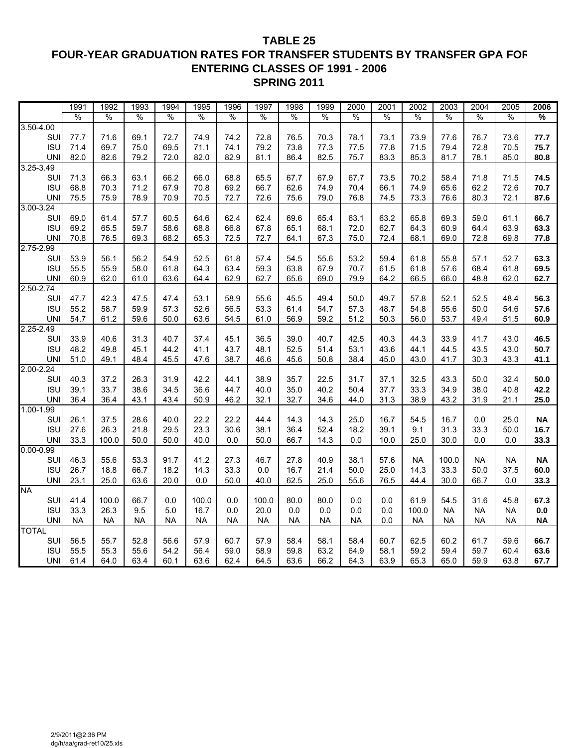# TABLE 25
## FOUR-YEAR GRADUATION RATES FOR TRANSFER STUDENTS BY TRANSFER GPA FOR ENTERING CLASSES OF 1991 - 2006
## SPRING 2011

| | 1991 | 1992 | 1993 | 1994 | 1995 | 1996 | 1997 | 1998 | 1999 | 2000 | 2001 | 2002 | 2003 | 2004 | 2005 | **2006** |
|---|---|---|---|---|---|---|---|---|---|---|---|---|---|---|---|---|
| | % | % | % | % | % | % | % | % | % | % | % | % | % | % | % | **%** |
| 3.50-4.00 | | | | | | | | | | | | | | | | |
| SUI | 77.7 | 71.6 | 69.1 | 72.7 | 74.9 | 74.2 | 72.8 | 76.5 | 70.3 | 78.1 | 73.1 | 73.9 | 77.6 | 76.7 | 73.6 | **77.7** |
| ISU | 71.4 | 69.7 | 75.0 | 69.5 | 71.1 | 74.1 | 79.2 | 73.8 | 77.3 | 77.5 | 77.8 | 71.5 | 79.4 | 72.8 | 70.5 | **75.7** |
| UNI | 82.0 | 82.6 | 79.2 | 72.0 | 82.0 | 82.9 | 81.1 | 86.4 | 82.5 | 75.7 | 83.3 | 85.3 | 81.7 | 78.1 | 85.0 | **80.8** |
| 3.25-3.49 | | | | | | | | | | | | | | | | |
| SUI | 71.3 | 66.3 | 63.1 | 66.2 | 66.0 | 68.8 | 65.5 | 67.7 | 67.9 | 67.7 | 73.5 | 70.2 | 58.4 | 71.8 | 71.5 | **74.5** |
| ISU | 68.8 | 70.3 | 71.2 | 67.9 | 70.8 | 69.2 | 66.7 | 62.6 | 74.9 | 70.4 | 66.1 | 74.9 | 65.6 | 62.2 | 72.6 | **70.7** |
| UNI | 75.5 | 75.9 | 78.9 | 70.9 | 70.5 | 72.7 | 72.6 | 75.6 | 79.0 | 76.8 | 74.5 | 73.3 | 76.6 | 80.3 | 72.1 | **87.6** |
| 3.00-3.24 | | | | | | | | | | | | | | | | |
| SUI | 69.0 | 61.4 | 57.7 | 60.5 | 64.6 | 62.4 | 62.4 | 69.6 | 65.4 | 63.1 | 63.2 | 65.8 | 69.3 | 59.0 | 61.1 | **66.7** |
| ISU | 69.2 | 65.5 | 59.7 | 58.6 | 68.8 | 66.8 | 67.8 | 65.1 | 68.1 | 72.0 | 62.7 | 64.3 | 60.9 | 64.4 | 63.9 | **63.3** |
| UNI | 70.8 | 76.5 | 69.3 | 68.2 | 65.3 | 72.5 | 72.7 | 64.1 | 67.3 | 75.0 | 72.4 | 68.1 | 69.0 | 72.8 | 69.8 | **77.8** |
| 2.75-2.99 | | | | | | | | | | | | | | | | |
| SUI | 53.9 | 56.1 | 56.2 | 54.9 | 52.5 | 61.8 | 57.4 | 54.5 | 55.6 | 53.2 | 59.4 | 61.8 | 55.8 | 57.1 | 52.7 | **63.3** |
| ISU | 55.5 | 55.9 | 58.0 | 61.8 | 64.3 | 63.4 | 59.3 | 63.8 | 67.9 | 70.7 | 61.5 | 61.8 | 57.6 | 68.4 | 61.8 | **69.5** |
| UNI | 60.9 | 62.0 | 61.0 | 63.6 | 64.4 | 62.9 | 62.7 | 65.6 | 69.0 | 79.9 | 64.2 | 66.5 | 66.0 | 48.8 | 62.0 | **62.7** |
| 2.50-2.74 | | | | | | | | | | | | | | | | |
| SUI | 47.7 | 42.3 | 47.5 | 47.4 | 53.1 | 58.9 | 55.6 | 45.5 | 49.4 | 50.0 | 49.7 | 57.8 | 52.1 | 52.5 | 48.4 | **56.3** |
| ISU | 55.2 | 58.7 | 59.9 | 57.3 | 52.6 | 56.5 | 53.3 | 61.4 | 54.7 | 57.3 | 48.7 | 54.8 | 55.6 | 50.0 | 54.6 | **57.6** |
| UNI | 54.7 | 61.2 | 59.6 | 50.0 | 63.6 | 54.5 | 61.0 | 56.9 | 59.2 | 51.2 | 50.3 | 56.0 | 53.7 | 49.4 | 51.5 | **60.9** |
| 2.25-2.49 | | | | | | | | | | | | | | | | |
| SUI | 33.9 | 40.6 | 31.3 | 40.7 | 37.4 | 45.1 | 36.5 | 39.0 | 40.7 | 42.5 | 40.3 | 44.3 | 33.9 | 41.7 | 43.0 | **46.5** |
| ISU | 48.2 | 49.8 | 45.1 | 44.2 | 41.1 | 43.7 | 48.1 | 52.5 | 51.4 | 53.1 | 43.6 | 44.1 | 44.5 | 43.5 | 43.0 | **50.7** |
| UNI | 51.0 | 49.1 | 48.4 | 45.5 | 47.6 | 38.7 | 46.6 | 45.6 | 50.8 | 38.4 | 45.0 | 43.0 | 41.7 | 30.3 | 43.3 | **41.1** |
| 2.00-2.24 | | | | | | | | | | | | | | | | |
| SUI | 40.3 | 37.2 | 26.3 | 31.9 | 42.2 | 44.1 | 38.9 | 35.7 | 22.5 | 31.7 | 37.1 | 32.5 | 43.3 | 50.0 | 32.4 | **50.0** |
| ISU | 39.1 | 33.7 | 38.6 | 34.5 | 36.6 | 44.7 | 40.0 | 35.0 | 40.2 | 50.4 | 37.7 | 33.3 | 34.9 | 38.0 | 40.8 | **42.2** |
| UNI | 36.4 | 36.4 | 43.1 | 43.4 | 50.9 | 46.2 | 32.1 | 32.7 | 34.6 | 44.0 | 31.3 | 38.9 | 43.2 | 31.9 | 21.1 | **25.0** |
| 1.00-1.99 | | | | | | | | | | | | | | | | |
| SUI | 26.1 | 37.5 | 28.6 | 40.0 | 22.2 | 22.2 | 44.4 | 14.3 | 14.3 | 25.0 | 16.7 | 54.5 | 16.7 | 0.0 | 25.0 | **NA** |
| ISU | 27.6 | 26.3 | 21.8 | 29.5 | 23.3 | 30.6 | 38.1 | 36.4 | 52.4 | 18.2 | 39.1 | 9.1 | 31.3 | 33.3 | 50.0 | **16.7** |
| UNI | 33.3 | 100.0 | 50.0 | 50.0 | 40.0 | 0.0 | 50.0 | 66.7 | 14.3 | 0.0 | 10.0 | 25.0 | 30.0 | 0.0 | 0.0 | **33.3** |
| 0.00-0.99 | | | | | | | | | | | | | | | | |
| SUI | 46.3 | 55.6 | 53.3 | 91.7 | 41.2 | 27.3 | 46.7 | 27.8 | 40.9 | 38.1 | 57.6 | NA | 100.0 | NA | NA | **NA** |
| ISU | 26.7 | 18.8 | 66.7 | 18.2 | 14.3 | 33.3 | 0.0 | 16.7 | 21.4 | 50.0 | 25.0 | 14.3 | 33.3 | 50.0 | 37.5 | **60.0** |
| UNI | 23.1 | 25.0 | 63.6 | 20.0 | 0.0 | 50.0 | 40.0 | 62.5 | 25.0 | 55.6 | 76.5 | 44.4 | 30.0 | 66.7 | 0.0 | **33.3** |
| NA | | | | | | | | | | | | | | | | |
| SUI | 41.4 | 100.0 | 66.7 | 0.0 | 100.0 | 0.0 | 100.0 | 80.0 | 80.0 | 0.0 | 0.0 | 61.9 | 54.5 | 31.6 | 45.8 | **67.3** |
| ISU | 33.3 | 26.3 | 9.5 | 5.0 | 16.7 | 0.0 | 20.0 | 0.0 | 0.0 | 0.0 | 0.0 | 100.0 | NA | NA | NA | **0.0** |
| UNI | NA | NA | NA | NA | NA | NA | NA | NA | NA | NA | 0.0 | NA | NA | NA | NA | **NA** |
| TOTAL | | | | | | | | | | | | | | | | |
| SUI | 56.5 | 55.7 | 52.8 | 56.6 | 57.9 | 60.7 | 57.9 | 58.4 | 58.1 | 58.4 | 60.7 | 62.5 | 60.2 | 61.7 | 59.6 | **66.7** |
| ISU | 55.5 | 55.3 | 55.6 | 54.2 | 56.4 | 59.0 | 58.9 | 59.8 | 63.2 | 64.9 | 58.1 | 59.2 | 59.4 | 59.7 | 60.4 | **63.6** |
| UNI | 61.4 | 64.0 | 63.4 | 60.1 | 63.6 | 62.4 | 64.5 | 63.6 | 66.2 | 64.3 | 63.9 | 65.3 | 65.0 | 59.9 | 63.8 | **67.7** |

2/9/2011@2:36 PM
dg/h/aa/grad-ret10/25.xls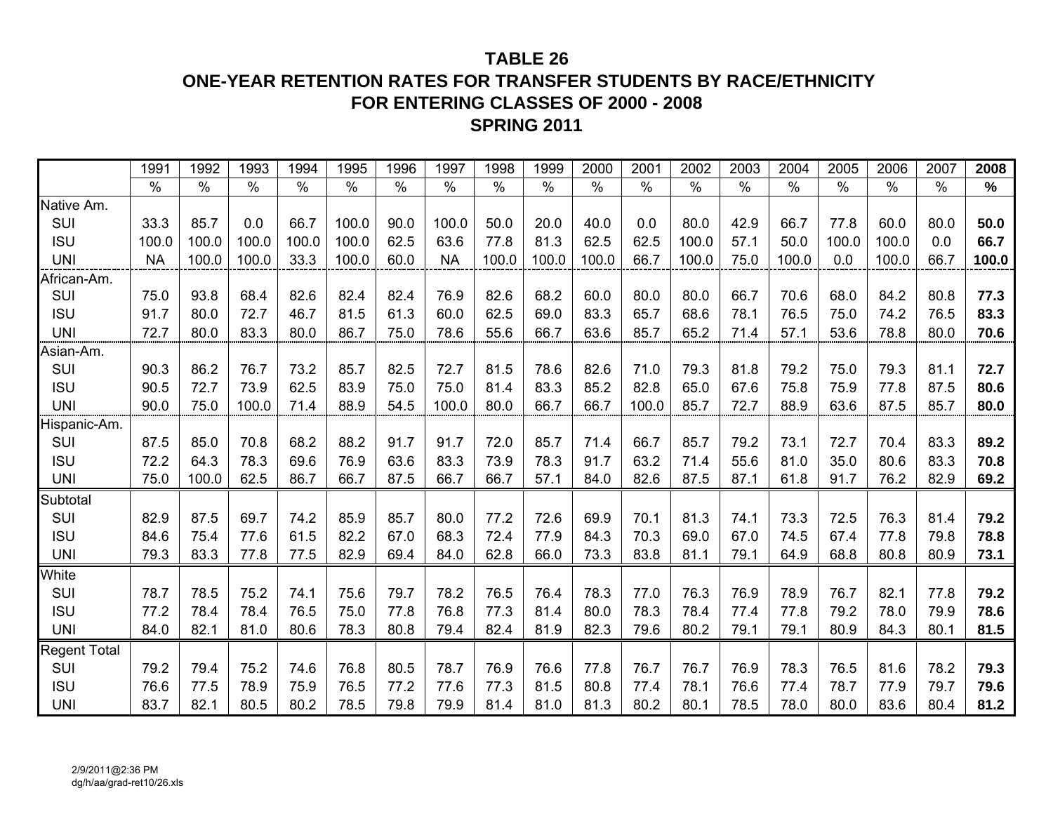# TABLE 26
## ONE-YEAR RETENTION RATES FOR TRANSFER STUDENTS BY RACE/ETHNICITY
## FOR ENTERING CLASSES OF 2000 - 2008
## SPRING 2011

| | 1991 | 1992 | 1993 | 1994 | 1995 | 1996 | 1997 | 1998 | 1999 | 2000 | 2001 | 2002 | 2003 | 2004 | 2005 | 2006 | 2007 | **2008** |
|---|---|---|---|---|---|---|---|---|---|---|---|---|---|---|---|---|---|---|
| | % | % | % | % | % | % | % | % | % | % | % | % | % | % | % | % | % | **%** |
| Native Am. | | | | | | | | | | | | | | | | | | |
| SUI | 33.3 | 85.7 | 0.0 | 66.7 | 100.0 | 90.0 | 100.0 | 50.0 | 20.0 | 40.0 | 0.0 | 80.0 | 42.9 | 66.7 | 77.8 | 60.0 | 80.0 | **50.0** |
| ISU | 100.0 | 100.0 | 100.0 | 100.0 | 100.0 | 62.5 | 63.6 | 77.8 | 81.3 | 62.5 | 62.5 | 100.0 | 57.1 | 50.0 | 100.0 | 100.0 | 0.0 | **66.7** |
| UNI | NA | 100.0 | 100.0 | 33.3 | 100.0 | 60.0 | NA | 100.0 | 100.0 | 100.0 | 66.7 | 100.0 | 75.0 | 100.0 | 0.0 | 100.0 | 66.7 | **100.0** |
| African-Am. | | | | | | | | | | | | | | | | | | |
| SUI | 75.0 | 93.8 | 68.4 | 82.6 | 82.4 | 82.4 | 76.9 | 82.6 | 68.2 | 60.0 | 80.0 | 80.0 | 66.7 | 70.6 | 68.0 | 84.2 | 80.8 | **77.3** |
| ISU | 91.7 | 80.0 | 72.7 | 46.7 | 81.5 | 61.3 | 60.0 | 62.5 | 69.0 | 83.3 | 65.7 | 68.6 | 78.1 | 76.5 | 75.0 | 74.2 | 76.5 | **83.3** |
| UNI | 72.7 | 80.0 | 83.3 | 80.0 | 86.7 | 75.0 | 78.6 | 55.6 | 66.7 | 63.6 | 85.7 | 65.2 | 71.4 | 57.1 | 53.6 | 78.8 | 80.0 | **70.6** |
| Asian-Am. | | | | | | | | | | | | | | | | | | |
| SUI | 90.3 | 86.2 | 76.7 | 73.2 | 85.7 | 82.5 | 72.7 | 81.5 | 78.6 | 82.6 | 71.0 | 79.3 | 81.8 | 79.2 | 75.0 | 79.3 | 81.1 | **72.7** |
| ISU | 90.5 | 72.7 | 73.9 | 62.5 | 83.9 | 75.0 | 75.0 | 81.4 | 83.3 | 85.2 | 82.8 | 65.0 | 67.6 | 75.8 | 75.9 | 77.8 | 87.5 | **80.6** |
| UNI | 90.0 | 75.0 | 100.0 | 71.4 | 88.9 | 54.5 | 100.0 | 80.0 | 66.7 | 66.7 | 100.0 | 85.7 | 72.7 | 88.9 | 63.6 | 87.5 | 85.7 | **80.0** |
| Hispanic-Am. | | | | | | | | | | | | | | | | | | |
| SUI | 87.5 | 85.0 | 70.8 | 68.2 | 88.2 | 91.7 | 91.7 | 72.0 | 85.7 | 71.4 | 66.7 | 85.7 | 79.2 | 73.1 | 72.7 | 70.4 | 83.3 | **89.2** |
| ISU | 72.2 | 64.3 | 78.3 | 69.6 | 76.9 | 63.6 | 83.3 | 73.9 | 78.3 | 91.7 | 63.2 | 71.4 | 55.6 | 81.0 | 35.0 | 80.6 | 83.3 | **70.8** |
| UNI | 75.0 | 100.0 | 62.5 | 86.7 | 66.7 | 87.5 | 66.7 | 66.7 | 57.1 | 84.0 | 82.6 | 87.5 | 87.1 | 61.8 | 91.7 | 76.2 | 82.9 | **69.2** |
| Subtotal | | | | | | | | | | | | | | | | | | |
| SUI | 82.9 | 87.5 | 69.7 | 74.2 | 85.9 | 85.7 | 80.0 | 77.2 | 72.6 | 69.9 | 70.1 | 81.3 | 74.1 | 73.3 | 72.5 | 76.3 | 81.4 | **79.2** |
| ISU | 84.6 | 75.4 | 77.6 | 61.5 | 82.2 | 67.0 | 68.3 | 72.4 | 77.9 | 84.3 | 70.3 | 69.0 | 67.0 | 74.5 | 67.4 | 77.8 | 79.8 | **78.8** |
| UNI | 79.3 | 83.3 | 77.8 | 77.5 | 82.9 | 69.4 | 84.0 | 62.8 | 66.0 | 73.3 | 83.8 | 81.1 | 79.1 | 64.9 | 68.8 | 80.8 | 80.9 | **73.1** |
| White | | | | | | | | | | | | | | | | | | |
| SUI | 78.7 | 78.5 | 75.2 | 74.1 | 75.6 | 79.7 | 78.2 | 76.5 | 76.4 | 78.3 | 77.0 | 76.3 | 76.9 | 78.9 | 76.7 | 82.1 | 77.8 | **79.2** |
| ISU | 77.2 | 78.4 | 78.4 | 76.5 | 75.0 | 77.8 | 76.8 | 77.3 | 81.4 | 80.0 | 78.3 | 78.4 | 77.4 | 77.8 | 79.2 | 78.0 | 79.9 | **78.6** |
| UNI | 84.0 | 82.1 | 81.0 | 80.6 | 78.3 | 80.8 | 79.4 | 82.4 | 81.9 | 82.3 | 79.6 | 80.2 | 79.1 | 79.1 | 80.9 | 84.3 | 80.1 | **81.5** |
| Regent Total | | | | | | | | | | | | | | | | | | |
| SUI | 79.2 | 79.4 | 75.2 | 74.6 | 76.8 | 80.5 | 78.7 | 76.9 | 76.6 | 77.8 | 76.7 | 76.7 | 76.9 | 78.3 | 76.5 | 81.6 | 78.2 | **79.3** |
| ISU | 76.6 | 77.5 | 78.9 | 75.9 | 76.5 | 77.2 | 77.6 | 77.3 | 81.5 | 80.8 | 77.4 | 78.1 | 76.6 | 77.4 | 78.7 | 77.9 | 79.7 | **79.6** |
| UNI | 83.7 | 82.1 | 80.5 | 80.2 | 78.5 | 79.8 | 79.9 | 81.4 | 81.0 | 81.3 | 80.2 | 80.1 | 78.5 | 78.0 | 80.0 | 83.6 | 80.4 | **81.2** |

2/9/2011@2:36 PM
dg/h/aa/grad-ret10/26.xls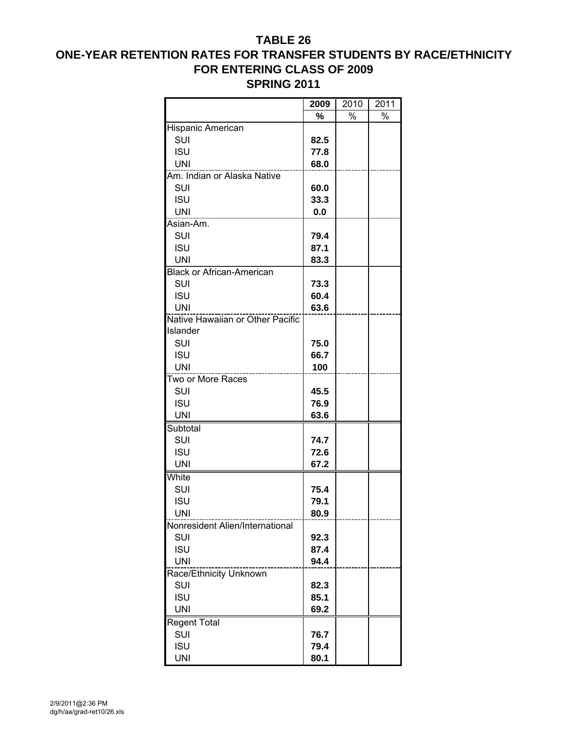# TABLE 26

## ONE-YEAR RETENTION RATES FOR TRANSFER STUDENTS BY RACE/ETHNICITY FOR ENTERING CLASS OF 2009

## SPRING 2011

| | 2009 | 2010 | 2011 |
|---|---|---|---|
| | **%** | % | % |
| Hispanic American | | | |
| SUI | **82.5** | | |
| ISU | **77.8** | | |
| UNI | **68.0** | | |
| Am. Indian or Alaska Native | | | |
| SUI | **60.0** | | |
| ISU | **33.3** | | |
| UNI | **0.0** | | |
| Asian-Am. | | | |
| SUI | **79.4** | | |
| ISU | **87.1** | | |
| UNI | **83.3** | | |
| Black or African-American | | | |
| SUI | **73.3** | | |
| ISU | **60.4** | | |
| UNI | **63.6** | | |
| Native Hawaiian or Other Pacific Islander | | | |
| SUI | **75.0** | | |
| ISU | **66.7** | | |
| UNI | **100** | | |
| Two or More Races | | | |
| SUI | **45.5** | | |
| ISU | **76.9** | | |
| UNI | **63.6** | | |
| Subtotal | | | |
| SUI | **74.7** | | |
| ISU | **72.6** | | |
| UNI | **67.2** | | |
| White | | | |
| SUI | **75.4** | | |
| ISU | **79.1** | | |
| UNI | **80.9** | | |
| Nonresident Alien/International | | | |
| SUI | **92.3** | | |
| ISU | **87.4** | | |
| UNI | **94.4** | | |
| Race/Ethnicity Unknown | | | |
| SUI | **82.3** | | |
| ISU | **85.1** | | |
| UNI | **69.2** | | |
| Regent Total | | | |
| SUI | **76.7** | | |
| ISU | **79.4** | | |
| UNI | **80.1** | | |

2/9/2011@2:36 PM
dg/h/aa/grad-ret10/26.xls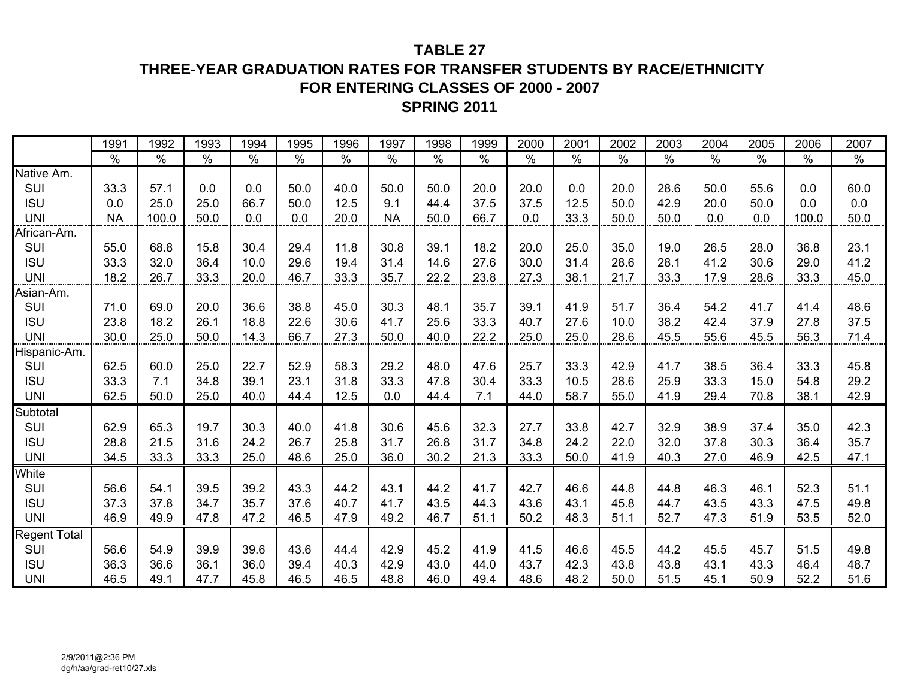# TABLE 27

## THREE-YEAR GRADUATION RATES FOR TRANSFER STUDENTS BY RACE/ETHNICITY FOR ENTERING CLASSES OF 2000 - 2007

## SPRING 2011

| | 1991 | 1992 | 1993 | 1994 | 1995 | 1996 | 1997 | 1998 | 1999 | 2000 | 2001 | 2002 | 2003 | 2004 | 2005 | 2006 | 2007 |
|---|---|---|---|---|---|---|---|---|---|---|---|---|---|---|---|---|---|
| | % | % | % | % | % | % | % | % | % | % | % | % | % | % | % | % | % |
| Native Am. | | | | | | | | | | | | | | | | | |
| SUI | 33.3 | 57.1 | 0.0 | 0.0 | 50.0 | 40.0 | 50.0 | 50.0 | 20.0 | 20.0 | 0.0 | 20.0 | 28.6 | 50.0 | 55.6 | 0.0 | 60.0 |
| ISU | 0.0 | 25.0 | 25.0 | 66.7 | 50.0 | 12.5 | 9.1 | 44.4 | 37.5 | 37.5 | 12.5 | 50.0 | 42.9 | 20.0 | 50.0 | 0.0 | 0.0 |
| UNI | NA | 100.0 | 50.0 | 0.0 | 0.0 | 20.0 | NA | 50.0 | 66.7 | 0.0 | 33.3 | 50.0 | 50.0 | 0.0 | 0.0 | 100.0 | 50.0 |
| African-Am. | | | | | | | | | | | | | | | | | |
| SUI | 55.0 | 68.8 | 15.8 | 30.4 | 29.4 | 11.8 | 30.8 | 39.1 | 18.2 | 20.0 | 25.0 | 35.0 | 19.0 | 26.5 | 28.0 | 36.8 | 23.1 |
| ISU | 33.3 | 32.0 | 36.4 | 10.0 | 29.6 | 19.4 | 31.4 | 14.6 | 27.6 | 30.0 | 31.4 | 28.6 | 28.1 | 41.2 | 30.6 | 29.0 | 41.2 |
| UNI | 18.2 | 26.7 | 33.3 | 20.0 | 46.7 | 33.3 | 35.7 | 22.2 | 23.8 | 27.3 | 38.1 | 21.7 | 33.3 | 17.9 | 28.6 | 33.3 | 45.0 |
| Asian-Am. | | | | | | | | | | | | | | | | | |
| SUI | 71.0 | 69.0 | 20.0 | 36.6 | 38.8 | 45.0 | 30.3 | 48.1 | 35.7 | 39.1 | 41.9 | 51.7 | 36.4 | 54.2 | 41.7 | 41.4 | 48.6 |
| ISU | 23.8 | 18.2 | 26.1 | 18.8 | 22.6 | 30.6 | 41.7 | 25.6 | 33.3 | 40.7 | 27.6 | 10.0 | 38.2 | 42.4 | 37.9 | 27.8 | 37.5 |
| UNI | 30.0 | 25.0 | 50.0 | 14.3 | 66.7 | 27.3 | 50.0 | 40.0 | 22.2 | 25.0 | 25.0 | 28.6 | 45.5 | 55.6 | 45.5 | 56.3 | 71.4 |
| Hispanic-Am. | | | | | | | | | | | | | | | | | |
| SUI | 62.5 | 60.0 | 25.0 | 22.7 | 52.9 | 58.3 | 29.2 | 48.0 | 47.6 | 25.7 | 33.3 | 42.9 | 41.7 | 38.5 | 36.4 | 33.3 | 45.8 |
| ISU | 33.3 | 7.1 | 34.8 | 39.1 | 23.1 | 31.8 | 33.3 | 47.8 | 30.4 | 33.3 | 10.5 | 28.6 | 25.9 | 33.3 | 15.0 | 54.8 | 29.2 |
| UNI | 62.5 | 50.0 | 25.0 | 40.0 | 44.4 | 12.5 | 0.0 | 44.4 | 7.1 | 44.0 | 58.7 | 55.0 | 41.9 | 29.4 | 70.8 | 38.1 | 42.9 |
| Subtotal | | | | | | | | | | | | | | | | | |
| SUI | 62.9 | 65.3 | 19.7 | 30.3 | 40.0 | 41.8 | 30.6 | 45.6 | 32.3 | 27.7 | 33.8 | 42.7 | 32.9 | 38.9 | 37.4 | 35.0 | 42.3 |
| ISU | 28.8 | 21.5 | 31.6 | 24.2 | 26.7 | 25.8 | 31.7 | 26.8 | 31.7 | 34.8 | 24.2 | 22.0 | 32.0 | 37.8 | 30.3 | 36.4 | 35.7 |
| UNI | 34.5 | 33.3 | 33.3 | 25.0 | 48.6 | 25.0 | 36.0 | 30.2 | 21.3 | 33.3 | 50.0 | 41.9 | 40.3 | 27.0 | 46.9 | 42.5 | 47.1 |
| White | | | | | | | | | | | | | | | | | |
| SUI | 56.6 | 54.1 | 39.5 | 39.2 | 43.3 | 44.2 | 43.1 | 44.2 | 41.7 | 42.7 | 46.6 | 44.8 | 44.8 | 46.3 | 46.1 | 52.3 | 51.1 |
| ISU | 37.3 | 37.8 | 34.7 | 35.7 | 37.6 | 40.7 | 41.7 | 43.5 | 44.3 | 43.6 | 43.1 | 45.8 | 44.7 | 43.5 | 43.3 | 47.5 | 49.8 |
| UNI | 46.9 | 49.9 | 47.8 | 47.2 | 46.5 | 47.9 | 49.2 | 46.7 | 51.1 | 50.2 | 48.3 | 51.1 | 52.7 | 47.3 | 51.9 | 53.5 | 52.0 |
| Regent Total | | | | | | | | | | | | | | | | | |
| SUI | 56.6 | 54.9 | 39.9 | 39.6 | 43.6 | 44.4 | 42.9 | 45.2 | 41.9 | 41.5 | 46.6 | 45.5 | 44.2 | 45.5 | 45.7 | 51.5 | 49.8 |
| ISU | 36.3 | 36.6 | 36.1 | 36.0 | 39.4 | 40.3 | 42.9 | 43.0 | 44.0 | 43.7 | 42.3 | 43.8 | 43.8 | 43.1 | 43.3 | 46.4 | 48.7 |
| UNI | 46.5 | 49.1 | 47.7 | 45.8 | 46.5 | 46.5 | 48.8 | 46.0 | 49.4 | 48.6 | 48.2 | 50.0 | 51.5 | 45.1 | 50.9 | 52.2 | 51.6 |

2/9/2011@2:36 PM
dg/h/aa/grad-ret10/27.xls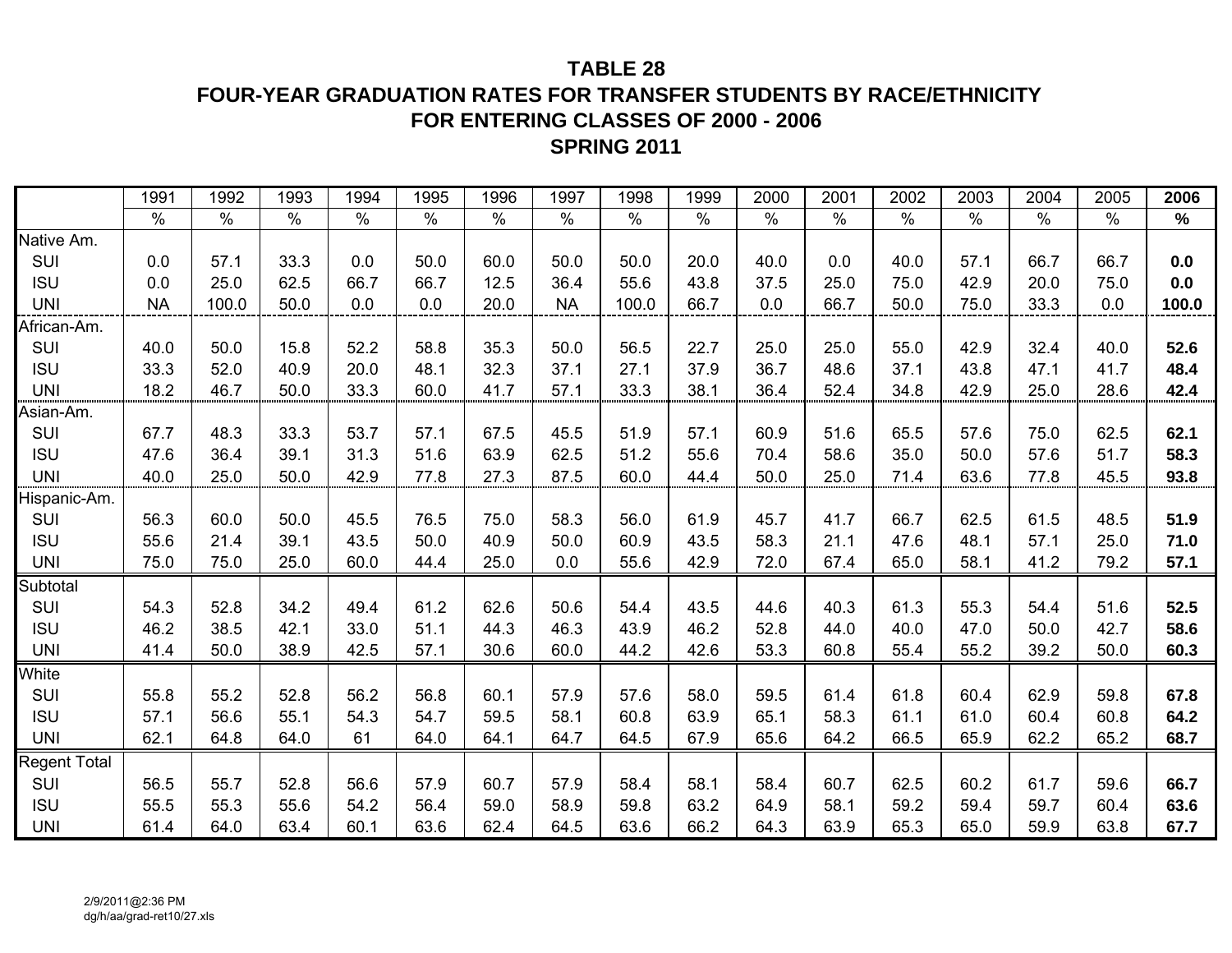# TABLE 28

## FOUR-YEAR GRADUATION RATES FOR TRANSFER STUDENTS BY RACE/ETHNICITY FOR ENTERING CLASSES OF 2000 - 2006

## SPRING 2011

| | 1991 | 1992 | 1993 | 1994 | 1995 | 1996 | 1997 | 1998 | 1999 | 2000 | 2001 | 2002 | 2003 | 2004 | 2005 | **2006** |
|---|---|---|---|---|---|---|---|---|---|---|---|---|---|---|---|---|
| | % | % | % | % | % | % | % | % | % | % | % | % | % | % | % | **%** |
| Native Am. | | | | | | | | | | | | | | | | |
| SUI | 0.0 | 57.1 | 33.3 | 0.0 | 50.0 | 60.0 | 50.0 | 50.0 | 20.0 | 40.0 | 0.0 | 40.0 | 57.1 | 66.7 | 66.7 | **0.0** |
| ISU | 0.0 | 25.0 | 62.5 | 66.7 | 66.7 | 12.5 | 36.4 | 55.6 | 43.8 | 37.5 | 25.0 | 75.0 | 42.9 | 20.0 | 75.0 | **0.0** |
| UNI | NA | 100.0 | 50.0 | 0.0 | 0.0 | 20.0 | NA | 100.0 | 66.7 | 0.0 | 66.7 | 50.0 | 75.0 | 33.3 | 0.0 | **100.0** |
| African-Am. | | | | | | | | | | | | | | | | |
| SUI | 40.0 | 50.0 | 15.8 | 52.2 | 58.8 | 35.3 | 50.0 | 56.5 | 22.7 | 25.0 | 25.0 | 55.0 | 42.9 | 32.4 | 40.0 | **52.6** |
| ISU | 33.3 | 52.0 | 40.9 | 20.0 | 48.1 | 32.3 | 37.1 | 27.1 | 37.9 | 36.7 | 48.6 | 37.1 | 43.8 | 47.1 | 41.7 | **48.4** |
| UNI | 18.2 | 46.7 | 50.0 | 33.3 | 60.0 | 41.7 | 57.1 | 33.3 | 38.1 | 36.4 | 52.4 | 34.8 | 42.9 | 25.0 | 28.6 | **42.4** |
| Asian-Am. | | | | | | | | | | | | | | | | |
| SUI | 67.7 | 48.3 | 33.3 | 53.7 | 57.1 | 67.5 | 45.5 | 51.9 | 57.1 | 60.9 | 51.6 | 65.5 | 57.6 | 75.0 | 62.5 | **62.1** |
| ISU | 47.6 | 36.4 | 39.1 | 31.3 | 51.6 | 63.9 | 62.5 | 51.2 | 55.6 | 70.4 | 58.6 | 35.0 | 50.0 | 57.6 | 51.7 | **58.3** |
| UNI | 40.0 | 25.0 | 50.0 | 42.9 | 77.8 | 27.3 | 87.5 | 60.0 | 44.4 | 50.0 | 25.0 | 71.4 | 63.6 | 77.8 | 45.5 | **93.8** |
| Hispanic-Am. | | | | | | | | | | | | | | | | |
| SUI | 56.3 | 60.0 | 50.0 | 45.5 | 76.5 | 75.0 | 58.3 | 56.0 | 61.9 | 45.7 | 41.7 | 66.7 | 62.5 | 61.5 | 48.5 | **51.9** |
| ISU | 55.6 | 21.4 | 39.1 | 43.5 | 50.0 | 40.9 | 50.0 | 60.9 | 43.5 | 58.3 | 21.1 | 47.6 | 48.1 | 57.1 | 25.0 | **71.0** |
| UNI | 75.0 | 75.0 | 25.0 | 60.0 | 44.4 | 25.0 | 0.0 | 55.6 | 42.9 | 72.0 | 67.4 | 65.0 | 58.1 | 41.2 | 79.2 | **57.1** |
| Subtotal | | | | | | | | | | | | | | | | |
| SUI | 54.3 | 52.8 | 34.2 | 49.4 | 61.2 | 62.6 | 50.6 | 54.4 | 43.5 | 44.6 | 40.3 | 61.3 | 55.3 | 54.4 | 51.6 | **52.5** |
| ISU | 46.2 | 38.5 | 42.1 | 33.0 | 51.1 | 44.3 | 46.3 | 43.9 | 46.2 | 52.8 | 44.0 | 40.0 | 47.0 | 50.0 | 42.7 | **58.6** |
| UNI | 41.4 | 50.0 | 38.9 | 42.5 | 57.1 | 30.6 | 60.0 | 44.2 | 42.6 | 53.3 | 60.8 | 55.4 | 55.2 | 39.2 | 50.0 | **60.3** |
| White | | | | | | | | | | | | | | | | |
| SUI | 55.8 | 55.2 | 52.8 | 56.2 | 56.8 | 60.1 | 57.9 | 57.6 | 58.0 | 59.5 | 61.4 | 61.8 | 60.4 | 62.9 | 59.8 | **67.8** |
| ISU | 57.1 | 56.6 | 55.1 | 54.3 | 54.7 | 59.5 | 58.1 | 60.8 | 63.9 | 65.1 | 58.3 | 61.1 | 61.0 | 60.4 | 60.8 | **64.2** |
| UNI | 62.1 | 64.8 | 64.0 | 61 | 64.0 | 64.1 | 64.7 | 64.5 | 67.9 | 65.6 | 64.2 | 66.5 | 65.9 | 62.2 | 65.2 | **68.7** |
| Regent Total | | | | | | | | | | | | | | | | |
| SUI | 56.5 | 55.7 | 52.8 | 56.6 | 57.9 | 60.7 | 57.9 | 58.4 | 58.1 | 58.4 | 60.7 | 62.5 | 60.2 | 61.7 | 59.6 | **66.7** |
| ISU | 55.5 | 55.3 | 55.6 | 54.2 | 56.4 | 59.0 | 58.9 | 59.8 | 63.2 | 64.9 | 58.1 | 59.2 | 59.4 | 59.7 | 60.4 | **63.6** |
| UNI | 61.4 | 64.0 | 63.4 | 60.1 | 63.6 | 62.4 | 64.5 | 63.6 | 66.2 | 64.3 | 63.9 | 65.3 | 65.0 | 59.9 | 63.8 | **67.7** |

2/9/2011@2:36 PM
dg/h/aa/grad-ret10/27.xls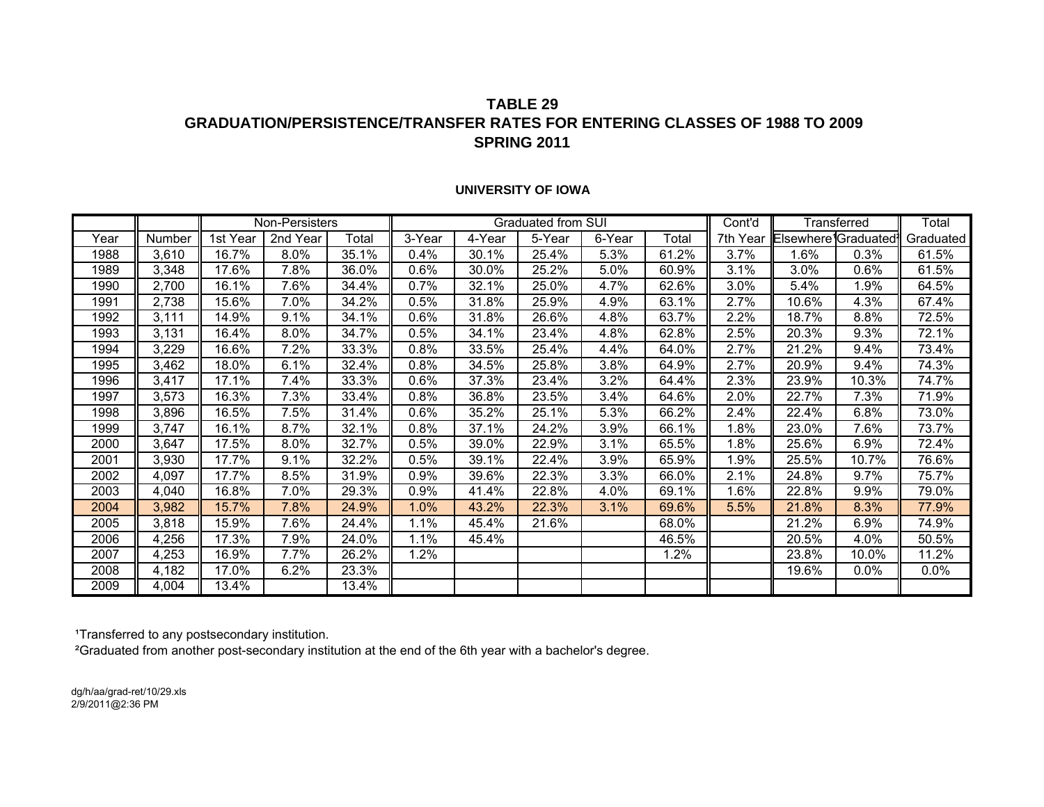## TABLE 29
## GRADUATION/PERSISTENCE/TRANSFER RATES FOR ENTERING CLASSES OF 1988 TO 2009
## SPRING 2011

### UNIVERSITY OF IOWA

| | | Non-Persisters | | | Graduated from SUI | | | | | Cont'd | Transferred | | Total |
|---|---|---|---|---|---|---|---|---|---|---|---|---|---|
| Year | Number | 1st Year | 2nd Year | Total | 3-Year | 4-Year | 5-Year | 6-Year | Total | 7th Year | Elsewhere[1] | Graduated[2] | Graduated |
| 1988 | 3,610 | 16.7% | 8.0% | 35.1% | 0.4% | 30.1% | 25.4% | 5.3% | 61.2% | 3.7% | 1.6% | 0.3% | 61.5% |
| 1989 | 3,348 | 17.6% | 7.8% | 36.0% | 0.6% | 30.0% | 25.2% | 5.0% | 60.9% | 3.1% | 3.0% | 0.6% | 61.5% |
| 1990 | 2,700 | 16.1% | 7.6% | 34.4% | 0.7% | 32.1% | 25.0% | 4.7% | 62.6% | 3.0% | 5.4% | 1.9% | 64.5% |
| 1991 | 2,738 | 15.6% | 7.0% | 34.2% | 0.5% | 31.8% | 25.9% | 4.9% | 63.1% | 2.7% | 10.6% | 4.3% | 67.4% |
| 1992 | 3,111 | 14.9% | 9.1% | 34.1% | 0.6% | 31.8% | 26.6% | 4.8% | 63.7% | 2.2% | 18.7% | 8.8% | 72.5% |
| 1993 | 3,131 | 16.4% | 8.0% | 34.7% | 0.5% | 34.1% | 23.4% | 4.8% | 62.8% | 2.5% | 20.3% | 9.3% | 72.1% |
| 1994 | 3,229 | 16.6% | 7.2% | 33.3% | 0.8% | 33.5% | 25.4% | 4.4% | 64.0% | 2.7% | 21.2% | 9.4% | 73.4% |
| 1995 | 3,462 | 18.0% | 6.1% | 32.4% | 0.8% | 34.5% | 25.8% | 3.8% | 64.9% | 2.7% | 20.9% | 9.4% | 74.3% |
| 1996 | 3,417 | 17.1% | 7.4% | 33.3% | 0.6% | 37.3% | 23.4% | 3.2% | 64.4% | 2.3% | 23.9% | 10.3% | 74.7% |
| 1997 | 3,573 | 16.3% | 7.3% | 33.4% | 0.8% | 36.8% | 23.5% | 3.4% | 64.6% | 2.0% | 22.7% | 7.3% | 71.9% |
| 1998 | 3,896 | 16.5% | 7.5% | 31.4% | 0.6% | 35.2% | 25.1% | 5.3% | 66.2% | 2.4% | 22.4% | 6.8% | 73.0% |
| 1999 | 3,747 | 16.1% | 8.7% | 32.1% | 0.8% | 37.1% | 24.2% | 3.9% | 66.1% | 1.8% | 23.0% | 7.6% | 73.7% |
| 2000 | 3,647 | 17.5% | 8.0% | 32.7% | 0.5% | 39.0% | 22.9% | 3.1% | 65.5% | 1.8% | 25.6% | 6.9% | 72.4% |
| 2001 | 3,930 | 17.7% | 9.1% | 32.2% | 0.5% | 39.1% | 22.4% | 3.9% | 65.9% | 1.9% | 25.5% | 10.7% | 76.6% |
| 2002 | 4,097 | 17.7% | 8.5% | 31.9% | 0.9% | 39.6% | 22.3% | 3.3% | 66.0% | 2.1% | 24.8% | 9.7% | 75.7% |
| 2003 | 4,040 | 16.8% | 7.0% | 29.3% | 0.9% | 41.4% | 22.8% | 4.0% | 69.1% | 1.6% | 22.8% | 9.9% | 79.0% |
| 2004 | 3,982 | 15.7% | 7.8% | 24.9% | 1.0% | 43.2% | 22.3% | 3.1% | 69.6% | 5.5% | 21.8% | 8.3% | 77.9% |
| 2005 | 3,818 | 15.9% | 7.6% | 24.4% | 1.1% | 45.4% | 21.6% | | 68.0% | | 21.2% | 6.9% | 74.9% |
| 2006 | 4,256 | 17.3% | 7.9% | 24.0% | 1.1% | 45.4% | | | 46.5% | | 20.5% | 4.0% | 50.5% |
| 2007 | 4,253 | 16.9% | 7.7% | 26.2% | 1.2% | | | | 1.2% | | 23.8% | 10.0% | 11.2% |
| 2008 | 4,182 | 17.0% | 6.2% | 23.3% | | | | | | | 19.6% | 0.0% | 0.0% |
| 2009 | 4,004 | 13.4% | | 13.4% | | | | | | | | | |

[1]Transferred to any postsecondary institution.

[2]Graduated from another post-secondary institution at the end of the 6th year with a bachelor's degree.

dg/h/aa/grad-ret/10/29.xls
2/9/2011@2:36 PM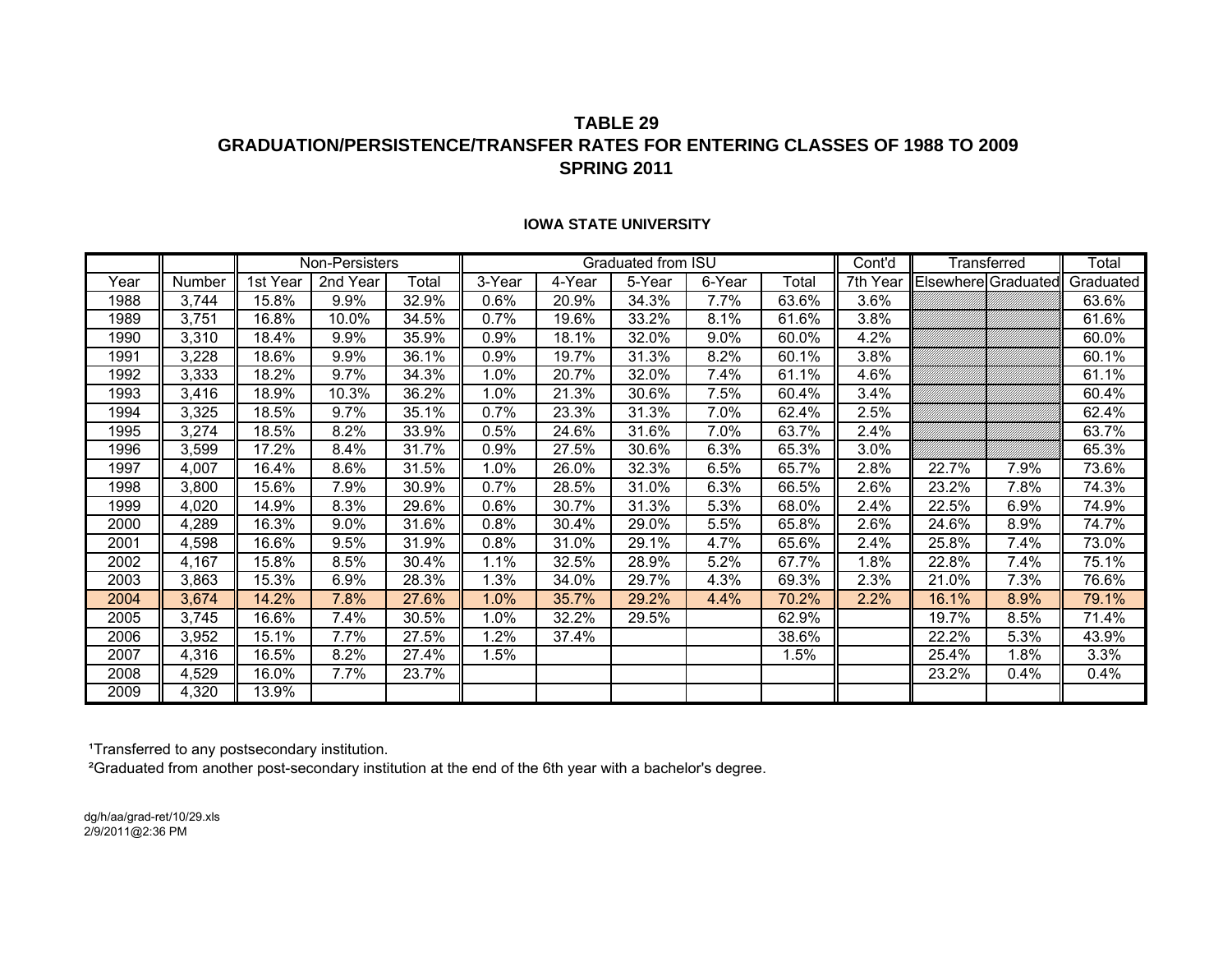### TABLE 29
### GRADUATION/PERSISTENCE/TRANSFER RATES FOR ENTERING CLASSES OF 1988 TO 2009
### SPRING 2011

**IOWA STATE UNIVERSITY**

| | | Non-Persisters | | | Graduated from ISU | | | | | Cont'd | Transferred | | Total |
|---|---|---|---|---|---|---|---|---|---|---|---|---|---|
| Year | Number | 1st Year | 2nd Year | Total | 3-Year | 4-Year | 5-Year | 6-Year | Total | 7th Year | Elsewhere | Graduated | Graduated |
| 1988 | 3,744 | 15.8% | 9.9% | 32.9% | 0.6% | 20.9% | 34.3% | 7.7% | 63.6% | 3.6% | | | 63.6% |
| 1989 | 3,751 | 16.8% | 10.0% | 34.5% | 0.7% | 19.6% | 33.2% | 8.1% | 61.6% | 3.8% | | | 61.6% |
| 1990 | 3,310 | 18.4% | 9.9% | 35.9% | 0.9% | 18.1% | 32.0% | 9.0% | 60.0% | 4.2% | | | 60.0% |
| 1991 | 3,228 | 18.6% | 9.9% | 36.1% | 0.9% | 19.7% | 31.3% | 8.2% | 60.1% | 3.8% | | | 60.1% |
| 1992 | 3,333 | 18.2% | 9.7% | 34.3% | 1.0% | 20.7% | 32.0% | 7.4% | 61.1% | 4.6% | | | 61.1% |
| 1993 | 3,416 | 18.9% | 10.3% | 36.2% | 1.0% | 21.3% | 30.6% | 7.5% | 60.4% | 3.4% | | | 60.4% |
| 1994 | 3,325 | 18.5% | 9.7% | 35.1% | 0.7% | 23.3% | 31.3% | 7.0% | 62.4% | 2.5% | | | 62.4% |
| 1995 | 3,274 | 18.5% | 8.2% | 33.9% | 0.5% | 24.6% | 31.6% | 7.0% | 63.7% | 2.4% | | | 63.7% |
| 1996 | 3,599 | 17.2% | 8.4% | 31.7% | 0.9% | 27.5% | 30.6% | 6.3% | 65.3% | 3.0% | | | 65.3% |
| 1997 | 4,007 | 16.4% | 8.6% | 31.5% | 1.0% | 26.0% | 32.3% | 6.5% | 65.7% | 2.8% | 22.7% | 7.9% | 73.6% |
| 1998 | 3,800 | 15.6% | 7.9% | 30.9% | 0.7% | 28.5% | 31.0% | 6.3% | 66.5% | 2.6% | 23.2% | 7.8% | 74.3% |
| 1999 | 4,020 | 14.9% | 8.3% | 29.6% | 0.6% | 30.7% | 31.3% | 5.3% | 68.0% | 2.4% | 22.5% | 6.9% | 74.9% |
| 2000 | 4,289 | 16.3% | 9.0% | 31.6% | 0.8% | 30.4% | 29.0% | 5.5% | 65.8% | 2.6% | 24.6% | 8.9% | 74.7% |
| 2001 | 4,598 | 16.6% | 9.5% | 31.9% | 0.8% | 31.0% | 29.1% | 4.7% | 65.6% | 2.4% | 25.8% | 7.4% | 73.0% |
| 2002 | 4,167 | 15.8% | 8.5% | 30.4% | 1.1% | 32.5% | 28.9% | 5.2% | 67.7% | 1.8% | 22.8% | 7.4% | 75.1% |
| 2003 | 3,863 | 15.3% | 6.9% | 28.3% | 1.3% | 34.0% | 29.7% | 4.3% | 69.3% | 2.3% | 21.0% | 7.3% | 76.6% |
| 2004 | 3,674 | 14.2% | 7.8% | 27.6% | 1.0% | 35.7% | 29.2% | 4.4% | 70.2% | 2.2% | 16.1% | 8.9% | 79.1% |
| 2005 | 3,745 | 16.6% | 7.4% | 30.5% | 1.0% | 32.2% | 29.5% | | 62.9% | | 19.7% | 8.5% | 71.4% |
| 2006 | 3,952 | 15.1% | 7.7% | 27.5% | 1.2% | 37.4% | | | 38.6% | | 22.2% | 5.3% | 43.9% |
| 2007 | 4,316 | 16.5% | 8.2% | 27.4% | 1.5% | | | | 1.5% | | 25.4% | 1.8% | 3.3% |
| 2008 | 4,529 | 16.0% | 7.7% | 23.7% | | | | | | | 23.2% | 0.4% | 0.4% |
| 2009 | 4,320 | 13.9% | | | | | | | | | | | |

[1]Transferred to any postsecondary institution.

[2]Graduated from another post-secondary institution at the end of the 6th year with a bachelor's degree.

dg/h/aa/grad-ret/10/29.xls
2/9/2011@2:36 PM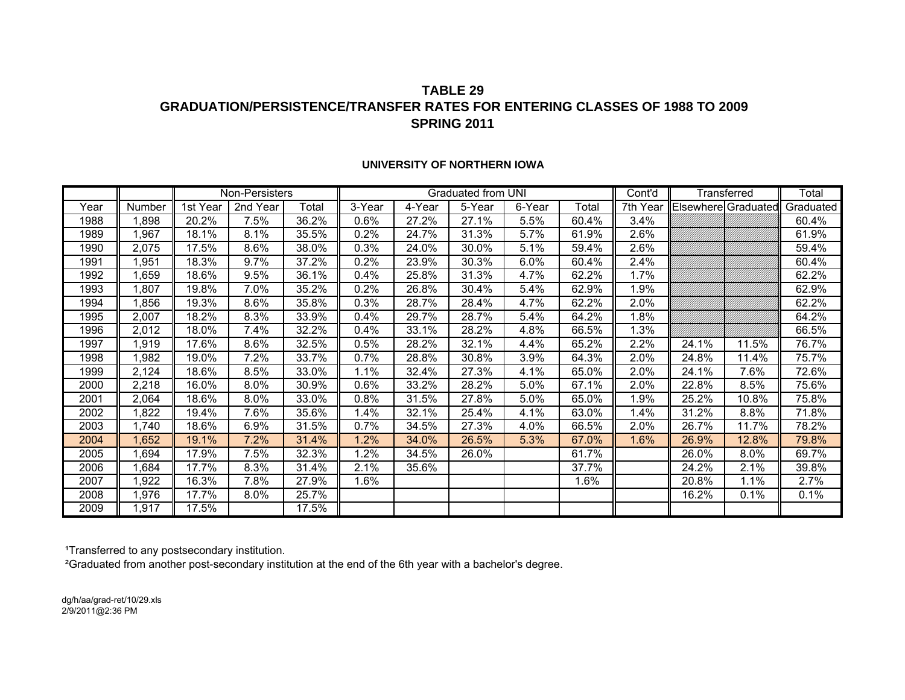# TABLE 29
## GRADUATION/PERSISTENCE/TRANSFER RATES FOR ENTERING CLASSES OF 1988 TO 2009
## SPRING 2011

### UNIVERSITY OF NORTHERN IOWA

| | | Non-Persisters | | | Graduated from UNI | | | | | Cont'd | Transferred | | Total |
|---|---|---|---|---|---|---|---|---|---|---|---|---|---|
| Year | Number | 1st Year | 2nd Year | Total | 3-Year | 4-Year | 5-Year | 6-Year | Total | 7th Year | Elsewhere | Graduated | Graduated |
| 1988 | 1,898 | 20.2% | 7.5% | 36.2% | 0.6% | 27.2% | 27.1% | 5.5% | 60.4% | 3.4% | | | 60.4% |
| 1989 | 1,967 | 18.1% | 8.1% | 35.5% | 0.2% | 24.7% | 31.3% | 5.7% | 61.9% | 2.6% | | | 61.9% |
| 1990 | 2,075 | 17.5% | 8.6% | 38.0% | 0.3% | 24.0% | 30.0% | 5.1% | 59.4% | 2.6% | | | 59.4% |
| 1991 | 1,951 | 18.3% | 9.7% | 37.2% | 0.2% | 23.9% | 30.3% | 6.0% | 60.4% | 2.4% | | | 60.4% |
| 1992 | 1,659 | 18.6% | 9.5% | 36.1% | 0.4% | 25.8% | 31.3% | 4.7% | 62.2% | 1.7% | | | 62.2% |
| 1993 | 1,807 | 19.8% | 7.0% | 35.2% | 0.2% | 26.8% | 30.4% | 5.4% | 62.9% | 1.9% | | | 62.9% |
| 1994 | 1,856 | 19.3% | 8.6% | 35.8% | 0.3% | 28.7% | 28.4% | 4.7% | 62.2% | 2.0% | | | 62.2% |
| 1995 | 2,007 | 18.2% | 8.3% | 33.9% | 0.4% | 29.7% | 28.7% | 5.4% | 64.2% | 1.8% | | | 64.2% |
| 1996 | 2,012 | 18.0% | 7.4% | 32.2% | 0.4% | 33.1% | 28.2% | 4.8% | 66.5% | 1.3% | | | 66.5% |
| 1997 | 1,919 | 17.6% | 8.6% | 32.5% | 0.5% | 28.2% | 32.1% | 4.4% | 65.2% | 2.2% | 24.1% | 11.5% | 76.7% |
| 1998 | 1,982 | 19.0% | 7.2% | 33.7% | 0.7% | 28.8% | 30.8% | 3.9% | 64.3% | 2.0% | 24.8% | 11.4% | 75.7% |
| 1999 | 2,124 | 18.6% | 8.5% | 33.0% | 1.1% | 32.4% | 27.3% | 4.1% | 65.0% | 2.0% | 24.1% | 7.6% | 72.6% |
| 2000 | 2,218 | 16.0% | 8.0% | 30.9% | 0.6% | 33.2% | 28.2% | 5.0% | 67.1% | 2.0% | 22.8% | 8.5% | 75.6% |
| 2001 | 2,064 | 18.6% | 8.0% | 33.0% | 0.8% | 31.5% | 27.8% | 5.0% | 65.0% | 1.9% | 25.2% | 10.8% | 75.8% |
| 2002 | 1,822 | 19.4% | 7.6% | 35.6% | 1.4% | 32.1% | 25.4% | 4.1% | 63.0% | 1.4% | 31.2% | 8.8% | 71.8% |
| 2003 | 1,740 | 18.6% | 6.9% | 31.5% | 0.7% | 34.5% | 27.3% | 4.0% | 66.5% | 2.0% | 26.7% | 11.7% | 78.2% |
| 2004 | 1,652 | 19.1% | 7.2% | 31.4% | 1.2% | 34.0% | 26.5% | 5.3% | 67.0% | 1.6% | 26.9% | 12.8% | 79.8% |
| 2005 | 1,694 | 17.9% | 7.5% | 32.3% | 1.2% | 34.5% | 26.0% | | 61.7% | | 26.0% | 8.0% | 69.7% |
| 2006 | 1,684 | 17.7% | 8.3% | 31.4% | 2.1% | 35.6% | | | 37.7% | | 24.2% | 2.1% | 39.8% |
| 2007 | 1,922 | 16.3% | 7.8% | 27.9% | 1.6% | | | | 1.6% | | 20.8% | 1.1% | 2.7% |
| 2008 | 1,976 | 17.7% | 8.0% | 25.7% | | | | | | | 16.2% | 0.1% | 0.1% |
| 2009 | 1,917 | 17.5% | | 17.5% | | | | | | | | | |

[1]Transferred to any postsecondary institution.

[2]Graduated from another post-secondary institution at the end of the 6th year with a bachelor's degree.

dg/h/aa/grad-ret/10/29.xls
2/9/2011@2:36 PM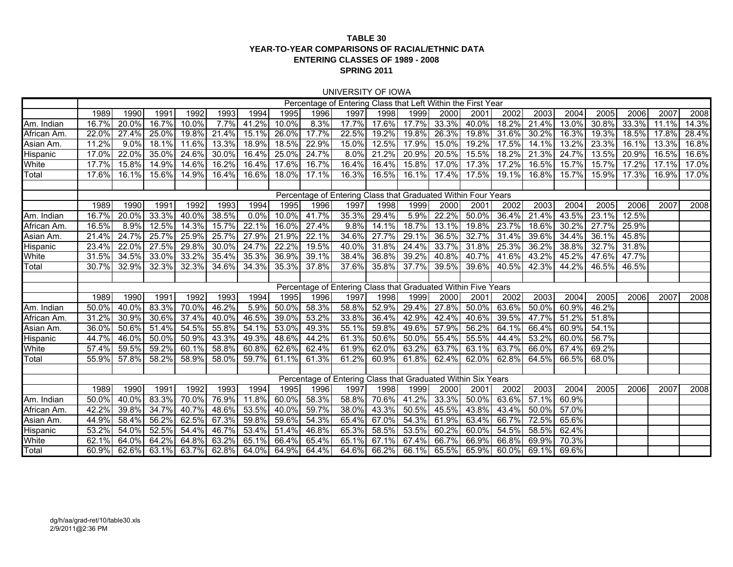# TABLE 30
## YEAR-TO-YEAR COMPARISONS OF RACIAL/ETHNIC DATA
## ENTERING CLASSES OF 1989 - 2008
## SPRING 2011

UNIVERSITY OF IOWA

| | Percentage of Entering Class that Left Within the First Year | | | | | | | | | | | | | | | | | | | |
|---|---|---|---|---|---|---|---|---|---|---|---|---|---|---|---|---|---|---|---|---|
| | 1989 | 1990 | 1991 | 1992 | 1993 | 1994 | 1995 | 1996 | 1997 | 1998 | 1999 | 2000 | 2001 | 2002 | 2003 | 2004 | 2005 | 2006 | 2007 | 2008 |
| Am. Indian | 16.7% | 20.0% | 16.7% | 10.0% | 7.7% | 41.2% | 10.0% | 8.3% | 17.7% | 17.6% | 17.7% | 33.3% | 40.0% | 18.2% | 21.4% | 13.0% | 30.8% | 33.3% | 11.1% | 14.3% |
| African Am. | 22.0% | 27.4% | 25.0% | 19.8% | 21.4% | 15.1% | 26.0% | 17.7% | 22.5% | 19.2% | 19.8% | 26.3% | 19.8% | 31.6% | 30.2% | 16.3% | 19.3% | 18.5% | 17.8% | 28.4% |
| Asian Am. | 11.2% | 9.0% | 18.1% | 11.6% | 13.3% | 18.9% | 18.5% | 22.9% | 15.0% | 12.5% | 17.9% | 15.0% | 19.2% | 17.5% | 14.1% | 13.2% | 23.3% | 16.1% | 13.3% | 16.8% |
| Hispanic | 17.0% | 22.0% | 35.0% | 24.6% | 30.0% | 16.4% | 25.0% | 24.7% | 8.0% | 21.2% | 20.9% | 20.5% | 15.5% | 18.2% | 21.3% | 24.7% | 13.5% | 20.9% | 16.5% | 16.6% |
| White | 17.7% | 15.8% | 14.9% | 14.6% | 16.2% | 16.4% | 17.6% | 16.7% | 16.4% | 16.4% | 15.8% | 17.0% | 17.3% | 17.2% | 16.5% | 15.7% | 15.7% | 17.2% | 17.1% | 17.0% |
| Total | 17.6% | 16.1% | 15.6% | 14.9% | 16.4% | 16.6% | 18.0% | 17.1% | 16.3% | 16.5% | 16.1% | 17.4% | 17.5% | 19.1% | 16.8% | 15.7% | 15.9% | 17.3% | 16.9% | 17.0% |
| | | | | | | | | | | | | | | | | | | | | |
| | Percentage of Entering Class that Graduated Within Four Years | | | | | | | | | | | | | | | | | | | |
| | 1989 | 1990 | 1991 | 1992 | 1993 | 1994 | 1995 | 1996 | 1997 | 1998 | 1999 | 2000 | 2001 | 2002 | 2003 | 2004 | 2005 | 2006 | 2007 | 2008 |
| Am. Indian | 16.7% | 20.0% | 33.3% | 40.0% | 38.5% | 0.0% | 10.0% | 41.7% | 35.3% | 29.4% | 5.9% | 22.2% | 50.0% | 36.4% | 21.4% | 43.5% | 23.1% | 12.5% | | |
| African Am. | 16.5% | 8.9% | 12.5% | 14.3% | 15.7% | 22.1% | 16.0% | 27.4% | 9.8% | 14.1% | 18.7% | 13.1% | 19.8% | 23.7% | 18.6% | 30.2% | 27.7% | 25.9% | | |
| Asian Am. | 21.4% | 24.7% | 25.7% | 25.9% | 25.7% | 27.9% | 21.9% | 22.1% | 34.6% | 27.7% | 29.1% | 36.5% | 32.7% | 31.4% | 39.6% | 34.4% | 36.1% | 45.8% | | |
| Hispanic | 23.4% | 22.0% | 27.5% | 29.8% | 30.0% | 24.7% | 22.2% | 19.5% | 40.0% | 31.8% | 24.4% | 33.7% | 31.8% | 25.3% | 36.2% | 38.8% | 32.7% | 31.8% | | |
| White | 31.5% | 34.5% | 33.0% | 33.2% | 35.4% | 35.3% | 36.9% | 39.1% | 38.4% | 36.8% | 39.2% | 40.8% | 40.7% | 41.6% | 43.2% | 45.2% | 47.6% | 47.7% | | |
| Total | 30.7% | 32.9% | 32.3% | 32.3% | 34.6% | 34.3% | 35.3% | 37.8% | 37.6% | 35.8% | 37.7% | 39.5% | 39.6% | 40.5% | 42.3% | 44.2% | 46.5% | 46.5% | | |
| | | | | | | | | | | | | | | | | | | | | |
| | Percentage of Entering Class that Graduated Within Five Years | | | | | | | | | | | | | | | | | | | |
| | 1989 | 1990 | 1991 | 1992 | 1993 | 1994 | 1995 | 1996 | 1997 | 1998 | 1999 | 2000 | 2001 | 2002 | 2003 | 2004 | 2005 | 2006 | 2007 | 2008 |
| Am. Indian | 50.0% | 40.0% | 83.3% | 70.0% | 46.2% | 5.9% | 50.0% | 58.3% | 58.8% | 52.9% | 29.4% | 27.8% | 50.0% | 63.6% | 50.0% | 60.9% | 46.2% | | | |
| African Am. | 31.2% | 30.9% | 30.6% | 37.4% | 40.0% | 46.5% | 39.0% | 53.2% | 33.8% | 36.4% | 42.9% | 42.4% | 40.6% | 39.5% | 47.7% | 51.2% | 51.8% | | | |
| Asian Am. | 36.0% | 50.6% | 51.4% | 54.5% | 55.8% | 54.1% | 53.0% | 49.3% | 55.1% | 59.8% | 49.6% | 57.9% | 56.2% | 64.1% | 66.4% | 60.9% | 54.1% | | | |
| Hispanic | 44.7% | 46.0% | 50.0% | 50.9% | 43.3% | 49.3% | 48.6% | 44.2% | 61.3% | 50.6% | 50.0% | 55.4% | 55.5% | 44.4% | 53.2% | 60.0% | 56.7% | | | |
| White | 57.4% | 59.5% | 59.2% | 60.1% | 58.8% | 60.8% | 62.6% | 62.4% | 61.9% | 62.0% | 63.2% | 63.7% | 63.1% | 63.7% | 66.0% | 67.4% | 69.2% | | | |
| Total | 55.9% | 57.8% | 58.2% | 58.9% | 58.0% | 59.7% | 61.1% | 61.3% | 61.2% | 60.9% | 61.8% | 62.4% | 62.0% | 62.8% | 64.5% | 66.5% | 68.0% | | | |
| | | | | | | | | | | | | | | | | | | | | |
| | Percentage of Entering Class that Graduated Within Six Years | | | | | | | | | | | | | | | | | | | |
| | 1989 | 1990 | 1991 | 1992 | 1993 | 1994 | 1995 | 1996 | 1997 | 1998 | 1999 | 2000 | 2001 | 2002 | 2003 | 2004 | 2005 | 2006 | 2007 | 2008 |
| Am. Indian | 50.0% | 40.0% | 83.3% | 70.0% | 76.9% | 11.8% | 60.0% | 58.3% | 58.8% | 70.6% | 41.2% | 33.3% | 50.0% | 63.6% | 57.1% | 60.9% | | | | |
| African Am. | 42.2% | 39.8% | 34.7% | 40.7% | 48.6% | 53.5% | 40.0% | 59.7% | 38.0% | 43.3% | 50.5% | 45.5% | 43.8% | 43.4% | 50.0% | 57.0% | | | | |
| Asian Am. | 44.9% | 58.4% | 56.2% | 62.5% | 67.3% | 59.8% | 59.6% | 54.3% | 65.4% | 67.0% | 54.3% | 61.9% | 63.4% | 66.7% | 72.5% | 65.6% | | | | |
| Hispanic | 53.2% | 54.0% | 52.5% | 54.4% | 46.7% | 53.4% | 51.4% | 46.8% | 65.3% | 58.5% | 53.5% | 60.2% | 60.0% | 54.5% | 58.5% | 62.4% | | | | |
| White | 62.1% | 64.0% | 64.2% | 64.8% | 63.2% | 65.1% | 66.4% | 65.4% | 65.1% | 67.1% | 67.4% | 66.7% | 66.9% | 66.8% | 69.9% | 70.3% | | | | |
| Total | 60.9% | 62.6% | 63.1% | 63.7% | 62.8% | 64.0% | 64.9% | 64.4% | 64.6% | 66.2% | 66.1% | 65.5% | 65.9% | 60.0% | 69.1% | 69.6% | | | | |

dg/h/aa/grad-ret/10/table30.xls
2/9/2011@2:36 PM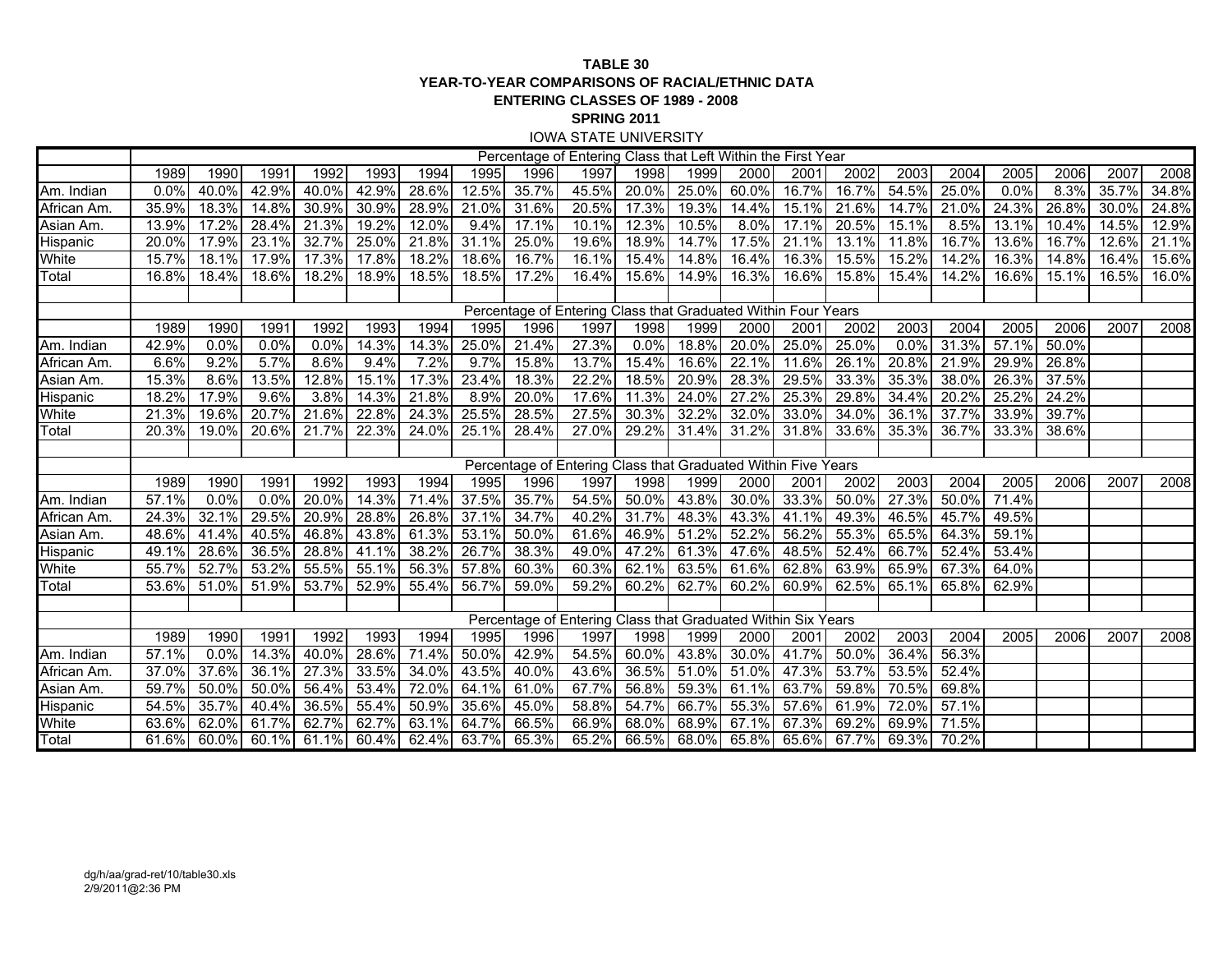# TABLE 30

## YEAR-TO-YEAR COMPARISONS OF RACIAL/ETHNIC DATA

## ENTERING CLASSES OF 1989 - 2008

## SPRING 2011

IOWA STATE UNIVERSITY

| | Percentage of Entering Class that Left Within the First Year | | | | | | | | | | | | | | | | | | | |
|---|---|---|---|---|---|---|---|---|---|---|---|---|---|---|---|---|---|---|---|---|
| | 1989 | 1990 | 1991 | 1992 | 1993 | 1994 | 1995 | 1996 | 1997 | 1998 | 1999 | 2000 | 2001 | 2002 | 2003 | 2004 | 2005 | 2006 | 2007 | 2008 |
| Am. Indian | 0.0% | 40.0% | 42.9% | 40.0% | 42.9% | 28.6% | 12.5% | 35.7% | 45.5% | 20.0% | 25.0% | 60.0% | 16.7% | 16.7% | 54.5% | 25.0% | 0.0% | 8.3% | 35.7% | 34.8% |
| African Am. | 35.9% | 18.3% | 14.8% | 30.9% | 30.9% | 28.9% | 21.0% | 31.6% | 20.5% | 17.3% | 19.3% | 14.4% | 15.1% | 21.6% | 14.7% | 21.0% | 24.3% | 26.8% | 30.0% | 24.8% |
| Asian Am. | 13.9% | 17.2% | 28.4% | 21.3% | 19.2% | 12.0% | 9.4% | 17.1% | 10.1% | 12.3% | 10.5% | 8.0% | 17.1% | 20.5% | 15.1% | 8.5% | 13.1% | 10.4% | 14.5% | 12.9% |
| Hispanic | 20.0% | 17.9% | 23.1% | 32.7% | 25.0% | 21.8% | 31.1% | 25.0% | 19.6% | 18.9% | 14.7% | 17.5% | 21.1% | 13.1% | 11.8% | 16.7% | 13.6% | 16.7% | 12.6% | 21.1% |
| White | 15.7% | 18.1% | 17.9% | 17.3% | 17.8% | 18.2% | 18.6% | 16.7% | 16.1% | 15.4% | 14.8% | 16.4% | 16.3% | 15.5% | 15.2% | 14.2% | 16.3% | 14.8% | 16.4% | 15.6% |
| Total | 16.8% | 18.4% | 18.6% | 18.2% | 18.9% | 18.5% | 18.5% | 17.2% | 16.4% | 15.6% | 14.9% | 16.3% | 16.6% | 15.8% | 15.4% | 14.2% | 16.6% | 15.1% | 16.5% | 16.0% |
| | | | | | | | | | | | | | | | | | | | | |
| | Percentage of Entering Class that Graduated Within Four Years | | | | | | | | | | | | | | | | | | | |
| | 1989 | 1990 | 1991 | 1992 | 1993 | 1994 | 1995 | 1996 | 1997 | 1998 | 1999 | 2000 | 2001 | 2002 | 2003 | 2004 | 2005 | 2006 | 2007 | 2008 |
| Am. Indian | 42.9% | 0.0% | 0.0% | 0.0% | 14.3% | 14.3% | 25.0% | 21.4% | 27.3% | 0.0% | 18.8% | 20.0% | 25.0% | 25.0% | 0.0% | 31.3% | 57.1% | 50.0% | | |
| African Am. | 6.6% | 9.2% | 5.7% | 8.6% | 9.4% | 7.2% | 9.7% | 15.8% | 13.7% | 15.4% | 16.6% | 22.1% | 11.6% | 26.1% | 20.8% | 21.9% | 29.9% | 26.8% | | |
| Asian Am. | 15.3% | 8.6% | 13.5% | 12.8% | 15.1% | 17.3% | 23.4% | 18.3% | 22.2% | 18.5% | 20.9% | 28.3% | 29.5% | 33.3% | 35.3% | 38.0% | 26.3% | 37.5% | | |
| Hispanic | 18.2% | 17.9% | 9.6% | 3.8% | 14.3% | 21.8% | 8.9% | 20.0% | 17.6% | 11.3% | 24.0% | 27.2% | 25.3% | 29.8% | 34.4% | 20.2% | 25.2% | 24.2% | | |
| White | 21.3% | 19.6% | 20.7% | 21.6% | 22.8% | 24.3% | 25.5% | 28.5% | 27.5% | 30.3% | 32.2% | 32.0% | 33.0% | 34.0% | 36.1% | 37.7% | 33.9% | 39.7% | | |
| Total | 20.3% | 19.0% | 20.6% | 21.7% | 22.3% | 24.0% | 25.1% | 28.4% | 27.0% | 29.2% | 31.4% | 31.2% | 31.8% | 33.6% | 35.3% | 36.7% | 33.3% | 38.6% | | |
| | | | | | | | | | | | | | | | | | | | | |
| | Percentage of Entering Class that Graduated Within Five Years | | | | | | | | | | | | | | | | | | | |
| | 1989 | 1990 | 1991 | 1992 | 1993 | 1994 | 1995 | 1996 | 1997 | 1998 | 1999 | 2000 | 2001 | 2002 | 2003 | 2004 | 2005 | 2006 | 2007 | 2008 |
| Am. Indian | 57.1% | 0.0% | 0.0% | 20.0% | 14.3% | 71.4% | 37.5% | 35.7% | 54.5% | 50.0% | 43.8% | 30.0% | 33.3% | 50.0% | 27.3% | 50.0% | 71.4% | | | |
| African Am. | 24.3% | 32.1% | 29.5% | 20.9% | 28.8% | 26.8% | 37.1% | 34.7% | 40.2% | 31.7% | 48.3% | 43.3% | 41.1% | 49.3% | 46.5% | 45.7% | 49.5% | | | |
| Asian Am. | 48.6% | 41.4% | 40.5% | 46.8% | 43.8% | 61.3% | 53.1% | 50.0% | 61.6% | 46.9% | 51.2% | 52.2% | 56.2% | 55.3% | 65.5% | 64.3% | 59.1% | | | |
| Hispanic | 49.1% | 28.6% | 36.5% | 28.8% | 41.1% | 38.2% | 26.7% | 38.3% | 49.0% | 47.2% | 61.3% | 47.6% | 48.5% | 52.4% | 66.7% | 52.4% | 53.4% | | | |
| White | 55.7% | 52.7% | 53.2% | 55.5% | 55.1% | 56.3% | 57.8% | 60.3% | 60.3% | 62.1% | 63.5% | 61.6% | 62.8% | 63.9% | 65.9% | 67.3% | 64.0% | | | |
| Total | 53.6% | 51.0% | 51.9% | 53.7% | 52.9% | 55.4% | 56.7% | 59.0% | 59.2% | 60.2% | 62.7% | 60.2% | 60.9% | 62.5% | 65.1% | 65.8% | 62.9% | | | |
| | | | | | | | | | | | | | | | | | | | | |
| | Percentage of Entering Class that Graduated Within Six Years | | | | | | | | | | | | | | | | | | | |
| | 1989 | 1990 | 1991 | 1992 | 1993 | 1994 | 1995 | 1996 | 1997 | 1998 | 1999 | 2000 | 2001 | 2002 | 2003 | 2004 | 2005 | 2006 | 2007 | 2008 |
| Am. Indian | 57.1% | 0.0% | 14.3% | 40.0% | 28.6% | 71.4% | 50.0% | 42.9% | 54.5% | 60.0% | 43.8% | 30.0% | 41.7% | 50.0% | 36.4% | 56.3% | | | | |
| African Am. | 37.0% | 37.6% | 36.1% | 27.3% | 33.5% | 34.0% | 43.5% | 40.0% | 43.6% | 36.5% | 51.0% | 51.0% | 47.3% | 53.7% | 53.5% | 52.4% | | | | |
| Asian Am. | 59.7% | 50.0% | 50.0% | 56.4% | 53.4% | 72.0% | 64.1% | 61.0% | 67.7% | 56.8% | 59.3% | 61.1% | 63.7% | 59.8% | 70.5% | 69.8% | | | | |
| Hispanic | 54.5% | 35.7% | 40.4% | 36.5% | 55.4% | 50.9% | 35.6% | 45.0% | 58.8% | 54.7% | 66.7% | 55.3% | 57.6% | 61.9% | 72.0% | 57.1% | | | | |
| White | 63.6% | 62.0% | 61.7% | 62.7% | 62.7% | 63.1% | 64.7% | 66.5% | 66.9% | 68.0% | 68.9% | 67.1% | 67.3% | 69.2% | 69.9% | 71.5% | | | | |
| Total | 61.6% | 60.0% | 60.1% | 61.1% | 60.4% | 62.4% | 63.7% | 65.3% | 65.2% | 66.5% | 68.0% | 65.8% | 65.6% | 67.7% | 69.3% | 70.2% | | | | |

dg/h/aa/grad-ret/10/table30.xls
2/9/2011@2:36 PM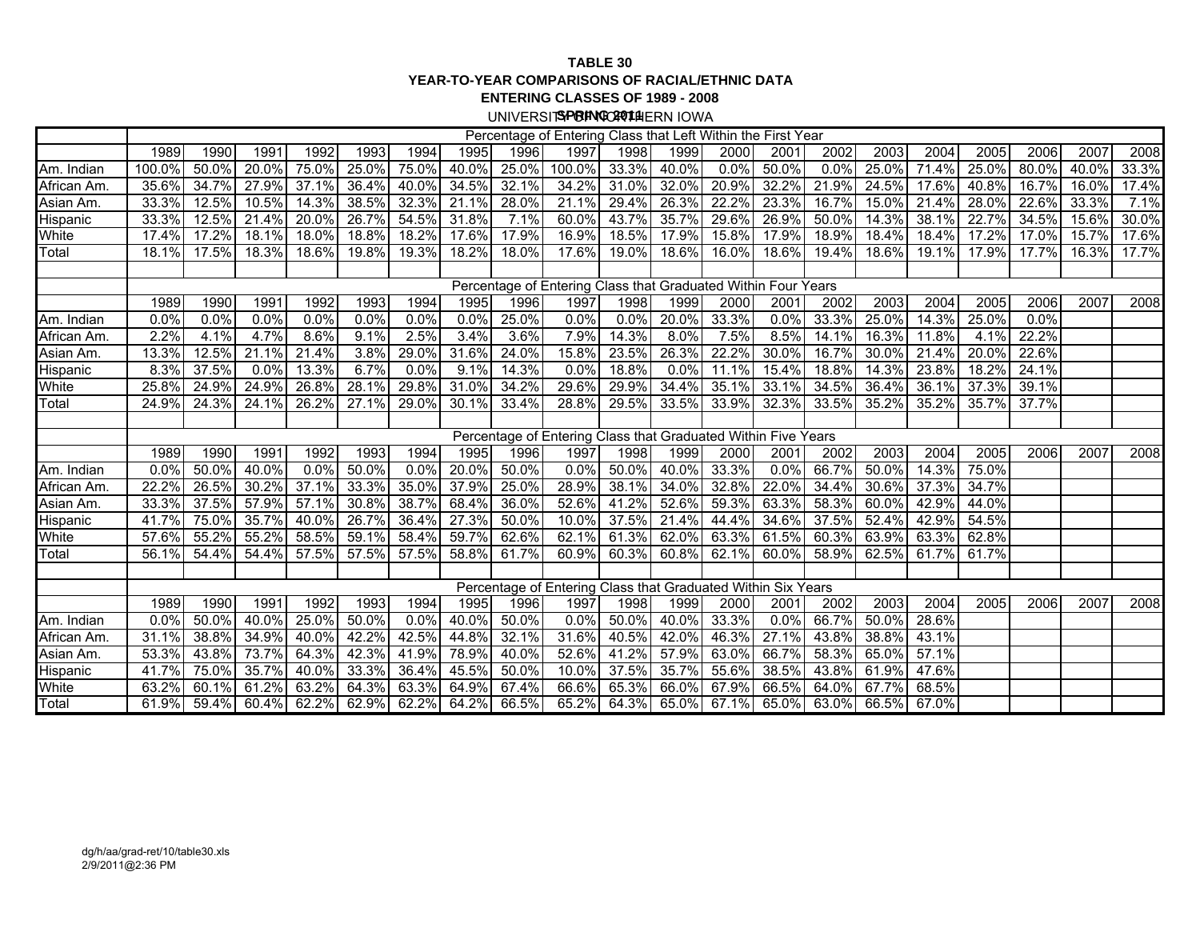**TABLE 30**
**YEAR-TO-YEAR COMPARISONS OF RACIAL/ETHNIC DATA**
**ENTERING CLASSES OF 1989 - 2008**
**SPRING 2011**
UNIVERSITY OF NORTHERN IOWA

| | Percentage of Entering Class that Left Within the First Year | | | | | | | | | | | | | | | | | | | |
|---|---|---|---|---|---|---|---|---|---|---|---|---|---|---|---|---|---|---|---|---|
| | 1989 | 1990 | 1991 | 1992 | 1993 | 1994 | 1995 | 1996 | 1997 | 1998 | 1999 | 2000 | 2001 | 2002 | 2003 | 2004 | 2005 | 2006 | 2007 | 2008 |
| Am. Indian | 100.0% | 50.0% | 20.0% | 75.0% | 25.0% | 75.0% | 40.0% | 25.0% | 100.0% | 33.3% | 40.0% | 0.0% | 50.0% | 0.0% | 25.0% | 71.4% | 25.0% | 80.0% | 40.0% | 33.3% |
| African Am. | 35.6% | 34.7% | 27.9% | 37.1% | 36.4% | 40.0% | 34.5% | 32.1% | 34.2% | 31.0% | 32.0% | 20.9% | 32.2% | 21.9% | 24.5% | 17.6% | 40.8% | 16.7% | 16.0% | 17.4% |
| Asian Am. | 33.3% | 12.5% | 10.5% | 14.3% | 38.5% | 32.3% | 21.1% | 28.0% | 21.1% | 29.4% | 26.3% | 22.2% | 23.3% | 16.7% | 15.0% | 21.4% | 28.0% | 22.6% | 33.3% | 7.1% |
| Hispanic | 33.3% | 12.5% | 21.4% | 20.0% | 26.7% | 54.5% | 31.8% | 7.1% | 60.0% | 43.7% | 35.7% | 29.6% | 26.9% | 50.0% | 14.3% | 38.1% | 22.7% | 34.5% | 15.6% | 30.0% |
| White | 17.4% | 17.2% | 18.1% | 18.0% | 18.8% | 18.2% | 17.6% | 17.9% | 16.9% | 18.5% | 17.9% | 15.8% | 17.9% | 18.9% | 18.4% | 18.4% | 17.2% | 17.0% | 15.7% | 17.6% |
| Total | 18.1% | 17.5% | 18.3% | 18.6% | 19.8% | 19.3% | 18.2% | 18.0% | 17.6% | 19.0% | 18.6% | 16.0% | 18.6% | 19.4% | 18.6% | 19.1% | 17.9% | 17.7% | 16.3% | 17.7% |
| | | | | | | | | | | | | | | | | | | | | |
| | Percentage of Entering Class that Graduated Within Four Years | | | | | | | | | | | | | | | | | | | |
| | 1989 | 1990 | 1991 | 1992 | 1993 | 1994 | 1995 | 1996 | 1997 | 1998 | 1999 | 2000 | 2001 | 2002 | 2003 | 2004 | 2005 | 2006 | 2007 | 2008 |
| Am. Indian | 0.0% | 0.0% | 0.0% | 0.0% | 0.0% | 0.0% | 0.0% | 25.0% | 0.0% | 0.0% | 20.0% | 33.3% | 0.0% | 33.3% | 25.0% | 14.3% | 25.0% | 0.0% | | |
| African Am. | 2.2% | 4.1% | 4.7% | 8.6% | 9.1% | 2.5% | 3.4% | 3.6% | 7.9% | 14.3% | 8.0% | 7.5% | 8.5% | 14.1% | 16.3% | 11.8% | 4.1% | 22.2% | | |
| Asian Am. | 13.3% | 12.5% | 21.1% | 21.4% | 3.8% | 29.0% | 31.6% | 24.0% | 15.8% | 23.5% | 26.3% | 22.2% | 30.0% | 16.7% | 30.0% | 21.4% | 20.0% | 22.6% | | |
| Hispanic | 8.3% | 37.5% | 0.0% | 13.3% | 6.7% | 0.0% | 9.1% | 14.3% | 0.0% | 18.8% | 0.0% | 11.1% | 15.4% | 18.8% | 14.3% | 23.8% | 18.2% | 24.1% | | |
| White | 25.8% | 24.9% | 24.9% | 26.8% | 28.1% | 29.8% | 31.0% | 34.2% | 29.6% | 29.9% | 34.4% | 35.1% | 33.1% | 34.5% | 36.4% | 36.1% | 37.3% | 39.1% | | |
| Total | 24.9% | 24.3% | 24.1% | 26.2% | 27.1% | 29.0% | 30.1% | 33.4% | 28.8% | 29.5% | 33.5% | 33.9% | 32.3% | 33.5% | 35.2% | 35.2% | 35.7% | 37.7% | | |
| | | | | | | | | | | | | | | | | | | | | |
| | Percentage of Entering Class that Graduated Within Five Years | | | | | | | | | | | | | | | | | | | |
| | 1989 | 1990 | 1991 | 1992 | 1993 | 1994 | 1995 | 1996 | 1997 | 1998 | 1999 | 2000 | 2001 | 2002 | 2003 | 2004 | 2005 | 2006 | 2007 | 2008 |
| Am. Indian | 0.0% | 50.0% | 40.0% | 0.0% | 50.0% | 0.0% | 20.0% | 50.0% | 0.0% | 50.0% | 40.0% | 33.3% | 0.0% | 66.7% | 50.0% | 14.3% | 75.0% | | | |
| African Am. | 22.2% | 26.5% | 30.2% | 37.1% | 33.3% | 35.0% | 37.9% | 25.0% | 28.9% | 38.1% | 34.0% | 32.8% | 22.0% | 34.4% | 30.6% | 37.3% | 34.7% | | | |
| Asian Am. | 33.3% | 37.5% | 57.9% | 57.1% | 30.8% | 38.7% | 68.4% | 36.0% | 52.6% | 41.2% | 52.6% | 59.3% | 63.3% | 58.3% | 60.0% | 42.9% | 44.0% | | | |
| Hispanic | 41.7% | 75.0% | 35.7% | 40.0% | 26.7% | 36.4% | 27.3% | 50.0% | 10.0% | 37.5% | 21.4% | 44.4% | 34.6% | 37.5% | 52.4% | 42.9% | 54.5% | | | |
| White | 57.6% | 55.2% | 55.2% | 58.5% | 59.1% | 58.4% | 59.7% | 62.6% | 62.1% | 61.3% | 62.0% | 63.3% | 61.5% | 60.3% | 63.9% | 63.3% | 62.8% | | | |
| Total | 56.1% | 54.4% | 54.4% | 57.5% | 57.5% | 57.5% | 58.8% | 61.7% | 60.9% | 60.3% | 60.8% | 62.1% | 60.0% | 58.9% | 62.5% | 61.7% | 61.7% | | | |
| | | | | | | | | | | | | | | | | | | | | |
| | Percentage of Entering Class that Graduated Within Six Years | | | | | | | | | | | | | | | | | | | |
| | 1989 | 1990 | 1991 | 1992 | 1993 | 1994 | 1995 | 1996 | 1997 | 1998 | 1999 | 2000 | 2001 | 2002 | 2003 | 2004 | 2005 | 2006 | 2007 | 2008 |
| Am. Indian | 0.0% | 50.0% | 40.0% | 25.0% | 50.0% | 0.0% | 40.0% | 50.0% | 0.0% | 50.0% | 40.0% | 33.3% | 0.0% | 66.7% | 50.0% | 28.6% | | | | |
| African Am. | 31.1% | 38.8% | 34.9% | 40.0% | 42.2% | 42.5% | 44.8% | 32.1% | 31.6% | 40.5% | 42.0% | 46.3% | 27.1% | 43.8% | 38.8% | 43.1% | | | | |
| Asian Am. | 53.3% | 43.8% | 73.7% | 64.3% | 42.3% | 41.9% | 78.9% | 40.0% | 52.6% | 41.2% | 57.9% | 63.0% | 66.7% | 58.3% | 65.0% | 57.1% | | | | |
| Hispanic | 41.7% | 75.0% | 35.7% | 40.0% | 33.3% | 36.4% | 45.5% | 50.0% | 10.0% | 37.5% | 35.7% | 55.6% | 38.5% | 43.8% | 61.9% | 47.6% | | | | |
| White | 63.2% | 60.1% | 61.2% | 63.2% | 64.3% | 63.3% | 64.9% | 67.4% | 66.6% | 65.3% | 66.0% | 67.9% | 66.5% | 64.0% | 67.7% | 68.5% | | | | |
| Total | 61.9% | 59.4% | 60.4% | 62.2% | 62.9% | 62.2% | 64.2% | 66.5% | 65.2% | 64.3% | 65.0% | 67.1% | 65.0% | 63.0% | 66.5% | 67.0% | | | | |

dg/h/aa/grad-ret/10/table30.xls
2/9/2011@2:36 PM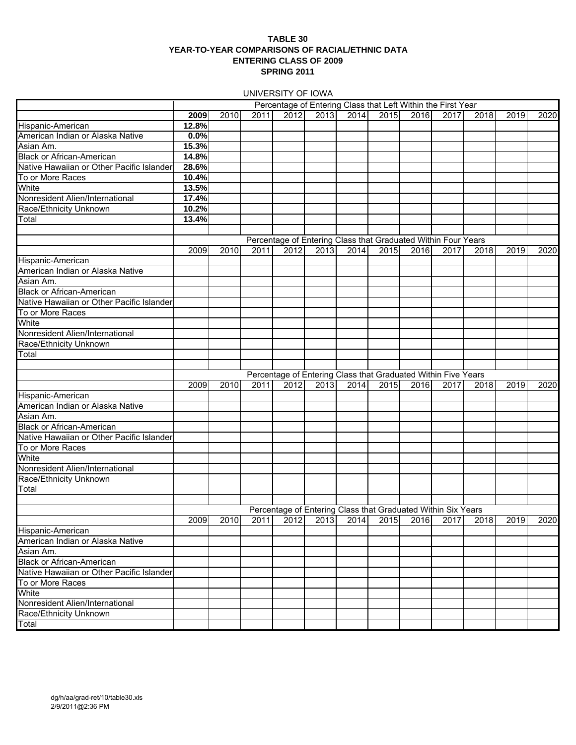**TABLE 30**
**YEAR-TO-YEAR COMPARISONS OF RACIAL/ETHNIC DATA**
**ENTERING CLASS OF 2009**
**SPRING 2011**

UNIVERSITY OF IOWA

| | Percentage of Entering Class that Left Within the First Year | | | | | | | | | | | |
|---|---|---|---|---|---|---|---|---|---|---|---|---|
| | **2009** | 2010 | 2011 | 2012 | 2013 | 2014 | 2015 | 2016 | 2017 | 2018 | 2019 | 2020 |
| Hispanic-American | **12.8%** | | | | | | | | | | | |
| American Indian or Alaska Native | **0.0%** | | | | | | | | | | | |
| Asian Am. | **15.3%** | | | | | | | | | | | |
| Black or African-American | **14.8%** | | | | | | | | | | | |
| Native Hawaiian or Other Pacific Islander | **28.6%** | | | | | | | | | | | |
| To or More Races | **10.4%** | | | | | | | | | | | |
| White | **13.5%** | | | | | | | | | | | |
| Nonresident Alien/International | **17.4%** | | | | | | | | | | | |
| Race/Ethnicity Unknown | **10.2%** | | | | | | | | | | | |
| Total | **13.4%** | | | | | | | | | | | |

| | Percentage of Entering Class that Graduated Within Four Years | | | | | | | | | | | |
|---|---|---|---|---|---|---|---|---|---|---|---|---|
| | 2009 | 2010 | 2011 | 2012 | 2013 | 2014 | 2015 | 2016 | 2017 | 2018 | 2019 | 2020 |
| Hispanic-American | | | | | | | | | | | | |
| American Indian or Alaska Native | | | | | | | | | | | | |
| Asian Am. | | | | | | | | | | | | |
| Black or African-American | | | | | | | | | | | | |
| Native Hawaiian or Other Pacific Islander | | | | | | | | | | | | |
| To or More Races | | | | | | | | | | | | |
| White | | | | | | | | | | | | |
| Nonresident Alien/International | | | | | | | | | | | | |
| Race/Ethnicity Unknown | | | | | | | | | | | | |
| Total | | | | | | | | | | | | |

| | Percentage of Entering Class that Graduated Within Five Years | | | | | | | | | | | |
|---|---|---|---|---|---|---|---|---|---|---|---|---|
| | 2009 | 2010 | 2011 | 2012 | 2013 | 2014 | 2015 | 2016 | 2017 | 2018 | 2019 | 2020 |
| Hispanic-American | | | | | | | | | | | | |
| American Indian or Alaska Native | | | | | | | | | | | | |
| Asian Am. | | | | | | | | | | | | |
| Black or African-American | | | | | | | | | | | | |
| Native Hawaiian or Other Pacific Islander | | | | | | | | | | | | |
| To or More Races | | | | | | | | | | | | |
| White | | | | | | | | | | | | |
| Nonresident Alien/International | | | | | | | | | | | | |
| Race/Ethnicity Unknown | | | | | | | | | | | | |
| Total | | | | | | | | | | | | |

| | Percentage of Entering Class that Graduated Within Six Years | | | | | | | | | | | |
|---|---|---|---|---|---|---|---|---|---|---|---|---|
| | 2009 | 2010 | 2011 | 2012 | 2013 | 2014 | 2015 | 2016 | 2017 | 2018 | 2019 | 2020 |
| Hispanic-American | | | | | | | | | | | | |
| American Indian or Alaska Native | | | | | | | | | | | | |
| Asian Am. | | | | | | | | | | | | |
| Black or African-American | | | | | | | | | | | | |
| Native Hawaiian or Other Pacific Islander | | | | | | | | | | | | |
| To or More Races | | | | | | | | | | | | |
| White | | | | | | | | | | | | |
| Nonresident Alien/International | | | | | | | | | | | | |
| Race/Ethnicity Unknown | | | | | | | | | | | | |
| Total | | | | | | | | | | | | |

dg/h/aa/grad-ret/10/table30.xls
2/9/2011@2:36 PM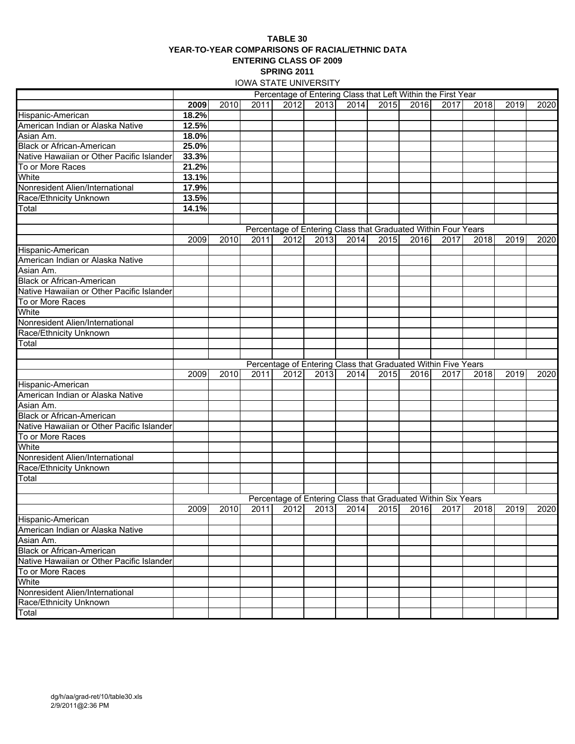**TABLE 30**
**YEAR-TO-YEAR COMPARISONS OF RACIAL/ETHNIC DATA**
**ENTERING CLASS OF 2009**
**SPRING 2011**
IOWA STATE UNIVERSITY

| | Percentage of Entering Class that Left Within the First Year | | | | | | | | | | | |
|---|---|---|---|---|---|---|---|---|---|---|---|---|
| | **2009** | 2010 | 2011 | 2012 | 2013 | 2014 | 2015 | 2016 | 2017 | 2018 | 2019 | 2020 |
| Hispanic-American | **18.2%** | | | | | | | | | | | |
| American Indian or Alaska Native | **12.5%** | | | | | | | | | | | |
| Asian Am. | **18.0%** | | | | | | | | | | | |
| Black or African-American | **25.0%** | | | | | | | | | | | |
| Native Hawaiian or Other Pacific Islander | **33.3%** | | | | | | | | | | | |
| To or More Races | **21.2%** | | | | | | | | | | | |
| White | **13.1%** | | | | | | | | | | | |
| Nonresident Alien/International | **17.9%** | | | | | | | | | | | |
| Race/Ethnicity Unknown | **13.5%** | | | | | | | | | | | |
| Total | **14.1%** | | | | | | | | | | | |

| | Percentage of Entering Class that Graduated Within Four Years | | | | | | | | | | | |
|---|---|---|---|---|---|---|---|---|---|---|---|---|
| | 2009 | 2010 | 2011 | 2012 | 2013 | 2014 | 2015 | 2016 | 2017 | 2018 | 2019 | 2020 |
| Hispanic-American | | | | | | | | | | | | |
| American Indian or Alaska Native | | | | | | | | | | | | |
| Asian Am. | | | | | | | | | | | | |
| Black or African-American | | | | | | | | | | | | |
| Native Hawaiian or Other Pacific Islander | | | | | | | | | | | | |
| To or More Races | | | | | | | | | | | | |
| White | | | | | | | | | | | | |
| Nonresident Alien/International | | | | | | | | | | | | |
| Race/Ethnicity Unknown | | | | | | | | | | | | |
| Total | | | | | | | | | | | | |

| | Percentage of Entering Class that Graduated Within Five Years | | | | | | | | | | | |
|---|---|---|---|---|---|---|---|---|---|---|---|---|
| | 2009 | 2010 | 2011 | 2012 | 2013 | 2014 | 2015 | 2016 | 2017 | 2018 | 2019 | 2020 |
| Hispanic-American | | | | | | | | | | | | |
| American Indian or Alaska Native | | | | | | | | | | | | |
| Asian Am. | | | | | | | | | | | | |
| Black or African-American | | | | | | | | | | | | |
| Native Hawaiian or Other Pacific Islander | | | | | | | | | | | | |
| To or More Races | | | | | | | | | | | | |
| White | | | | | | | | | | | | |
| Nonresident Alien/International | | | | | | | | | | | | |
| Race/Ethnicity Unknown | | | | | | | | | | | | |
| Total | | | | | | | | | | | | |

| | Percentage of Entering Class that Graduated Within Six Years | | | | | | | | | | | |
|---|---|---|---|---|---|---|---|---|---|---|---|---|
| | 2009 | 2010 | 2011 | 2012 | 2013 | 2014 | 2015 | 2016 | 2017 | 2018 | 2019 | 2020 |
| Hispanic-American | | | | | | | | | | | | |
| American Indian or Alaska Native | | | | | | | | | | | | |
| Asian Am. | | | | | | | | | | | | |
| Black or African-American | | | | | | | | | | | | |
| Native Hawaiian or Other Pacific Islander | | | | | | | | | | | | |
| To or More Races | | | | | | | | | | | | |
| White | | | | | | | | | | | | |
| Nonresident Alien/International | | | | | | | | | | | | |
| Race/Ethnicity Unknown | | | | | | | | | | | | |
| Total | | | | | | | | | | | | |

dg/h/aa/grad-ret/10/table30.xls
2/9/2011@2:36 PM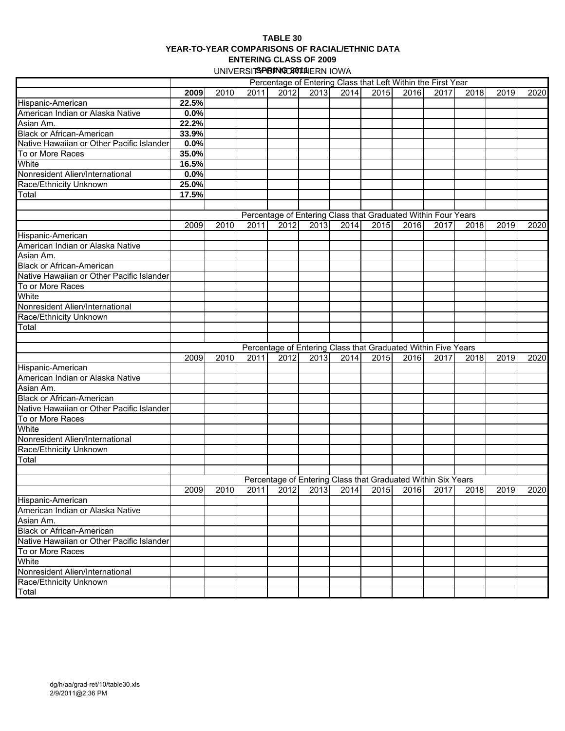**TABLE 30**
**YEAR-TO-YEAR COMPARISONS OF RACIAL/ETHNIC DATA**
**ENTERING CLASS OF 2009**
**SPRING 2011**
UNIVERSITY OF NORTHERN IOWA

| | Percentage of Entering Class that Left Within the First Year | | | | | | | | | | | |
|---|---|---|---|---|---|---|---|---|---|---|---|---|
| | **2009** | 2010 | 2011 | 2012 | 2013 | 2014 | 2015 | 2016 | 2017 | 2018 | 2019 | 2020 |
| Hispanic-American | **22.5%** | | | | | | | | | | | |
| American Indian or Alaska Native | **0.0%** | | | | | | | | | | | |
| Asian Am. | **22.2%** | | | | | | | | | | | |
| Black or African-American | **33.9%** | | | | | | | | | | | |
| Native Hawaiian or Other Pacific Islander | **0.0%** | | | | | | | | | | | |
| To or More Races | **35.0%** | | | | | | | | | | | |
| White | **16.5%** | | | | | | | | | | | |
| Nonresident Alien/International | **0.0%** | | | | | | | | | | | |
| Race/Ethnicity Unknown | **25.0%** | | | | | | | | | | | |
| Total | **17.5%** | | | | | | | | | | | |
| | | | | | | | | | | | | |
| | Percentage of Entering Class that Graduated Within Four Years | | | | | | | | | | | |
| | 2009 | 2010 | 2011 | 2012 | 2013 | 2014 | 2015 | 2016 | 2017 | 2018 | 2019 | 2020 |
| Hispanic-American | | | | | | | | | | | | |
| American Indian or Alaska Native | | | | | | | | | | | | |
| Asian Am. | | | | | | | | | | | | |
| Black or African-American | | | | | | | | | | | | |
| Native Hawaiian or Other Pacific Islander | | | | | | | | | | | | |
| To or More Races | | | | | | | | | | | | |
| White | | | | | | | | | | | | |
| Nonresident Alien/International | | | | | | | | | | | | |
| Race/Ethnicity Unknown | | | | | | | | | | | | |
| Total | | | | | | | | | | | | |
| | | | | | | | | | | | | |
| | Percentage of Entering Class that Graduated Within Five Years | | | | | | | | | | | |
| | 2009 | 2010 | 2011 | 2012 | 2013 | 2014 | 2015 | 2016 | 2017 | 2018 | 2019 | 2020 |
| Hispanic-American | | | | | | | | | | | | |
| American Indian or Alaska Native | | | | | | | | | | | | |
| Asian Am. | | | | | | | | | | | | |
| Black or African-American | | | | | | | | | | | | |
| Native Hawaiian or Other Pacific Islander | | | | | | | | | | | | |
| To or More Races | | | | | | | | | | | | |
| White | | | | | | | | | | | | |
| Nonresident Alien/International | | | | | | | | | | | | |
| Race/Ethnicity Unknown | | | | | | | | | | | | |
| Total | | | | | | | | | | | | |
| | | | | | | | | | | | | |
| | Percentage of Entering Class that Graduated Within Six Years | | | | | | | | | | | |
| | 2009 | 2010 | 2011 | 2012 | 2013 | 2014 | 2015 | 2016 | 2017 | 2018 | 2019 | 2020 |
| Hispanic-American | | | | | | | | | | | | |
| American Indian or Alaska Native | | | | | | | | | | | | |
| Asian Am. | | | | | | | | | | | | |
| Black or African-American | | | | | | | | | | | | |
| Native Hawaiian or Other Pacific Islander | | | | | | | | | | | | |
| To or More Races | | | | | | | | | | | | |
| White | | | | | | | | | | | | |
| Nonresident Alien/International | | | | | | | | | | | | |
| Race/Ethnicity Unknown | | | | | | | | | | | | |
| Total | | | | | | | | | | | | |

dg/h/aa/grad-ret/10/table30.xls
2/9/2011@2:36 PM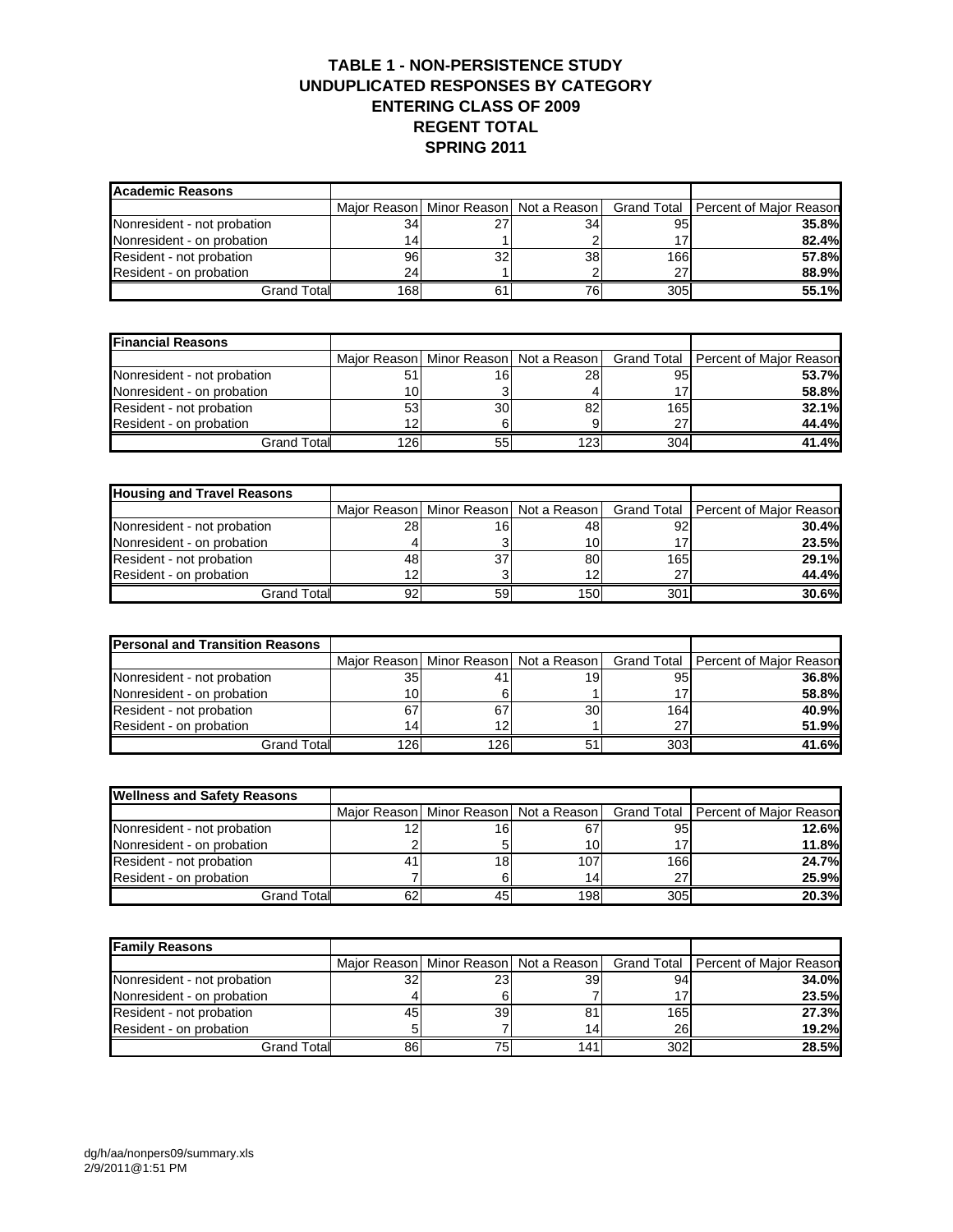# TABLE 1 - NON-PERSISTENCE STUDY
## UNDUPLICATED RESPONSES BY CATEGORY
## ENTERING CLASS OF 2009
## REGENT TOTAL
## SPRING 2011

| Academic Reasons | Major Reason | Minor Reason | Not a Reason | Grand Total | Percent of Major Reason |
|---|---|---|---|---|---|
| Nonresident - not probation | 34 | 27 | 34 | 95 | **35.8%** |
| Nonresident - on probation | 14 | 1 | 2 | 17 | **82.4%** |
| Resident - not probation | 96 | 32 | 38 | 166 | **57.8%** |
| Resident - on probation | 24 | 1 | 2 | 27 | **88.9%** |
| Grand Total | 168 | 61 | 76 | 305 | **55.1%** |

| Financial Reasons | Major Reason | Minor Reason | Not a Reason | Grand Total | Percent of Major Reason |
|---|---|---|---|---|---|
| Nonresident - not probation | 51 | 16 | 28 | 95 | **53.7%** |
| Nonresident - on probation | 10 | 3 | 4 | 17 | **58.8%** |
| Resident - not probation | 53 | 30 | 82 | 165 | **32.1%** |
| Resident - on probation | 12 | 6 | 9 | 27 | **44.4%** |
| Grand Total | 126 | 55 | 123 | 304 | **41.4%** |

| Housing and Travel Reasons | Major Reason | Minor Reason | Not a Reason | Grand Total | Percent of Major Reason |
|---|---|---|---|---|---|
| Nonresident - not probation | 28 | 16 | 48 | 92 | **30.4%** |
| Nonresident - on probation | 4 | 3 | 10 | 17 | **23.5%** |
| Resident - not probation | 48 | 37 | 80 | 165 | **29.1%** |
| Resident - on probation | 12 | 3 | 12 | 27 | **44.4%** |
| Grand Total | 92 | 59 | 150 | 301 | **30.6%** |

| Personal and Transition Reasons | Major Reason | Minor Reason | Not a Reason | Grand Total | Percent of Major Reason |
|---|---|---|---|---|---|
| Nonresident - not probation | 35 | 41 | 19 | 95 | **36.8%** |
| Nonresident - on probation | 10 | 6 | 1 | 17 | **58.8%** |
| Resident - not probation | 67 | 67 | 30 | 164 | **40.9%** |
| Resident - on probation | 14 | 12 | 1 | 27 | **51.9%** |
| Grand Total | 126 | 126 | 51 | 303 | **41.6%** |

| Wellness and Safety Reasons | Major Reason | Minor Reason | Not a Reason | Grand Total | Percent of Major Reason |
|---|---|---|---|---|---|
| Nonresident - not probation | 12 | 16 | 67 | 95 | **12.6%** |
| Nonresident - on probation | 2 | 5 | 10 | 17 | **11.8%** |
| Resident - not probation | 41 | 18 | 107 | 166 | **24.7%** |
| Resident - on probation | 7 | 6 | 14 | 27 | **25.9%** |
| Grand Total | 62 | 45 | 198 | 305 | **20.3%** |

| Family Reasons | Major Reason | Minor Reason | Not a Reason | Grand Total | Percent of Major Reason |
|---|---|---|---|---|---|
| Nonresident - not probation | 32 | 23 | 39 | 94 | **34.0%** |
| Nonresident - on probation | 4 | 6 | 7 | 17 | **23.5%** |
| Resident - not probation | 45 | 39 | 81 | 165 | **27.3%** |
| Resident - on probation | 5 | 7 | 14 | 26 | **19.2%** |
| Grand Total | 86 | 75 | 141 | 302 | **28.5%** |

dg/h/aa/nonpers09/summary.xls
2/9/2011@1:51 PM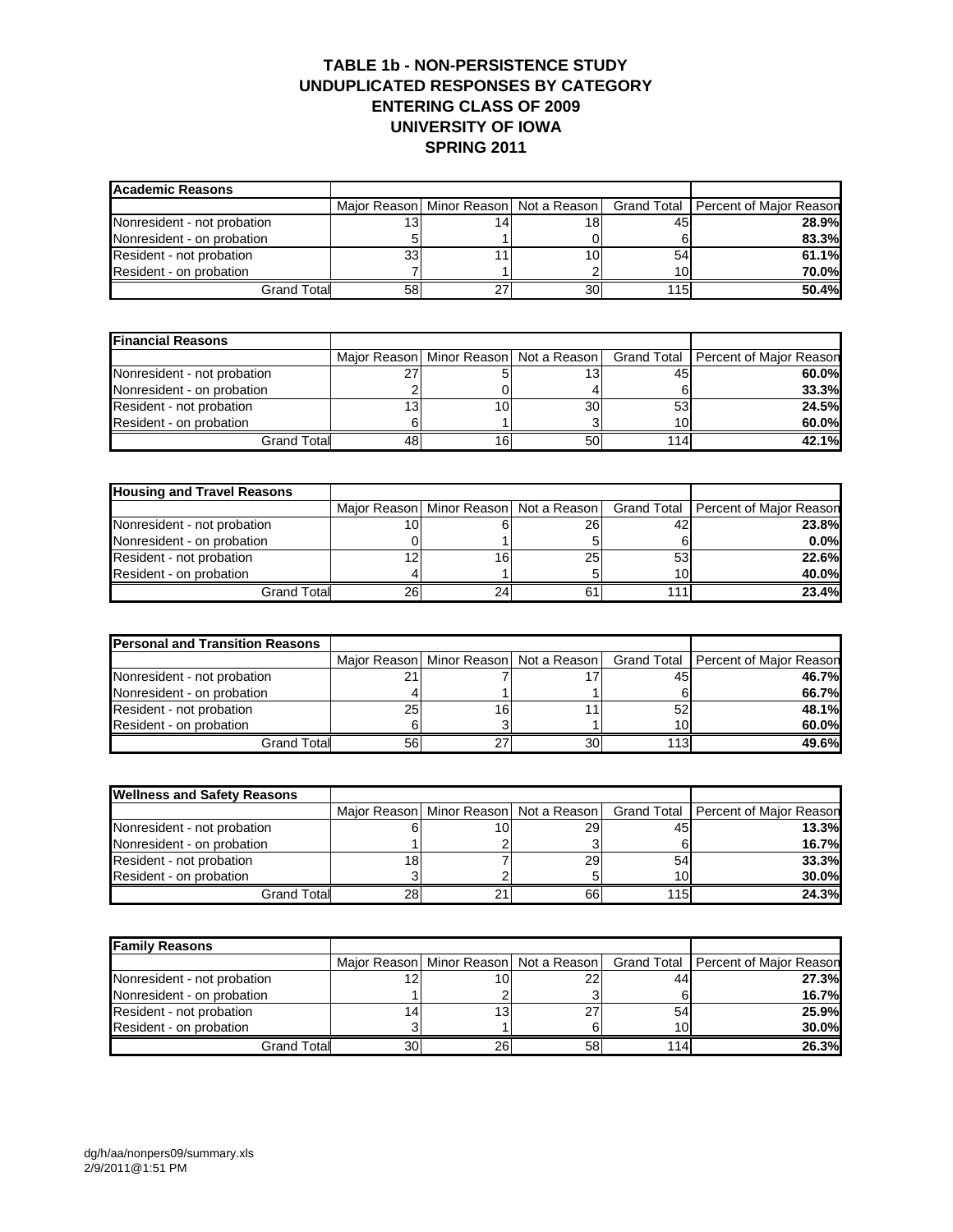# TABLE 1b - NON-PERSISTENCE STUDY
# UNDUPLICATED RESPONSES BY CATEGORY
# ENTERING CLASS OF 2009
# UNIVERSITY OF IOWA
# SPRING 2011

| **Academic Reasons** | Major Reason | Minor Reason | Not a Reason | Grand Total | Percent of Major Reason |
|---|---|---|---|---|---|
| Nonresident - not probation | 13 | 14 | 18 | 45 | **28.9%** |
| Nonresident - on probation | 5 | 1 | 0 | 6 | **83.3%** |
| Resident - not probation | 33 | 11 | 10 | 54 | **61.1%** |
| Resident - on probation | 7 | 1 | 2 | 10 | **70.0%** |
| Grand Total | 58 | 27 | 30 | 115 | **50.4%** |

| **Financial Reasons** | Major Reason | Minor Reason | Not a Reason | Grand Total | Percent of Major Reason |
|---|---|---|---|---|---|
| Nonresident - not probation | 27 | 5 | 13 | 45 | **60.0%** |
| Nonresident - on probation | 2 | 0 | 4 | 6 | **33.3%** |
| Resident - not probation | 13 | 10 | 30 | 53 | **24.5%** |
| Resident - on probation | 6 | 1 | 3 | 10 | **60.0%** |
| Grand Total | 48 | 16 | 50 | 114 | **42.1%** |

| **Housing and Travel Reasons** | Major Reason | Minor Reason | Not a Reason | Grand Total | Percent of Major Reason |
|---|---|---|---|---|---|
| Nonresident - not probation | 10 | 6 | 26 | 42 | **23.8%** |
| Nonresident - on probation | 0 | 1 | 5 | 6 | **0.0%** |
| Resident - not probation | 12 | 16 | 25 | 53 | **22.6%** |
| Resident - on probation | 4 | 1 | 5 | 10 | **40.0%** |
| Grand Total | 26 | 24 | 61 | 111 | **23.4%** |

| **Personal and Transition Reasons** | Major Reason | Minor Reason | Not a Reason | Grand Total | Percent of Major Reason |
|---|---|---|---|---|---|
| Nonresident - not probation | 21 | 7 | 17 | 45 | **46.7%** |
| Nonresident - on probation | 4 | 1 | 1 | 6 | **66.7%** |
| Resident - not probation | 25 | 16 | 11 | 52 | **48.1%** |
| Resident - on probation | 6 | 3 | 1 | 10 | **60.0%** |
| Grand Total | 56 | 27 | 30 | 113 | **49.6%** |

| **Wellness and Safety Reasons** | Major Reason | Minor Reason | Not a Reason | Grand Total | Percent of Major Reason |
|---|---|---|---|---|---|
| Nonresident - not probation | 6 | 10 | 29 | 45 | **13.3%** |
| Nonresident - on probation | 1 | 2 | 3 | 6 | **16.7%** |
| Resident - not probation | 18 | 7 | 29 | 54 | **33.3%** |
| Resident - on probation | 3 | 2 | 5 | 10 | **30.0%** |
| Grand Total | 28 | 21 | 66 | 115 | **24.3%** |

| **Family Reasons** | Major Reason | Minor Reason | Not a Reason | Grand Total | Percent of Major Reason |
|---|---|---|---|---|---|
| Nonresident - not probation | 12 | 10 | 22 | 44 | **27.3%** |
| Nonresident - on probation | 1 | 2 | 3 | 6 | **16.7%** |
| Resident - not probation | 14 | 13 | 27 | 54 | **25.9%** |
| Resident - on probation | 3 | 1 | 6 | 10 | **30.0%** |
| Grand Total | 30 | 26 | 58 | 114 | **26.3%** |

dg/h/aa/nonpers09/summary.xls
2/9/2011@1:51 PM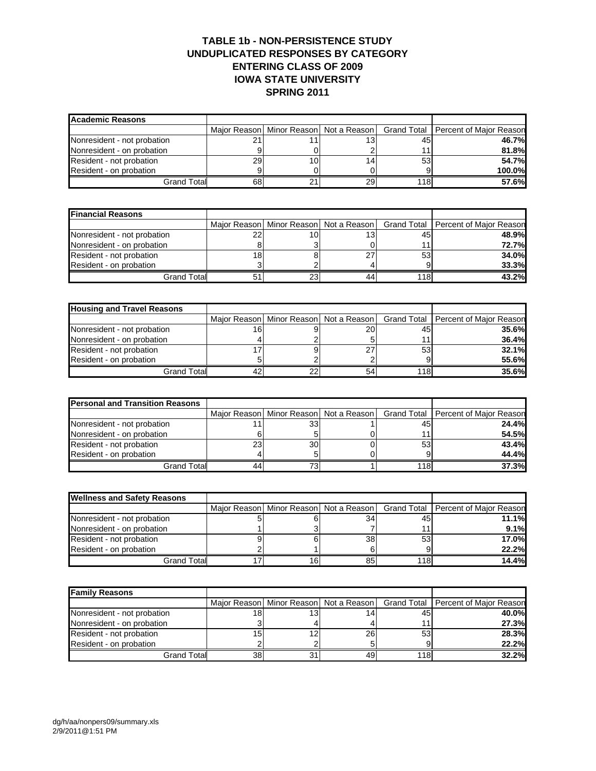# TABLE 1b - NON-PERSISTENCE STUDY
# UNDUPLICATED RESPONSES BY CATEGORY
# ENTERING CLASS OF 2009
# IOWA STATE UNIVERSITY
# SPRING 2011

| **Academic Reasons** | Major Reason | Minor Reason | Not a Reason | Grand Total | Percent of Major Reason |
|---|---|---|---|---|---|
| Nonresident - not probation | 21 | 11 | 13 | 45 | **46.7%** |
| Nonresident - on probation | 9 | 0 | 2 | 11 | **81.8%** |
| Resident - not probation | 29 | 10 | 14 | 53 | **54.7%** |
| Resident - on probation | 9 | 0 | 0 | 9 | **100.0%** |
| Grand Total | 68 | 21 | 29 | 118 | **57.6%** |

| **Financial Reasons** | Major Reason | Minor Reason | Not a Reason | Grand Total | Percent of Major Reason |
|---|---|---|---|---|---|
| Nonresident - not probation | 22 | 10 | 13 | 45 | **48.9%** |
| Nonresident - on probation | 8 | 3 | 0 | 11 | **72.7%** |
| Resident - not probation | 18 | 8 | 27 | 53 | **34.0%** |
| Resident - on probation | 3 | 2 | 4 | 9 | **33.3%** |
| Grand Total | 51 | 23 | 44 | 118 | **43.2%** |

| **Housing and Travel Reasons** | Major Reason | Minor Reason | Not a Reason | Grand Total | Percent of Major Reason |
|---|---|---|---|---|---|
| Nonresident - not probation | 16 | 9 | 20 | 45 | **35.6%** |
| Nonresident - on probation | 4 | 2 | 5 | 11 | **36.4%** |
| Resident - not probation | 17 | 9 | 27 | 53 | **32.1%** |
| Resident - on probation | 5 | 2 | 2 | 9 | **55.6%** |
| Grand Total | 42 | 22 | 54 | 118 | **35.6%** |

| **Personal and Transition Reasons** | Major Reason | Minor Reason | Not a Reason | Grand Total | Percent of Major Reason |
|---|---|---|---|---|---|
| Nonresident - not probation | 11 | 33 | 1 | 45 | **24.4%** |
| Nonresident - on probation | 6 | 5 | 0 | 11 | **54.5%** |
| Resident - not probation | 23 | 30 | 0 | 53 | **43.4%** |
| Resident - on probation | 4 | 5 | 0 | 9 | **44.4%** |
| Grand Total | 44 | 73 | 1 | 118 | **37.3%** |

| **Wellness and Safety Reasons** | Major Reason | Minor Reason | Not a Reason | Grand Total | Percent of Major Reason |
|---|---|---|---|---|---|
| Nonresident - not probation | 5 | 6 | 34 | 45 | **11.1%** |
| Nonresident - on probation | 1 | 3 | 7 | 11 | **9.1%** |
| Resident - not probation | 9 | 6 | 38 | 53 | **17.0%** |
| Resident - on probation | 2 | 1 | 6 | 9 | **22.2%** |
| Grand Total | 17 | 16 | 85 | 118 | **14.4%** |

| **Family Reasons** | Major Reason | Minor Reason | Not a Reason | Grand Total | Percent of Major Reason |
|---|---|---|---|---|---|
| Nonresident - not probation | 18 | 13 | 14 | 45 | **40.0%** |
| Nonresident - on probation | 3 | 4 | 4 | 11 | **27.3%** |
| Resident - not probation | 15 | 12 | 26 | 53 | **28.3%** |
| Resident - on probation | 2 | 2 | 5 | 9 | **22.2%** |
| Grand Total | 38 | 31 | 49 | 118 | **32.2%** |

dg/h/aa/nonpers09/summary.xls
2/9/2011@1:51 PM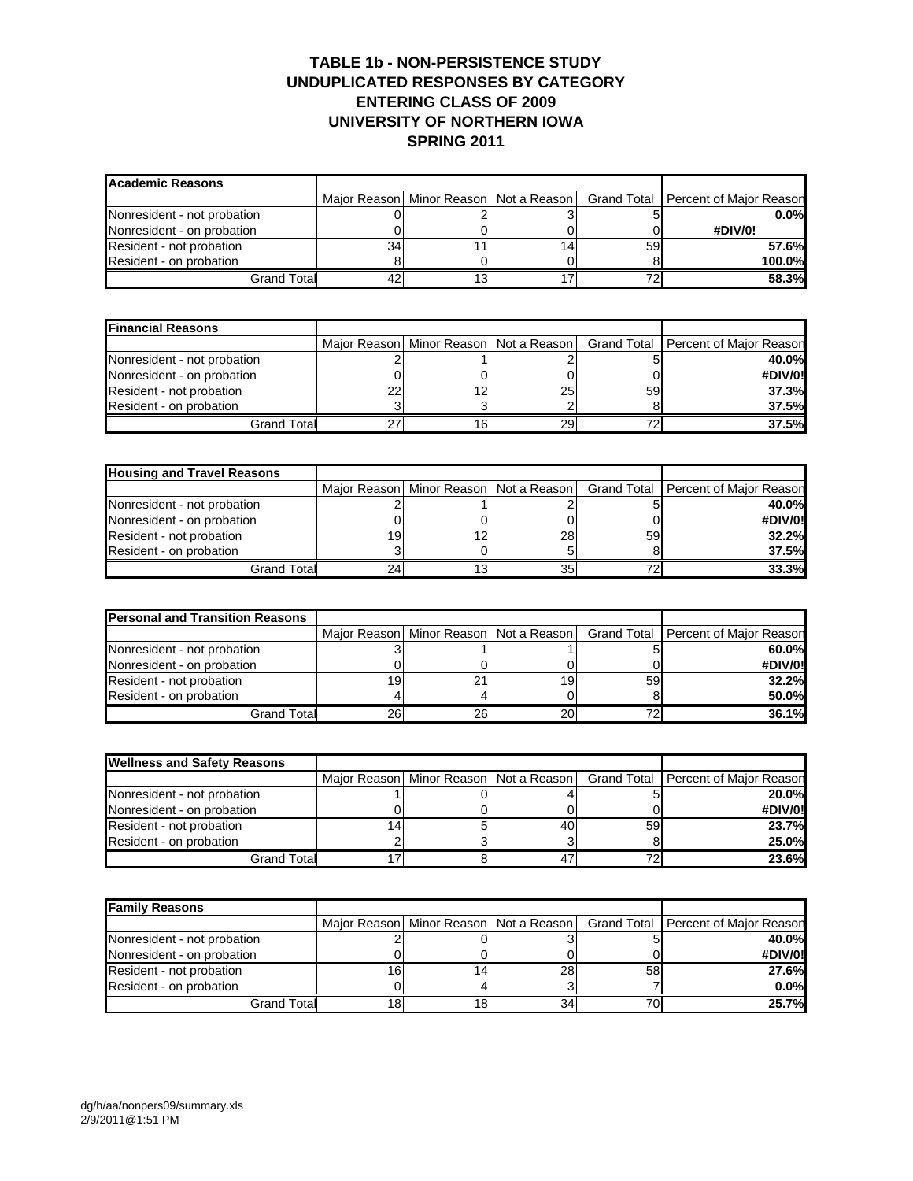# TABLE 1b - NON-PERSISTENCE STUDY
## UNDUPLICATED RESPONSES BY CATEGORY
## ENTERING CLASS OF 2009
## UNIVERSITY OF NORTHERN IOWA
## SPRING 2011

| Academic Reasons | | | | | |
|---|---|---|---|---|---|
| | Major Reason | Minor Reason | Not a Reason | Grand Total | Percent of Major Reason |
| Nonresident - not probation | 0 | 2 | 3 | 5 | **0.0%** |
| Nonresident - on probation | 0 | 0 | 0 | 0 | **#DIV/0!** |
| Resident - not probation | 34 | 11 | 14 | 59 | **57.6%** |
| Resident - on probation | 8 | 0 | 0 | 8 | **100.0%** |
| Grand Total | 42 | 13 | 17 | 72 | **58.3%** |

| Financial Reasons | | | | | |
|---|---|---|---|---|---|
| | Major Reason | Minor Reason | Not a Reason | Grand Total | Percent of Major Reason |
| Nonresident - not probation | 2 | 1 | 2 | 5 | **40.0%** |
| Nonresident - on probation | 0 | 0 | 0 | 0 | **#DIV/0!** |
| Resident - not probation | 22 | 12 | 25 | 59 | **37.3%** |
| Resident - on probation | 3 | 3 | 2 | 8 | **37.5%** |
| Grand Total | 27 | 16 | 29 | 72 | **37.5%** |

| Housing and Travel Reasons | | | | | |
|---|---|---|---|---|---|
| | Major Reason | Minor Reason | Not a Reason | Grand Total | Percent of Major Reason |
| Nonresident - not probation | 2 | 1 | 2 | 5 | **40.0%** |
| Nonresident - on probation | 0 | 0 | 0 | 0 | **#DIV/0!** |
| Resident - not probation | 19 | 12 | 28 | 59 | **32.2%** |
| Resident - on probation | 3 | 0 | 5 | 8 | **37.5%** |
| Grand Total | 24 | 13 | 35 | 72 | **33.3%** |

| Personal and Transition Reasons | | | | | |
|---|---|---|---|---|---|
| | Major Reason | Minor Reason | Not a Reason | Grand Total | Percent of Major Reason |
| Nonresident - not probation | 3 | 1 | 1 | 5 | **60.0%** |
| Nonresident - on probation | 0 | 0 | 0 | 0 | **#DIV/0!** |
| Resident - not probation | 19 | 21 | 19 | 59 | **32.2%** |
| Resident - on probation | 4 | 4 | 0 | 8 | **50.0%** |
| Grand Total | 26 | 26 | 20 | 72 | **36.1%** |

| Wellness and Safety Reasons | | | | | |
|---|---|---|---|---|---|
| | Major Reason | Minor Reason | Not a Reason | Grand Total | Percent of Major Reason |
| Nonresident - not probation | 1 | 0 | 4 | 5 | **20.0%** |
| Nonresident - on probation | 0 | 0 | 0 | 0 | **#DIV/0!** |
| Resident - not probation | 14 | 5 | 40 | 59 | **23.7%** |
| Resident - on probation | 2 | 3 | 3 | 8 | **25.0%** |
| Grand Total | 17 | 8 | 47 | 72 | **23.6%** |

| Family Reasons | | | | | |
|---|---|---|---|---|---|
| | Major Reason | Minor Reason | Not a Reason | Grand Total | Percent of Major Reason |
| Nonresident - not probation | 2 | 0 | 3 | 5 | **40.0%** |
| Nonresident - on probation | 0 | 0 | 0 | 0 | **#DIV/0!** |
| Resident - not probation | 16 | 14 | 28 | 58 | **27.6%** |
| Resident - on probation | 0 | 4 | 3 | 7 | **0.0%** |
| Grand Total | 18 | 18 | 34 | 70 | **25.7%** |

dg/h/aa/nonpers09/summary.xls
2/9/2011@1:51 PM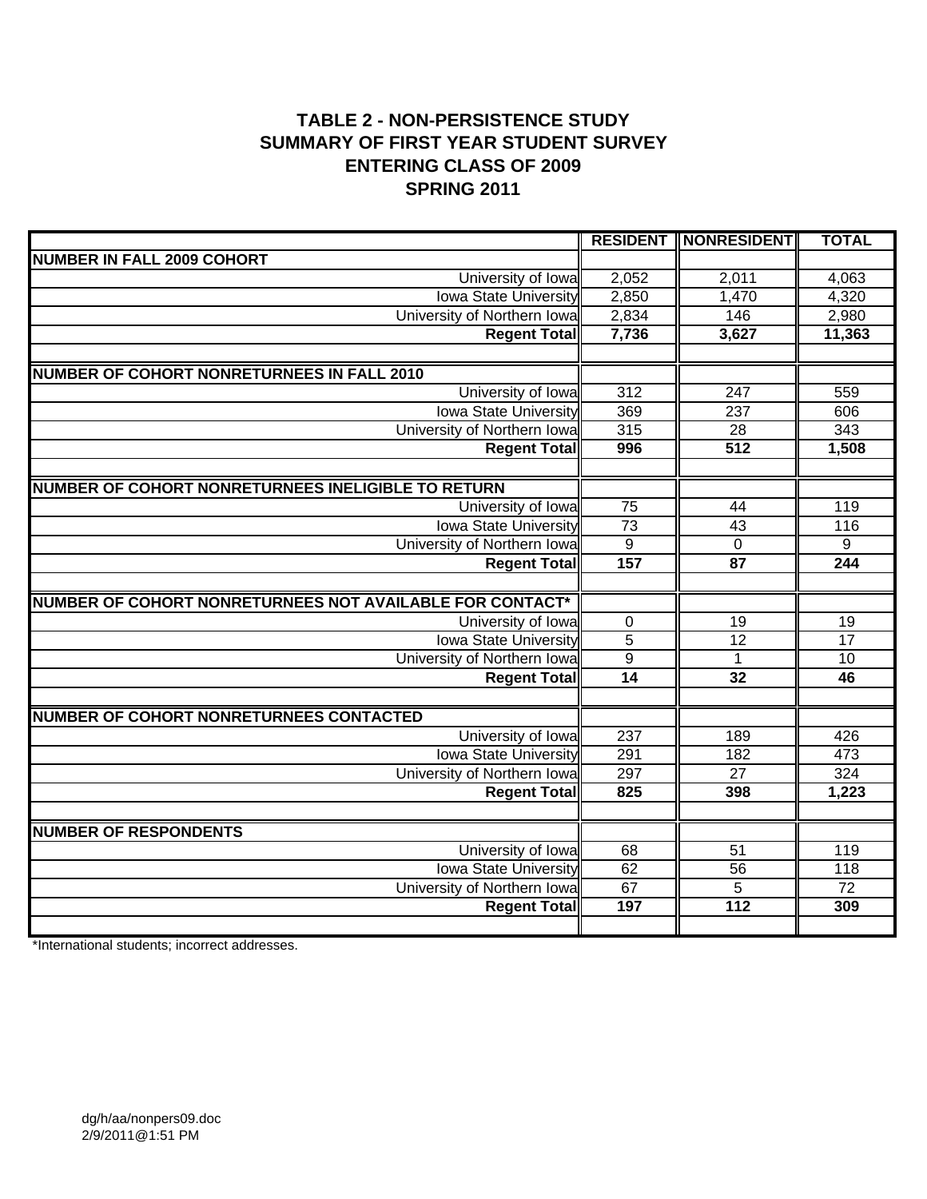# TABLE 2 - NON-PERSISTENCE STUDY
# SUMMARY OF FIRST YEAR STUDENT SURVEY
# ENTERING CLASS OF 2009
# SPRING 2011

| | RESIDENT | NONRESIDENT | TOTAL |
|---|---|---|---|
| **NUMBER IN FALL 2009 COHORT** | | | |
| University of Iowa | 2,052 | 2,011 | 4,063 |
| Iowa State University | 2,850 | 1,470 | 4,320 |
| University of Northern Iowa | 2,834 | 146 | 2,980 |
| **Regent Total** | **7,736** | **3,627** | **11,363** |
| | | | |
| **NUMBER OF COHORT NONRETURNEES IN FALL 2010** | | | |
| University of Iowa | 312 | 247 | 559 |
| Iowa State University | 369 | 237 | 606 |
| University of Northern Iowa | 315 | 28 | 343 |
| **Regent Total** | **996** | **512** | **1,508** |
| | | | |
| **NUMBER OF COHORT NONRETURNEES INELIGIBLE TO RETURN** | | | |
| University of Iowa | 75 | 44 | 119 |
| Iowa State University | 73 | 43 | 116 |
| University of Northern Iowa | 9 | 0 | 9 |
| **Regent Total** | **157** | **87** | **244** |
| | | | |
| **NUMBER OF COHORT NONRETURNEES NOT AVAILABLE FOR CONTACT*** | | | |
| University of Iowa | 0 | 19 | 19 |
| Iowa State University | 5 | 12 | 17 |
| University of Northern Iowa | 9 | 1 | 10 |
| **Regent Total** | **14** | **32** | **46** |
| | | | |
| **NUMBER OF COHORT NONRETURNEES CONTACTED** | | | |
| University of Iowa | 237 | 189 | 426 |
| Iowa State University | 291 | 182 | 473 |
| University of Northern Iowa | 297 | 27 | 324 |
| **Regent Total** | **825** | **398** | **1,223** |
| | | | |
| **NUMBER OF RESPONDENTS** | | | |
| University of Iowa | 68 | 51 | 119 |
| Iowa State University | 62 | 56 | 118 |
| University of Northern Iowa | 67 | 5 | 72 |
| **Regent Total** | **197** | **112** | **309** |

*International students; incorrect addresses.

dg/h/aa/nonpers09.doc
2/9/2011@1:51 PM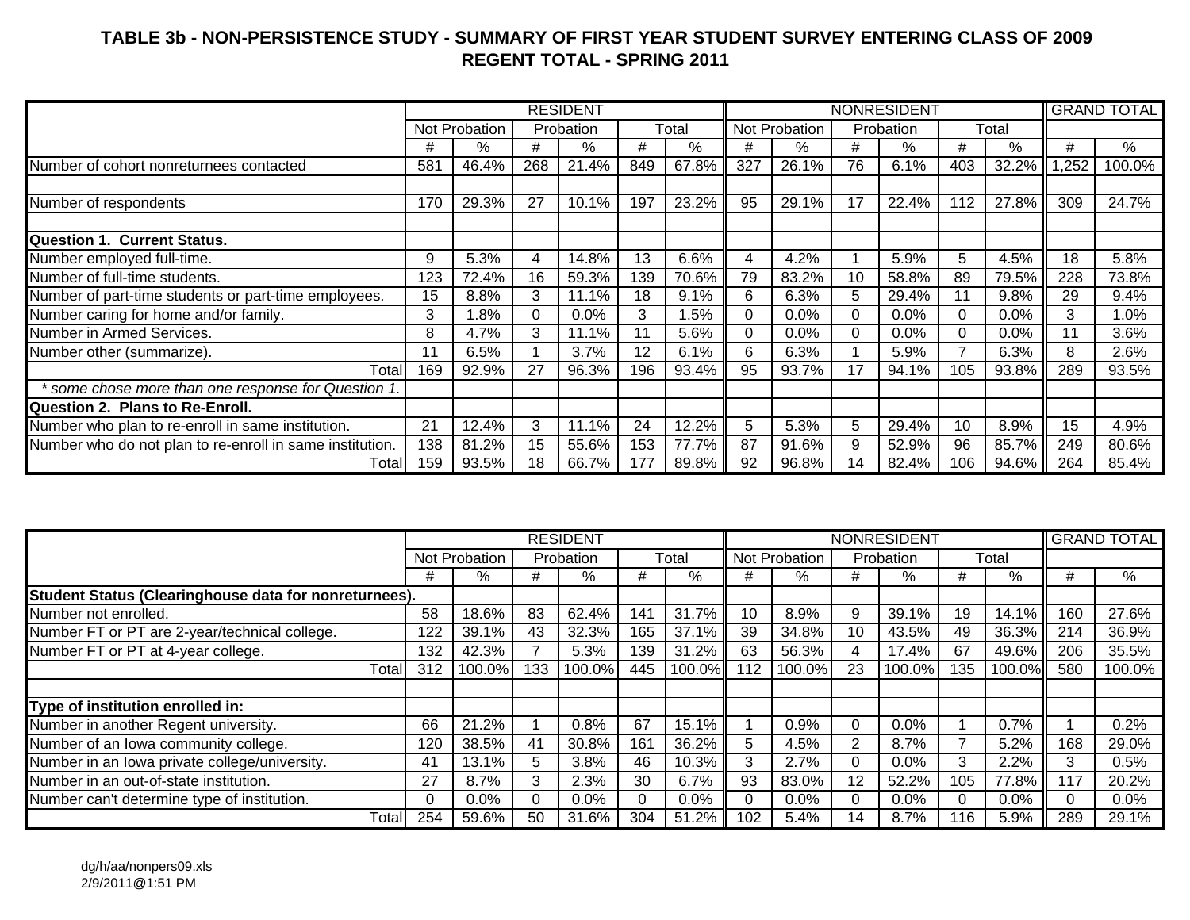# TABLE 3b - NON-PERSISTENCE STUDY - SUMMARY OF FIRST YEAR STUDENT SURVEY ENTERING CLASS OF 2009
## REGENT TOTAL - SPRING 2011

| | RESIDENT | | | | | | NONRESIDENT | | | | | | GRAND TOTAL | |
|---|---|---|---|---|---|---|---|---|---|---|---|---|---|---|
| | Not Probation | | Probation | | Total | | Not Probation | | Probation | | Total | | | |
| | # | % | # | % | # | % | # | % | # | % | # | % | # | % |
| Number of cohort nonreturnees contacted | 581 | 46.4% | 268 | 21.4% | 849 | 67.8% | 327 | 26.1% | 76 | 6.1% | 403 | 32.2% | 1,252 | 100.0% |
| | | | | | | | | | | | | | | |
| Number of respondents | 170 | 29.3% | 27 | 10.1% | 197 | 23.2% | 95 | 29.1% | 17 | 22.4% | 112 | 27.8% | 309 | 24.7% |
| | | | | | | | | | | | | | | |
| **Question 1. Current Status.** | | | | | | | | | | | | | | |
| Number employed full-time. | 9 | 5.3% | 4 | 14.8% | 13 | 6.6% | 4 | 4.2% | 1 | 5.9% | 5 | 4.5% | 18 | 5.8% |
| Number of full-time students. | 123 | 72.4% | 16 | 59.3% | 139 | 70.6% | 79 | 83.2% | 10 | 58.8% | 89 | 79.5% | 228 | 73.8% |
| Number of part-time students or part-time employees. | 15 | 8.8% | 3 | 11.1% | 18 | 9.1% | 6 | 6.3% | 5 | 29.4% | 11 | 9.8% | 29 | 9.4% |
| Number caring for home and/or family. | 3 | 1.8% | 0 | 0.0% | 3 | 1.5% | 0 | 0.0% | 0 | 0.0% | 0 | 0.0% | 3 | 1.0% |
| Number in Armed Services. | 8 | 4.7% | 3 | 11.1% | 11 | 5.6% | 0 | 0.0% | 0 | 0.0% | 0 | 0.0% | 11 | 3.6% |
| Number other (summarize). | 11 | 6.5% | 1 | 3.7% | 12 | 6.1% | 6 | 6.3% | 1 | 5.9% | 7 | 6.3% | 8 | 2.6% |
| Total | 169 | 92.9% | 27 | 96.3% | 196 | 93.4% | 95 | 93.7% | 17 | 94.1% | 105 | 93.8% | 289 | 93.5% |
| *\* some chose more than one response for Question 1.* | | | | | | | | | | | | | | |
| **Question 2. Plans to Re-Enroll.** | | | | | | | | | | | | | | |
| Number who plan to re-enroll in same institution. | 21 | 12.4% | 3 | 11.1% | 24 | 12.2% | 5 | 5.3% | 5 | 29.4% | 10 | 8.9% | 15 | 4.9% |
| Number who do not plan to re-enroll in same institution. | 138 | 81.2% | 15 | 55.6% | 153 | 77.7% | 87 | 91.6% | 9 | 52.9% | 96 | 85.7% | 249 | 80.6% |
| Total | 159 | 93.5% | 18 | 66.7% | 177 | 89.8% | 92 | 96.8% | 14 | 82.4% | 106 | 94.6% | 264 | 85.4% |

| | RESIDENT | | | | | | NONRESIDENT | | | | | | GRAND TOTAL | |
|---|---|---|---|---|---|---|---|---|---|---|---|---|---|---|
| | Not Probation | | Probation | | Total | | Not Probation | | Probation | | Total | | | |
| | # | % | # | % | # | % | # | % | # | % | # | % | # | % |
| **Student Status (Clearinghouse data for nonreturnees).** | | | | | | | | | | | | | | |
| Number not enrolled. | 58 | 18.6% | 83 | 62.4% | 141 | 31.7% | 10 | 8.9% | 9 | 39.1% | 19 | 14.1% | 160 | 27.6% |
| Number FT or PT are 2-year/technical college. | 122 | 39.1% | 43 | 32.3% | 165 | 37.1% | 39 | 34.8% | 10 | 43.5% | 49 | 36.3% | 214 | 36.9% |
| Number FT or PT at 4-year college. | 132 | 42.3% | 7 | 5.3% | 139 | 31.2% | 63 | 56.3% | 4 | 17.4% | 67 | 49.6% | 206 | 35.5% |
| Total | 312 | 100.0% | 133 | 100.0% | 445 | 100.0% | 112 | 100.0% | 23 | 100.0% | 135 | 100.0% | 580 | 100.0% |
| | | | | | | | | | | | | | | |
| **Type of institution enrolled in:** | | | | | | | | | | | | | | |
| Number in another Regent university. | 66 | 21.2% | 1 | 0.8% | 67 | 15.1% | 1 | 0.9% | 0 | 0.0% | 1 | 0.7% | 1 | 0.2% |
| Number of an Iowa community college. | 120 | 38.5% | 41 | 30.8% | 161 | 36.2% | 5 | 4.5% | 2 | 8.7% | 7 | 5.2% | 168 | 29.0% |
| Number in an Iowa private college/university. | 41 | 13.1% | 5 | 3.8% | 46 | 10.3% | 3 | 2.7% | 0 | 0.0% | 3 | 2.2% | 3 | 0.5% |
| Number in an out-of-state institution. | 27 | 8.7% | 3 | 2.3% | 30 | 6.7% | 93 | 83.0% | 12 | 52.2% | 105 | 77.8% | 117 | 20.2% |
| Number can't determine type of institution. | 0 | 0.0% | 0 | 0.0% | 0 | 0.0% | 0 | 0.0% | 0 | 0.0% | 0 | 0.0% | 0 | 0.0% |
| Total | 254 | 59.6% | 50 | 31.6% | 304 | 51.2% | 102 | 5.4% | 14 | 8.7% | 116 | 5.9% | 289 | 29.1% |

dg/h/aa/nonpers09.xls
2/9/2011@1:51 PM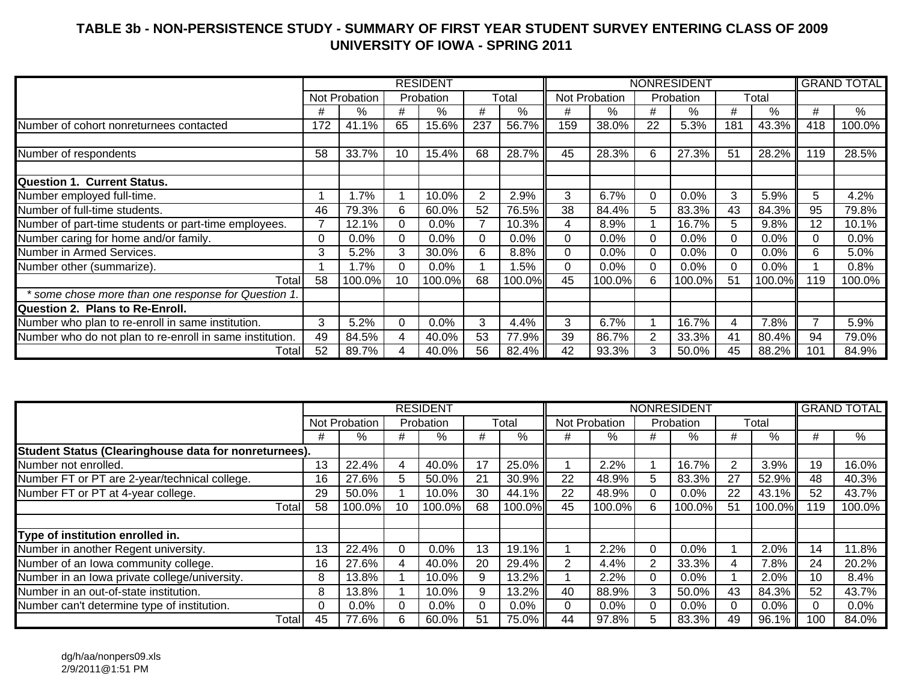# TABLE 3b - NON-PERSISTENCE STUDY - SUMMARY OF FIRST YEAR STUDENT SURVEY ENTERING CLASS OF 2009
## UNIVERSITY OF IOWA - SPRING 2011

| | RESIDENT | | | | | | NONRESIDENT | | | | | | GRAND TOTAL | |
|---|---|---|---|---|---|---|---|---|---|---|---|---|---|---|
| | Not Probation | | Probation | | Total | | Not Probation | | Probation | | Total | | | |
| | # | % | # | % | # | % | # | % | # | % | # | % | # | % |
| Number of cohort nonreturnees contacted | 172 | 41.1% | 65 | 15.6% | 237 | 56.7% | 159 | 38.0% | 22 | 5.3% | 181 | 43.3% | 418 | 100.0% |
| | | | | | | | | | | | | | | |
| Number of respondents | 58 | 33.7% | 10 | 15.4% | 68 | 28.7% | 45 | 28.3% | 6 | 27.3% | 51 | 28.2% | 119 | 28.5% |
| | | | | | | | | | | | | | | |
| **Question 1. Current Status.** | | | | | | | | | | | | | | |
| Number employed full-time. | 1 | 1.7% | 1 | 10.0% | 2 | 2.9% | 3 | 6.7% | 0 | 0.0% | 3 | 5.9% | 5 | 4.2% |
| Number of full-time students. | 46 | 79.3% | 6 | 60.0% | 52 | 76.5% | 38 | 84.4% | 5 | 83.3% | 43 | 84.3% | 95 | 79.8% |
| Number of part-time students or part-time employees. | 7 | 12.1% | 0 | 0.0% | 7 | 10.3% | 4 | 8.9% | 1 | 16.7% | 5 | 9.8% | 12 | 10.1% |
| Number caring for home and/or family. | 0 | 0.0% | 0 | 0.0% | 0 | 0.0% | 0 | 0.0% | 0 | 0.0% | 0 | 0.0% | 0 | 0.0% |
| Number in Armed Services. | 3 | 5.2% | 3 | 30.0% | 6 | 8.8% | 0 | 0.0% | 0 | 0.0% | 0 | 0.0% | 6 | 5.0% |
| Number other (summarize). | 1 | 1.7% | 0 | 0.0% | 1 | 1.5% | 0 | 0.0% | 0 | 0.0% | 0 | 0.0% | 1 | 0.8% |
| Total | 58 | 100.0% | 10 | 100.0% | 68 | 100.0% | 45 | 100.0% | 6 | 100.0% | 51 | 100.0% | 119 | 100.0% |
| *\* some chose more than one response for Question 1.* | | | | | | | | | | | | | | |
| **Question 2. Plans to Re-Enroll.** | | | | | | | | | | | | | | |
| Number who plan to re-enroll in same institution. | 3 | 5.2% | 0 | 0.0% | 3 | 4.4% | 3 | 6.7% | 1 | 16.7% | 4 | 7.8% | 7 | 5.9% |
| Number who do not plan to re-enroll in same institution. | 49 | 84.5% | 4 | 40.0% | 53 | 77.9% | 39 | 86.7% | 2 | 33.3% | 41 | 80.4% | 94 | 79.0% |
| Total | 52 | 89.7% | 4 | 40.0% | 56 | 82.4% | 42 | 93.3% | 3 | 50.0% | 45 | 88.2% | 101 | 84.9% |

| | RESIDENT | | | | | | NONRESIDENT | | | | | | GRAND TOTAL | |
|---|---|---|---|---|---|---|---|---|---|---|---|---|---|---|
| | Not Probation | | Probation | | Total | | Not Probation | | Probation | | Total | | | |
| | # | % | # | % | # | % | # | % | # | % | # | % | # | % |
| **Student Status (Clearinghouse data for nonreturnees).** | | | | | | | | | | | | | | |
| Number not enrolled. | 13 | 22.4% | 4 | 40.0% | 17 | 25.0% | 1 | 2.2% | 1 | 16.7% | 2 | 3.9% | 19 | 16.0% |
| Number FT or PT are 2-year/technical college. | 16 | 27.6% | 5 | 50.0% | 21 | 30.9% | 22 | 48.9% | 5 | 83.3% | 27 | 52.9% | 48 | 40.3% |
| Number FT or PT at 4-year college. | 29 | 50.0% | 1 | 10.0% | 30 | 44.1% | 22 | 48.9% | 0 | 0.0% | 22 | 43.1% | 52 | 43.7% |
| Total | 58 | 100.0% | 10 | 100.0% | 68 | 100.0% | 45 | 100.0% | 6 | 100.0% | 51 | 100.0% | 119 | 100.0% |
| | | | | | | | | | | | | | | |
| **Type of institution enrolled in.** | | | | | | | | | | | | | | |
| Number in another Regent university. | 13 | 22.4% | 0 | 0.0% | 13 | 19.1% | 1 | 2.2% | 0 | 0.0% | 1 | 2.0% | 14 | 11.8% |
| Number of an Iowa community college. | 16 | 27.6% | 4 | 40.0% | 20 | 29.4% | 2 | 4.4% | 2 | 33.3% | 4 | 7.8% | 24 | 20.2% |
| Number in an Iowa private college/university. | 8 | 13.8% | 1 | 10.0% | 9 | 13.2% | 1 | 2.2% | 0 | 0.0% | 1 | 2.0% | 10 | 8.4% |
| Number in an out-of-state institution. | 8 | 13.8% | 1 | 10.0% | 9 | 13.2% | 40 | 88.9% | 3 | 50.0% | 43 | 84.3% | 52 | 43.7% |
| Number can't determine type of institution. | 0 | 0.0% | 0 | 0.0% | 0 | 0.0% | 0 | 0.0% | 0 | 0.0% | 0 | 0.0% | 0 | 0.0% |
| Total | 45 | 77.6% | 6 | 60.0% | 51 | 75.0% | 44 | 97.8% | 5 | 83.3% | 49 | 96.1% | 100 | 84.0% |

dg/h/aa/nonpers09.xls
2/9/2011@1:51 PM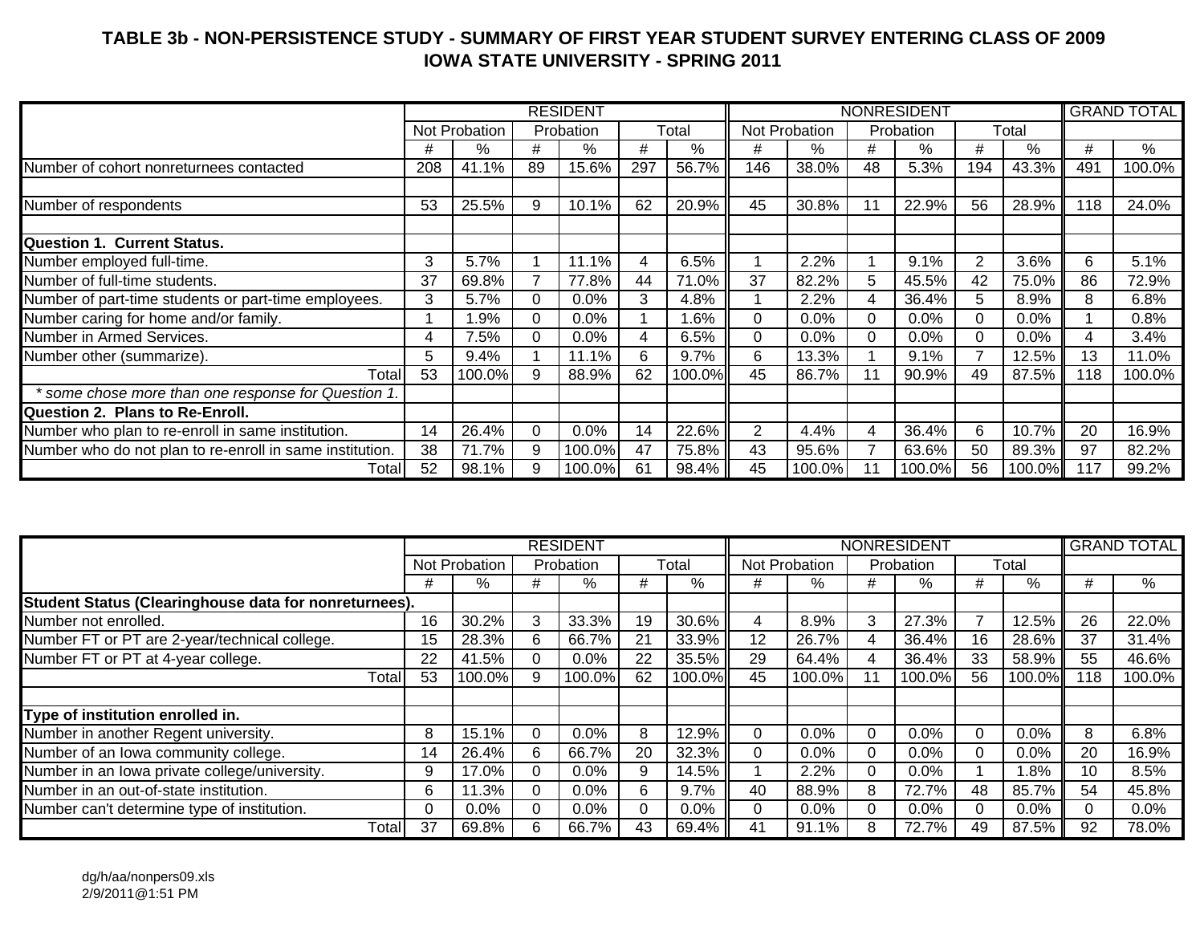## TABLE 3b - NON-PERSISTENCE STUDY - SUMMARY OF FIRST YEAR STUDENT SURVEY ENTERING CLASS OF 2009
## IOWA STATE UNIVERSITY - SPRING 2011

| | RESIDENT | | | | | | NONRESIDENT | | | | | | GRAND TOTAL | |
|---|---|---|---|---|---|---|---|---|---|---|---|---|---|---|
| | Not Probation | | Probation | | Total | | Not Probation | | Probation | | Total | | | |
| | # | % | # | % | # | % | # | % | # | % | # | % | # | % |
| Number of cohort nonreturnees contacted | 208 | 41.1% | 89 | 15.6% | 297 | 56.7% | 146 | 38.0% | 48 | 5.3% | 194 | 43.3% | 491 | 100.0% |
| | | | | | | | | | | | | | | |
| Number of respondents | 53 | 25.5% | 9 | 10.1% | 62 | 20.9% | 45 | 30.8% | 11 | 22.9% | 56 | 28.9% | 118 | 24.0% |
| | | | | | | | | | | | | | | |
| **Question 1. Current Status.** | | | | | | | | | | | | | | |
| Number employed full-time. | 3 | 5.7% | 1 | 11.1% | 4 | 6.5% | 1 | 2.2% | 1 | 9.1% | 2 | 3.6% | 6 | 5.1% |
| Number of full-time students. | 37 | 69.8% | 7 | 77.8% | 44 | 71.0% | 37 | 82.2% | 5 | 45.5% | 42 | 75.0% | 86 | 72.9% |
| Number of part-time students or part-time employees. | 3 | 5.7% | 0 | 0.0% | 3 | 4.8% | 1 | 2.2% | 4 | 36.4% | 5 | 8.9% | 8 | 6.8% |
| Number caring for home and/or family. | 1 | 1.9% | 0 | 0.0% | 1 | 1.6% | 0 | 0.0% | 0 | 0.0% | 0 | 0.0% | 1 | 0.8% |
| Number in Armed Services. | 4 | 7.5% | 0 | 0.0% | 4 | 6.5% | 0 | 0.0% | 0 | 0.0% | 0 | 0.0% | 4 | 3.4% |
| Number other (summarize). | 5 | 9.4% | 1 | 11.1% | 6 | 9.7% | 6 | 13.3% | 1 | 9.1% | 7 | 12.5% | 13 | 11.0% |
| Total | 53 | 100.0% | 9 | 88.9% | 62 | 100.0% | 45 | 86.7% | 11 | 90.9% | 49 | 87.5% | 118 | 100.0% |
| *\* some chose more than one response for Question 1.* | | | | | | | | | | | | | | |
| **Question 2. Plans to Re-Enroll.** | | | | | | | | | | | | | | |
| Number who plan to re-enroll in same institution. | 14 | 26.4% | 0 | 0.0% | 14 | 22.6% | 2 | 4.4% | 4 | 36.4% | 6 | 10.7% | 20 | 16.9% |
| Number who do not plan to re-enroll in same institution. | 38 | 71.7% | 9 | 100.0% | 47 | 75.8% | 43 | 95.6% | 7 | 63.6% | 50 | 89.3% | 97 | 82.2% |
| Total | 52 | 98.1% | 9 | 100.0% | 61 | 98.4% | 45 | 100.0% | 11 | 100.0% | 56 | 100.0% | 117 | 99.2% |

| | RESIDENT | | | | | | NONRESIDENT | | | | | | GRAND TOTAL | |
|---|---|---|---|---|---|---|---|---|---|---|---|---|---|---|
| | Not Probation | | Probation | | Total | | Not Probation | | Probation | | Total | | | |
| | # | % | # | % | # | % | # | % | # | % | # | % | # | % |
| **Student Status (Clearinghouse data for nonreturnees).** | | | | | | | | | | | | | | |
| Number not enrolled. | 16 | 30.2% | 3 | 33.3% | 19 | 30.6% | 4 | 8.9% | 3 | 27.3% | 7 | 12.5% | 26 | 22.0% |
| Number FT or PT are 2-year/technical college. | 15 | 28.3% | 6 | 66.7% | 21 | 33.9% | 12 | 26.7% | 4 | 36.4% | 16 | 28.6% | 37 | 31.4% |
| Number FT or PT at 4-year college. | 22 | 41.5% | 0 | 0.0% | 22 | 35.5% | 29 | 64.4% | 4 | 36.4% | 33 | 58.9% | 55 | 46.6% |
| Total | 53 | 100.0% | 9 | 100.0% | 62 | 100.0% | 45 | 100.0% | 11 | 100.0% | 56 | 100.0% | 118 | 100.0% |
| | | | | | | | | | | | | | | |
| **Type of institution enrolled in.** | | | | | | | | | | | | | | |
| Number in another Regent university. | 8 | 15.1% | 0 | 0.0% | 8 | 12.9% | 0 | 0.0% | 0 | 0.0% | 0 | 0.0% | 8 | 6.8% |
| Number of an Iowa community college. | 14 | 26.4% | 6 | 66.7% | 20 | 32.3% | 0 | 0.0% | 0 | 0.0% | 0 | 0.0% | 20 | 16.9% |
| Number in an Iowa private college/university. | 9 | 17.0% | 0 | 0.0% | 9 | 14.5% | 1 | 2.2% | 0 | 0.0% | 1 | 1.8% | 10 | 8.5% |
| Number in an out-of-state institution. | 6 | 11.3% | 0 | 0.0% | 6 | 9.7% | 40 | 88.9% | 8 | 72.7% | 48 | 85.7% | 54 | 45.8% |
| Number can't determine type of institution. | 0 | 0.0% | 0 | 0.0% | 0 | 0.0% | 0 | 0.0% | 0 | 0.0% | 0 | 0.0% | 0 | 0.0% |
| Total | 37 | 69.8% | 6 | 66.7% | 43 | 69.4% | 41 | 91.1% | 8 | 72.7% | 49 | 87.5% | 92 | 78.0% |

dg/h/aa/nonpers09.xls
2/9/2011@1:51 PM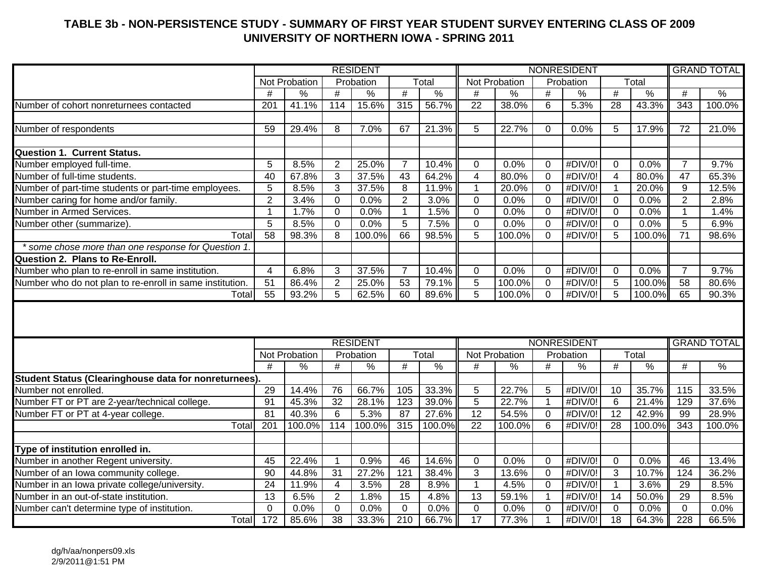# TABLE 3b - NON-PERSISTENCE STUDY - SUMMARY OF FIRST YEAR STUDENT SURVEY ENTERING CLASS OF 2009
## UNIVERSITY OF NORTHERN IOWA - SPRING 2011

| | RESIDENT | | | | | | NONRESIDENT | | | | | | GRAND TOTAL | |
|---|---|---|---|---|---|---|---|---|---|---|---|---|---|---|
| | Not Probation | | Probation | | Total | | Not Probation | | Probation | | Total | | | |
| | # | % | # | % | # | % | # | % | # | % | # | % | # | % |
| Number of cohort nonreturnees contacted | 201 | 41.1% | 114 | 15.6% | 315 | 56.7% | 22 | 38.0% | 6 | 5.3% | 28 | 43.3% | 343 | 100.0% |
| | | | | | | | | | | | | | | |
| Number of respondents | 59 | 29.4% | 8 | 7.0% | 67 | 21.3% | 5 | 22.7% | 0 | 0.0% | 5 | 17.9% | 72 | 21.0% |
| | | | | | | | | | | | | | | |
| **Question 1. Current Status.** | | | | | | | | | | | | | | |
| Number employed full-time. | 5 | 8.5% | 2 | 25.0% | 7 | 10.4% | 0 | 0.0% | 0 | #DIV/0! | 0 | 0.0% | 7 | 9.7% |
| Number of full-time students. | 40 | 67.8% | 3 | 37.5% | 43 | 64.2% | 4 | 80.0% | 0 | #DIV/0! | 4 | 80.0% | 47 | 65.3% |
| Number of part-time students or part-time employees. | 5 | 8.5% | 3 | 37.5% | 8 | 11.9% | 1 | 20.0% | 0 | #DIV/0! | 1 | 20.0% | 9 | 12.5% |
| Number caring for home and/or family. | 2 | 3.4% | 0 | 0.0% | 2 | 3.0% | 0 | 0.0% | 0 | #DIV/0! | 0 | 0.0% | 2 | 2.8% |
| Number in Armed Services. | 1 | 1.7% | 0 | 0.0% | 1 | 1.5% | 0 | 0.0% | 0 | #DIV/0! | 0 | 0.0% | 1 | 1.4% |
| Number other (summarize). | 5 | 8.5% | 0 | 0.0% | 5 | 7.5% | 0 | 0.0% | 0 | #DIV/0! | 0 | 0.0% | 5 | 6.9% |
| Total | 58 | 98.3% | 8 | 100.0% | 66 | 98.5% | 5 | 100.0% | 0 | #DIV/0! | 5 | 100.0% | 71 | 98.6% |
| *\* some chose more than one response for Question 1.* | | | | | | | | | | | | | | |
| **Question 2. Plans to Re-Enroll.** | | | | | | | | | | | | | | |
| Number who plan to re-enroll in same institution. | 4 | 6.8% | 3 | 37.5% | 7 | 10.4% | 0 | 0.0% | 0 | #DIV/0! | 0 | 0.0% | 7 | 9.7% |
| Number who do not plan to re-enroll in same institution. | 51 | 86.4% | 2 | 25.0% | 53 | 79.1% | 5 | 100.0% | 0 | #DIV/0! | 5 | 100.0% | 58 | 80.6% |
| Total | 55 | 93.2% | 5 | 62.5% | 60 | 89.6% | 5 | 100.0% | 0 | #DIV/0! | 5 | 100.0% | 65 | 90.3% |

| | RESIDENT | | | | | | NONRESIDENT | | | | | | GRAND TOTAL | |
|---|---|---|---|---|---|---|---|---|---|---|---|---|---|---|
| | Not Probation | | Probation | | Total | | Not Probation | | Probation | | Total | | | |
| | # | % | # | % | # | % | # | % | # | % | # | % | # | % |
| **Student Status (Clearinghouse data for nonreturnees).** | | | | | | | | | | | | | | |
| Number not enrolled. | 29 | 14.4% | 76 | 66.7% | 105 | 33.3% | 5 | 22.7% | 5 | #DIV/0! | 10 | 35.7% | 115 | 33.5% |
| Number FT or PT are 2-year/technical college. | 91 | 45.3% | 32 | 28.1% | 123 | 39.0% | 5 | 22.7% | 1 | #DIV/0! | 6 | 21.4% | 129 | 37.6% |
| Number FT or PT at 4-year college. | 81 | 40.3% | 6 | 5.3% | 87 | 27.6% | 12 | 54.5% | 0 | #DIV/0! | 12 | 42.9% | 99 | 28.9% |
| Total | 201 | 100.0% | 114 | 100.0% | 315 | 100.0% | 22 | 100.0% | 6 | #DIV/0! | 28 | 100.0% | 343 | 100.0% |
| | | | | | | | | | | | | | | |
| **Type of institution enrolled in.** | | | | | | | | | | | | | | |
| Number in another Regent university. | 45 | 22.4% | 1 | 0.9% | 46 | 14.6% | 0 | 0.0% | 0 | #DIV/0! | 0 | 0.0% | 46 | 13.4% |
| Number of an Iowa community college. | 90 | 44.8% | 31 | 27.2% | 121 | 38.4% | 3 | 13.6% | 0 | #DIV/0! | 3 | 10.7% | 124 | 36.2% |
| Number in an Iowa private college/university. | 24 | 11.9% | 4 | 3.5% | 28 | 8.9% | 1 | 4.5% | 0 | #DIV/0! | 1 | 3.6% | 29 | 8.5% |
| Number in an out-of-state institution. | 13 | 6.5% | 2 | 1.8% | 15 | 4.8% | 13 | 59.1% | 1 | #DIV/0! | 14 | 50.0% | 29 | 8.5% |
| Number can't determine type of institution. | 0 | 0.0% | 0 | 0.0% | 0 | 0.0% | 0 | 0.0% | 0 | #DIV/0! | 0 | 0.0% | 0 | 0.0% |
| Total | 172 | 85.6% | 38 | 33.3% | 210 | 66.7% | 17 | 77.3% | 1 | #DIV/0! | 18 | 64.3% | 228 | 66.5% |

dg/h/aa/nonpers09.xls
2/9/2011@1:51 PM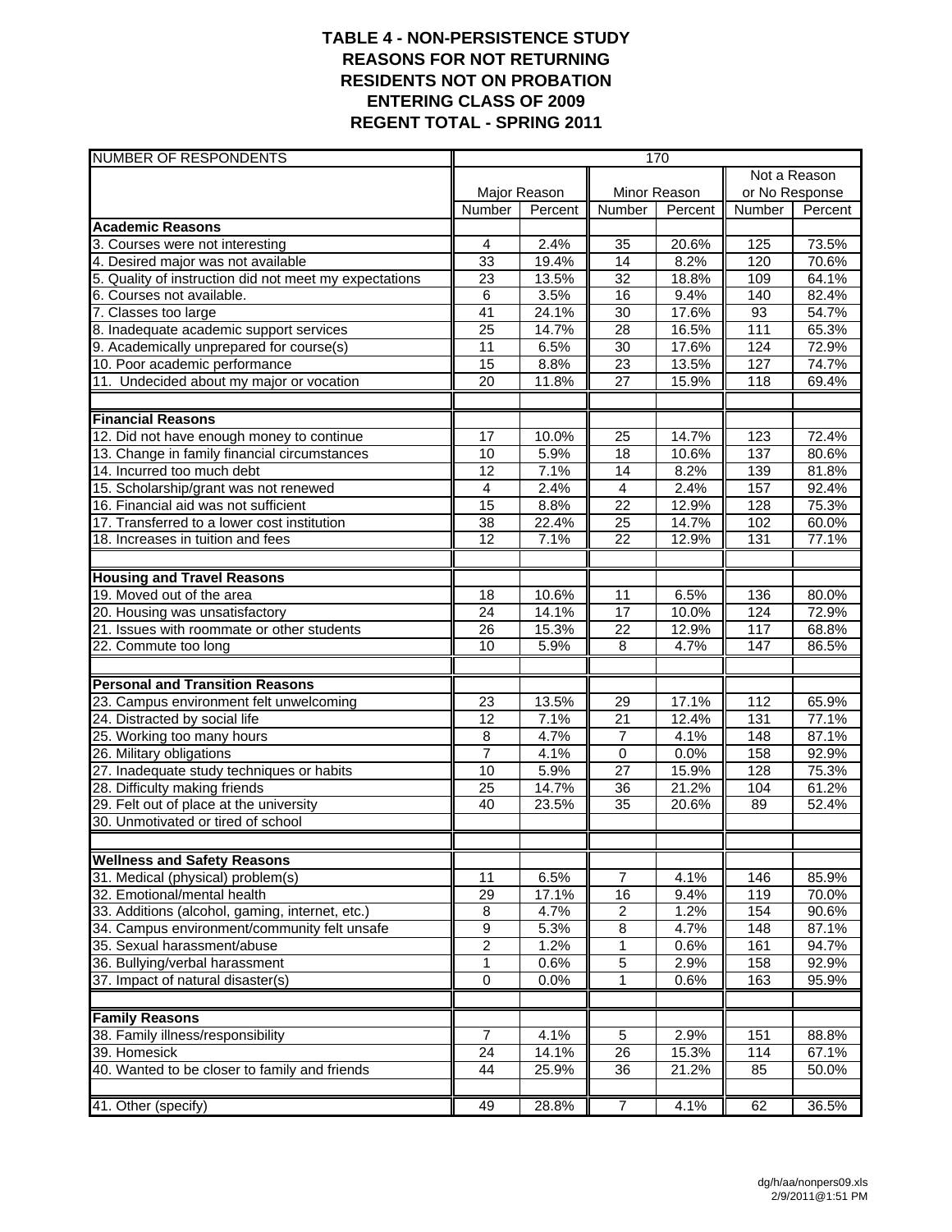# TABLE 4 - NON-PERSISTENCE STUDY
# REASONS FOR NOT RETURNING
# RESIDENTS NOT ON PROBATION
# ENTERING CLASS OF 2009
# REGENT TOTAL - SPRING 2011

| NUMBER OF RESPONDENTS | 170 | | | | | |
|---|---|---|---|---|---|---|
| | Major Reason | | Minor Reason | | Not a Reason or No Response | |
| | Number | Percent | Number | Percent | Number | Percent |
| **Academic Reasons** | | | | | | |
| 3. Courses were not interesting | 4 | 2.4% | 35 | 20.6% | 125 | 73.5% |
| 4. Desired major was not available | 33 | 19.4% | 14 | 8.2% | 120 | 70.6% |
| 5. Quality of instruction did not meet my expectations | 23 | 13.5% | 32 | 18.8% | 109 | 64.1% |
| 6. Courses not available. | 6 | 3.5% | 16 | 9.4% | 140 | 82.4% |
| 7. Classes too large | 41 | 24.1% | 30 | 17.6% | 93 | 54.7% |
| 8. Inadequate academic support services | 25 | 14.7% | 28 | 16.5% | 111 | 65.3% |
| 9. Academically unprepared for course(s) | 11 | 6.5% | 30 | 17.6% | 124 | 72.9% |
| 10. Poor academic performance | 15 | 8.8% | 23 | 13.5% | 127 | 74.7% |
| 11. Undecided about my major or vocation | 20 | 11.8% | 27 | 15.9% | 118 | 69.4% |
| | | | | | | |
| **Financial Reasons** | | | | | | |
| 12. Did not have enough money to continue | 17 | 10.0% | 25 | 14.7% | 123 | 72.4% |
| 13. Change in family financial circumstances | 10 | 5.9% | 18 | 10.6% | 137 | 80.6% |
| 14. Incurred too much debt | 12 | 7.1% | 14 | 8.2% | 139 | 81.8% |
| 15. Scholarship/grant was not renewed | 4 | 2.4% | 4 | 2.4% | 157 | 92.4% |
| 16. Financial aid was not sufficient | 15 | 8.8% | 22 | 12.9% | 128 | 75.3% |
| 17. Transferred to a lower cost institution | 38 | 22.4% | 25 | 14.7% | 102 | 60.0% |
| 18. Increases in tuition and fees | 12 | 7.1% | 22 | 12.9% | 131 | 77.1% |
| | | | | | | |
| **Housing and Travel Reasons** | | | | | | |
| 19. Moved out of the area | 18 | 10.6% | 11 | 6.5% | 136 | 80.0% |
| 20. Housing was unsatisfactory | 24 | 14.1% | 17 | 10.0% | 124 | 72.9% |
| 21. Issues with roommate or other students | 26 | 15.3% | 22 | 12.9% | 117 | 68.8% |
| 22. Commute too long | 10 | 5.9% | 8 | 4.7% | 147 | 86.5% |
| | | | | | | |
| **Personal and Transition Reasons** | | | | | | |
| 23. Campus environment felt unwelcoming | 23 | 13.5% | 29 | 17.1% | 112 | 65.9% |
| 24. Distracted by social life | 12 | 7.1% | 21 | 12.4% | 131 | 77.1% |
| 25. Working too many hours | 8 | 4.7% | 7 | 4.1% | 148 | 87.1% |
| 26. Military obligations | 7 | 4.1% | 0 | 0.0% | 158 | 92.9% |
| 27. Inadequate study techniques or habits | 10 | 5.9% | 27 | 15.9% | 128 | 75.3% |
| 28. Difficulty making friends | 25 | 14.7% | 36 | 21.2% | 104 | 61.2% |
| 29. Felt out of place at the university | 40 | 23.5% | 35 | 20.6% | 89 | 52.4% |
| 30. Unmotivated or tired of school | | | | | | |
| | | | | | | |
| **Wellness and Safety Reasons** | | | | | | |
| 31. Medical (physical) problem(s) | 11 | 6.5% | 7 | 4.1% | 146 | 85.9% |
| 32. Emotional/mental health | 29 | 17.1% | 16 | 9.4% | 119 | 70.0% |
| 33. Additions (alcohol, gaming, internet, etc.) | 8 | 4.7% | 2 | 1.2% | 154 | 90.6% |
| 34. Campus environment/community felt unsafe | 9 | 5.3% | 8 | 4.7% | 148 | 87.1% |
| 35. Sexual harassment/abuse | 2 | 1.2% | 1 | 0.6% | 161 | 94.7% |
| 36. Bullying/verbal harassment | 1 | 0.6% | 5 | 2.9% | 158 | 92.9% |
| 37. Impact of natural disaster(s) | 0 | 0.0% | 1 | 0.6% | 163 | 95.9% |
| | | | | | | |
| **Family Reasons** | | | | | | |
| 38. Family illness/responsibility | 7 | 4.1% | 5 | 2.9% | 151 | 88.8% |
| 39. Homesick | 24 | 14.1% | 26 | 15.3% | 114 | 67.1% |
| 40. Wanted to be closer to family and friends | 44 | 25.9% | 36 | 21.2% | 85 | 50.0% |
| | | | | | | |
| 41. Other (specify) | 49 | 28.8% | 7 | 4.1% | 62 | 36.5% |

dg/h/aa/nonpers09.xls
2/9/2011@1:51 PM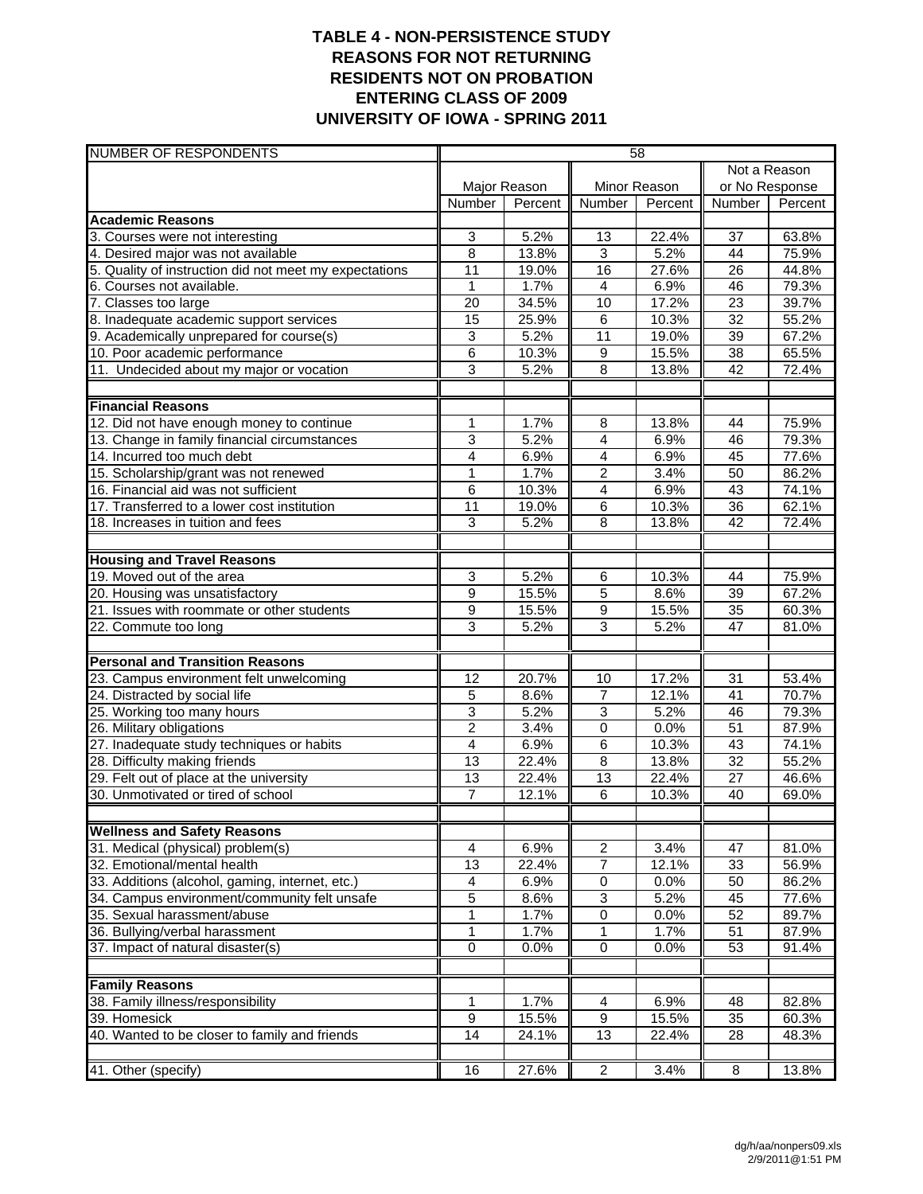# TABLE 4 - NON-PERSISTENCE STUDY
# REASONS FOR NOT RETURNING
# RESIDENTS NOT ON PROBATION
# ENTERING CLASS OF 2009
# UNIVERSITY OF IOWA - SPRING 2011

| NUMBER OF RESPONDENTS | 58 | | | | | |
|---|---|---|---|---|---|---|
| | Major Reason | | Minor Reason | | Not a Reason or No Response | |
| | Number | Percent | Number | Percent | Number | Percent |
| **Academic Reasons** | | | | | | |
| 3. Courses were not interesting | 3 | 5.2% | 13 | 22.4% | 37 | 63.8% |
| 4. Desired major was not available | 8 | 13.8% | 3 | 5.2% | 44 | 75.9% |
| 5. Quality of instruction did not meet my expectations | 11 | 19.0% | 16 | 27.6% | 26 | 44.8% |
| 6. Courses not available. | 1 | 1.7% | 4 | 6.9% | 46 | 79.3% |
| 7. Classes too large | 20 | 34.5% | 10 | 17.2% | 23 | 39.7% |
| 8. Inadequate academic support services | 15 | 25.9% | 6 | 10.3% | 32 | 55.2% |
| 9. Academically unprepared for course(s) | 3 | 5.2% | 11 | 19.0% | 39 | 67.2% |
| 10. Poor academic performance | 6 | 10.3% | 9 | 15.5% | 38 | 65.5% |
| 11. Undecided about my major or vocation | 3 | 5.2% | 8 | 13.8% | 42 | 72.4% |
| | | | | | | |
| **Financial Reasons** | | | | | | |
| 12. Did not have enough money to continue | 1 | 1.7% | 8 | 13.8% | 44 | 75.9% |
| 13. Change in family financial circumstances | 3 | 5.2% | 4 | 6.9% | 46 | 79.3% |
| 14. Incurred too much debt | 4 | 6.9% | 4 | 6.9% | 45 | 77.6% |
| 15. Scholarship/grant was not renewed | 1 | 1.7% | 2 | 3.4% | 50 | 86.2% |
| 16. Financial aid was not sufficient | 6 | 10.3% | 4 | 6.9% | 43 | 74.1% |
| 17. Transferred to a lower cost institution | 11 | 19.0% | 6 | 10.3% | 36 | 62.1% |
| 18. Increases in tuition and fees | 3 | 5.2% | 8 | 13.8% | 42 | 72.4% |
| | | | | | | |
| **Housing and Travel Reasons** | | | | | | |
| 19. Moved out of the area | 3 | 5.2% | 6 | 10.3% | 44 | 75.9% |
| 20. Housing was unsatisfactory | 9 | 15.5% | 5 | 8.6% | 39 | 67.2% |
| 21. Issues with roommate or other students | 9 | 15.5% | 9 | 15.5% | 35 | 60.3% |
| 22. Commute too long | 3 | 5.2% | 3 | 5.2% | 47 | 81.0% |
| | | | | | | |
| **Personal and Transition Reasons** | | | | | | |
| 23. Campus environment felt unwelcoming | 12 | 20.7% | 10 | 17.2% | 31 | 53.4% |
| 24. Distracted by social life | 5 | 8.6% | 7 | 12.1% | 41 | 70.7% |
| 25. Working too many hours | 3 | 5.2% | 3 | 5.2% | 46 | 79.3% |
| 26. Military obligations | 2 | 3.4% | 0 | 0.0% | 51 | 87.9% |
| 27. Inadequate study techniques or habits | 4 | 6.9% | 6 | 10.3% | 43 | 74.1% |
| 28. Difficulty making friends | 13 | 22.4% | 8 | 13.8% | 32 | 55.2% |
| 29. Felt out of place at the university | 13 | 22.4% | 13 | 22.4% | 27 | 46.6% |
| 30. Unmotivated or tired of school | 7 | 12.1% | 6 | 10.3% | 40 | 69.0% |
| | | | | | | |
| **Wellness and Safety Reasons** | | | | | | |
| 31. Medical (physical) problem(s) | 4 | 6.9% | 2 | 3.4% | 47 | 81.0% |
| 32. Emotional/mental health | 13 | 22.4% | 7 | 12.1% | 33 | 56.9% |
| 33. Additions (alcohol, gaming, internet, etc.) | 4 | 6.9% | 0 | 0.0% | 50 | 86.2% |
| 34. Campus environment/community felt unsafe | 5 | 8.6% | 3 | 5.2% | 45 | 77.6% |
| 35. Sexual harassment/abuse | 1 | 1.7% | 0 | 0.0% | 52 | 89.7% |
| 36. Bullying/verbal harassment | 1 | 1.7% | 1 | 1.7% | 51 | 87.9% |
| 37. Impact of natural disaster(s) | 0 | 0.0% | 0 | 0.0% | 53 | 91.4% |
| | | | | | | |
| **Family Reasons** | | | | | | |
| 38. Family illness/responsibility | 1 | 1.7% | 4 | 6.9% | 48 | 82.8% |
| 39. Homesick | 9 | 15.5% | 9 | 15.5% | 35 | 60.3% |
| 40. Wanted to be closer to family and friends | 14 | 24.1% | 13 | 22.4% | 28 | 48.3% |
| | | | | | | |
| 41. Other (specify) | 16 | 27.6% | 2 | 3.4% | 8 | 13.8% |

dg/h/aa/nonpers09.xls
2/9/2011@1:51 PM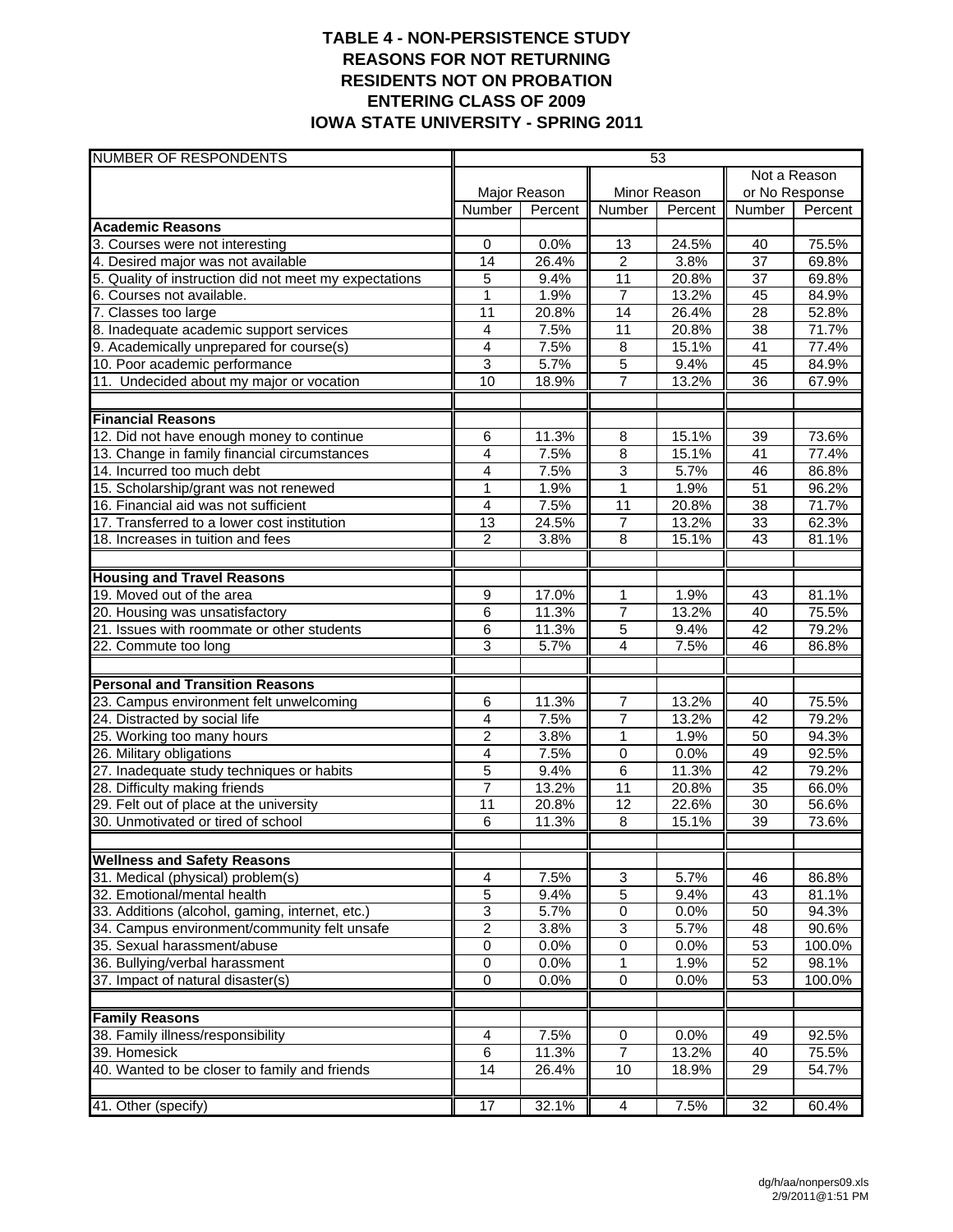# TABLE 4 - NON-PERSISTENCE STUDY
## REASONS FOR NOT RETURNING
## RESIDENTS NOT ON PROBATION
## ENTERING CLASS OF 2009
## IOWA STATE UNIVERSITY - SPRING 2011

| NUMBER OF RESPONDENTS | 53 | | | | | |
|---|---|---|---|---|---|---|
| | Major Reason | | Minor Reason | | Not a Reason or No Response | |
| | Number | Percent | Number | Percent | Number | Percent |
| **Academic Reasons** | | | | | | |
| 3. Courses were not interesting | 0 | 0.0% | 13 | 24.5% | 40 | 75.5% |
| 4. Desired major was not available | 14 | 26.4% | 2 | 3.8% | 37 | 69.8% |
| 5. Quality of instruction did not meet my expectations | 5 | 9.4% | 11 | 20.8% | 37 | 69.8% |
| 6. Courses not available. | 1 | 1.9% | 7 | 13.2% | 45 | 84.9% |
| 7. Classes too large | 11 | 20.8% | 14 | 26.4% | 28 | 52.8% |
| 8. Inadequate academic support services | 4 | 7.5% | 11 | 20.8% | 38 | 71.7% |
| 9. Academically unprepared for course(s) | 4 | 7.5% | 8 | 15.1% | 41 | 77.4% |
| 10. Poor academic performance | 3 | 5.7% | 5 | 9.4% | 45 | 84.9% |
| 11. Undecided about my major or vocation | 10 | 18.9% | 7 | 13.2% | 36 | 67.9% |
| | | | | | | |
| **Financial Reasons** | | | | | | |
| 12. Did not have enough money to continue | 6 | 11.3% | 8 | 15.1% | 39 | 73.6% |
| 13. Change in family financial circumstances | 4 | 7.5% | 8 | 15.1% | 41 | 77.4% |
| 14. Incurred too much debt | 4 | 7.5% | 3 | 5.7% | 46 | 86.8% |
| 15. Scholarship/grant was not renewed | 1 | 1.9% | 1 | 1.9% | 51 | 96.2% |
| 16. Financial aid was not sufficient | 4 | 7.5% | 11 | 20.8% | 38 | 71.7% |
| 17. Transferred to a lower cost institution | 13 | 24.5% | 7 | 13.2% | 33 | 62.3% |
| 18. Increases in tuition and fees | 2 | 3.8% | 8 | 15.1% | 43 | 81.1% |
| | | | | | | |
| **Housing and Travel Reasons** | | | | | | |
| 19. Moved out of the area | 9 | 17.0% | 1 | 1.9% | 43 | 81.1% |
| 20. Housing was unsatisfactory | 6 | 11.3% | 7 | 13.2% | 40 | 75.5% |
| 21. Issues with roommate or other students | 6 | 11.3% | 5 | 9.4% | 42 | 79.2% |
| 22. Commute too long | 3 | 5.7% | 4 | 7.5% | 46 | 86.8% |
| | | | | | | |
| **Personal and Transition Reasons** | | | | | | |
| 23. Campus environment felt unwelcoming | 6 | 11.3% | 7 | 13.2% | 40 | 75.5% |
| 24. Distracted by social life | 4 | 7.5% | 7 | 13.2% | 42 | 79.2% |
| 25. Working too many hours | 2 | 3.8% | 1 | 1.9% | 50 | 94.3% |
| 26. Military obligations | 4 | 7.5% | 0 | 0.0% | 49 | 92.5% |
| 27. Inadequate study techniques or habits | 5 | 9.4% | 6 | 11.3% | 42 | 79.2% |
| 28. Difficulty making friends | 7 | 13.2% | 11 | 20.8% | 35 | 66.0% |
| 29. Felt out of place at the university | 11 | 20.8% | 12 | 22.6% | 30 | 56.6% |
| 30. Unmotivated or tired of school | 6 | 11.3% | 8 | 15.1% | 39 | 73.6% |
| | | | | | | |
| **Wellness and Safety Reasons** | | | | | | |
| 31. Medical (physical) problem(s) | 4 | 7.5% | 3 | 5.7% | 46 | 86.8% |
| 32. Emotional/mental health | 5 | 9.4% | 5 | 9.4% | 43 | 81.1% |
| 33. Additions (alcohol, gaming, internet, etc.) | 3 | 5.7% | 0 | 0.0% | 50 | 94.3% |
| 34. Campus environment/community felt unsafe | 2 | 3.8% | 3 | 5.7% | 48 | 90.6% |
| 35. Sexual harassment/abuse | 0 | 0.0% | 0 | 0.0% | 53 | 100.0% |
| 36. Bullying/verbal harassment | 0 | 0.0% | 1 | 1.9% | 52 | 98.1% |
| 37. Impact of natural disaster(s) | 0 | 0.0% | 0 | 0.0% | 53 | 100.0% |
| | | | | | | |
| **Family Reasons** | | | | | | |
| 38. Family illness/responsibility | 4 | 7.5% | 0 | 0.0% | 49 | 92.5% |
| 39. Homesick | 6 | 11.3% | 7 | 13.2% | 40 | 75.5% |
| 40. Wanted to be closer to family and friends | 14 | 26.4% | 10 | 18.9% | 29 | 54.7% |
| | | | | | | |
| 41. Other (specify) | 17 | 32.1% | 4 | 7.5% | 32 | 60.4% |

dg/h/aa/nonpers09.xls
2/9/2011@1:51 PM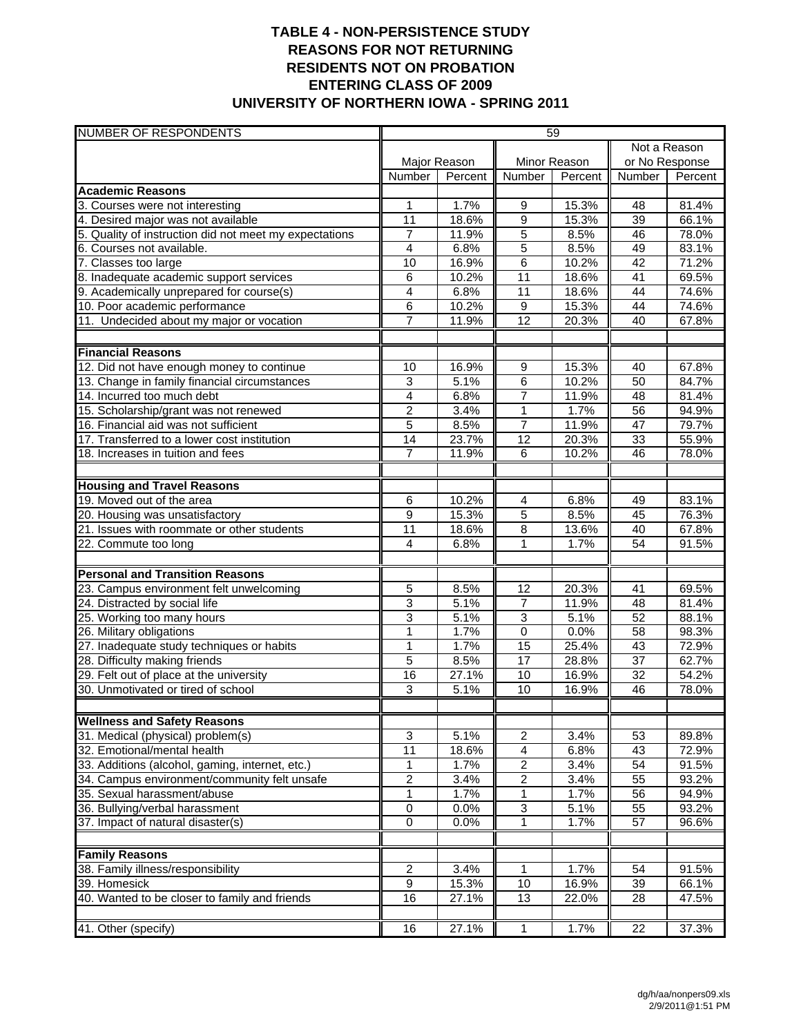# TABLE 4 - NON-PERSISTENCE STUDY
## REASONS FOR NOT RETURNING
## RESIDENTS NOT ON PROBATION
## ENTERING CLASS OF 2009
## UNIVERSITY OF NORTHERN IOWA - SPRING 2011

| NUMBER OF RESPONDENTS | 59 | | | | | |
|---|---|---|---|---|---|---|
| | Major Reason | | Minor Reason | | Not a Reason or No Response | |
| | Number | Percent | Number | Percent | Number | Percent |
| **Academic Reasons** | | | | | | |
| 3. Courses were not interesting | 1 | 1.7% | 9 | 15.3% | 48 | 81.4% |
| 4. Desired major was not available | 11 | 18.6% | 9 | 15.3% | 39 | 66.1% |
| 5. Quality of instruction did not meet my expectations | 7 | 11.9% | 5 | 8.5% | 46 | 78.0% |
| 6. Courses not available. | 4 | 6.8% | 5 | 8.5% | 49 | 83.1% |
| 7. Classes too large | 10 | 16.9% | 6 | 10.2% | 42 | 71.2% |
| 8. Inadequate academic support services | 6 | 10.2% | 11 | 18.6% | 41 | 69.5% |
| 9. Academically unprepared for course(s) | 4 | 6.8% | 11 | 18.6% | 44 | 74.6% |
| 10. Poor academic performance | 6 | 10.2% | 9 | 15.3% | 44 | 74.6% |
| 11. Undecided about my major or vocation | 7 | 11.9% | 12 | 20.3% | 40 | 67.8% |
| | | | | | | |
| **Financial Reasons** | | | | | | |
| 12. Did not have enough money to continue | 10 | 16.9% | 9 | 15.3% | 40 | 67.8% |
| 13. Change in family financial circumstances | 3 | 5.1% | 6 | 10.2% | 50 | 84.7% |
| 14. Incurred too much debt | 4 | 6.8% | 7 | 11.9% | 48 | 81.4% |
| 15. Scholarship/grant was not renewed | 2 | 3.4% | 1 | 1.7% | 56 | 94.9% |
| 16. Financial aid was not sufficient | 5 | 8.5% | 7 | 11.9% | 47 | 79.7% |
| 17. Transferred to a lower cost institution | 14 | 23.7% | 12 | 20.3% | 33 | 55.9% |
| 18. Increases in tuition and fees | 7 | 11.9% | 6 | 10.2% | 46 | 78.0% |
| | | | | | | |
| **Housing and Travel Reasons** | | | | | | |
| 19. Moved out of the area | 6 | 10.2% | 4 | 6.8% | 49 | 83.1% |
| 20. Housing was unsatisfactory | 9 | 15.3% | 5 | 8.5% | 45 | 76.3% |
| 21. Issues with roommate or other students | 11 | 18.6% | 8 | 13.6% | 40 | 67.8% |
| 22. Commute too long | 4 | 6.8% | 1 | 1.7% | 54 | 91.5% |
| | | | | | | |
| **Personal and Transition Reasons** | | | | | | |
| 23. Campus environment felt unwelcoming | 5 | 8.5% | 12 | 20.3% | 41 | 69.5% |
| 24. Distracted by social life | 3 | 5.1% | 7 | 11.9% | 48 | 81.4% |
| 25. Working too many hours | 3 | 5.1% | 3 | 5.1% | 52 | 88.1% |
| 26. Military obligations | 1 | 1.7% | 0 | 0.0% | 58 | 98.3% |
| 27. Inadequate study techniques or habits | 1 | 1.7% | 15 | 25.4% | 43 | 72.9% |
| 28. Difficulty making friends | 5 | 8.5% | 17 | 28.8% | 37 | 62.7% |
| 29. Felt out of place at the university | 16 | 27.1% | 10 | 16.9% | 32 | 54.2% |
| 30. Unmotivated or tired of school | 3 | 5.1% | 10 | 16.9% | 46 | 78.0% |
| | | | | | | |
| **Wellness and Safety Reasons** | | | | | | |
| 31. Medical (physical) problem(s) | 3 | 5.1% | 2 | 3.4% | 53 | 89.8% |
| 32. Emotional/mental health | 11 | 18.6% | 4 | 6.8% | 43 | 72.9% |
| 33. Additions (alcohol, gaming, internet, etc.) | 1 | 1.7% | 2 | 3.4% | 54 | 91.5% |
| 34. Campus environment/community felt unsafe | 2 | 3.4% | 2 | 3.4% | 55 | 93.2% |
| 35. Sexual harassment/abuse | 1 | 1.7% | 1 | 1.7% | 56 | 94.9% |
| 36. Bullying/verbal harassment | 0 | 0.0% | 3 | 5.1% | 55 | 93.2% |
| 37. Impact of natural disaster(s) | 0 | 0.0% | 1 | 1.7% | 57 | 96.6% |
| | | | | | | |
| **Family Reasons** | | | | | | |
| 38. Family illness/responsibility | 2 | 3.4% | 1 | 1.7% | 54 | 91.5% |
| 39. Homesick | 9 | 15.3% | 10 | 16.9% | 39 | 66.1% |
| 40. Wanted to be closer to family and friends | 16 | 27.1% | 13 | 22.0% | 28 | 47.5% |
| | | | | | | |
| 41. Other (specify) | 16 | 27.1% | 1 | 1.7% | 22 | 37.3% |

dg/h/aa/nonpers09.xls
2/9/2011@1:51 PM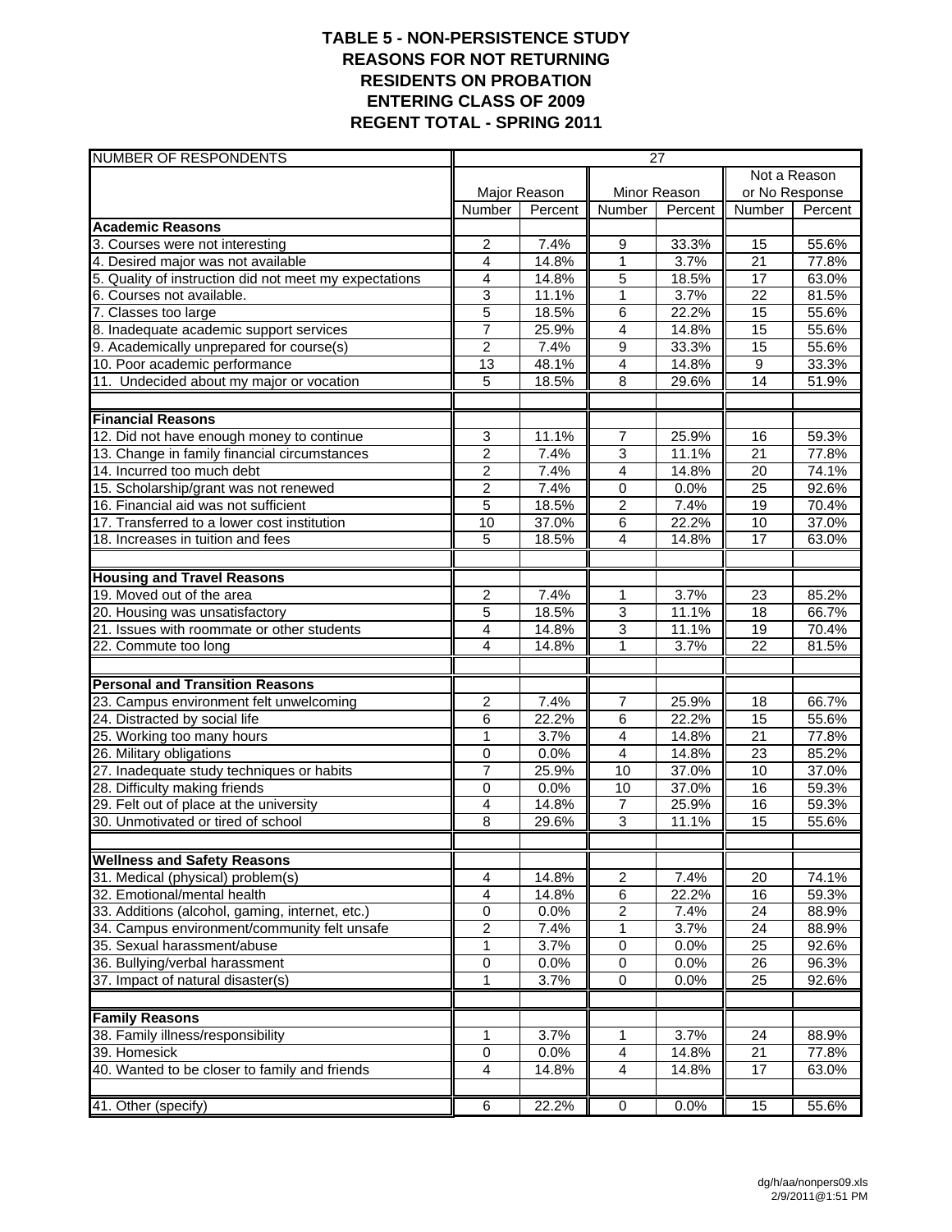## TABLE 5 - NON-PERSISTENCE STUDY
## REASONS FOR NOT RETURNING
## RESIDENTS ON PROBATION
## ENTERING CLASS OF 2009
## REGENT TOTAL - SPRING 2011

| NUMBER OF RESPONDENTS | 27 | | | | | |
|---|---|---|---|---|---|---|
| | Major Reason | | Minor Reason | | Not a Reason or No Response | |
| | Number | Percent | Number | Percent | Number | Percent |
| **Academic Reasons** | | | | | | |
| 3. Courses were not interesting | 2 | 7.4% | 9 | 33.3% | 15 | 55.6% |
| 4. Desired major was not available | 4 | 14.8% | 1 | 3.7% | 21 | 77.8% |
| 5. Quality of instruction did not meet my expectations | 4 | 14.8% | 5 | 18.5% | 17 | 63.0% |
| 6. Courses not available. | 3 | 11.1% | 1 | 3.7% | 22 | 81.5% |
| 7. Classes too large | 5 | 18.5% | 6 | 22.2% | 15 | 55.6% |
| 8. Inadequate academic support services | 7 | 25.9% | 4 | 14.8% | 15 | 55.6% |
| 9. Academically unprepared for course(s) | 2 | 7.4% | 9 | 33.3% | 15 | 55.6% |
| 10. Poor academic performance | 13 | 48.1% | 4 | 14.8% | 9 | 33.3% |
| 11. Undecided about my major or vocation | 5 | 18.5% | 8 | 29.6% | 14 | 51.9% |
| | | | | | | |
| **Financial Reasons** | | | | | | |
| 12. Did not have enough money to continue | 3 | 11.1% | 7 | 25.9% | 16 | 59.3% |
| 13. Change in family financial circumstances | 2 | 7.4% | 3 | 11.1% | 21 | 77.8% |
| 14. Incurred too much debt | 2 | 7.4% | 4 | 14.8% | 20 | 74.1% |
| 15. Scholarship/grant was not renewed | 2 | 7.4% | 0 | 0.0% | 25 | 92.6% |
| 16. Financial aid was not sufficient | 5 | 18.5% | 2 | 7.4% | 19 | 70.4% |
| 17. Transferred to a lower cost institution | 10 | 37.0% | 6 | 22.2% | 10 | 37.0% |
| 18. Increases in tuition and fees | 5 | 18.5% | 4 | 14.8% | 17 | 63.0% |
| | | | | | | |
| **Housing and Travel Reasons** | | | | | | |
| 19. Moved out of the area | 2 | 7.4% | 1 | 3.7% | 23 | 85.2% |
| 20. Housing was unsatisfactory | 5 | 18.5% | 3 | 11.1% | 18 | 66.7% |
| 21. Issues with roommate or other students | 4 | 14.8% | 3 | 11.1% | 19 | 70.4% |
| 22. Commute too long | 4 | 14.8% | 1 | 3.7% | 22 | 81.5% |
| | | | | | | |
| **Personal and Transition Reasons** | | | | | | |
| 23. Campus environment felt unwelcoming | 2 | 7.4% | 7 | 25.9% | 18 | 66.7% |
| 24. Distracted by social life | 6 | 22.2% | 6 | 22.2% | 15 | 55.6% |
| 25. Working too many hours | 1 | 3.7% | 4 | 14.8% | 21 | 77.8% |
| 26. Military obligations | 0 | 0.0% | 4 | 14.8% | 23 | 85.2% |
| 27. Inadequate study techniques or habits | 7 | 25.9% | 10 | 37.0% | 10 | 37.0% |
| 28. Difficulty making friends | 0 | 0.0% | 10 | 37.0% | 16 | 59.3% |
| 29. Felt out of place at the university | 4 | 14.8% | 7 | 25.9% | 16 | 59.3% |
| 30. Unmotivated or tired of school | 8 | 29.6% | 3 | 11.1% | 15 | 55.6% |
| | | | | | | |
| **Wellness and Safety Reasons** | | | | | | |
| 31. Medical (physical) problem(s) | 4 | 14.8% | 2 | 7.4% | 20 | 74.1% |
| 32. Emotional/mental health | 4 | 14.8% | 6 | 22.2% | 16 | 59.3% |
| 33. Additions (alcohol, gaming, internet, etc.) | 0 | 0.0% | 2 | 7.4% | 24 | 88.9% |
| 34. Campus environment/community felt unsafe | 2 | 7.4% | 1 | 3.7% | 24 | 88.9% |
| 35. Sexual harassment/abuse | 1 | 3.7% | 0 | 0.0% | 25 | 92.6% |
| 36. Bullying/verbal harassment | 0 | 0.0% | 0 | 0.0% | 26 | 96.3% |
| 37. Impact of natural disaster(s) | 1 | 3.7% | 0 | 0.0% | 25 | 92.6% |
| | | | | | | |
| **Family Reasons** | | | | | | |
| 38. Family illness/responsibility | 1 | 3.7% | 1 | 3.7% | 24 | 88.9% |
| 39. Homesick | 0 | 0.0% | 4 | 14.8% | 21 | 77.8% |
| 40. Wanted to be closer to family and friends | 4 | 14.8% | 4 | 14.8% | 17 | 63.0% |
| | | | | | | |
| 41. Other (specify) | 6 | 22.2% | 0 | 0.0% | 15 | 55.6% |

dg/h/aa/nonpers09.xls
2/9/2011@1:51 PM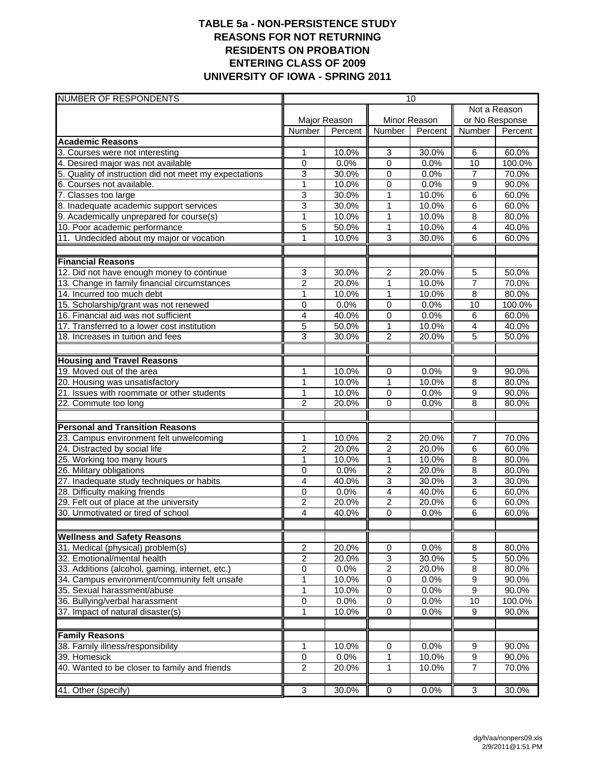# TABLE 5a - NON-PERSISTENCE STUDY
## REASONS FOR NOT RETURNING
## RESIDENTS ON PROBATION
## ENTERING CLASS OF 2009
## UNIVERSITY OF IOWA - SPRING 2011

| NUMBER OF RESPONDENTS | 10 | | | | | |
|---|---|---|---|---|---|---|
| | Major Reason | | Minor Reason | | Not a Reason or No Response | |
| | Number | Percent | Number | Percent | Number | Percent |
| **Academic Reasons** | | | | | | |
| 3. Courses were not interesting | 1 | 10.0% | 3 | 30.0% | 6 | 60.0% |
| 4. Desired major was not available | 0 | 0.0% | 0 | 0.0% | 10 | 100.0% |
| 5. Quality of instruction did not meet my expectations | 3 | 30.0% | 0 | 0.0% | 7 | 70.0% |
| 6. Courses not available. | 1 | 10.0% | 0 | 0.0% | 9 | 90.0% |
| 7. Classes too large | 3 | 30.0% | 1 | 10.0% | 6 | 60.0% |
| 8. Inadequate academic support services | 3 | 30.0% | 1 | 10.0% | 6 | 60.0% |
| 9. Academically unprepared for course(s) | 1 | 10.0% | 1 | 10.0% | 8 | 80.0% |
| 10. Poor academic performance | 5 | 50.0% | 1 | 10.0% | 4 | 40.0% |
| 11. Undecided about my major or vocation | 1 | 10.0% | 3 | 30.0% | 6 | 60.0% |
| | | | | | | |
| **Financial Reasons** | | | | | | |
| 12. Did not have enough money to continue | 3 | 30.0% | 2 | 20.0% | 5 | 50.0% |
| 13. Change in family financial circumstances | 2 | 20.0% | 1 | 10.0% | 7 | 70.0% |
| 14. Incurred too much debt | 1 | 10.0% | 1 | 10.0% | 8 | 80.0% |
| 15. Scholarship/grant was not renewed | 0 | 0.0% | 0 | 0.0% | 10 | 100.0% |
| 16. Financial aid was not sufficient | 4 | 40.0% | 0 | 0.0% | 6 | 60.0% |
| 17. Transferred to a lower cost institution | 5 | 50.0% | 1 | 10.0% | 4 | 40.0% |
| 18. Increases in tuition and fees | 3 | 30.0% | 2 | 20.0% | 5 | 50.0% |
| | | | | | | |
| **Housing and Travel Reasons** | | | | | | |
| 19. Moved out of the area | 1 | 10.0% | 0 | 0.0% | 9 | 90.0% |
| 20. Housing was unsatisfactory | 1 | 10.0% | 1 | 10.0% | 8 | 80.0% |
| 21. Issues with roommate or other students | 1 | 10.0% | 0 | 0.0% | 9 | 90.0% |
| 22. Commute too long | 2 | 20.0% | 0 | 0.0% | 8 | 80.0% |
| | | | | | | |
| **Personal and Transition Reasons** | | | | | | |
| 23. Campus environment felt unwelcoming | 1 | 10.0% | 2 | 20.0% | 7 | 70.0% |
| 24. Distracted by social life | 2 | 20.0% | 2 | 20.0% | 6 | 60.0% |
| 25. Working too many hours | 1 | 10.0% | 1 | 10.0% | 8 | 80.0% |
| 26. Military obligations | 0 | 0.0% | 2 | 20.0% | 8 | 80.0% |
| 27. Inadequate study techniques or habits | 4 | 40.0% | 3 | 30.0% | 3 | 30.0% |
| 28. Difficulty making friends | 0 | 0.0% | 4 | 40.0% | 6 | 60.0% |
| 29. Felt out of place at the university | 2 | 20.0% | 2 | 20.0% | 6 | 60.0% |
| 30. Unmotivated or tired of school | 4 | 40.0% | 0 | 0.0% | 6 | 60.0% |
| | | | | | | |
| **Wellness and Safety Reasons** | | | | | | |
| 31. Medical (physical) problem(s) | 2 | 20.0% | 0 | 0.0% | 8 | 80.0% |
| 32. Emotional/mental health | 2 | 20.0% | 3 | 30.0% | 5 | 50.0% |
| 33. Additions (alcohol, gaming, internet, etc.) | 0 | 0.0% | 2 | 20.0% | 8 | 80.0% |
| 34. Campus environment/community felt unsafe | 1 | 10.0% | 0 | 0.0% | 9 | 90.0% |
| 35. Sexual harassment/abuse | 1 | 10.0% | 0 | 0.0% | 9 | 90.0% |
| 36. Bullying/verbal harassment | 0 | 0.0% | 0 | 0.0% | 10 | 100.0% |
| 37. Impact of natural disaster(s) | 1 | 10.0% | 0 | 0.0% | 9 | 90.0% |
| | | | | | | |
| **Family Reasons** | | | | | | |
| 38. Family illness/responsibility | 1 | 10.0% | 0 | 0.0% | 9 | 90.0% |
| 39. Homesick | 0 | 0.0% | 1 | 10.0% | 9 | 90.0% |
| 40. Wanted to be closer to family and friends | 2 | 20.0% | 1 | 10.0% | 7 | 70.0% |
| | | | | | | |
| 41. Other (specify) | 3 | 30.0% | 0 | 0.0% | 3 | 30.0% |

dg/h/aa/nonpers09.xls
2/9/2011@1:51 PM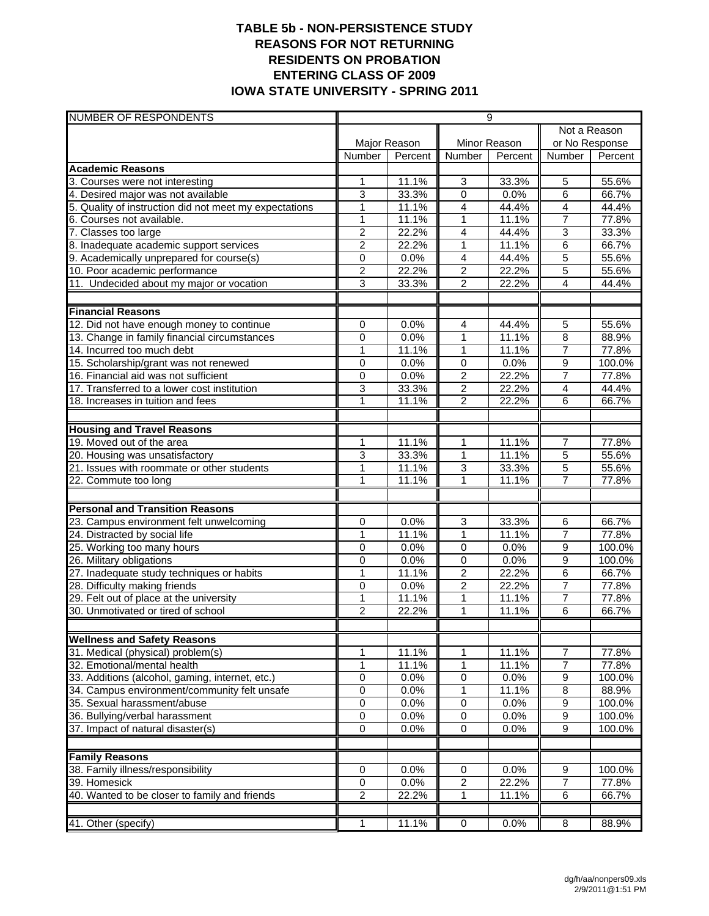# TABLE 5b - NON-PERSISTENCE STUDY
## REASONS FOR NOT RETURNING
## RESIDENTS ON PROBATION
## ENTERING CLASS OF 2009
## IOWA STATE UNIVERSITY - SPRING 2011

| NUMBER OF RESPONDENTS | 9 | | | | | |
|---|---|---|---|---|---|---|
| | Major Reason | | Minor Reason | | Not a Reason or No Response | |
| | Number | Percent | Number | Percent | Number | Percent |
| **Academic Reasons** | | | | | | |
| 3. Courses were not interesting | 1 | 11.1% | 3 | 33.3% | 5 | 55.6% |
| 4. Desired major was not available | 3 | 33.3% | 0 | 0.0% | 6 | 66.7% |
| 5. Quality of instruction did not meet my expectations | 1 | 11.1% | 4 | 44.4% | 4 | 44.4% |
| 6. Courses not available. | 1 | 11.1% | 1 | 11.1% | 7 | 77.8% |
| 7. Classes too large | 2 | 22.2% | 4 | 44.4% | 3 | 33.3% |
| 8. Inadequate academic support services | 2 | 22.2% | 1 | 11.1% | 6 | 66.7% |
| 9. Academically unprepared for course(s) | 0 | 0.0% | 4 | 44.4% | 5 | 55.6% |
| 10. Poor academic performance | 2 | 22.2% | 2 | 22.2% | 5 | 55.6% |
| 11. Undecided about my major or vocation | 3 | 33.3% | 2 | 22.2% | 4 | 44.4% |
| | | | | | | |
| **Financial Reasons** | | | | | | |
| 12. Did not have enough money to continue | 0 | 0.0% | 4 | 44.4% | 5 | 55.6% |
| 13. Change in family financial circumstances | 0 | 0.0% | 1 | 11.1% | 8 | 88.9% |
| 14. Incurred too much debt | 1 | 11.1% | 1 | 11.1% | 7 | 77.8% |
| 15. Scholarship/grant was not renewed | 0 | 0.0% | 0 | 0.0% | 9 | 100.0% |
| 16. Financial aid was not sufficient | 0 | 0.0% | 2 | 22.2% | 7 | 77.8% |
| 17. Transferred to a lower cost institution | 3 | 33.3% | 2 | 22.2% | 4 | 44.4% |
| 18. Increases in tuition and fees | 1 | 11.1% | 2 | 22.2% | 6 | 66.7% |
| | | | | | | |
| **Housing and Travel Reasons** | | | | | | |
| 19. Moved out of the area | 1 | 11.1% | 1 | 11.1% | 7 | 77.8% |
| 20. Housing was unsatisfactory | 3 | 33.3% | 1 | 11.1% | 5 | 55.6% |
| 21. Issues with roommate or other students | 1 | 11.1% | 3 | 33.3% | 5 | 55.6% |
| 22. Commute too long | 1 | 11.1% | 1 | 11.1% | 7 | 77.8% |
| | | | | | | |
| **Personal and Transition Reasons** | | | | | | |
| 23. Campus environment felt unwelcoming | 0 | 0.0% | 3 | 33.3% | 6 | 66.7% |
| 24. Distracted by social life | 1 | 11.1% | 1 | 11.1% | 7 | 77.8% |
| 25. Working too many hours | 0 | 0.0% | 0 | 0.0% | 9 | 100.0% |
| 26. Military obligations | 0 | 0.0% | 0 | 0.0% | 9 | 100.0% |
| 27. Inadequate study techniques or habits | 1 | 11.1% | 2 | 22.2% | 6 | 66.7% |
| 28. Difficulty making friends | 0 | 0.0% | 2 | 22.2% | 7 | 77.8% |
| 29. Felt out of place at the university | 1 | 11.1% | 1 | 11.1% | 7 | 77.8% |
| 30. Unmotivated or tired of school | 2 | 22.2% | 1 | 11.1% | 6 | 66.7% |
| | | | | | | |
| **Wellness and Safety Reasons** | | | | | | |
| 31. Medical (physical) problem(s) | 1 | 11.1% | 1 | 11.1% | 7 | 77.8% |
| 32. Emotional/mental health | 1 | 11.1% | 1 | 11.1% | 7 | 77.8% |
| 33. Additions (alcohol, gaming, internet, etc.) | 0 | 0.0% | 0 | 0.0% | 9 | 100.0% |
| 34. Campus environment/community felt unsafe | 0 | 0.0% | 1 | 11.1% | 8 | 88.9% |
| 35. Sexual harassment/abuse | 0 | 0.0% | 0 | 0.0% | 9 | 100.0% |
| 36. Bullying/verbal harassment | 0 | 0.0% | 0 | 0.0% | 9 | 100.0% |
| 37. Impact of natural disaster(s) | 0 | 0.0% | 0 | 0.0% | 9 | 100.0% |
| | | | | | | |
| **Family Reasons** | | | | | | |
| 38. Family illness/responsibility | 0 | 0.0% | 0 | 0.0% | 9 | 100.0% |
| 39. Homesick | 0 | 0.0% | 2 | 22.2% | 7 | 77.8% |
| 40. Wanted to be closer to family and friends | 2 | 22.2% | 1 | 11.1% | 6 | 66.7% |
| | | | | | | |
| 41. Other (specify) | 1 | 11.1% | 0 | 0.0% | 8 | 88.9% |

dg/h/aa/nonpers09.xls
2/9/2011@1:51 PM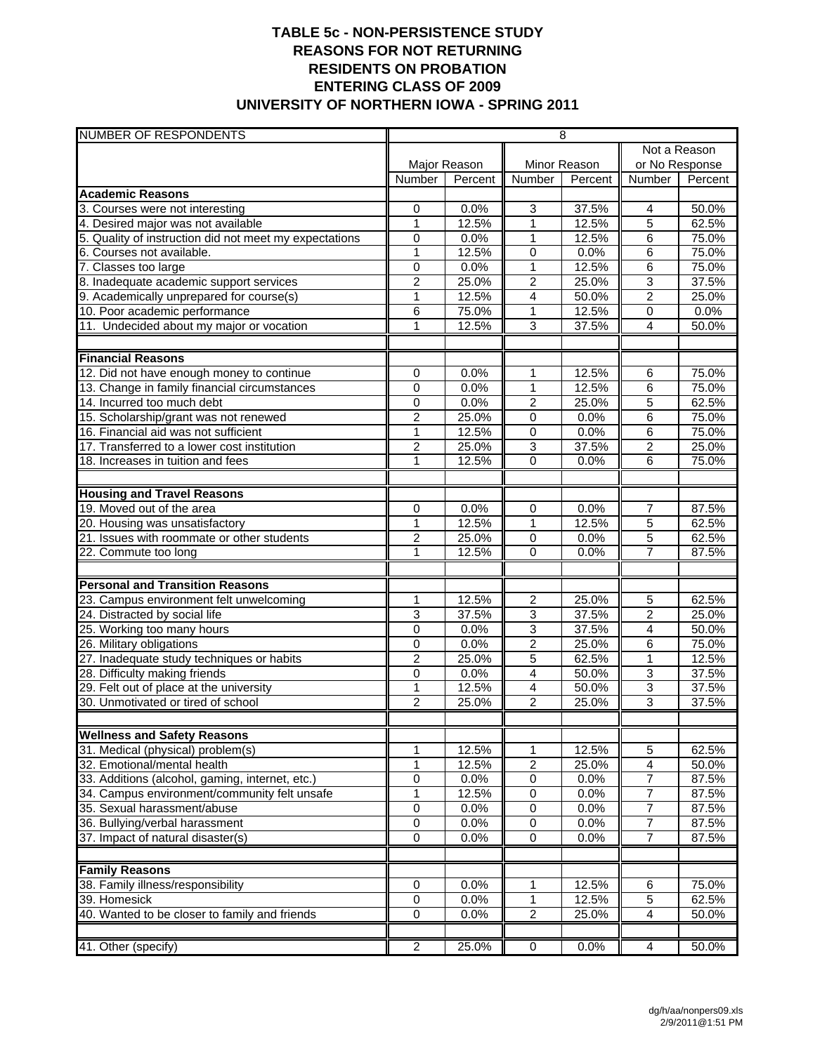# TABLE 5c - NON-PERSISTENCE STUDY
## REASONS FOR NOT RETURNING
## RESIDENTS ON PROBATION
## ENTERING CLASS OF 2009
## UNIVERSITY OF NORTHERN IOWA - SPRING 2011

| NUMBER OF RESPONDENTS | 8 | | | | | |
|---|---|---|---|---|---|---|
| | Major Reason | | Minor Reason | | Not a Reason or No Response | |
| | Number | Percent | Number | Percent | Number | Percent |
| **Academic Reasons** | | | | | | |
| 3. Courses were not interesting | 0 | 0.0% | 3 | 37.5% | 4 | 50.0% |
| 4. Desired major was not available | 1 | 12.5% | 1 | 12.5% | 5 | 62.5% |
| 5. Quality of instruction did not meet my expectations | 0 | 0.0% | 1 | 12.5% | 6 | 75.0% |
| 6. Courses not available. | 1 | 12.5% | 0 | 0.0% | 6 | 75.0% |
| 7. Classes too large | 0 | 0.0% | 1 | 12.5% | 6 | 75.0% |
| 8. Inadequate academic support services | 2 | 25.0% | 2 | 25.0% | 3 | 37.5% |
| 9. Academically unprepared for course(s) | 1 | 12.5% | 4 | 50.0% | 2 | 25.0% |
| 10. Poor academic performance | 6 | 75.0% | 1 | 12.5% | 0 | 0.0% |
| 11. Undecided about my major or vocation | 1 | 12.5% | 3 | 37.5% | 4 | 50.0% |
| | | | | | | |
| **Financial Reasons** | | | | | | |
| 12. Did not have enough money to continue | 0 | 0.0% | 1 | 12.5% | 6 | 75.0% |
| 13. Change in family financial circumstances | 0 | 0.0% | 1 | 12.5% | 6 | 75.0% |
| 14. Incurred too much debt | 0 | 0.0% | 2 | 25.0% | 5 | 62.5% |
| 15. Scholarship/grant was not renewed | 2 | 25.0% | 0 | 0.0% | 6 | 75.0% |
| 16. Financial aid was not sufficient | 1 | 12.5% | 0 | 0.0% | 6 | 75.0% |
| 17. Transferred to a lower cost institution | 2 | 25.0% | 3 | 37.5% | 2 | 25.0% |
| 18. Increases in tuition and fees | 1 | 12.5% | 0 | 0.0% | 6 | 75.0% |
| | | | | | | |
| **Housing and Travel Reasons** | | | | | | |
| 19. Moved out of the area | 0 | 0.0% | 0 | 0.0% | 7 | 87.5% |
| 20. Housing was unsatisfactory | 1 | 12.5% | 1 | 12.5% | 5 | 62.5% |
| 21. Issues with roommate or other students | 2 | 25.0% | 0 | 0.0% | 5 | 62.5% |
| 22. Commute too long | 1 | 12.5% | 0 | 0.0% | 7 | 87.5% |
| | | | | | | |
| **Personal and Transition Reasons** | | | | | | |
| 23. Campus environment felt unwelcoming | 1 | 12.5% | 2 | 25.0% | 5 | 62.5% |
| 24. Distracted by social life | 3 | 37.5% | 3 | 37.5% | 2 | 25.0% |
| 25. Working too many hours | 0 | 0.0% | 3 | 37.5% | 4 | 50.0% |
| 26. Military obligations | 0 | 0.0% | 2 | 25.0% | 6 | 75.0% |
| 27. Inadequate study techniques or habits | 2 | 25.0% | 5 | 62.5% | 1 | 12.5% |
| 28. Difficulty making friends | 0 | 0.0% | 4 | 50.0% | 3 | 37.5% |
| 29. Felt out of place at the university | 1 | 12.5% | 4 | 50.0% | 3 | 37.5% |
| 30. Unmotivated or tired of school | 2 | 25.0% | 2 | 25.0% | 3 | 37.5% |
| | | | | | | |
| **Wellness and Safety Reasons** | | | | | | |
| 31. Medical (physical) problem(s) | 1 | 12.5% | 1 | 12.5% | 5 | 62.5% |
| 32. Emotional/mental health | 1 | 12.5% | 2 | 25.0% | 4 | 50.0% |
| 33. Additions (alcohol, gaming, internet, etc.) | 0 | 0.0% | 0 | 0.0% | 7 | 87.5% |
| 34. Campus environment/community felt unsafe | 1 | 12.5% | 0 | 0.0% | 7 | 87.5% |
| 35. Sexual harassment/abuse | 0 | 0.0% | 0 | 0.0% | 7 | 87.5% |
| 36. Bullying/verbal harassment | 0 | 0.0% | 0 | 0.0% | 7 | 87.5% |
| 37. Impact of natural disaster(s) | 0 | 0.0% | 0 | 0.0% | 7 | 87.5% |
| | | | | | | |
| **Family Reasons** | | | | | | |
| 38. Family illness/responsibility | 0 | 0.0% | 1 | 12.5% | 6 | 75.0% |
| 39. Homesick | 0 | 0.0% | 1 | 12.5% | 5 | 62.5% |
| 40. Wanted to be closer to family and friends | 0 | 0.0% | 2 | 25.0% | 4 | 50.0% |
| | | | | | | |
| 41. Other (specify) | 2 | 25.0% | 0 | 0.0% | 4 | 50.0% |

dg/h/aa/nonpers09.xls
2/9/2011@1:51 PM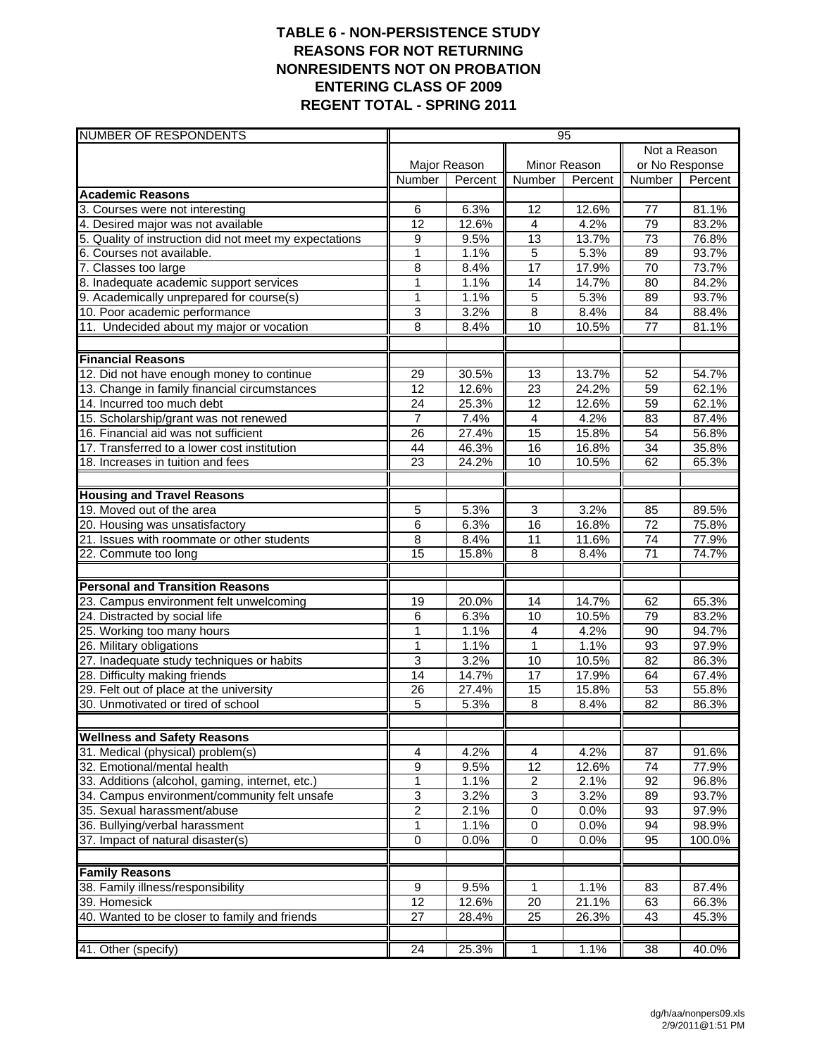# TABLE 6 - NON-PERSISTENCE STUDY
## REASONS FOR NOT RETURNING
## NONRESIDENTS NOT ON PROBATION
## ENTERING CLASS OF 2009
## REGENT TOTAL - SPRING 2011

| NUMBER OF RESPONDENTS | 95 | | | | | |
|---|---|---|---|---|---|---|
| | Major Reason | | Minor Reason | | Not a Reason or No Response | |
| | Number | Percent | Number | Percent | Number | Percent |
| **Academic Reasons** | | | | | | |
| 3. Courses were not interesting | 6 | 6.3% | 12 | 12.6% | 77 | 81.1% |
| 4. Desired major was not available | 12 | 12.6% | 4 | 4.2% | 79 | 83.2% |
| 5. Quality of instruction did not meet my expectations | 9 | 9.5% | 13 | 13.7% | 73 | 76.8% |
| 6. Courses not available. | 1 | 1.1% | 5 | 5.3% | 89 | 93.7% |
| 7. Classes too large | 8 | 8.4% | 17 | 17.9% | 70 | 73.7% |
| 8. Inadequate academic support services | 1 | 1.1% | 14 | 14.7% | 80 | 84.2% |
| 9. Academically unprepared for course(s) | 1 | 1.1% | 5 | 5.3% | 89 | 93.7% |
| 10. Poor academic performance | 3 | 3.2% | 8 | 8.4% | 84 | 88.4% |
| 11. Undecided about my major or vocation | 8 | 8.4% | 10 | 10.5% | 77 | 81.1% |
| | | | | | | |
| **Financial Reasons** | | | | | | |
| 12. Did not have enough money to continue | 29 | 30.5% | 13 | 13.7% | 52 | 54.7% |
| 13. Change in family financial circumstances | 12 | 12.6% | 23 | 24.2% | 59 | 62.1% |
| 14. Incurred too much debt | 24 | 25.3% | 12 | 12.6% | 59 | 62.1% |
| 15. Scholarship/grant was not renewed | 7 | 7.4% | 4 | 4.2% | 83 | 87.4% |
| 16. Financial aid was not sufficient | 26 | 27.4% | 15 | 15.8% | 54 | 56.8% |
| 17. Transferred to a lower cost institution | 44 | 46.3% | 16 | 16.8% | 34 | 35.8% |
| 18. Increases in tuition and fees | 23 | 24.2% | 10 | 10.5% | 62 | 65.3% |
| | | | | | | |
| **Housing and Travel Reasons** | | | | | | |
| 19. Moved out of the area | 5 | 5.3% | 3 | 3.2% | 85 | 89.5% |
| 20. Housing was unsatisfactory | 6 | 6.3% | 16 | 16.8% | 72 | 75.8% |
| 21. Issues with roommate or other students | 8 | 8.4% | 11 | 11.6% | 74 | 77.9% |
| 22. Commute too long | 15 | 15.8% | 8 | 8.4% | 71 | 74.7% |
| | | | | | | |
| **Personal and Transition Reasons** | | | | | | |
| 23. Campus environment felt unwelcoming | 19 | 20.0% | 14 | 14.7% | 62 | 65.3% |
| 24. Distracted by social life | 6 | 6.3% | 10 | 10.5% | 79 | 83.2% |
| 25. Working too many hours | 1 | 1.1% | 4 | 4.2% | 90 | 94.7% |
| 26. Military obligations | 1 | 1.1% | 1 | 1.1% | 93 | 97.9% |
| 27. Inadequate study techniques or habits | 3 | 3.2% | 10 | 10.5% | 82 | 86.3% |
| 28. Difficulty making friends | 14 | 14.7% | 17 | 17.9% | 64 | 67.4% |
| 29. Felt out of place at the university | 26 | 27.4% | 15 | 15.8% | 53 | 55.8% |
| 30. Unmotivated or tired of school | 5 | 5.3% | 8 | 8.4% | 82 | 86.3% |
| | | | | | | |
| **Wellness and Safety Reasons** | | | | | | |
| 31. Medical (physical) problem(s) | 4 | 4.2% | 4 | 4.2% | 87 | 91.6% |
| 32. Emotional/mental health | 9 | 9.5% | 12 | 12.6% | 74 | 77.9% |
| 33. Additions (alcohol, gaming, internet, etc.) | 1 | 1.1% | 2 | 2.1% | 92 | 96.8% |
| 34. Campus environment/community felt unsafe | 3 | 3.2% | 3 | 3.2% | 89 | 93.7% |
| 35. Sexual harassment/abuse | 2 | 2.1% | 0 | 0.0% | 93 | 97.9% |
| 36. Bullying/verbal harassment | 1 | 1.1% | 0 | 0.0% | 94 | 98.9% |
| 37. Impact of natural disaster(s) | 0 | 0.0% | 0 | 0.0% | 95 | 100.0% |
| | | | | | | |
| **Family Reasons** | | | | | | |
| 38. Family illness/responsibility | 9 | 9.5% | 1 | 1.1% | 83 | 87.4% |
| 39. Homesick | 12 | 12.6% | 20 | 21.1% | 63 | 66.3% |
| 40. Wanted to be closer to family and friends | 27 | 28.4% | 25 | 26.3% | 43 | 45.3% |
| | | | | | | |
| 41. Other (specify) | 24 | 25.3% | 1 | 1.1% | 38 | 40.0% |

dg/h/aa/nonpers09.xls
2/9/2011@1:51 PM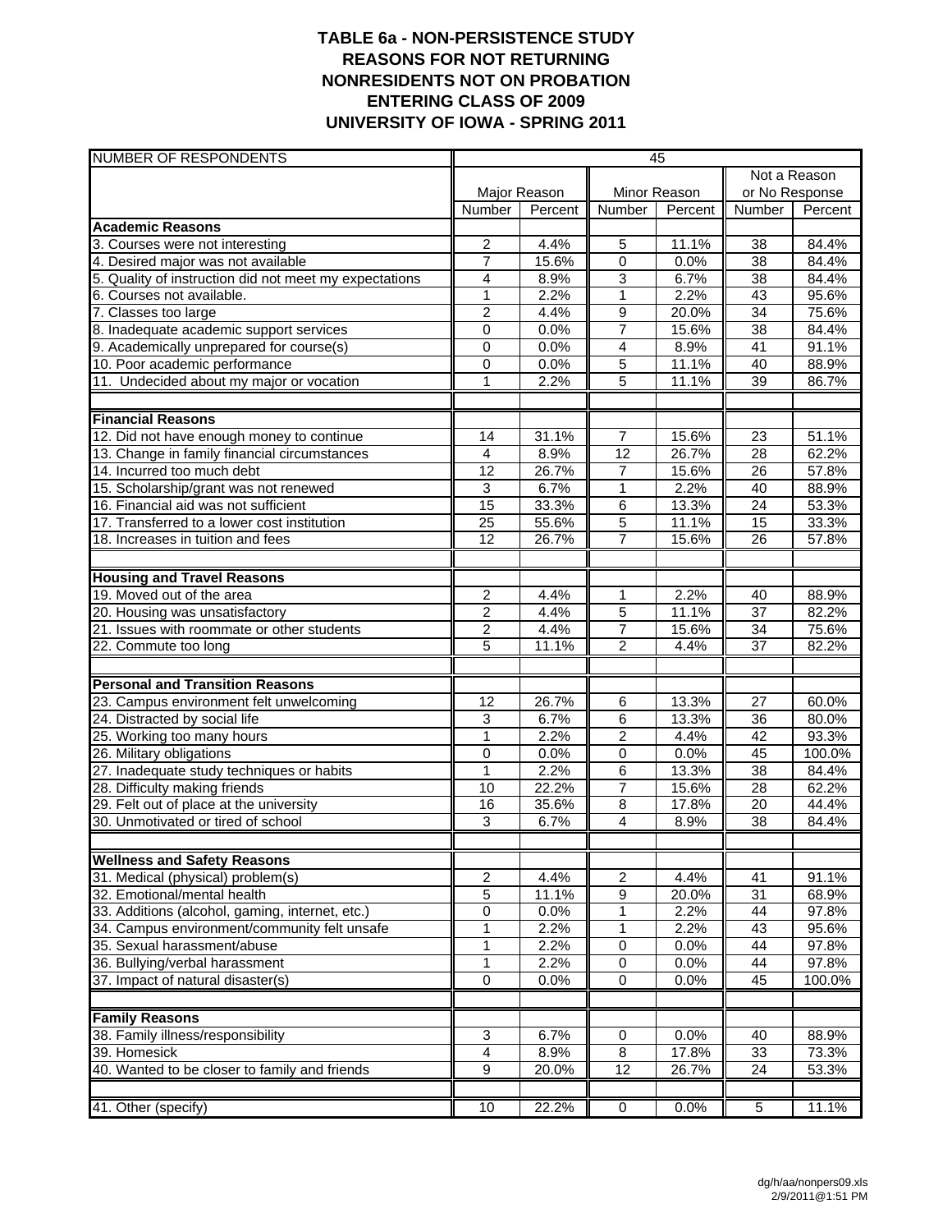# TABLE 6a - NON-PERSISTENCE STUDY
## REASONS FOR NOT RETURNING
## NONRESIDENTS NOT ON PROBATION
## ENTERING CLASS OF 2009
## UNIVERSITY OF IOWA - SPRING 2011

| NUMBER OF RESPONDENTS | 45 | | | | | |
|---|---|---|---|---|---|---|
| | Major Reason | | Minor Reason | | Not a Reason or No Response | |
| | Number | Percent | Number | Percent | Number | Percent |
| **Academic Reasons** | | | | | | |
| 3. Courses were not interesting | 2 | 4.4% | 5 | 11.1% | 38 | 84.4% |
| 4. Desired major was not available | 7 | 15.6% | 0 | 0.0% | 38 | 84.4% |
| 5. Quality of instruction did not meet my expectations | 4 | 8.9% | 3 | 6.7% | 38 | 84.4% |
| 6. Courses not available. | 1 | 2.2% | 1 | 2.2% | 43 | 95.6% |
| 7. Classes too large | 2 | 4.4% | 9 | 20.0% | 34 | 75.6% |
| 8. Inadequate academic support services | 0 | 0.0% | 7 | 15.6% | 38 | 84.4% |
| 9. Academically unprepared for course(s) | 0 | 0.0% | 4 | 8.9% | 41 | 91.1% |
| 10. Poor academic performance | 0 | 0.0% | 5 | 11.1% | 40 | 88.9% |
| 11. Undecided about my major or vocation | 1 | 2.2% | 5 | 11.1% | 39 | 86.7% |
| | | | | | | |
| **Financial Reasons** | | | | | | |
| 12. Did not have enough money to continue | 14 | 31.1% | 7 | 15.6% | 23 | 51.1% |
| 13. Change in family financial circumstances | 4 | 8.9% | 12 | 26.7% | 28 | 62.2% |
| 14. Incurred too much debt | 12 | 26.7% | 7 | 15.6% | 26 | 57.8% |
| 15. Scholarship/grant was not renewed | 3 | 6.7% | 1 | 2.2% | 40 | 88.9% |
| 16. Financial aid was not sufficient | 15 | 33.3% | 6 | 13.3% | 24 | 53.3% |
| 17. Transferred to a lower cost institution | 25 | 55.6% | 5 | 11.1% | 15 | 33.3% |
| 18. Increases in tuition and fees | 12 | 26.7% | 7 | 15.6% | 26 | 57.8% |
| | | | | | | |
| **Housing and Travel Reasons** | | | | | | |
| 19. Moved out of the area | 2 | 4.4% | 1 | 2.2% | 40 | 88.9% |
| 20. Housing was unsatisfactory | 2 | 4.4% | 5 | 11.1% | 37 | 82.2% |
| 21. Issues with roommate or other students | 2 | 4.4% | 7 | 15.6% | 34 | 75.6% |
| 22. Commute too long | 5 | 11.1% | 2 | 4.4% | 37 | 82.2% |
| | | | | | | |
| **Personal and Transition Reasons** | | | | | | |
| 23. Campus environment felt unwelcoming | 12 | 26.7% | 6 | 13.3% | 27 | 60.0% |
| 24. Distracted by social life | 3 | 6.7% | 6 | 13.3% | 36 | 80.0% |
| 25. Working too many hours | 1 | 2.2% | 2 | 4.4% | 42 | 93.3% |
| 26. Military obligations | 0 | 0.0% | 0 | 0.0% | 45 | 100.0% |
| 27. Inadequate study techniques or habits | 1 | 2.2% | 6 | 13.3% | 38 | 84.4% |
| 28. Difficulty making friends | 10 | 22.2% | 7 | 15.6% | 28 | 62.2% |
| 29. Felt out of place at the university | 16 | 35.6% | 8 | 17.8% | 20 | 44.4% |
| 30. Unmotivated or tired of school | 3 | 6.7% | 4 | 8.9% | 38 | 84.4% |
| | | | | | | |
| **Wellness and Safety Reasons** | | | | | | |
| 31. Medical (physical) problem(s) | 2 | 4.4% | 2 | 4.4% | 41 | 91.1% |
| 32. Emotional/mental health | 5 | 11.1% | 9 | 20.0% | 31 | 68.9% |
| 33. Additions (alcohol, gaming, internet, etc.) | 0 | 0.0% | 1 | 2.2% | 44 | 97.8% |
| 34. Campus environment/community felt unsafe | 1 | 2.2% | 1 | 2.2% | 43 | 95.6% |
| 35. Sexual harassment/abuse | 1 | 2.2% | 0 | 0.0% | 44 | 97.8% |
| 36. Bullying/verbal harassment | 1 | 2.2% | 0 | 0.0% | 44 | 97.8% |
| 37. Impact of natural disaster(s) | 0 | 0.0% | 0 | 0.0% | 45 | 100.0% |
| | | | | | | |
| **Family Reasons** | | | | | | |
| 38. Family illness/responsibility | 3 | 6.7% | 0 | 0.0% | 40 | 88.9% |
| 39. Homesick | 4 | 8.9% | 8 | 17.8% | 33 | 73.3% |
| 40. Wanted to be closer to family and friends | 9 | 20.0% | 12 | 26.7% | 24 | 53.3% |
| | | | | | | |
| 41. Other (specify) | 10 | 22.2% | 0 | 0.0% | 5 | 11.1% |

dg/h/aa/nonpers09.xls
2/9/2011@1:51 PM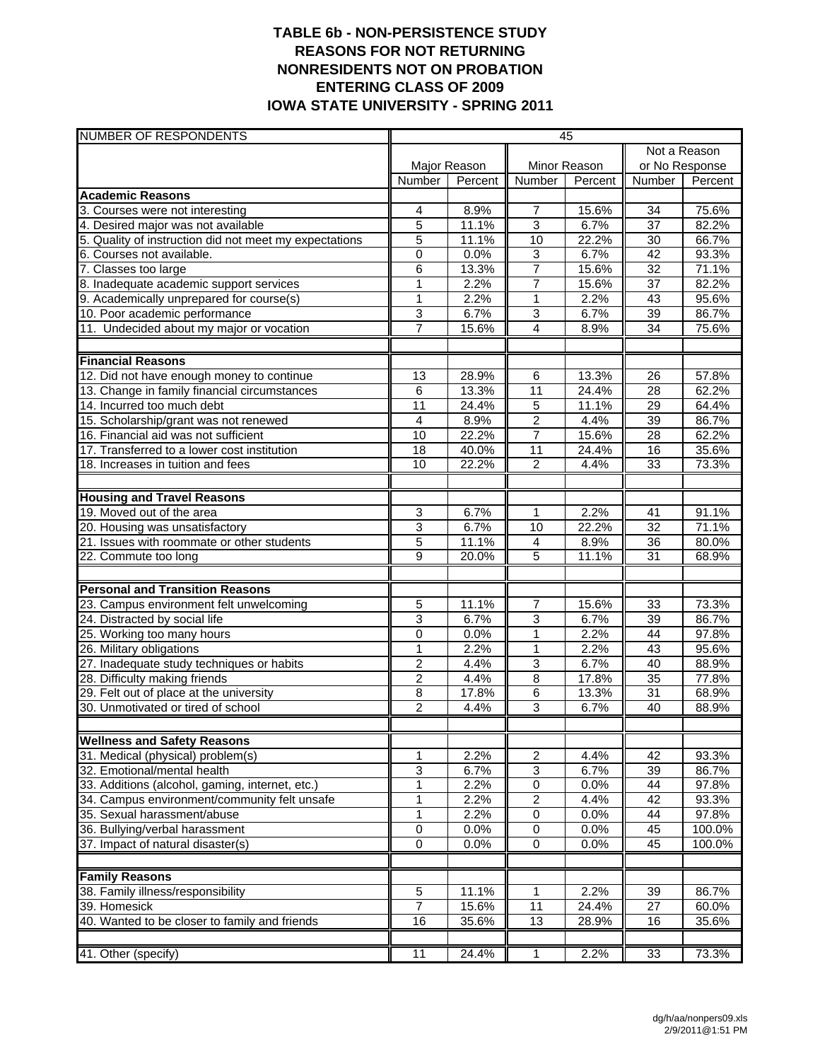# TABLE 6b - NON-PERSISTENCE STUDY
## REASONS FOR NOT RETURNING
## NONRESIDENTS NOT ON PROBATION
## ENTERING CLASS OF 2009
## IOWA STATE UNIVERSITY - SPRING 2011

| NUMBER OF RESPONDENTS | 45 | | | | | |
|---|---|---|---|---|---|---|
| | Major Reason | | Minor Reason | | Not a Reason or No Response | |
| | Number | Percent | Number | Percent | Number | Percent |
| **Academic Reasons** | | | | | | |
| 3. Courses were not interesting | 4 | 8.9% | 7 | 15.6% | 34 | 75.6% |
| 4. Desired major was not available | 5 | 11.1% | 3 | 6.7% | 37 | 82.2% |
| 5. Quality of instruction did not meet my expectations | 5 | 11.1% | 10 | 22.2% | 30 | 66.7% |
| 6. Courses not interesting. | 0 | 0.0% | 3 | 6.7% | 42 | 93.3% |
| 7. Classes too large | 6 | 13.3% | 7 | 15.6% | 32 | 71.1% |
| 8. Inadequate academic support services | 1 | 2.2% | 7 | 15.6% | 37 | 82.2% |
| 9. Academically unprepared for course(s) | 1 | 2.2% | 1 | 2.2% | 43 | 95.6% |
| 10. Poor academic performance | 3 | 6.7% | 3 | 6.7% | 39 | 86.7% |
| 11. Undecided about my major or vocation | 7 | 15.6% | 4 | 8.9% | 34 | 75.6% |
| | | | | | | |
| **Financial Reasons** | | | | | | |
| 12. Did not have enough money to continue | 13 | 28.9% | 6 | 13.3% | 26 | 57.8% |
| 13. Change in family financial circumstances | 6 | 13.3% | 11 | 24.4% | 28 | 62.2% |
| 14. Incurred too much debt | 11 | 24.4% | 5 | 11.1% | 29 | 64.4% |
| 15. Scholarship/grant was not renewed | 4 | 8.9% | 2 | 4.4% | 39 | 86.7% |
| 16. Financial aid was not sufficient | 10 | 22.2% | 7 | 15.6% | 28 | 62.2% |
| 17. Transferred to a lower cost institution | 18 | 40.0% | 11 | 24.4% | 16 | 35.6% |
| 18. Increases in tuition and fees | 10 | 22.2% | 2 | 4.4% | 33 | 73.3% |
| | | | | | | |
| **Housing and Travel Reasons** | | | | | | |
| 19. Moved out of the area | 3 | 6.7% | 1 | 2.2% | 41 | 91.1% |
| 20. Housing was unsatisfactory | 3 | 6.7% | 10 | 22.2% | 32 | 71.1% |
| 21. Issues with roommate or other students | 5 | 11.1% | 4 | 8.9% | 36 | 80.0% |
| 22. Commute too long | 9 | 20.0% | 5 | 11.1% | 31 | 68.9% |
| | | | | | | |
| **Personal and Transition Reasons** | | | | | | |
| 23. Campus environment felt unwelcoming | 5 | 11.1% | 7 | 15.6% | 33 | 73.3% |
| 24. Distracted by social life | 3 | 6.7% | 3 | 6.7% | 39 | 86.7% |
| 25. Working too many hours | 0 | 0.0% | 1 | 2.2% | 44 | 97.8% |
| 26. Military obligations | 1 | 2.2% | 1 | 2.2% | 43 | 95.6% |
| 27. Inadequate study techniques or habits | 2 | 4.4% | 3 | 6.7% | 40 | 88.9% |
| 28. Difficulty making friends | 2 | 4.4% | 8 | 17.8% | 35 | 77.8% |
| 29. Felt out of place at the university | 8 | 17.8% | 6 | 13.3% | 31 | 68.9% |
| 30. Unmotivated or tired of school | 2 | 4.4% | 3 | 6.7% | 40 | 88.9% |
| | | | | | | |
| **Wellness and Safety Reasons** | | | | | | |
| 31. Medical (physical) problem(s) | 1 | 2.2% | 2 | 4.4% | 42 | 93.3% |
| 32. Emotional/mental health | 3 | 6.7% | 3 | 6.7% | 39 | 86.7% |
| 33. Additions (alcohol, gaming, internet, etc.) | 1 | 2.2% | 0 | 0.0% | 44 | 97.8% |
| 34. Campus environment/community felt unsafe | 1 | 2.2% | 2 | 4.4% | 42 | 93.3% |
| 35. Sexual harassment/abuse | 1 | 2.2% | 0 | 0.0% | 44 | 97.8% |
| 36. Bullying/verbal harassment | 0 | 0.0% | 0 | 0.0% | 45 | 100.0% |
| 37. Impact of natural disaster(s) | 0 | 0.0% | 0 | 0.0% | 45 | 100.0% |
| | | | | | | |
| **Family Reasons** | | | | | | |
| 38. Family illness/responsibility | 5 | 11.1% | 1 | 2.2% | 39 | 86.7% |
| 39. Homesick | 7 | 15.6% | 11 | 24.4% | 27 | 60.0% |
| 40. Wanted to be closer to family and friends | 16 | 35.6% | 13 | 28.9% | 16 | 35.6% |
| | | | | | | |
| 41. Other (specify) | 11 | 24.4% | 1 | 2.2% | 33 | 73.3% |

dg/h/aa/nonpers09.xls
2/9/2011@1:51 PM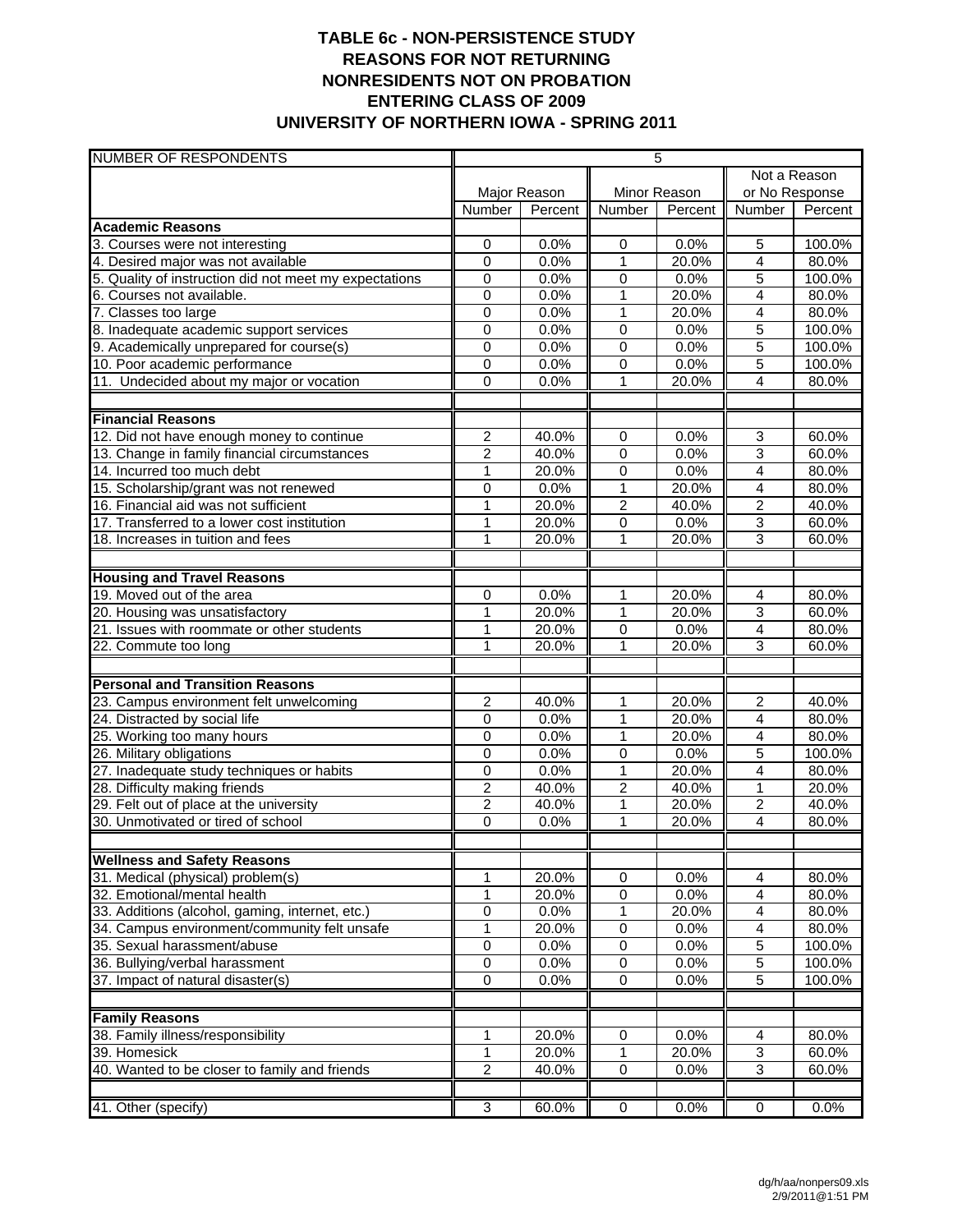# TABLE 6c - NON-PERSISTENCE STUDY
## REASONS FOR NOT RETURNING
## NONRESIDENTS NOT ON PROBATION
## ENTERING CLASS OF 2009
## UNIVERSITY OF NORTHERN IOWA - SPRING 2011

| NUMBER OF RESPONDENTS | 5 | | | | | |
|---|---|---|---|---|---|---|
| | Major Reason | | Minor Reason | | Not a Reason or No Response | |
| | Number | Percent | Number | Percent | Number | Percent |
| **Academic Reasons** | | | | | | |
| 3. Courses were not interesting | 0 | 0.0% | 0 | 0.0% | 5 | 100.0% |
| 4. Desired major was not available | 0 | 0.0% | 1 | 20.0% | 4 | 80.0% |
| 5. Quality of instruction did not meet my expectations | 0 | 0.0% | 0 | 0.0% | 5 | 100.0% |
| 6. Courses not available. | 0 | 0.0% | 1 | 20.0% | 4 | 80.0% |
| 7. Classes too large | 0 | 0.0% | 1 | 20.0% | 4 | 80.0% |
| 8. Inadequate academic support services | 0 | 0.0% | 0 | 0.0% | 5 | 100.0% |
| 9. Academically unprepared for course(s) | 0 | 0.0% | 0 | 0.0% | 5 | 100.0% |
| 10. Poor academic performance | 0 | 0.0% | 0 | 0.0% | 5 | 100.0% |
| 11. Undecided about my major or vocation | 0 | 0.0% | 1 | 20.0% | 4 | 80.0% |
| **Financial Reasons** | | | | | | |
| 12. Did not have enough money to continue | 2 | 40.0% | 0 | 0.0% | 3 | 60.0% |
| 13. Change in family financial circumstances | 2 | 40.0% | 0 | 0.0% | 3 | 60.0% |
| 14. Incurred too much debt | 1 | 20.0% | 0 | 0.0% | 4 | 80.0% |
| 15. Scholarship/grant was not renewed | 0 | 0.0% | 1 | 20.0% | 4 | 80.0% |
| 16. Financial aid was not sufficient | 1 | 20.0% | 2 | 40.0% | 2 | 40.0% |
| 17. Transferred to a lower cost institution | 1 | 20.0% | 0 | 0.0% | 3 | 60.0% |
| 18. Increases in tuition and fees | 1 | 20.0% | 1 | 20.0% | 3 | 60.0% |
| **Housing and Travel Reasons** | | | | | | |
| 19. Moved out of the area | 0 | 0.0% | 1 | 20.0% | 4 | 80.0% |
| 20. Housing was unsatisfactory | 1 | 20.0% | 1 | 20.0% | 3 | 60.0% |
| 21. Issues with roommate or other students | 1 | 20.0% | 0 | 0.0% | 4 | 80.0% |
| 22. Commute too long | 1 | 20.0% | 1 | 20.0% | 3 | 60.0% |
| **Personal and Transition Reasons** | | | | | | |
| 23. Campus environment felt unwelcoming | 2 | 40.0% | 1 | 20.0% | 2 | 40.0% |
| 24. Distracted by social life | 0 | 0.0% | 1 | 20.0% | 4 | 80.0% |
| 25. Working too many hours | 0 | 0.0% | 1 | 20.0% | 4 | 80.0% |
| 26. Military obligations | 0 | 0.0% | 0 | 0.0% | 5 | 100.0% |
| 27. Inadequate study techniques or habits | 0 | 0.0% | 1 | 20.0% | 4 | 80.0% |
| 28. Difficulty making friends | 2 | 40.0% | 2 | 40.0% | 1 | 20.0% |
| 29. Felt out of place at the university | 2 | 40.0% | 1 | 20.0% | 2 | 40.0% |
| 30. Unmotivated or tired of school | 0 | 0.0% | 1 | 20.0% | 4 | 80.0% |
| **Wellness and Safety Reasons** | | | | | | |
| 31. Medical (physical) problem(s) | 1 | 20.0% | 0 | 0.0% | 4 | 80.0% |
| 32. Emotional/mental health | 1 | 20.0% | 0 | 0.0% | 4 | 80.0% |
| 33. Additions (alcohol, gaming, internet, etc.) | 0 | 0.0% | 1 | 20.0% | 4 | 80.0% |
| 34. Campus environment/community felt unsafe | 1 | 20.0% | 0 | 0.0% | 4 | 80.0% |
| 35. Sexual harassment/abuse | 0 | 0.0% | 0 | 0.0% | 5 | 100.0% |
| 36. Bullying/verbal harassment | 0 | 0.0% | 0 | 0.0% | 5 | 100.0% |
| 37. Impact of natural disaster(s) | 0 | 0.0% | 0 | 0.0% | 5 | 100.0% |
| **Family Reasons** | | | | | | |
| 38. Family illness/responsibility | 1 | 20.0% | 0 | 0.0% | 4 | 80.0% |
| 39. Homesick | 1 | 20.0% | 1 | 20.0% | 3 | 60.0% |
| 40. Wanted to be closer to family and friends | 2 | 40.0% | 0 | 0.0% | 3 | 60.0% |
| 41. Other (specify) | 3 | 60.0% | 0 | 0.0% | 0 | 0.0% |

dg/h/aa/nonpers09.xls
2/9/2011@1:51 PM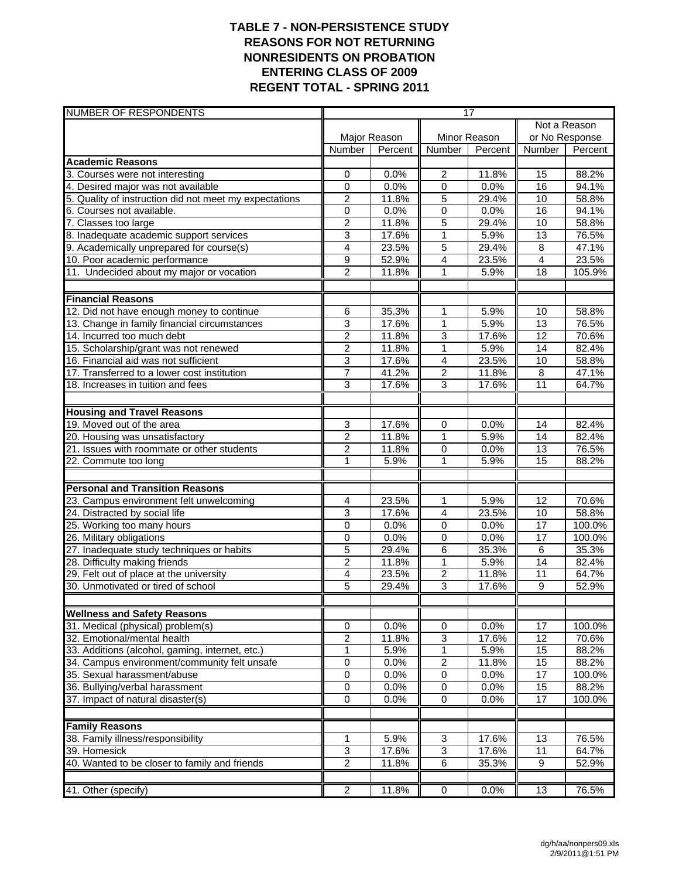# TABLE 7 - NON-PERSISTENCE STUDY
## REASONS FOR NOT RETURNING
## NONRESIDENTS ON PROBATION
## ENTERING CLASS OF 2009
## REGENT TOTAL - SPRING 2011

| NUMBER OF RESPONDENTS | 17 | | | | | |
|---|---|---|---|---|---|---|
| | Major Reason | | Minor Reason | | Not a Reason or No Response | |
| | Number | Percent | Number | Percent | Number | Percent |
| **Academic Reasons** | | | | | | |
| 3. Courses were not interesting | 0 | 0.0% | 2 | 11.8% | 15 | 88.2% |
| 4. Desired major was not available | 0 | 0.0% | 0 | 0.0% | 16 | 94.1% |
| 5. Quality of instruction did not meet my expectations | 2 | 11.8% | 5 | 29.4% | 10 | 58.8% |
| 6. Courses not available. | 0 | 0.0% | 0 | 0.0% | 16 | 94.1% |
| 7. Classes too large | 2 | 11.8% | 5 | 29.4% | 10 | 58.8% |
| 8. Inadequate academic support services | 3 | 17.6% | 1 | 5.9% | 13 | 76.5% |
| 9. Academically unprepared for course(s) | 4 | 23.5% | 5 | 29.4% | 8 | 47.1% |
| 10. Poor academic performance | 9 | 52.9% | 4 | 23.5% | 4 | 23.5% |
| 11. Undecided about my major or vocation | 2 | 11.8% | 1 | 5.9% | 18 | 105.9% |
| | | | | | | |
| **Financial Reasons** | | | | | | |
| 12. Did not have enough money to continue | 6 | 35.3% | 1 | 5.9% | 10 | 58.8% |
| 13. Change in family financial circumstances | 3 | 17.6% | 1 | 5.9% | 13 | 76.5% |
| 14. Incurred too much debt | 2 | 11.8% | 3 | 17.6% | 12 | 70.6% |
| 15. Scholarship/grant was not renewed | 2 | 11.8% | 1 | 5.9% | 14 | 82.4% |
| 16. Financial aid was not sufficient | 3 | 17.6% | 4 | 23.5% | 10 | 58.8% |
| 17. Transferred to a lower cost institution | 7 | 41.2% | 2 | 11.8% | 8 | 47.1% |
| 18. Increases in tuition and fees | 3 | 17.6% | 3 | 17.6% | 11 | 64.7% |
| | | | | | | |
| **Housing and Travel Reasons** | | | | | | |
| 19. Moved out of the area | 3 | 17.6% | 0 | 0.0% | 14 | 82.4% |
| 20. Housing was unsatisfactory | 2 | 11.8% | 1 | 5.9% | 14 | 82.4% |
| 21. Issues with roommate or other students | 2 | 11.8% | 0 | 0.0% | 13 | 76.5% |
| 22. Commute too long | 1 | 5.9% | 1 | 5.9% | 15 | 88.2% |
| | | | | | | |
| **Personal and Transition Reasons** | | | | | | |
| 23. Campus environment felt unwelcoming | 4 | 23.5% | 1 | 5.9% | 12 | 70.6% |
| 24. Distracted by social life | 3 | 17.6% | 4 | 23.5% | 10 | 58.8% |
| 25. Working too many hours | 0 | 0.0% | 0 | 0.0% | 17 | 100.0% |
| 26. Military obligations | 0 | 0.0% | 0 | 0.0% | 17 | 100.0% |
| 27. Inadequate study techniques or habits | 5 | 29.4% | 6 | 35.3% | 6 | 35.3% |
| 28. Difficulty making friends | 2 | 11.8% | 1 | 5.9% | 14 | 82.4% |
| 29. Felt out of place at the university | 4 | 23.5% | 2 | 11.8% | 11 | 64.7% |
| 30. Unmotivated or tired of school | 5 | 29.4% | 3 | 17.6% | 9 | 52.9% |
| | | | | | | |
| **Wellness and Safety Reasons** | | | | | | |
| 31. Medical (physical) problem(s) | 0 | 0.0% | 0 | 0.0% | 17 | 100.0% |
| 32. Emotional/mental health | 2 | 11.8% | 3 | 17.6% | 12 | 70.6% |
| 33. Additions (alcohol, gaming, internet, etc.) | 1 | 5.9% | 1 | 5.9% | 15 | 88.2% |
| 34. Campus environment/community felt unsafe | 0 | 0.0% | 2 | 11.8% | 15 | 88.2% |
| 35. Sexual harassment/abuse | 0 | 0.0% | 0 | 0.0% | 17 | 100.0% |
| 36. Bullying/verbal harassment | 0 | 0.0% | 0 | 0.0% | 15 | 88.2% |
| 37. Impact of natural disaster(s) | 0 | 0.0% | 0 | 0.0% | 17 | 100.0% |
| | | | | | | |
| **Family Reasons** | | | | | | |
| 38. Family illness/responsibility | 1 | 5.9% | 3 | 17.6% | 13 | 76.5% |
| 39. Homesick | 3 | 17.6% | 3 | 17.6% | 11 | 64.7% |
| 40. Wanted to be closer to family and friends | 2 | 11.8% | 6 | 35.3% | 9 | 52.9% |
| | | | | | | |
| 41. Other (specify) | 2 | 11.8% | 0 | 0.0% | 13 | 76.5% |

dg/h/aa/nonpers09.xls
2/9/2011@1:51 PM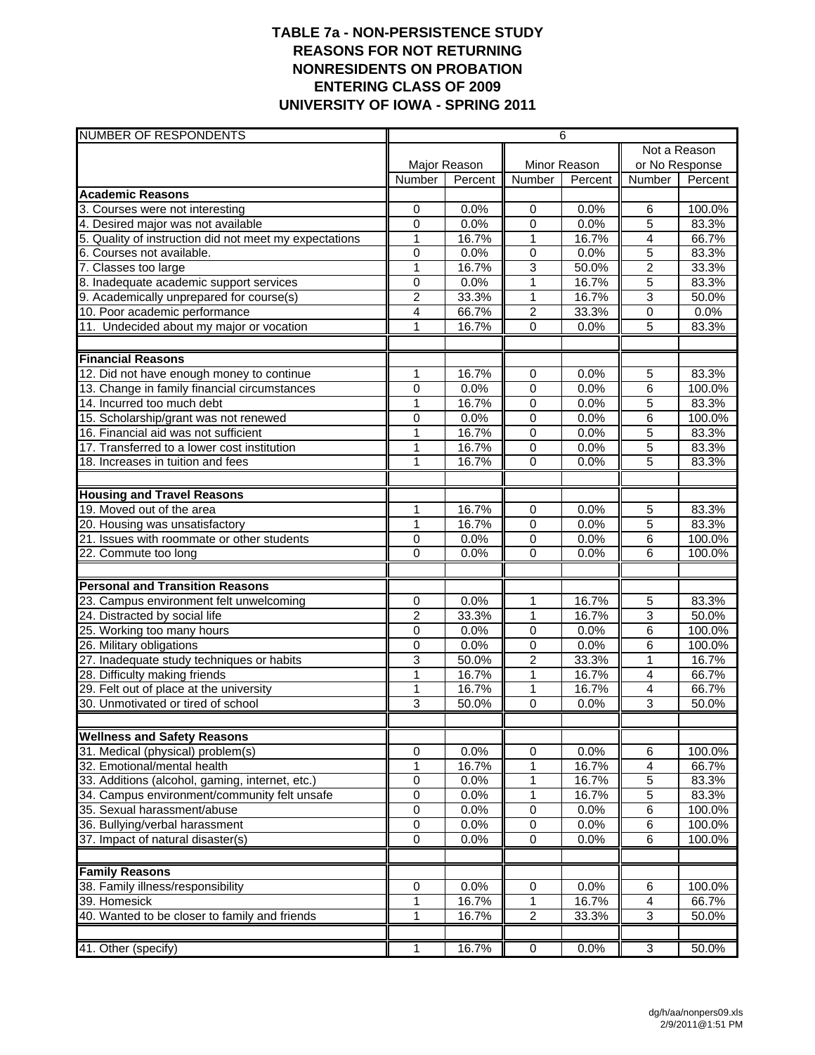# TABLE 7a - NON-PERSISTENCE STUDY
## REASONS FOR NOT RETURNING
## NONRESIDENTS ON PROBATION
## ENTERING CLASS OF 2009
## UNIVERSITY OF IOWA - SPRING 2011

| NUMBER OF RESPONDENTS | 6 | | | | | |
|---|---|---|---|---|---|---|
| | Major Reason | | Minor Reason | | Not a Reason or No Response | |
| | Number | Percent | Number | Percent | Number | Percent |
| **Academic Reasons** | | | | | | |
| 3. Courses were not interesting | 0 | 0.0% | 0 | 0.0% | 6 | 100.0% |
| 4. Desired major was not available | 0 | 0.0% | 0 | 0.0% | 5 | 83.3% |
| 5. Quality of instruction did not meet my expectations | 1 | 16.7% | 1 | 16.7% | 4 | 66.7% |
| 6. Courses not available. | 0 | 0.0% | 0 | 0.0% | 5 | 83.3% |
| 7. Classes too large | 1 | 16.7% | 3 | 50.0% | 2 | 33.3% |
| 8. Inadequate academic support services | 0 | 0.0% | 1 | 16.7% | 5 | 83.3% |
| 9. Academically unprepared for course(s) | 2 | 33.3% | 1 | 16.7% | 3 | 50.0% |
| 10. Poor academic performance | 4 | 66.7% | 2 | 33.3% | 0 | 0.0% |
| 11. Undecided about my major or vocation | 1 | 16.7% | 0 | 0.0% | 5 | 83.3% |
| | | | | | | |
| **Financial Reasons** | | | | | | |
| 12. Did not have enough money to continue | 1 | 16.7% | 0 | 0.0% | 5 | 83.3% |
| 13. Change in family financial circumstances | 0 | 0.0% | 0 | 0.0% | 6 | 100.0% |
| 14. Incurred too much debt | 1 | 16.7% | 0 | 0.0% | 5 | 83.3% |
| 15. Scholarship/grant was not renewed | 0 | 0.0% | 0 | 0.0% | 6 | 100.0% |
| 16. Financial aid was not sufficient | 1 | 16.7% | 0 | 0.0% | 5 | 83.3% |
| 17. Transferred to a lower cost institution | 1 | 16.7% | 0 | 0.0% | 5 | 83.3% |
| 18. Increases in tuition and fees | 1 | 16.7% | 0 | 0.0% | 5 | 83.3% |
| | | | | | | |
| **Housing and Travel Reasons** | | | | | | |
| 19. Moved out of the area | 1 | 16.7% | 0 | 0.0% | 5 | 83.3% |
| 20. Housing was unsatisfactory | 1 | 16.7% | 0 | 0.0% | 5 | 83.3% |
| 21. Issues with roommate or other students | 0 | 0.0% | 0 | 0.0% | 6 | 100.0% |
| 22. Commute too long | 0 | 0.0% | 0 | 0.0% | 6 | 100.0% |
| | | | | | | |
| **Personal and Transition Reasons** | | | | | | |
| 23. Campus environment felt unwelcoming | 0 | 0.0% | 1 | 16.7% | 5 | 83.3% |
| 24. Distracted by social life | 2 | 33.3% | 1 | 16.7% | 3 | 50.0% |
| 25. Working too many hours | 0 | 0.0% | 0 | 0.0% | 6 | 100.0% |
| 26. Military obligations | 0 | 0.0% | 0 | 0.0% | 6 | 100.0% |
| 27. Inadequate study techniques or habits | 3 | 50.0% | 2 | 33.3% | 1 | 16.7% |
| 28. Difficulty making friends | 1 | 16.7% | 1 | 16.7% | 4 | 66.7% |
| 29. Felt out of place at the university | 1 | 16.7% | 1 | 16.7% | 4 | 66.7% |
| 30. Unmotivated or tired of school | 3 | 50.0% | 0 | 0.0% | 3 | 50.0% |
| | | | | | | |
| **Wellness and Safety Reasons** | | | | | | |
| 31. Medical (physical) problem(s) | 0 | 0.0% | 0 | 0.0% | 6 | 100.0% |
| 32. Emotional/mental health | 1 | 16.7% | 1 | 16.7% | 4 | 66.7% |
| 33. Additions (alcohol, gaming, internet, etc.) | 0 | 0.0% | 1 | 16.7% | 5 | 83.3% |
| 34. Campus environment/community felt unsafe | 0 | 0.0% | 1 | 16.7% | 5 | 83.3% |
| 35. Sexual harassment/abuse | 0 | 0.0% | 0 | 0.0% | 6 | 100.0% |
| 36. Bullying/verbal harassment | 0 | 0.0% | 0 | 0.0% | 6 | 100.0% |
| 37. Impact of natural disaster(s) | 0 | 0.0% | 0 | 0.0% | 6 | 100.0% |
| | | | | | | |
| **Family Reasons** | | | | | | |
| 38. Family illness/responsibility | 0 | 0.0% | 0 | 0.0% | 6 | 100.0% |
| 39. Homesick | 1 | 16.7% | 1 | 16.7% | 4 | 66.7% |
| 40. Wanted to be closer to family and friends | 1 | 16.7% | 2 | 33.3% | 3 | 50.0% |
| | | | | | | |
| 41. Other (specify) | 1 | 16.7% | 0 | 0.0% | 3 | 50.0% |

dg/h/aa/nonpers09.xls
2/9/2011@1:51 PM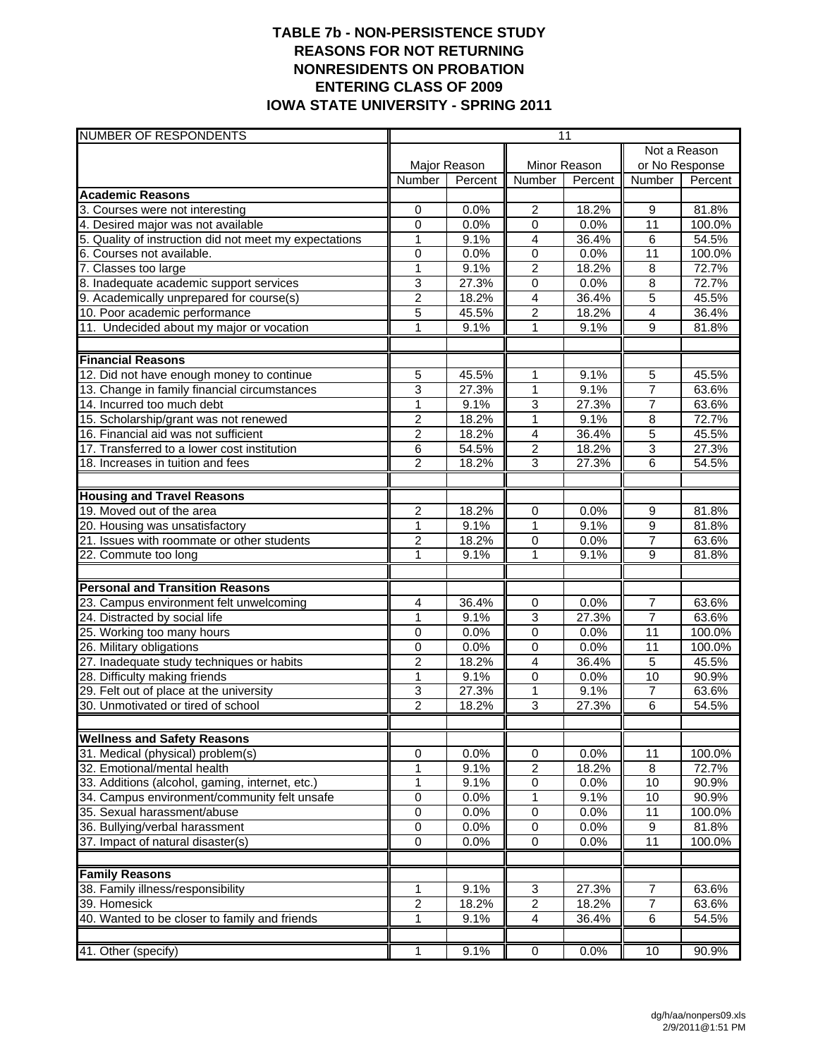# TABLE 7b - NON-PERSISTENCE STUDY
## REASONS FOR NOT RETURNING
## NONRESIDENTS ON PROBATION
## ENTERING CLASS OF 2009
## IOWA STATE UNIVERSITY - SPRING 2011

| NUMBER OF RESPONDENTS | 11 | | | | | |
|---|---|---|---|---|---|---|
| | Major Reason | | Minor Reason | | Not a Reason or No Response | |
| | Number | Percent | Number | Percent | Number | Percent |
| **Academic Reasons** | | | | | | |
| 3. Courses were not interesting | 0 | 0.0% | 2 | 18.2% | 9 | 81.8% |
| 4. Desired major was not available | 0 | 0.0% | 0 | 0.0% | 11 | 100.0% |
| 5. Quality of instruction did not meet my expectations | 1 | 9.1% | 4 | 36.4% | 6 | 54.5% |
| 6. Courses not available. | 0 | 0.0% | 0 | 0.0% | 11 | 100.0% |
| 7. Classes too large | 1 | 9.1% | 2 | 18.2% | 8 | 72.7% |
| 8. Inadequate academic support services | 3 | 27.3% | 0 | 0.0% | 8 | 72.7% |
| 9. Academically unprepared for course(s) | 2 | 18.2% | 4 | 36.4% | 5 | 45.5% |
| 10. Poor academic performance | 5 | 45.5% | 2 | 18.2% | 4 | 36.4% |
| 11. Undecided about my major or vocation | 1 | 9.1% | 1 | 9.1% | 9 | 81.8% |
| | | | | | | |
| **Financial Reasons** | | | | | | |
| 12. Did not have enough money to continue | 5 | 45.5% | 1 | 9.1% | 5 | 45.5% |
| 13. Change in family financial circumstances | 3 | 27.3% | 1 | 9.1% | 7 | 63.6% |
| 14. Incurred too much debt | 1 | 9.1% | 3 | 27.3% | 7 | 63.6% |
| 15. Scholarship/grant was not renewed | 2 | 18.2% | 1 | 9.1% | 8 | 72.7% |
| 16. Financial aid was not sufficient | 2 | 18.2% | 4 | 36.4% | 5 | 45.5% |
| 17. Transferred to a lower cost institution | 6 | 54.5% | 2 | 18.2% | 3 | 27.3% |
| 18. Increases in tuition and fees | 2 | 18.2% | 3 | 27.3% | 6 | 54.5% |
| | | | | | | |
| **Housing and Travel Reasons** | | | | | | |
| 19. Moved out of the area | 2 | 18.2% | 0 | 0.0% | 9 | 81.8% |
| 20. Housing was unsatisfactory | 1 | 9.1% | 1 | 9.1% | 9 | 81.8% |
| 21. Issues with roommate or other students | 2 | 18.2% | 0 | 0.0% | 7 | 63.6% |
| 22. Commute too long | 1 | 9.1% | 1 | 9.1% | 9 | 81.8% |
| | | | | | | |
| **Personal and Transition Reasons** | | | | | | |
| 23. Campus environment felt unwelcoming | 4 | 36.4% | 0 | 0.0% | 7 | 63.6% |
| 24. Distracted by social life | 1 | 9.1% | 3 | 27.3% | 7 | 63.6% |
| 25. Working too many hours | 0 | 0.0% | 0 | 0.0% | 11 | 100.0% |
| 26. Military obligations | 0 | 0.0% | 0 | 0.0% | 11 | 100.0% |
| 27. Inadequate study techniques or habits | 2 | 18.2% | 4 | 36.4% | 5 | 45.5% |
| 28. Difficulty making friends | 1 | 9.1% | 0 | 0.0% | 10 | 90.9% |
| 29. Felt out of place at the university | 3 | 27.3% | 1 | 9.1% | 7 | 63.6% |
| 30. Unmotivated or tired of school | 2 | 18.2% | 3 | 27.3% | 6 | 54.5% |
| | | | | | | |
| **Wellness and Safety Reasons** | | | | | | |
| 31. Medical (physical) problem(s) | 0 | 0.0% | 0 | 0.0% | 11 | 100.0% |
| 32. Emotional/mental health | 1 | 9.1% | 2 | 18.2% | 8 | 72.7% |
| 33. Additions (alcohol, gaming, internet, etc.) | 1 | 9.1% | 0 | 0.0% | 10 | 90.9% |
| 34. Campus environment/community felt unsafe | 0 | 0.0% | 1 | 9.1% | 10 | 90.9% |
| 35. Sexual harassment/abuse | 0 | 0.0% | 0 | 0.0% | 11 | 100.0% |
| 36. Bullying/verbal harassment | 0 | 0.0% | 0 | 0.0% | 9 | 81.8% |
| 37. Impact of natural disaster(s) | 0 | 0.0% | 0 | 0.0% | 11 | 100.0% |
| | | | | | | |
| **Family Reasons** | | | | | | |
| 38. Family illness/responsibility | 1 | 9.1% | 3 | 27.3% | 7 | 63.6% |
| 39. Homesick | 2 | 18.2% | 2 | 18.2% | 7 | 63.6% |
| 40. Wanted to be closer to family and friends | 1 | 9.1% | 4 | 36.4% | 6 | 54.5% |
| | | | | | | |
| 41. Other (specify) | 1 | 9.1% | 0 | 0.0% | 10 | 90.9% |

dg/h/aa/nonpers09.xls
2/9/2011@1:51 PM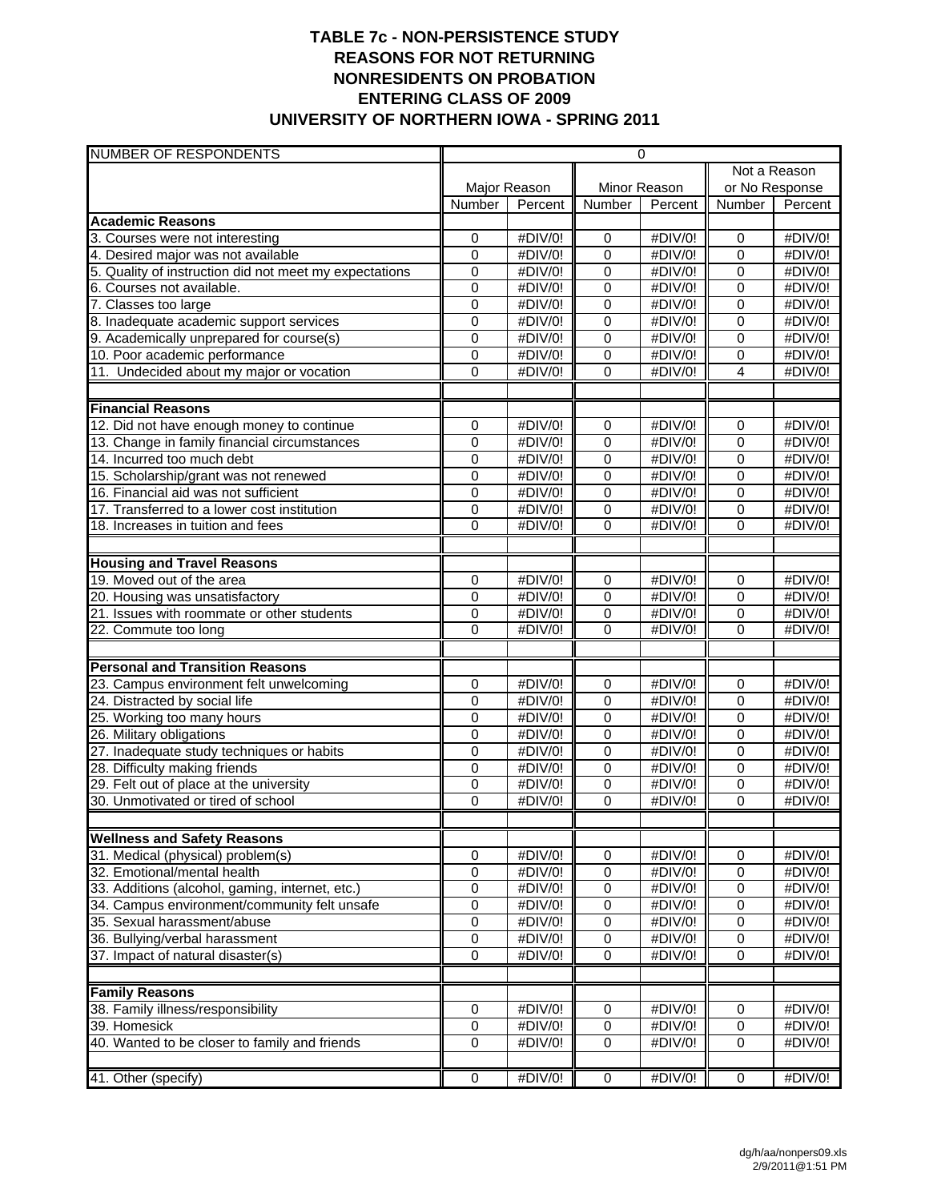# TABLE 7c - NON-PERSISTENCE STUDY
## REASONS FOR NOT RETURNING
## NONRESIDENTS ON PROBATION
## ENTERING CLASS OF 2009
## UNIVERSITY OF NORTHERN IOWA - SPRING 2011

| NUMBER OF RESPONDENTS | 0 | | | | | |
|---|---|---|---|---|---|---|
| | Major Reason | | Minor Reason | | Not a Reason or No Response | |
| | Number | Percent | Number | Percent | Number | Percent |
| **Academic Reasons** | | | | | | |
| 3. Courses were not interesting | 0 | #DIV/0! | 0 | #DIV/0! | 0 | #DIV/0! |
| 4. Desired major was not available | 0 | #DIV/0! | 0 | #DIV/0! | 0 | #DIV/0! |
| 5. Quality of instruction did not meet my expectations | 0 | #DIV/0! | 0 | #DIV/0! | 0 | #DIV/0! |
| 6. Courses not available. | 0 | #DIV/0! | 0 | #DIV/0! | 0 | #DIV/0! |
| 7. Classes too large | 0 | #DIV/0! | 0 | #DIV/0! | 0 | #DIV/0! |
| 8. Inadequate academic support services | 0 | #DIV/0! | 0 | #DIV/0! | 0 | #DIV/0! |
| 9. Academically unprepared for course(s) | 0 | #DIV/0! | 0 | #DIV/0! | 0 | #DIV/0! |
| 10. Poor academic performance | 0 | #DIV/0! | 0 | #DIV/0! | 0 | #DIV/0! |
| 11. Undecided about my major or vocation | 0 | #DIV/0! | 0 | #DIV/0! | 4 | #DIV/0! |
| | | | | | | |
| **Financial Reasons** | | | | | | |
| 12. Did not have enough money to continue | 0 | #DIV/0! | 0 | #DIV/0! | 0 | #DIV/0! |
| 13. Change in family financial circumstances | 0 | #DIV/0! | 0 | #DIV/0! | 0 | #DIV/0! |
| 14. Incurred too much debt | 0 | #DIV/0! | 0 | #DIV/0! | 0 | #DIV/0! |
| 15. Scholarship/grant was not renewed | 0 | #DIV/0! | 0 | #DIV/0! | 0 | #DIV/0! |
| 16. Financial aid was not sufficient | 0 | #DIV/0! | 0 | #DIV/0! | 0 | #DIV/0! |
| 17. Transferred to a lower cost institution | 0 | #DIV/0! | 0 | #DIV/0! | 0 | #DIV/0! |
| 18. Increases in tuition and fees | 0 | #DIV/0! | 0 | #DIV/0! | 0 | #DIV/0! |
| | | | | | | |
| **Housing and Travel Reasons** | | | | | | |
| 19. Moved out of the area | 0 | #DIV/0! | 0 | #DIV/0! | 0 | #DIV/0! |
| 20. Housing was unsatisfactory | 0 | #DIV/0! | 0 | #DIV/0! | 0 | #DIV/0! |
| 21. Issues with roommate or other students | 0 | #DIV/0! | 0 | #DIV/0! | 0 | #DIV/0! |
| 22. Commute too long | 0 | #DIV/0! | 0 | #DIV/0! | 0 | #DIV/0! |
| | | | | | | |
| **Personal and Transition Reasons** | | | | | | |
| 23. Campus environment felt unwelcoming | 0 | #DIV/0! | 0 | #DIV/0! | 0 | #DIV/0! |
| 24. Distracted by social life | 0 | #DIV/0! | 0 | #DIV/0! | 0 | #DIV/0! |
| 25. Working too many hours | 0 | #DIV/0! | 0 | #DIV/0! | 0 | #DIV/0! |
| 26. Military obligations | 0 | #DIV/0! | 0 | #DIV/0! | 0 | #DIV/0! |
| 27. Inadequate study techniques or habits | 0 | #DIV/0! | 0 | #DIV/0! | 0 | #DIV/0! |
| 28. Difficulty making friends | 0 | #DIV/0! | 0 | #DIV/0! | 0 | #DIV/0! |
| 29. Felt out of place at the university | 0 | #DIV/0! | 0 | #DIV/0! | 0 | #DIV/0! |
| 30. Unmotivated or tired of school | 0 | #DIV/0! | 0 | #DIV/0! | 0 | #DIV/0! |
| | | | | | | |
| **Wellness and Safety Reasons** | | | | | | |
| 31. Medical (physical) problem(s) | 0 | #DIV/0! | 0 | #DIV/0! | 0 | #DIV/0! |
| 32. Emotional/mental health | 0 | #DIV/0! | 0 | #DIV/0! | 0 | #DIV/0! |
| 33. Additions (alcohol, gaming, internet, etc.) | 0 | #DIV/0! | 0 | #DIV/0! | 0 | #DIV/0! |
| 34. Campus environment/community felt unsafe | 0 | #DIV/0! | 0 | #DIV/0! | 0 | #DIV/0! |
| 35. Sexual harassment/abuse | 0 | #DIV/0! | 0 | #DIV/0! | 0 | #DIV/0! |
| 36. Bullying/verbal harassment | 0 | #DIV/0! | 0 | #DIV/0! | 0 | #DIV/0! |
| 37. Impact of natural disaster(s) | 0 | #DIV/0! | 0 | #DIV/0! | 0 | #DIV/0! |
| | | | | | | |
| **Family Reasons** | | | | | | |
| 38. Family illness/responsibility | 0 | #DIV/0! | 0 | #DIV/0! | 0 | #DIV/0! |
| 39. Homesick | 0 | #DIV/0! | 0 | #DIV/0! | 0 | #DIV/0! |
| 40. Wanted to be closer to family and friends | 0 | #DIV/0! | 0 | #DIV/0! | 0 | #DIV/0! |
| | | | | | | |
| 41. Other (specify) | 0 | #DIV/0! | 0 | #DIV/0! | 0 | #DIV/0! |

dg/h/aa/nonpers09.xls
2/9/2011@1:51 PM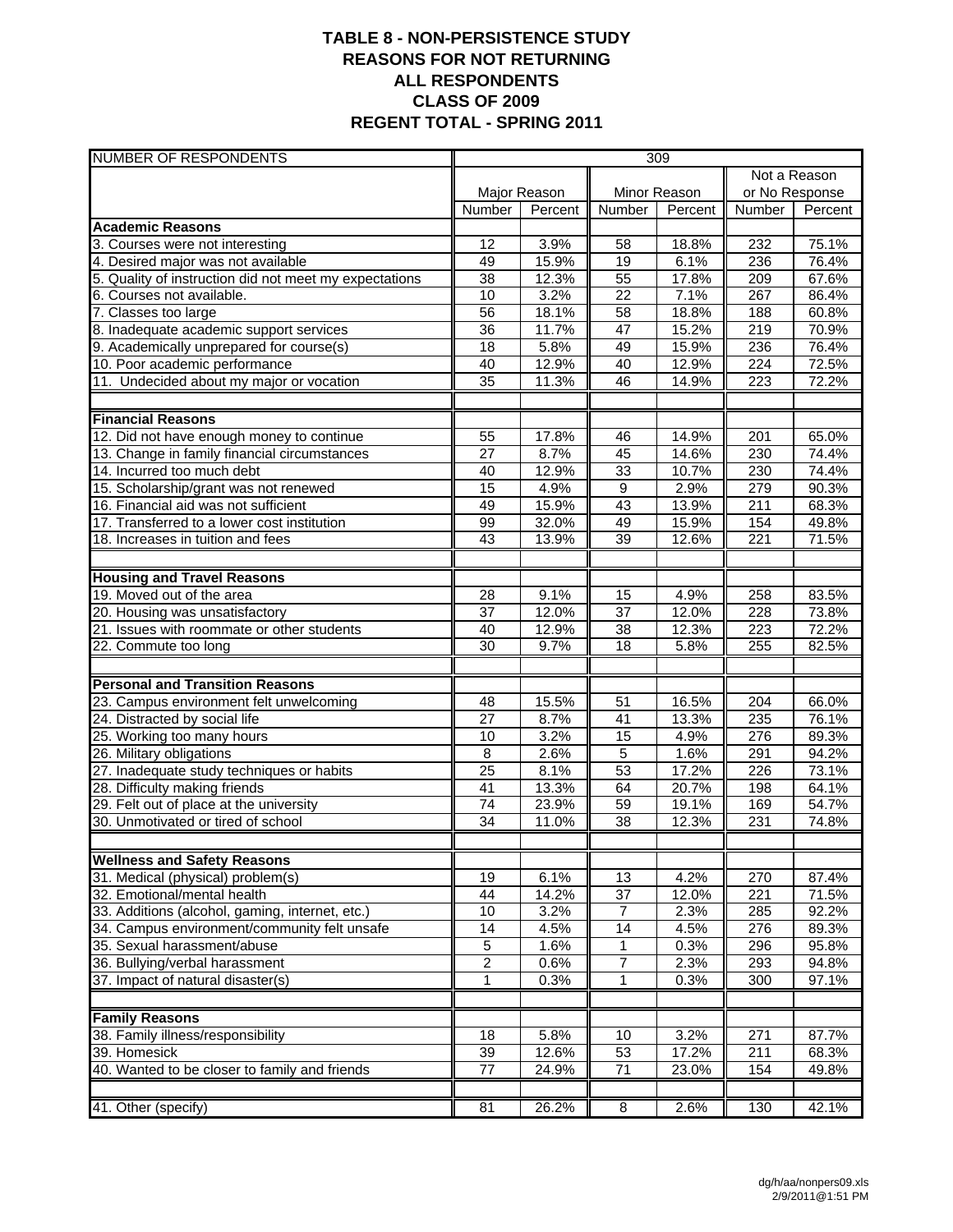# TABLE 8 - NON-PERSISTENCE STUDY
## REASONS FOR NOT RETURNING
## ALL RESPONDENTS
## CLASS OF 2009
## REGENT TOTAL - SPRING 2011

| NUMBER OF RESPONDENTS | 309 | | | | | |
|---|---|---|---|---|---|---|
| | Major Reason | | Minor Reason | | Not a Reason or No Response | |
| | Number | Percent | Number | Percent | Number | Percent |
| **Academic Reasons** | | | | | | |
| 3. Courses were not interesting | 12 | 3.9% | 58 | 18.8% | 232 | 75.1% |
| 4. Desired major was not available | 49 | 15.9% | 19 | 6.1% | 236 | 76.4% |
| 5. Quality of instruction did not meet my expectations | 38 | 12.3% | 55 | 17.8% | 209 | 67.6% |
| 6. Courses not available. | 10 | 3.2% | 22 | 7.1% | 267 | 86.4% |
| 7. Classes too large | 56 | 18.1% | 58 | 18.8% | 188 | 60.8% |
| 8. Inadequate academic support services | 36 | 11.7% | 47 | 15.2% | 219 | 70.9% |
| 9. Academically unprepared for course(s) | 18 | 5.8% | 49 | 15.9% | 236 | 76.4% |
| 10. Poor academic performance | 40 | 12.9% | 40 | 12.9% | 224 | 72.5% |
| 11. Undecided about my major or vocation | 35 | 11.3% | 46 | 14.9% | 223 | 72.2% |
| | | | | | | |
| **Financial Reasons** | | | | | | |
| 12. Did not have enough money to continue | 55 | 17.8% | 46 | 14.9% | 201 | 65.0% |
| 13. Change in family financial circumstances | 27 | 8.7% | 45 | 14.6% | 230 | 74.4% |
| 14. Incurred too much debt | 40 | 12.9% | 33 | 10.7% | 230 | 74.4% |
| 15. Scholarship/grant was not renewed | 15 | 4.9% | 9 | 2.9% | 279 | 90.3% |
| 16. Financial aid was not sufficient | 49 | 15.9% | 43 | 13.9% | 211 | 68.3% |
| 17. Transferred to a lower cost institution | 99 | 32.0% | 49 | 15.9% | 154 | 49.8% |
| 18. Increases in tuition and fees | 43 | 13.9% | 39 | 12.6% | 221 | 71.5% |
| | | | | | | |
| **Housing and Travel Reasons** | | | | | | |
| 19. Moved out of the area | 28 | 9.1% | 15 | 4.9% | 258 | 83.5% |
| 20. Housing was unsatisfactory | 37 | 12.0% | 37 | 12.0% | 228 | 73.8% |
| 21. Issues with roommate or other students | 40 | 12.9% | 38 | 12.3% | 223 | 72.2% |
| 22. Commute too long | 30 | 9.7% | 18 | 5.8% | 255 | 82.5% |
| | | | | | | |
| **Personal and Transition Reasons** | | | | | | |
| 23. Campus environment felt unwelcoming | 48 | 15.5% | 51 | 16.5% | 204 | 66.0% |
| 24. Distracted by social life | 27 | 8.7% | 41 | 13.3% | 235 | 76.1% |
| 25. Working too many hours | 10 | 3.2% | 15 | 4.9% | 276 | 89.3% |
| 26. Military obligations | 8 | 2.6% | 5 | 1.6% | 291 | 94.2% |
| 27. Inadequate study techniques or habits | 25 | 8.1% | 53 | 17.2% | 226 | 73.1% |
| 28. Difficulty making friends | 41 | 13.3% | 64 | 20.7% | 198 | 64.1% |
| 29. Felt out of place at the university | 74 | 23.9% | 59 | 19.1% | 169 | 54.7% |
| 30. Unmotivated or tired of school | 34 | 11.0% | 38 | 12.3% | 231 | 74.8% |
| | | | | | | |
| **Wellness and Safety Reasons** | | | | | | |
| 31. Medical (physical) problem(s) | 19 | 6.1% | 13 | 4.2% | 270 | 87.4% |
| 32. Emotional/mental health | 44 | 14.2% | 37 | 12.0% | 221 | 71.5% |
| 33. Additions (alcohol, gaming, internet, etc.) | 10 | 3.2% | 7 | 2.3% | 285 | 92.2% |
| 34. Campus environment/community felt unsafe | 14 | 4.5% | 14 | 4.5% | 276 | 89.3% |
| 35. Sexual harassment/abuse | 5 | 1.6% | 1 | 0.3% | 296 | 95.8% |
| 36. Bullying/verbal harassment | 2 | 0.6% | 7 | 2.3% | 293 | 94.8% |
| 37. Impact of natural disaster(s) | 1 | 0.3% | 1 | 0.3% | 300 | 97.1% |
| | | | | | | |
| **Family Reasons** | | | | | | |
| 38. Family illness/responsibility | 18 | 5.8% | 10 | 3.2% | 271 | 87.7% |
| 39. Homesick | 39 | 12.6% | 53 | 17.2% | 211 | 68.3% |
| 40. Wanted to be closer to family and friends | 77 | 24.9% | 71 | 23.0% | 154 | 49.8% |
| | | | | | | |
| 41. Other (specify) | 81 | 26.2% | 8 | 2.6% | 130 | 42.1% |

dg/h/aa/nonpers09.xls
2/9/2011@1:51 PM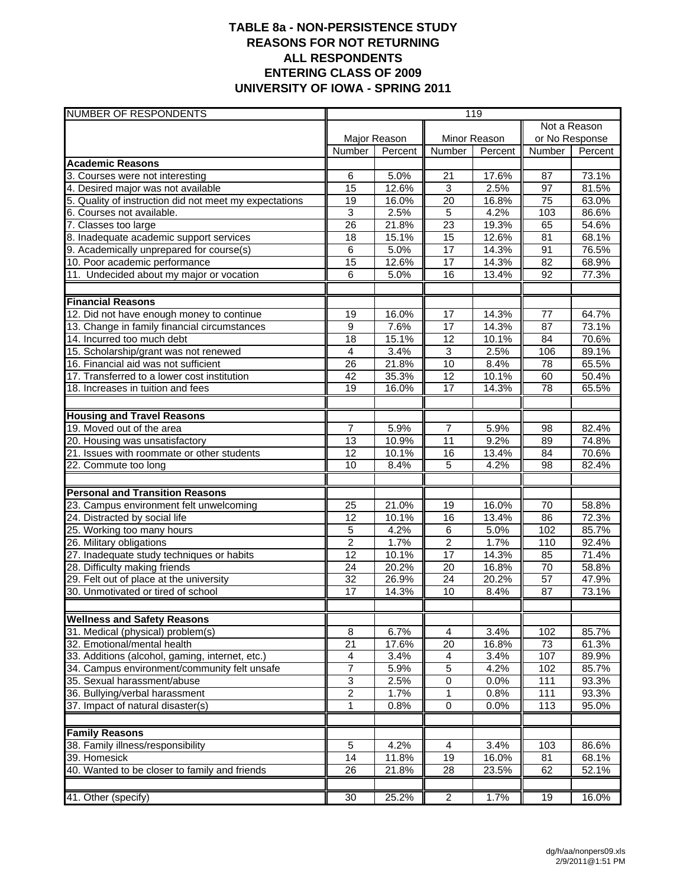# TABLE 8a - NON-PERSISTENCE STUDY
## REASONS FOR NOT RETURNING
## ALL RESPONDENTS
## ENTERING CLASS OF 2009
## UNIVERSITY OF IOWA - SPRING 2011

| NUMBER OF RESPONDENTS | 119 | | | | | |
|---|---|---|---|---|---|---|
| | Major Reason | | Minor Reason | | Not a Reason or No Response | |
| | Number | Percent | Number | Percent | Number | Percent |
| **Academic Reasons** | | | | | | |
| 3. Courses were not interesting | 6 | 5.0% | 21 | 17.6% | 87 | 73.1% |
| 4. Desired major was not available | 15 | 12.6% | 3 | 2.5% | 97 | 81.5% |
| 5. Quality of instruction did not meet my expectations | 19 | 16.0% | 20 | 16.8% | 75 | 63.0% |
| 6. Courses not available. | 3 | 2.5% | 5 | 4.2% | 103 | 86.6% |
| 7. Classes too large | 26 | 21.8% | 23 | 19.3% | 65 | 54.6% |
| 8. Inadequate academic support services | 18 | 15.1% | 15 | 12.6% | 81 | 68.1% |
| 9. Academically unprepared for course(s) | 6 | 5.0% | 17 | 14.3% | 91 | 76.5% |
| 10. Poor academic performance | 15 | 12.6% | 17 | 14.3% | 82 | 68.9% |
| 11. Undecided about my major or vocation | 6 | 5.0% | 16 | 13.4% | 92 | 77.3% |
| **Financial Reasons** | | | | | | |
| 12. Did not have enough money to continue | 19 | 16.0% | 17 | 14.3% | 77 | 64.7% |
| 13. Change in family financial circumstances | 9 | 7.6% | 17 | 14.3% | 87 | 73.1% |
| 14. Incurred too much debt | 18 | 15.1% | 12 | 10.1% | 84 | 70.6% |
| 15. Scholarship/grant was not renewed | 4 | 3.4% | 3 | 2.5% | 106 | 89.1% |
| 16. Financial aid was not sufficient | 26 | 21.8% | 10 | 8.4% | 78 | 65.5% |
| 17. Transferred to a lower cost institution | 42 | 35.3% | 12 | 10.1% | 60 | 50.4% |
| 18. Increases in tuition and fees | 19 | 16.0% | 17 | 14.3% | 78 | 65.5% |
| **Housing and Travel Reasons** | | | | | | |
| 19. Moved out of the area | 7 | 5.9% | 7 | 5.9% | 98 | 82.4% |
| 20. Housing was unsatisfactory | 13 | 10.9% | 11 | 9.2% | 89 | 74.8% |
| 21. Issues with roommate or other students | 12 | 10.1% | 16 | 13.4% | 84 | 70.6% |
| 22. Commute too long | 10 | 8.4% | 5 | 4.2% | 98 | 82.4% |
| **Personal and Transition Reasons** | | | | | | |
| 23. Campus environment felt unwelcoming | 25 | 21.0% | 19 | 16.0% | 70 | 58.8% |
| 24. Distracted by social life | 12 | 10.1% | 16 | 13.4% | 86 | 72.3% |
| 25. Working too many hours | 5 | 4.2% | 6 | 5.0% | 102 | 85.7% |
| 26. Military obligations | 2 | 1.7% | 2 | 1.7% | 110 | 92.4% |
| 27. Inadequate study techniques or habits | 12 | 10.1% | 17 | 14.3% | 85 | 71.4% |
| 28. Difficulty making friends | 24 | 20.2% | 20 | 16.8% | 70 | 58.8% |
| 29. Felt out of place at the university | 32 | 26.9% | 24 | 20.2% | 57 | 47.9% |
| 30. Unmotivated or tired of school | 17 | 14.3% | 10 | 8.4% | 87 | 73.1% |
| **Wellness and Safety Reasons** | | | | | | |
| 31. Medical (physical) problem(s) | 8 | 6.7% | 4 | 3.4% | 102 | 85.7% |
| 32. Emotional/mental health | 21 | 17.6% | 20 | 16.8% | 73 | 61.3% |
| 33. Additions (alcohol, gaming, internet, etc.) | 4 | 3.4% | 4 | 3.4% | 107 | 89.9% |
| 34. Campus environment/community felt unsafe | 7 | 5.9% | 5 | 4.2% | 102 | 85.7% |
| 35. Sexual harassment/abuse | 3 | 2.5% | 0 | 0.0% | 111 | 93.3% |
| 36. Bullying/verbal harassment | 2 | 1.7% | 1 | 0.8% | 111 | 93.3% |
| 37. Impact of natural disaster(s) | 1 | 0.8% | 0 | 0.0% | 113 | 95.0% |
| **Family Reasons** | | | | | | |
| 38. Family illness/responsibility | 5 | 4.2% | 4 | 3.4% | 103 | 86.6% |
| 39. Homesick | 14 | 11.8% | 19 | 16.0% | 81 | 68.1% |
| 40. Wanted to be closer to family and friends | 26 | 21.8% | 28 | 23.5% | 62 | 52.1% |
| 41. Other (specify) | 30 | 25.2% | 2 | 1.7% | 19 | 16.0% |

dg/h/aa/nonpers09.xls
2/9/2011@1:51 PM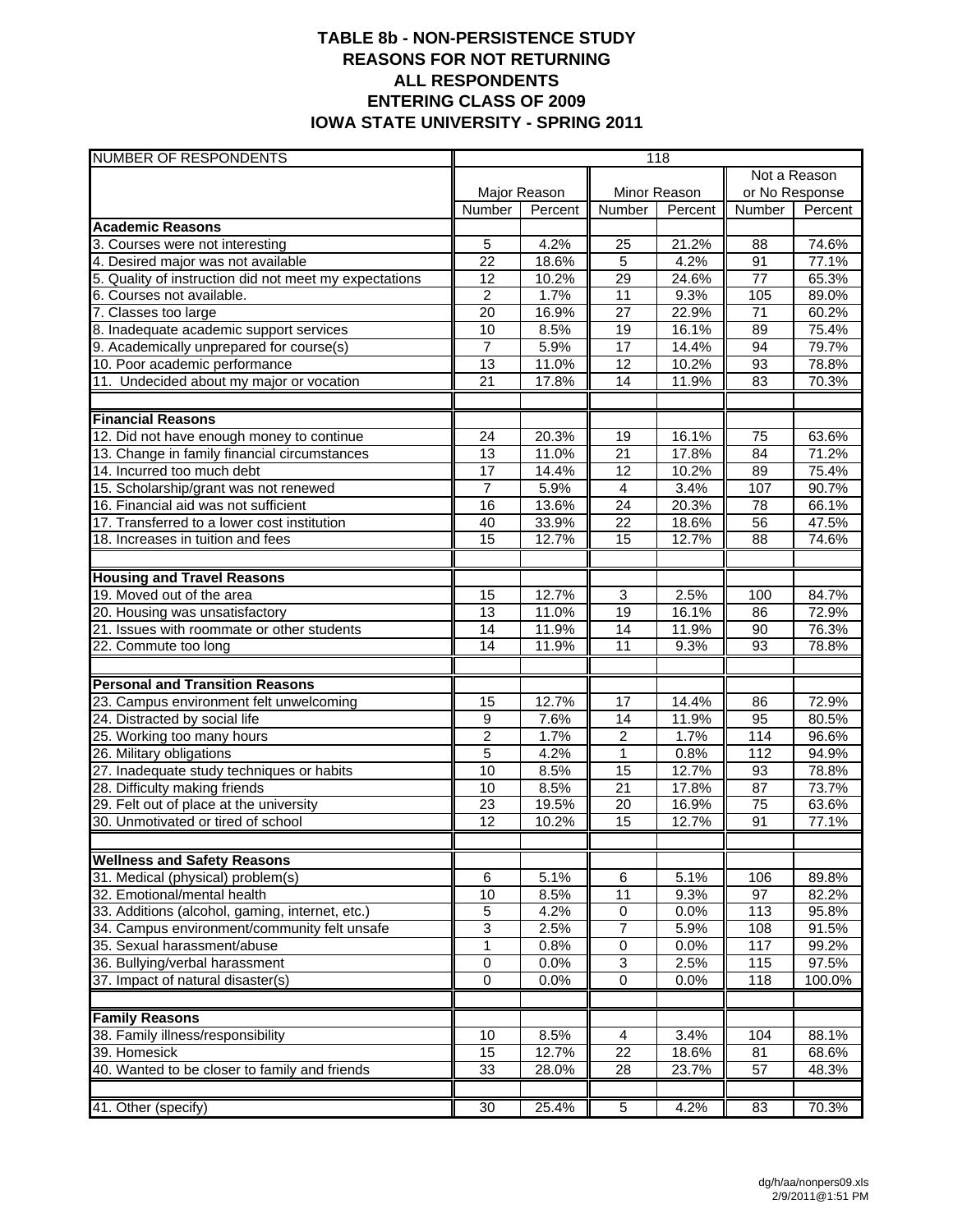# TABLE 8b - NON-PERSISTENCE STUDY
## REASONS FOR NOT RETURNING
## ALL RESPONDENTS
## ENTERING CLASS OF 2009
## IOWA STATE UNIVERSITY - SPRING 2011

| NUMBER OF RESPONDENTS | 118 | | | | | |
|---|---|---|---|---|---|---|
| | Major Reason | | Minor Reason | | Not a Reason or No Response | |
| | Number | Percent | Number | Percent | Number | Percent |
| **Academic Reasons** | | | | | | |
| 3. Courses were not interesting | 5 | 4.2% | 25 | 21.2% | 88 | 74.6% |
| 4. Desired major was not available | 22 | 18.6% | 5 | 4.2% | 91 | 77.1% |
| 5. Quality of instruction did not meet my expectations | 12 | 10.2% | 29 | 24.6% | 77 | 65.3% |
| 6. Courses not available. | 2 | 1.7% | 11 | 9.3% | 105 | 89.0% |
| 7. Classes too large | 20 | 16.9% | 27 | 22.9% | 71 | 60.2% |
| 8. Inadequate academic support services | 10 | 8.5% | 19 | 16.1% | 89 | 75.4% |
| 9. Academically unprepared for course(s) | 7 | 5.9% | 17 | 14.4% | 94 | 79.7% |
| 10. Poor academic performance | 13 | 11.0% | 12 | 10.2% | 93 | 78.8% |
| 11. Undecided about my major or vocation | 21 | 17.8% | 14 | 11.9% | 83 | 70.3% |
| | | | | | | |
| **Financial Reasons** | | | | | | |
| 12. Did not have enough money to continue | 24 | 20.3% | 19 | 16.1% | 75 | 63.6% |
| 13. Change in family financial circumstances | 13 | 11.0% | 21 | 17.8% | 84 | 71.2% |
| 14. Incurred too much debt | 17 | 14.4% | 12 | 10.2% | 89 | 75.4% |
| 15. Scholarship/grant was not renewed | 7 | 5.9% | 4 | 3.4% | 107 | 90.7% |
| 16. Financial aid was not sufficient | 16 | 13.6% | 24 | 20.3% | 78 | 66.1% |
| 17. Transferred to a lower cost institution | 40 | 33.9% | 22 | 18.6% | 56 | 47.5% |
| 18. Increases in tuition and fees | 15 | 12.7% | 15 | 12.7% | 88 | 74.6% |
| | | | | | | |
| **Housing and Travel Reasons** | | | | | | |
| 19. Moved out of the area | 15 | 12.7% | 3 | 2.5% | 100 | 84.7% |
| 20. Housing was unsatisfactory | 13 | 11.0% | 19 | 16.1% | 86 | 72.9% |
| 21. Issues with roommate or other students | 14 | 11.9% | 14 | 11.9% | 90 | 76.3% |
| 22. Commute too long | 14 | 11.9% | 11 | 9.3% | 93 | 78.8% |
| | | | | | | |
| **Personal and Transition Reasons** | | | | | | |
| 23. Campus environment felt unwelcoming | 15 | 12.7% | 17 | 14.4% | 86 | 72.9% |
| 24. Distracted by social life | 9 | 7.6% | 14 | 11.9% | 95 | 80.5% |
| 25. Working too many hours | 2 | 1.7% | 2 | 1.7% | 114 | 96.6% |
| 26. Military obligations | 5 | 4.2% | 1 | 0.8% | 112 | 94.9% |
| 27. Inadequate study techniques or habits | 10 | 8.5% | 15 | 12.7% | 93 | 78.8% |
| 28. Difficulty making friends | 10 | 8.5% | 21 | 17.8% | 87 | 73.7% |
| 29. Felt out of place at the university | 23 | 19.5% | 20 | 16.9% | 75 | 63.6% |
| 30. Unmotivated or tired of school | 12 | 10.2% | 15 | 12.7% | 91 | 77.1% |
| | | | | | | |
| **Wellness and Safety Reasons** | | | | | | |
| 31. Medical (physical) problem(s) | 6 | 5.1% | 6 | 5.1% | 106 | 89.8% |
| 32. Emotional/mental health | 10 | 8.5% | 11 | 9.3% | 97 | 82.2% |
| 33. Additions (alcohol, gaming, internet, etc.) | 5 | 4.2% | 0 | 0.0% | 113 | 95.8% |
| 34. Campus environment/community felt unsafe | 3 | 2.5% | 7 | 5.9% | 108 | 91.5% |
| 35. Sexual harassment/abuse | 1 | 0.8% | 0 | 0.0% | 117 | 99.2% |
| 36. Bullying/verbal harassment | 0 | 0.0% | 3 | 2.5% | 115 | 97.5% |
| 37. Impact of natural disaster(s) | 0 | 0.0% | 0 | 0.0% | 118 | 100.0% |
| | | | | | | |
| **Family Reasons** | | | | | | |
| 38. Family illness/responsibility | 10 | 8.5% | 4 | 3.4% | 104 | 88.1% |
| 39. Homesick | 15 | 12.7% | 22 | 18.6% | 81 | 68.6% |
| 40. Wanted to be closer to family and friends | 33 | 28.0% | 28 | 23.7% | 57 | 48.3% |
| | | | | | | |
| 41. Other (specify) | 30 | 25.4% | 5 | 4.2% | 83 | 70.3% |

dg/h/aa/nonpers09.xls
2/9/2011@1:51 PM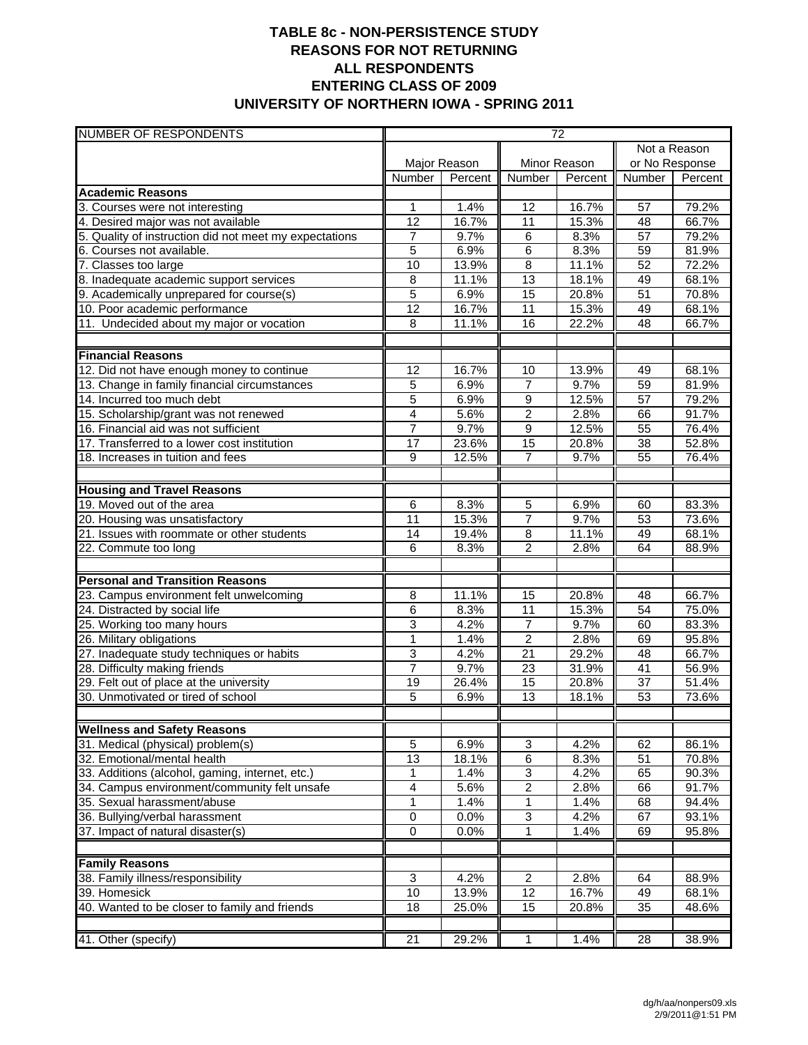# TABLE 8c - NON-PERSISTENCE STUDY
## REASONS FOR NOT RETURNING
## ALL RESPONDENTS
## ENTERING CLASS OF 2009
## UNIVERSITY OF NORTHERN IOWA - SPRING 2011

| NUMBER OF RESPONDENTS | 72 | | | | | |
|---|---|---|---|---|---|---|
| | Major Reason | | Minor Reason | | Not a Reason or No Response | |
| | Number | Percent | Number | Percent | Number | Percent |
| **Academic Reasons** | | | | | | |
| 3. Courses were not interesting | 1 | 1.4% | 12 | 16.7% | 57 | 79.2% |
| 4. Desired major was not available | 12 | 16.7% | 11 | 15.3% | 48 | 66.7% |
| 5. Quality of instruction did not meet my expectations | 7 | 9.7% | 6 | 8.3% | 57 | 79.2% |
| 6. Courses not available. | 5 | 6.9% | 6 | 8.3% | 59 | 81.9% |
| 7. Classes too large | 10 | 13.9% | 8 | 11.1% | 52 | 72.2% |
| 8. Inadequate academic support services | 8 | 11.1% | 13 | 18.1% | 49 | 68.1% |
| 9. Academically unprepared for course(s) | 5 | 6.9% | 15 | 20.8% | 51 | 70.8% |
| 10. Poor academic performance | 12 | 16.7% | 11 | 15.3% | 49 | 68.1% |
| 11. Undecided about my major or vocation | 8 | 11.1% | 16 | 22.2% | 48 | 66.7% |
| | | | | | | |
| **Financial Reasons** | | | | | | |
| 12. Did not have enough money to continue | 12 | 16.7% | 10 | 13.9% | 49 | 68.1% |
| 13. Change in family financial circumstances | 5 | 6.9% | 7 | 9.7% | 59 | 81.9% |
| 14. Incurred too much debt | 5 | 6.9% | 9 | 12.5% | 57 | 79.2% |
| 15. Scholarship/grant was not renewed | 4 | 5.6% | 2 | 2.8% | 66 | 91.7% |
| 16. Financial aid was not sufficient | 7 | 9.7% | 9 | 12.5% | 55 | 76.4% |
| 17. Transferred to a lower cost institution | 17 | 23.6% | 15 | 20.8% | 38 | 52.8% |
| 18. Increases in tuition and fees | 9 | 12.5% | 7 | 9.7% | 55 | 76.4% |
| | | | | | | |
| **Housing and Travel Reasons** | | | | | | |
| 19. Moved out of the area | 6 | 8.3% | 5 | 6.9% | 60 | 83.3% |
| 20. Housing was unsatisfactory | 11 | 15.3% | 7 | 9.7% | 53 | 73.6% |
| 21. Issues with roommate or other students | 14 | 19.4% | 8 | 11.1% | 49 | 68.1% |
| 22. Commute too long | 6 | 8.3% | 2 | 2.8% | 64 | 88.9% |
| | | | | | | |
| **Personal and Transition Reasons** | | | | | | |
| 23. Campus environment felt unwelcoming | 8 | 11.1% | 15 | 20.8% | 48 | 66.7% |
| 24. Distracted by social life | 6 | 8.3% | 11 | 15.3% | 54 | 75.0% |
| 25. Working too many hours | 3 | 4.2% | 7 | 9.7% | 60 | 83.3% |
| 26. Military obligations | 1 | 1.4% | 2 | 2.8% | 69 | 95.8% |
| 27. Inadequate study techniques or habits | 3 | 4.2% | 21 | 29.2% | 48 | 66.7% |
| 28. Difficulty making friends | 7 | 9.7% | 23 | 31.9% | 41 | 56.9% |
| 29. Felt out of place at the university | 19 | 26.4% | 15 | 20.8% | 37 | 51.4% |
| 30. Unmotivated or tired of school | 5 | 6.9% | 13 | 18.1% | 53 | 73.6% |
| | | | | | | |
| **Wellness and Safety Reasons** | | | | | | |
| 31. Medical (physical) problem(s) | 5 | 6.9% | 3 | 4.2% | 62 | 86.1% |
| 32. Emotional/mental health | 13 | 18.1% | 6 | 8.3% | 51 | 70.8% |
| 33. Additions (alcohol, gaming, internet, etc.) | 1 | 1.4% | 3 | 4.2% | 65 | 90.3% |
| 34. Campus environment/community felt unsafe | 4 | 5.6% | 2 | 2.8% | 66 | 91.7% |
| 35. Sexual harassment/abuse | 1 | 1.4% | 1 | 1.4% | 68 | 94.4% |
| 36. Bullying/verbal harassment | 0 | 0.0% | 3 | 4.2% | 67 | 93.1% |
| 37. Impact of natural disaster(s) | 0 | 0.0% | 1 | 1.4% | 69 | 95.8% |
| | | | | | | |
| **Family Reasons** | | | | | | |
| 38. Family illness/responsibility | 3 | 4.2% | 2 | 2.8% | 64 | 88.9% |
| 39. Homesick | 10 | 13.9% | 12 | 16.7% | 49 | 68.1% |
| 40. Wanted to be closer to family and friends | 18 | 25.0% | 15 | 20.8% | 35 | 48.6% |
| | | | | | | |
| 41. Other (specify) | 21 | 29.2% | 1 | 1.4% | 28 | 38.9% |

dg/h/aa/nonpers09.xls
2/9/2011@1:51 PM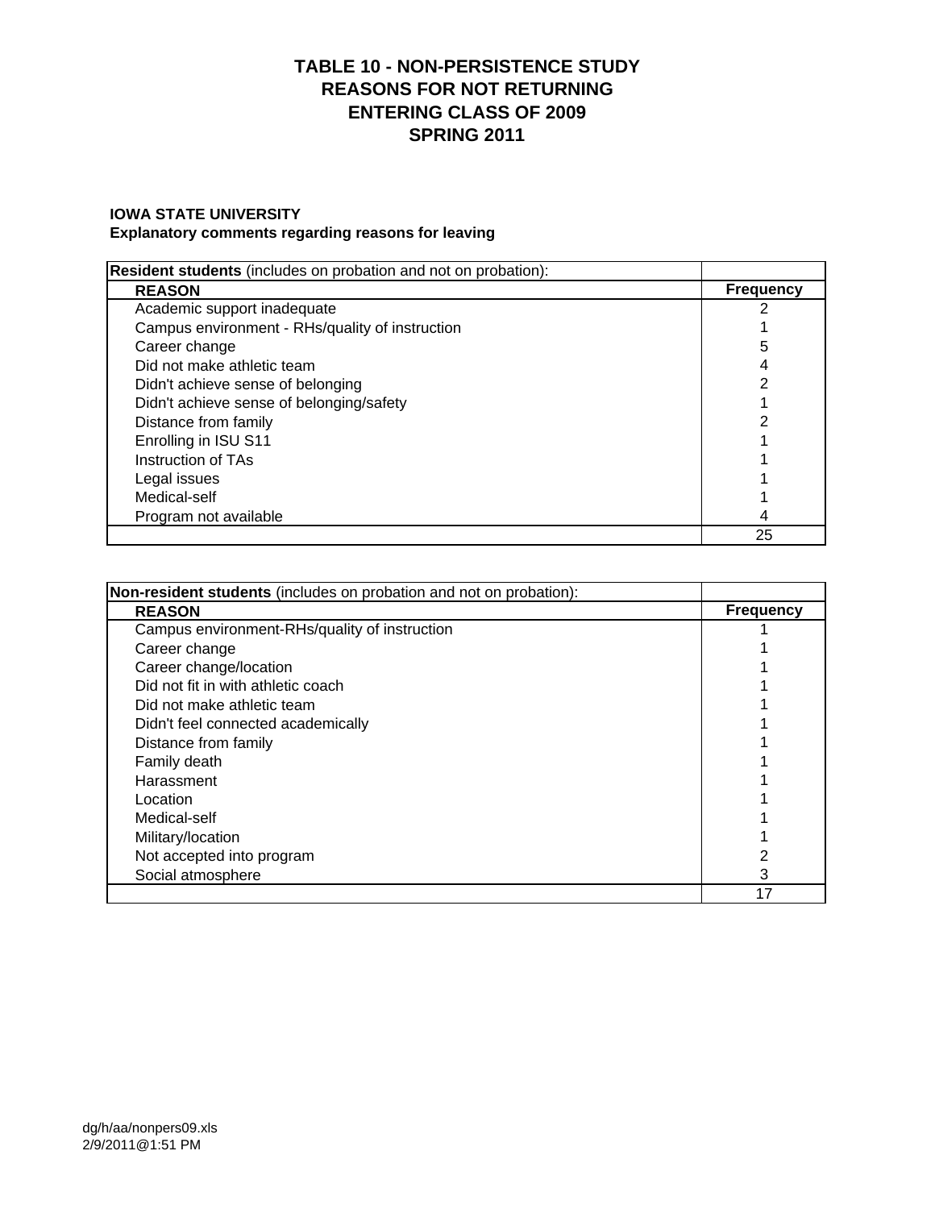# TABLE 10 - NON-PERSISTENCE STUDY
# REASONS FOR NOT RETURNING
# ENTERING CLASS OF 2009
# SPRING 2011

**IOWA STATE UNIVERSITY**
**Explanatory comments regarding reasons for leaving**

| **Resident students** (includes on probation and not on probation): | |
|---|---|
| **REASON** | **Frequency** |
| Academic support inadequate | 2 |
| Campus environment - RHs/quality of instruction | 1 |
| Career change | 5 |
| Did not make athletic team | 4 |
| Didn't achieve sense of belonging | 2 |
| Didn't achieve sense of belonging/safety | 1 |
| Distance from family | 2 |
| Enrolling in ISU S11 | 1 |
| Instruction of TAs | 1 |
| Legal issues | 1 |
| Medical-self | 1 |
| Program not available | 4 |
| | 25 |

| **Non-resident students** (includes on probation and not on probation): | |
|---|---|
| **REASON** | **Frequency** |
| Campus environment-RHs/quality of instruction | 1 |
| Career change | 1 |
| Career change/location | 1 |
| Did not fit in with athletic coach | 1 |
| Did not make athletic team | 1 |
| Didn't feel connected academically | 1 |
| Distance from family | 1 |
| Family death | 1 |
| Harassment | 1 |
| Location | 1 |
| Medical-self | 1 |
| Military/location | 1 |
| Not accepted into program | 2 |
| Social atmosphere | 3 |
| | 17 |

dg/h/aa/nonpers09.xls
2/9/2011@1:51 PM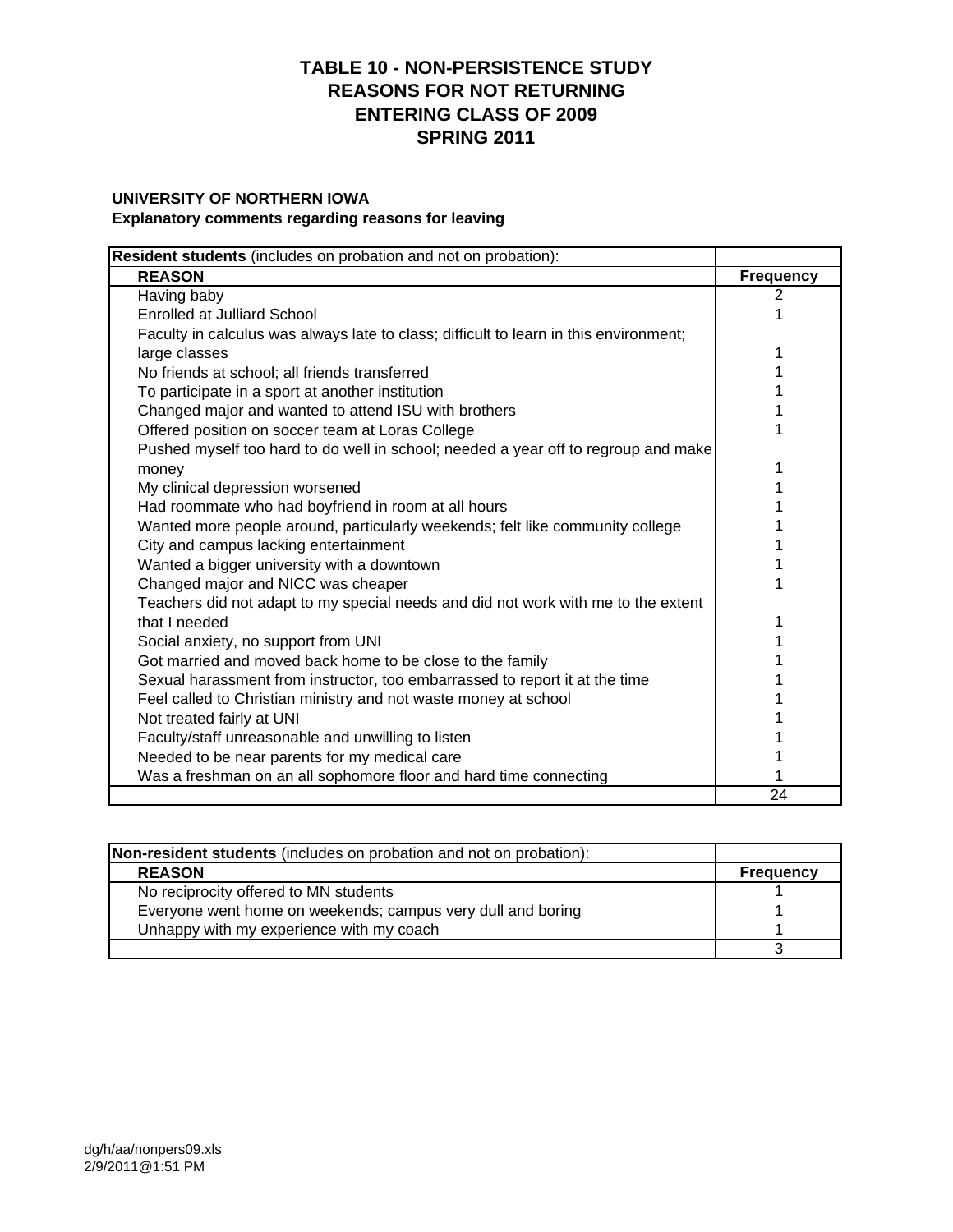# TABLE 10 - NON-PERSISTENCE STUDY
# REASONS FOR NOT RETURNING
# ENTERING CLASS OF 2009
# SPRING 2011

**UNIVERSITY OF NORTHERN IOWA**
**Explanatory comments regarding reasons for leaving**

| **Resident students** (includes on probation and not on probation): | |
|---|---|
| **REASON** | **Frequency** |
| Having baby | 2 |
| Enrolled at Julliard School | 1 |
| Faculty in calculus was always late to class; difficult to learn in this environment; large classes | 1 |
| No friends at school; all friends transferred | 1 |
| To participate in a sport at another institution | 1 |
| Changed major and wanted to attend ISU with brothers | 1 |
| Offered position on soccer team at Loras College | 1 |
| Pushed myself too hard to do well in school; needed a year off to regroup and make money | 1 |
| My clinical depression worsened | 1 |
| Had roommate who had boyfriend in room at all hours | 1 |
| Wanted more people around, particularly weekends; felt like community college | 1 |
| City and campus lacking entertainment | 1 |
| Wanted a bigger university with a downtown | 1 |
| Changed major and NICC was cheaper | 1 |
| Teachers did not adapt to my special needs and did not work with me to the extent that I needed | 1 |
| Social anxiety, no support from UNI | 1 |
| Got married and moved back home to be close to the family | 1 |
| Sexual harassment from instructor, too embarrassed to report it at the time | 1 |
| Feel called to Christian ministry and not waste money at school | 1 |
| Not treated fairly at UNI | 1 |
| Faculty/staff unreasonable and unwilling to listen | 1 |
| Needed to be near parents for my medical care | 1 |
| Was a freshman on an all sophomore floor and hard time connecting | 1 |
| | 24 |

| **Non-resident students** (includes on probation and not on probation): | |
|---|---|
| **REASON** | **Frequency** |
| No reciprocity offered to MN students | 1 |
| Everyone went home on weekends; campus very dull and boring | 1 |
| Unhappy with my experience with my coach | 1 |
| | 3 |

dg/h/aa/nonpers09.xls
2/9/2011@1:51 PM